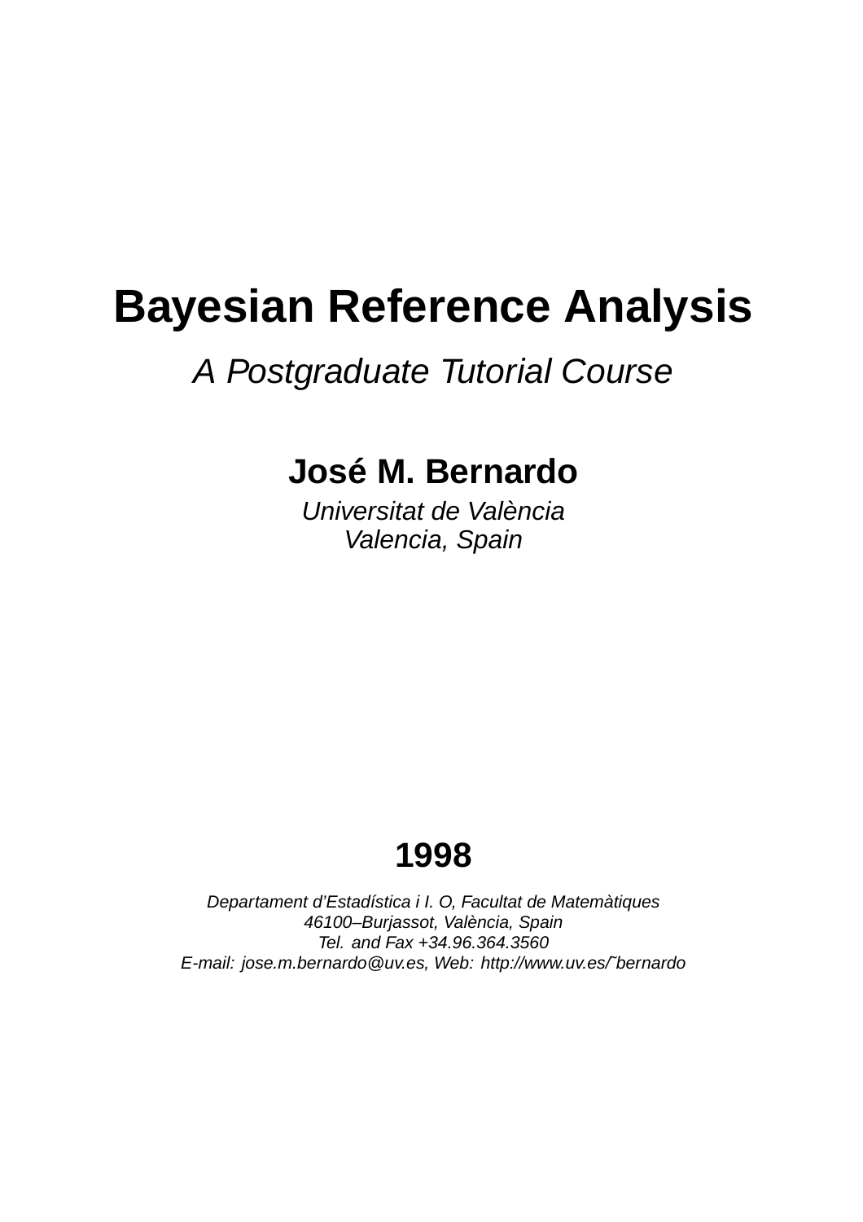# Bayesian Reference Analysis

*A Postgraduate Tutorial Course*

**José M. Bernardo**

*Universitat de València*
*Valencia, Spain*

**1998**

*Departament d'Estadística i I. O, Facultat de Matemàtiques*
*46100–Burjassot, València, Spain*
*Tel. and Fax +34.96.364.3560*
*E-mail: jose.m.bernardo@uv.es, Web: http://www.uv.es/˜bernardo*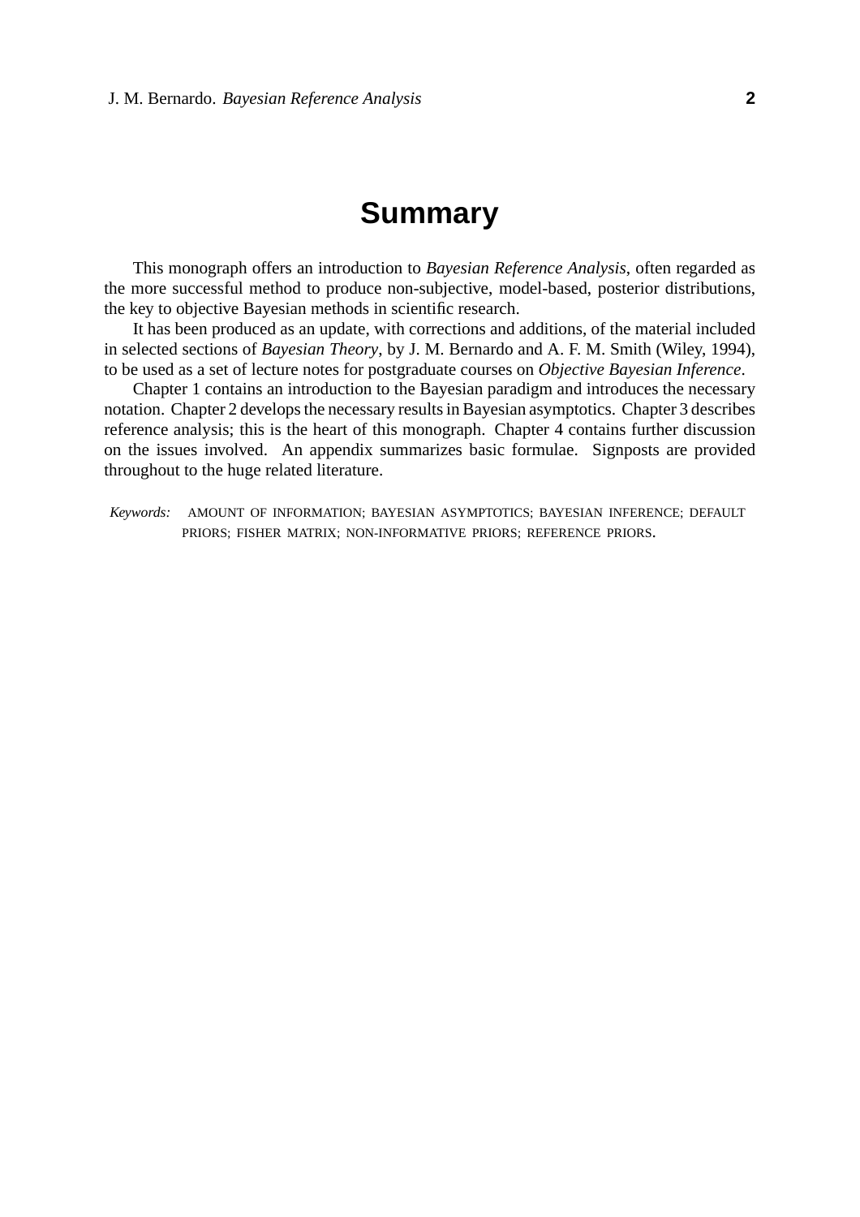# Summary

This monograph offers an introduction to *Bayesian Reference Analysis*, often regarded as the more successful method to produce non-subjective, model-based, posterior distributions, the key to objective Bayesian methods in scientific research.

It has been produced as an update, with corrections and additions, of the material included in selected sections of *Bayesian Theory*, by J. M. Bernardo and A. F. M. Smith (Wiley, 1994), to be used as a set of lecture notes for postgraduate courses on *Objective Bayesian Inference*.

Chapter 1 contains an introduction to the Bayesian paradigm and introduces the necessary notation. Chapter 2 develops the necessary results in Bayesian asymptotics. Chapter 3 describes reference analysis; this is the heart of this monograph. Chapter 4 contains further discussion on the issues involved. An appendix summarizes basic formulae. Signposts are provided throughout to the huge related literature.

*Keywords:* AMOUNT OF INFORMATION; BAYESIAN ASYMPTOTICS; BAYESIAN INFERENCE; DEFAULT PRIORS; FISHER MATRIX; NON-INFORMATIVE PRIORS; REFERENCE PRIORS.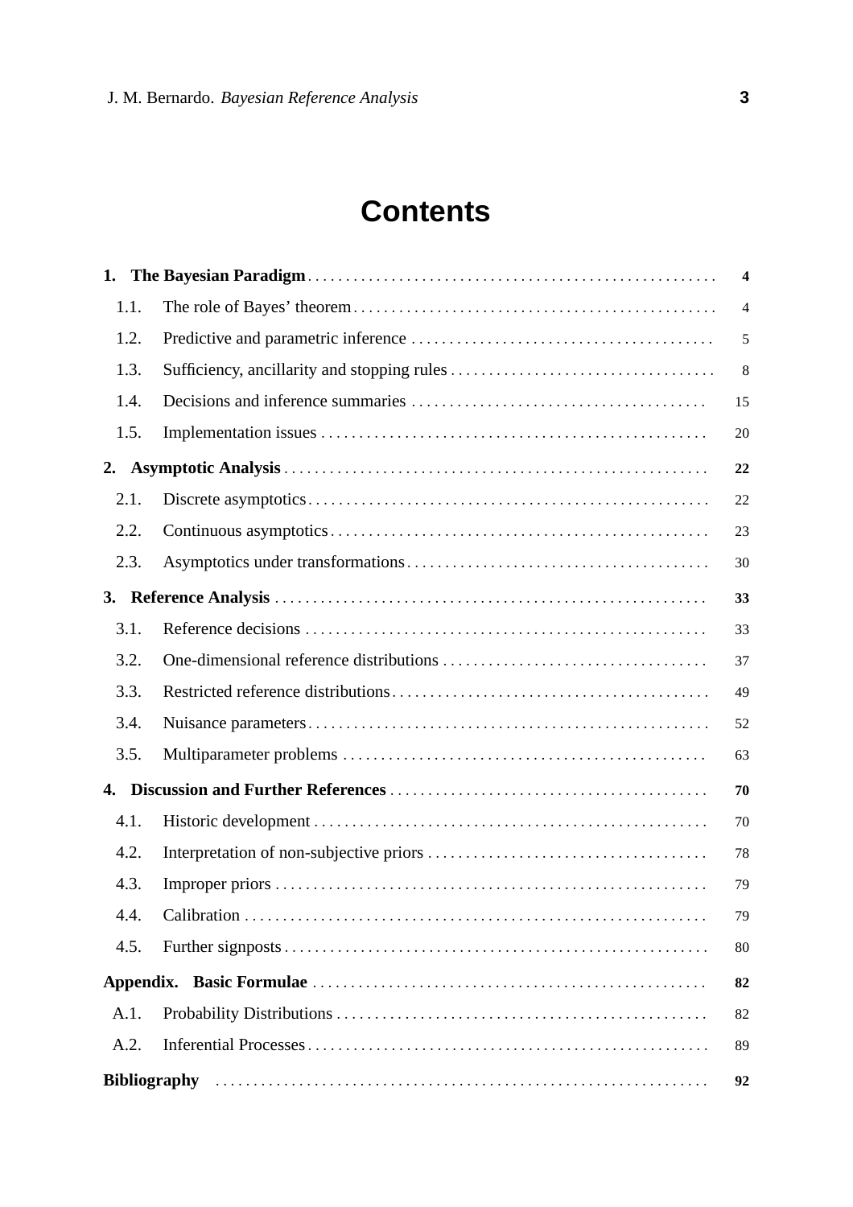# Contents

**1. The Bayesian Paradigm** . . . . . . . . . . . . . . . . . . . . . . . . . . . . . . . . . . . . . . . . . . . . . . . . **4**

- 1.1. The role of Bayes' theorem . . . . . . . . . . . . . . . . . . . . . . . . . . . . . . . . . . . . . . . . . . . 4
- 1.2. Predictive and parametric inference . . . . . . . . . . . . . . . . . . . . . . . . . . . . . . . . . . . 5
- 1.3. Sufficiency, ancillarity and stopping rules . . . . . . . . . . . . . . . . . . . . . . . . . . . . . . 8
- 1.4. Decisions and inference summaries . . . . . . . . . . . . . . . . . . . . . . . . . . . . . . . . . . . 15
- 1.5. Implementation issues . . . . . . . . . . . . . . . . . . . . . . . . . . . . . . . . . . . . . . . . . . . . . . 20

**2. Asymptotic Analysis** . . . . . . . . . . . . . . . . . . . . . . . . . . . . . . . . . . . . . . . . . . . . . . . . **22**

- 2.1. Discrete asymptotics . . . . . . . . . . . . . . . . . . . . . . . . . . . . . . . . . . . . . . . . . . . . . . . . 22
- 2.2. Continuous asymptotics . . . . . . . . . . . . . . . . . . . . . . . . . . . . . . . . . . . . . . . . . . . . . . 23
- 2.3. Asymptotics under transformations . . . . . . . . . . . . . . . . . . . . . . . . . . . . . . . . . . . . 30

**3. Reference Analysis** . . . . . . . . . . . . . . . . . . . . . . . . . . . . . . . . . . . . . . . . . . . . . . . . . **33**

- 3.1. Reference decisions . . . . . . . . . . . . . . . . . . . . . . . . . . . . . . . . . . . . . . . . . . . . . . . . . 33
- 3.2. One-dimensional reference distributions . . . . . . . . . . . . . . . . . . . . . . . . . . . . . . . 37
- 3.3. Restricted reference distributions . . . . . . . . . . . . . . . . . . . . . . . . . . . . . . . . . . . . . 49
- 3.4. Nuisance parameters . . . . . . . . . . . . . . . . . . . . . . . . . . . . . . . . . . . . . . . . . . . . . . . . 52
- 3.5. Multiparameter problems . . . . . . . . . . . . . . . . . . . . . . . . . . . . . . . . . . . . . . . . . . . . 63

**4. Discussion and Further References** . . . . . . . . . . . . . . . . . . . . . . . . . . . . . . . . . . . **70**

- 4.1. Historic development . . . . . . . . . . . . . . . . . . . . . . . . . . . . . . . . . . . . . . . . . . . . . . . . 70
- 4.2. Interpretation of non-subjective priors . . . . . . . . . . . . . . . . . . . . . . . . . . . . . . . . . 78
- 4.3. Improper priors . . . . . . . . . . . . . . . . . . . . . . . . . . . . . . . . . . . . . . . . . . . . . . . . . . . . 79
- 4.4. Calibration . . . . . . . . . . . . . . . . . . . . . . . . . . . . . . . . . . . . . . . . . . . . . . . . . . . . . . . . 79
- 4.5. Further signposts . . . . . . . . . . . . . . . . . . . . . . . . . . . . . . . . . . . . . . . . . . . . . . . . . . . 80

**Appendix. Basic Formulae** . . . . . . . . . . . . . . . . . . . . . . . . . . . . . . . . . . . . . . . . . . . . . **82**

- A.1. Probability Distributions . . . . . . . . . . . . . . . . . . . . . . . . . . . . . . . . . . . . . . . . . . . . . 82
- A.2. Inferential Processes . . . . . . . . . . . . . . . . . . . . . . . . . . . . . . . . . . . . . . . . . . . . . . . . . 89

**Bibliography** . . . . . . . . . . . . . . . . . . . . . . . . . . . . . . . . . . . . . . . . . . . . . . . . . . . . . . . . . **92**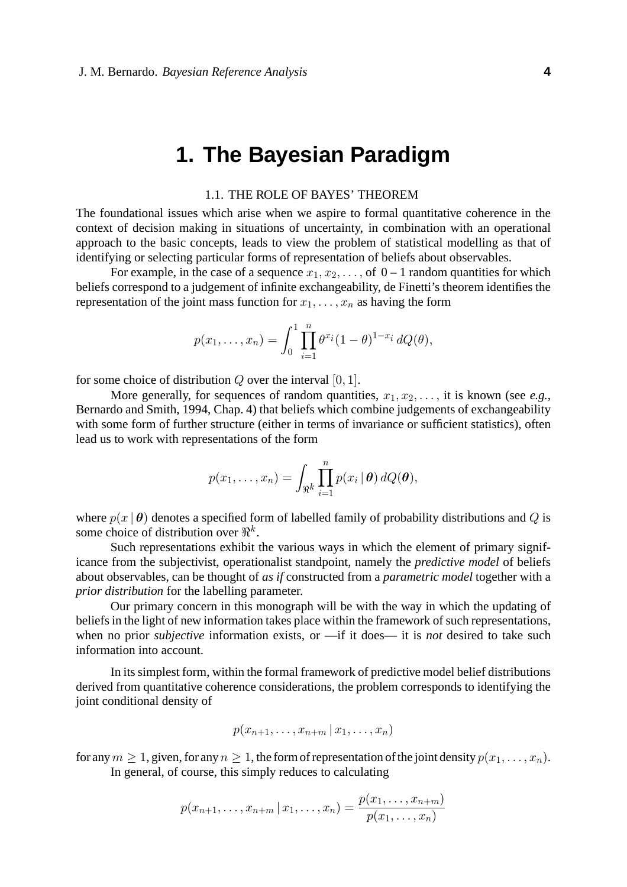# 1. The Bayesian Paradigm

## 1.1. THE ROLE OF BAYES' THEOREM

The foundational issues which arise when we aspire to formal quantitative coherence in the context of decision making in situations of uncertainty, in combination with an operational approach to the basic concepts, leads to view the problem of statistical modelling as that of identifying or selecting particular forms of representation of beliefs about observables.

For example, in the case of a sequence $x_1, x_2, \ldots,$ of $0-1$ random quantities for which beliefs correspond to a judgement of infinite exchangeability, de Finetti's theorem identifies the representation of the joint mass function for $x_1, \ldots, x_n$ as having the form

$$p(x_1, \ldots, x_n) = \int_0^1 \prod_{i=1}^n \theta^{x_i}(1-\theta)^{1-x_i} \, dQ(\theta),$$

for some choice of distribution $Q$ over the interval $[0, 1]$.

More generally, for sequences of random quantities, $x_1, x_2, \ldots,$ it is known (see *e.g.*, Bernardo and Smith, 1994, Chap. 4) that beliefs which combine judgements of exchangeability with some form of further structure (either in terms of invariance or sufficient statistics), often lead us to work with representations of the form

$$p(x_1, \ldots, x_n) = \int_{\Re^k} \prod_{i=1}^n p(x_i \,|\, \boldsymbol{\theta}) \, dQ(\boldsymbol{\theta}),$$

where $p(x \,|\, \boldsymbol{\theta})$ denotes a specified form of labelled family of probability distributions and $Q$ is some choice of distribution over $\Re^k$.

Such representations exhibit the various ways in which the element of primary significance from the subjectivist, operationalist standpoint, namely the *predictive model* of beliefs about observables, can be thought of *as if* constructed from a *parametric model* together with a *prior distribution* for the labelling parameter.

Our primary concern in this monograph will be with the way in which the updating of beliefs in the light of new information takes place within the framework of such representations, when no prior *subjective* information exists, or —if it does— it is *not* desired to take such information into account.

In its simplest form, within the formal framework of predictive model belief distributions derived from quantitative coherence considerations, the problem corresponds to identifying the joint conditional density of

$$p(x_{n+1}, \ldots, x_{n+m} \,|\, x_1, \ldots, x_n)$$

for any $m \geq 1$, given, for any $n \geq 1$, the form of representation of the joint density $p(x_1, \ldots, x_n)$.

In general, of course, this simply reduces to calculating

$$p(x_{n+1}, \ldots, x_{n+m} \,|\, x_1, \ldots, x_n) = \frac{p(x_1, \ldots, x_{n+m})}{p(x_1, \ldots, x_n)}$$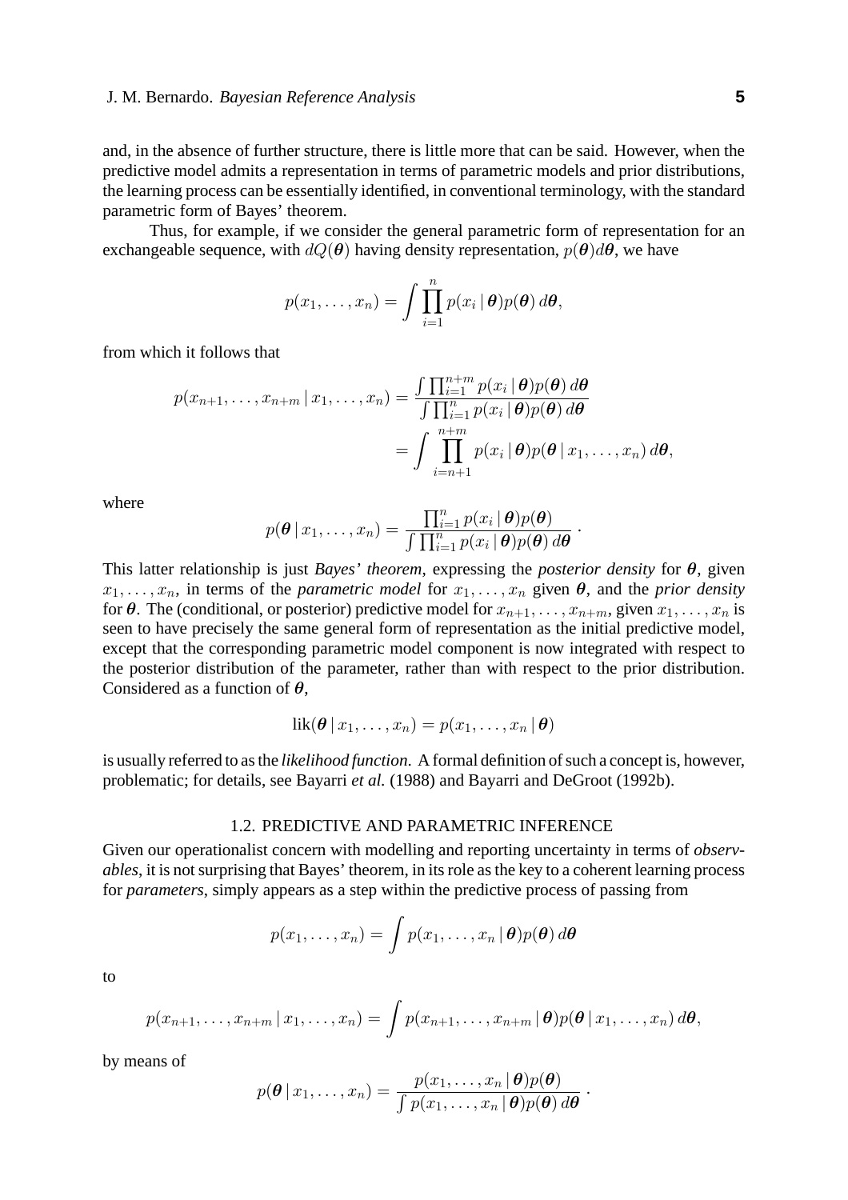and, in the absence of further structure, there is little more that can be said. However, when the predictive model admits a representation in terms of parametric models and prior distributions, the learning process can be essentially identified, in conventional terminology, with the standard parametric form of Bayes' theorem.

Thus, for example, if we consider the general parametric form of representation for an exchangeable sequence, with $dQ(\boldsymbol{\theta})$ having density representation, $p(\boldsymbol{\theta})d\boldsymbol{\theta}$, we have

$$p(x_1, \ldots, x_n) = \int \prod_{i=1}^{n} p(x_i \,|\, \boldsymbol{\theta}) p(\boldsymbol{\theta})\, d\boldsymbol{\theta},$$

from which it follows that

$$\begin{aligned} p(x_{n+1}, \ldots, x_{n+m} \,|\, x_1, \ldots, x_n) &= \frac{\int \prod_{i=1}^{n+m} p(x_i \,|\, \boldsymbol{\theta}) p(\boldsymbol{\theta})\, d\boldsymbol{\theta}}{\int \prod_{i=1}^{n} p(x_i \,|\, \boldsymbol{\theta}) p(\boldsymbol{\theta})\, d\boldsymbol{\theta}} \\ &= \int \prod_{i=n+1}^{n+m} p(x_i \,|\, \boldsymbol{\theta}) p(\boldsymbol{\theta} \,|\, x_1, \ldots, x_n)\, d\boldsymbol{\theta}, \end{aligned}$$

where

$$p(\boldsymbol{\theta} \,|\, x_1, \ldots, x_n) = \frac{\prod_{i=1}^{n} p(x_i \,|\, \boldsymbol{\theta}) p(\boldsymbol{\theta})}{\int \prod_{i=1}^{n} p(x_i \,|\, \boldsymbol{\theta}) p(\boldsymbol{\theta})\, d\boldsymbol{\theta}}\,.$$

This latter relationship is just *Bayes' theorem*, expressing the *posterior density* for $\boldsymbol{\theta}$, given $x_1, \ldots, x_n$, in terms of the *parametric model* for $x_1, \ldots, x_n$ given $\boldsymbol{\theta}$, and the *prior density* for $\boldsymbol{\theta}$. The (conditional, or posterior) predictive model for $x_{n+1}, \ldots, x_{n+m}$, given $x_1, \ldots, x_n$ is seen to have precisely the same general form of representation as the initial predictive model, except that the corresponding parametric model component is now integrated with respect to the posterior distribution of the parameter, rather than with respect to the prior distribution. Considered as a function of $\boldsymbol{\theta}$,

$$\text{lik}(\boldsymbol{\theta} \,|\, x_1, \ldots, x_n) = p(x_1, \ldots, x_n \,|\, \boldsymbol{\theta})$$

is usually referred to as the *likelihood function*. A formal definition of such a concept is, however, problematic; for details, see Bayarri *et al.* (1988) and Bayarri and DeGroot (1992b).

### 1.2. PREDICTIVE AND PARAMETRIC INFERENCE

Given our operationalist concern with modelling and reporting uncertainty in terms of *observables*, it is not surprising that Bayes' theorem, in its role as the key to a coherent learning process for *parameters*, simply appears as a step within the predictive process of passing from

$$p(x_1, \ldots, x_n) = \int p(x_1, \ldots, x_n \,|\, \boldsymbol{\theta}) p(\boldsymbol{\theta})\, d\boldsymbol{\theta}$$

to

$$p(x_{n+1}, \ldots, x_{n+m} \,|\, x_1, \ldots, x_n) = \int p(x_{n+1}, \ldots, x_{n+m} \,|\, \boldsymbol{\theta}) p(\boldsymbol{\theta} \,|\, x_1, \ldots, x_n)\, d\boldsymbol{\theta},$$

by means of

$$p(\boldsymbol{\theta} \,|\, x_1, \ldots, x_n) = \frac{p(x_1, \ldots, x_n \,|\, \boldsymbol{\theta}) p(\boldsymbol{\theta})}{\int p(x_1, \ldots, x_n \,|\, \boldsymbol{\theta}) p(\boldsymbol{\theta})\, d\boldsymbol{\theta}}\,.$$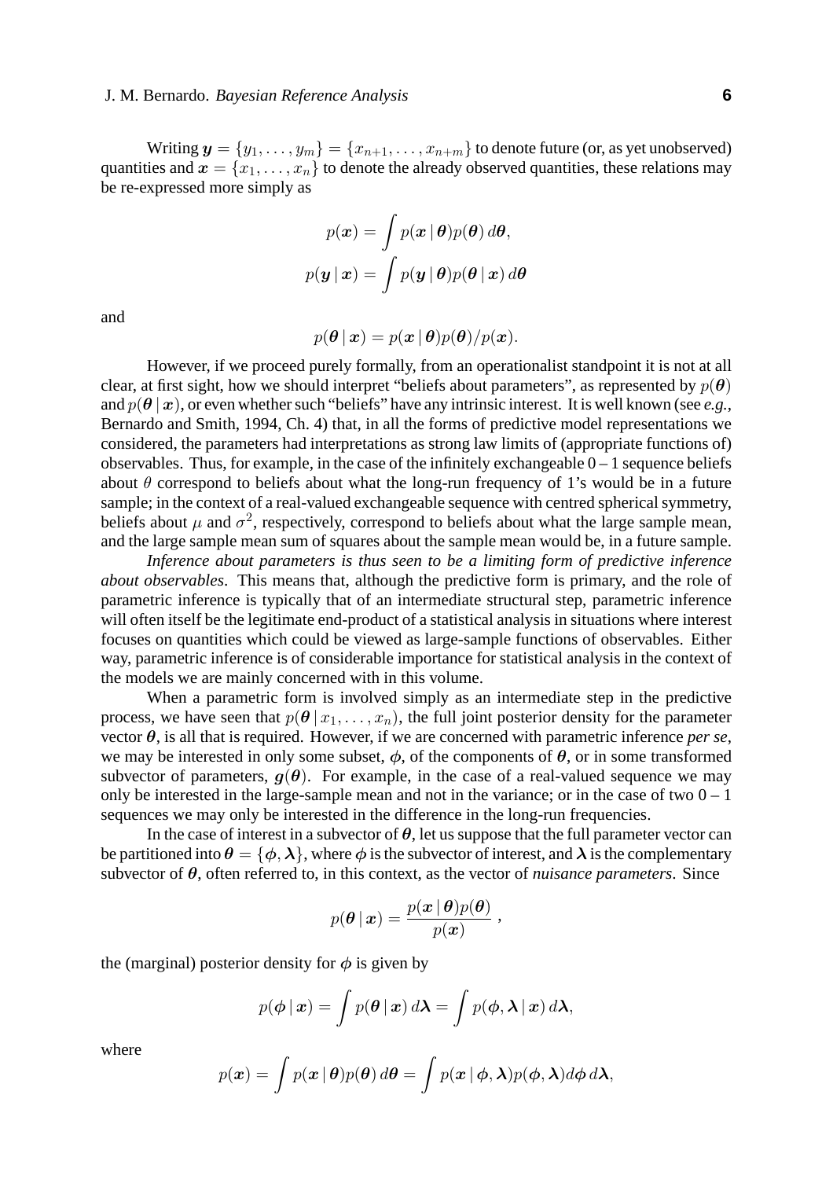Writing $\boldsymbol{y} = \{y_1, \ldots, y_m\} = \{x_{n+1}, \ldots, x_{n+m}\}$ to denote future (or, as yet unobserved) quantities and $\boldsymbol{x} = \{x_1, \ldots, x_n\}$ to denote the already observed quantities, these relations may be re-expressed more simply as

$$p(\boldsymbol{x}) = \int p(\boldsymbol{x} \,|\, \boldsymbol{\theta}) p(\boldsymbol{\theta}) \, d\boldsymbol{\theta},$$

$$p(\boldsymbol{y} \,|\, \boldsymbol{x}) = \int p(\boldsymbol{y} \,|\, \boldsymbol{\theta}) p(\boldsymbol{\theta} \,|\, \boldsymbol{x}) \, d\boldsymbol{\theta}$$

and

$$p(\boldsymbol{\theta} \,|\, \boldsymbol{x}) = p(\boldsymbol{x} \,|\, \boldsymbol{\theta}) p(\boldsymbol{\theta}) / p(\boldsymbol{x}).$$

However, if we proceed purely formally, from an operationalist standpoint it is not at all clear, at first sight, how we should interpret "beliefs about parameters", as represented by $p(\boldsymbol{\theta})$ and $p(\boldsymbol{\theta} \,|\, \boldsymbol{x})$, or even whether such "beliefs" have any intrinsic interest. It is well known (see *e.g.*, Bernardo and Smith, 1994, Ch. 4) that, in all the forms of predictive model representations we considered, the parameters had interpretations as strong law limits of (appropriate functions of) observables. Thus, for example, in the case of the infinitely exchangeable 0 – 1 sequence beliefs about $\theta$ correspond to beliefs about what the long-run frequency of 1's would be in a future sample; in the context of a real-valued exchangeable sequence with centred spherical symmetry, beliefs about $\mu$ and $\sigma^2$, respectively, correspond to beliefs about what the large sample mean, and the large sample mean sum of squares about the sample mean would be, in a future sample.

*Inference about parameters is thus seen to be a limiting form of predictive inference about observables*. This means that, although the predictive form is primary, and the role of parametric inference is typically that of an intermediate structural step, parametric inference will often itself be the legitimate end-product of a statistical analysis in situations where interest focuses on quantities which could be viewed as large-sample functions of observables. Either way, parametric inference is of considerable importance for statistical analysis in the context of the models we are mainly concerned with in this volume.

When a parametric form is involved simply as an intermediate step in the predictive process, we have seen that $p(\boldsymbol{\theta} \,|\, x_1, \ldots, x_n)$, the full joint posterior density for the parameter vector $\boldsymbol{\theta}$, is all that is required. However, if we are concerned with parametric inference *per se*, we may be interested in only some subset, $\boldsymbol{\phi}$, of the components of $\boldsymbol{\theta}$, or in some transformed subvector of parameters, $\boldsymbol{g}(\boldsymbol{\theta})$. For example, in the case of a real-valued sequence we may only be interested in the large-sample mean and not in the variance; or in the case of two 0 – 1 sequences we may only be interested in the difference in the long-run frequencies.

In the case of interest in a subvector of $\boldsymbol{\theta}$, let us suppose that the full parameter vector can be partitioned into $\boldsymbol{\theta} = \{\boldsymbol{\phi}, \boldsymbol{\lambda}\}$, where $\boldsymbol{\phi}$ is the subvector of interest, and $\boldsymbol{\lambda}$ is the complementary subvector of $\boldsymbol{\theta}$, often referred to, in this context, as the vector of *nuisance parameters*. Since

$$p(\boldsymbol{\theta} \,|\, \boldsymbol{x}) = \frac{p(\boldsymbol{x} \,|\, \boldsymbol{\theta}) p(\boldsymbol{\theta})}{p(\boldsymbol{x})} \,,$$

the (marginal) posterior density for $\boldsymbol{\phi}$ is given by

$$p(\boldsymbol{\phi} \,|\, \boldsymbol{x}) = \int p(\boldsymbol{\theta} \,|\, \boldsymbol{x}) \, d\boldsymbol{\lambda} = \int p(\boldsymbol{\phi}, \boldsymbol{\lambda} \,|\, \boldsymbol{x}) \, d\boldsymbol{\lambda},$$

where

$$p(\boldsymbol{x}) = \int p(\boldsymbol{x} \,|\, \boldsymbol{\theta}) p(\boldsymbol{\theta}) \, d\boldsymbol{\theta} = \int p(\boldsymbol{x} \,|\, \boldsymbol{\phi}, \boldsymbol{\lambda}) p(\boldsymbol{\phi}, \boldsymbol{\lambda}) d\boldsymbol{\phi} \, d\boldsymbol{\lambda},$$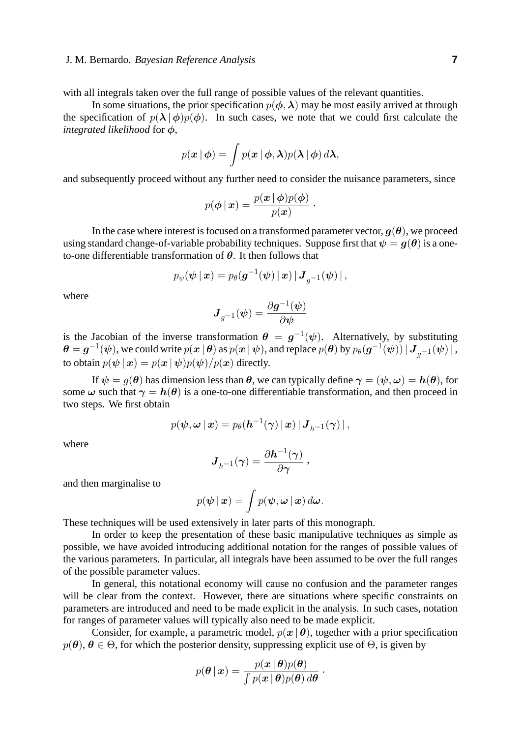with all integrals taken over the full range of possible values of the relevant quantities.

In some situations, the prior specification $p(\boldsymbol{\phi}, \boldsymbol{\lambda})$ may be most easily arrived at through the specification of $p(\boldsymbol{\lambda} \,|\, \boldsymbol{\phi})p(\boldsymbol{\phi})$. In such cases, we note that we could first calculate the *integrated likelihood* for $\boldsymbol{\phi}$,

$$p(\boldsymbol{x} \,|\, \boldsymbol{\phi}) = \int p(\boldsymbol{x} \,|\, \boldsymbol{\phi}, \boldsymbol{\lambda}) p(\boldsymbol{\lambda} \,|\, \boldsymbol{\phi}) \, d\boldsymbol{\lambda},$$

and subsequently proceed without any further need to consider the nuisance parameters, since

$$p(\boldsymbol{\phi} \,|\, \boldsymbol{x}) = \frac{p(\boldsymbol{x} \,|\, \boldsymbol{\phi}) p(\boldsymbol{\phi})}{p(\boldsymbol{x})} \, .$$

In the case where interest is focused on a transformed parameter vector, $\boldsymbol{g}(\boldsymbol{\theta})$, we proceed using standard change-of-variable probability techniques. Suppose first that $\boldsymbol{\psi} = \boldsymbol{g}(\boldsymbol{\theta})$ is a one-to-one differentiable transformation of $\boldsymbol{\theta}$. It then follows that

$$p_\psi(\boldsymbol{\psi} \,|\, \boldsymbol{x}) = p_\theta(\boldsymbol{g}^{-1}(\boldsymbol{\psi}) \,|\, \boldsymbol{x}) \, | \, \boldsymbol{J}_{g^{-1}}(\boldsymbol{\psi}) \, | \, ,$$

where

$$\boldsymbol{J}_{g^{-1}}(\boldsymbol{\psi}) = \frac{\partial \boldsymbol{g}^{-1}(\boldsymbol{\psi})}{\partial \boldsymbol{\psi}}$$

is the Jacobian of the inverse transformation $\boldsymbol{\theta} = \boldsymbol{g}^{-1}(\boldsymbol{\psi})$. Alternatively, by substituting $\boldsymbol{\theta} = \boldsymbol{g}^{-1}(\boldsymbol{\psi})$, we could write $p(\boldsymbol{x} \,|\, \boldsymbol{\theta})$ as $p(\boldsymbol{x} \,|\, \boldsymbol{\psi})$, and replace $p(\boldsymbol{\theta})$ by $p_\theta(\boldsymbol{g}^{-1}(\boldsymbol{\psi})) \, | \, \boldsymbol{J}_{g^{-1}}(\boldsymbol{\psi}) \, |$, to obtain $p(\boldsymbol{\psi} \,|\, \boldsymbol{x}) = p(\boldsymbol{x} \,|\, \boldsymbol{\psi}) p(\boldsymbol{\psi}) / p(\boldsymbol{x})$ directly.

If $\boldsymbol{\psi} = g(\boldsymbol{\theta})$ has dimension less than $\boldsymbol{\theta}$, we can typically define $\boldsymbol{\gamma} = (\boldsymbol{\psi}, \boldsymbol{\omega}) = \boldsymbol{h}(\boldsymbol{\theta})$, for some $\boldsymbol{\omega}$ such that $\boldsymbol{\gamma} = \boldsymbol{h}(\boldsymbol{\theta})$ is a one-to-one differentiable transformation, and then proceed in two steps. We first obtain

$$p(\boldsymbol{\psi}, \boldsymbol{\omega} \,|\, \boldsymbol{x}) = p_\theta(\boldsymbol{h}^{-1}(\boldsymbol{\gamma}) \,|\, \boldsymbol{x}) \, | \, \boldsymbol{J}_{h^{-1}}(\boldsymbol{\gamma}) \, | \, ,$$

where

$$\boldsymbol{J}_{h^{-1}}(\boldsymbol{\gamma}) = \frac{\partial \boldsymbol{h}^{-1}(\boldsymbol{\gamma})}{\partial \boldsymbol{\gamma}} \, ,$$

and then marginalise to

$$p(\boldsymbol{\psi} \,|\, \boldsymbol{x}) = \int p(\boldsymbol{\psi}, \boldsymbol{\omega} \,|\, \boldsymbol{x}) \, d\boldsymbol{\omega}.$$

These techniques will be used extensively in later parts of this monograph.

In order to keep the presentation of these basic manipulative techniques as simple as possible, we have avoided introducing additional notation for the ranges of possible values of the various parameters. In particular, all integrals have been assumed to be over the full ranges of the possible parameter values.

In general, this notational economy will cause no confusion and the parameter ranges will be clear from the context. However, there are situations where specific constraints on parameters are introduced and need to be made explicit in the analysis. In such cases, notation for ranges of parameter values will typically also need to be made explicit.

Consider, for example, a parametric model, $p(\boldsymbol{x} \,|\, \boldsymbol{\theta})$, together with a prior specification $p(\boldsymbol{\theta})$, $\boldsymbol{\theta} \in \Theta$, for which the posterior density, suppressing explicit use of $\Theta$, is given by

$$p(\boldsymbol{\theta} \,|\, \boldsymbol{x}) = \frac{p(\boldsymbol{x} \,|\, \boldsymbol{\theta}) p(\boldsymbol{\theta})}{\int p(\boldsymbol{x} \,|\, \boldsymbol{\theta}) p(\boldsymbol{\theta}) \, d\boldsymbol{\theta}} \, .$$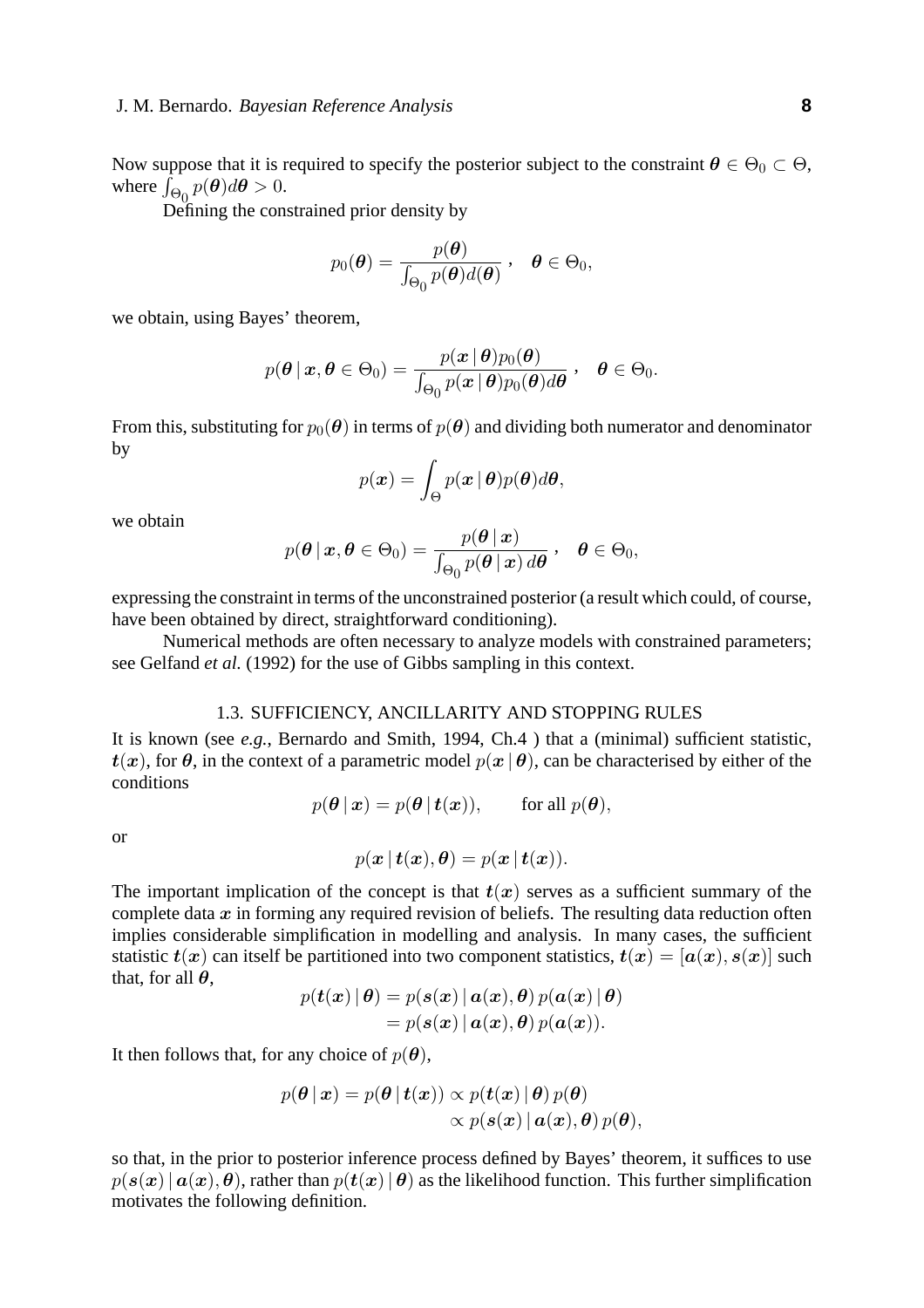Now suppose that it is required to specify the posterior subject to the constraint $\boldsymbol{\theta} \in \Theta_0 \subset \Theta$, where $\int_{\Theta_0} p(\boldsymbol{\theta}) d\boldsymbol{\theta} > 0$.

Defining the constrained prior density by

$$p_0(\boldsymbol{\theta}) = \frac{p(\boldsymbol{\theta})}{\int_{\Theta_0} p(\boldsymbol{\theta}) d(\boldsymbol{\theta})}, \quad \boldsymbol{\theta} \in \Theta_0,$$

we obtain, using Bayes' theorem,

$$p(\boldsymbol{\theta} \mid \boldsymbol{x}, \boldsymbol{\theta} \in \Theta_0) = \frac{p(\boldsymbol{x} \mid \boldsymbol{\theta}) p_0(\boldsymbol{\theta})}{\int_{\Theta_0} p(\boldsymbol{x} \mid \boldsymbol{\theta}) p_0(\boldsymbol{\theta}) d\boldsymbol{\theta}}, \quad \boldsymbol{\theta} \in \Theta_0.$$

From this, substituting for $p_0(\boldsymbol{\theta})$ in terms of $p(\boldsymbol{\theta})$ and dividing both numerator and denominator by

$$p(\boldsymbol{x}) = \int_{\Theta} p(\boldsymbol{x} \mid \boldsymbol{\theta}) p(\boldsymbol{\theta}) d\boldsymbol{\theta},$$

we obtain

$$p(\boldsymbol{\theta} \mid \boldsymbol{x}, \boldsymbol{\theta} \in \Theta_0) = \frac{p(\boldsymbol{\theta} \mid \boldsymbol{x})}{\int_{\Theta_0} p(\boldsymbol{\theta} \mid \boldsymbol{x}) \, d\boldsymbol{\theta}}, \quad \boldsymbol{\theta} \in \Theta_0,$$

expressing the constraint in terms of the unconstrained posterior (a result which could, of course, have been obtained by direct, straightforward conditioning).

Numerical methods are often necessary to analyze models with constrained parameters; see Gelfand *et al.* (1992) for the use of Gibbs sampling in this context.

## 1.3. SUFFICIENCY, ANCILLARITY AND STOPPING RULES

It is known (see *e.g.*, Bernardo and Smith, 1994, Ch.4 ) that a (minimal) sufficient statistic, $\boldsymbol{t}(\boldsymbol{x})$, for $\boldsymbol{\theta}$, in the context of a parametric model $p(\boldsymbol{x} \mid \boldsymbol{\theta})$, can be characterised by either of the conditions

$$p(\boldsymbol{\theta} \mid \boldsymbol{x}) = p(\boldsymbol{\theta} \mid \boldsymbol{t}(\boldsymbol{x})), \qquad \text{for all } p(\boldsymbol{\theta}),$$

or

$$p(\boldsymbol{x} \mid \boldsymbol{t}(\boldsymbol{x}), \boldsymbol{\theta}) = p(\boldsymbol{x} \mid \boldsymbol{t}(\boldsymbol{x})).$$

The important implication of the concept is that $\boldsymbol{t}(\boldsymbol{x})$ serves as a sufficient summary of the complete data $\boldsymbol{x}$ in forming any required revision of beliefs. The resulting data reduction often implies considerable simplification in modelling and analysis. In many cases, the sufficient statistic $\boldsymbol{t}(\boldsymbol{x})$ can itself be partitioned into two component statistics, $\boldsymbol{t}(\boldsymbol{x}) = [\boldsymbol{a}(\boldsymbol{x}), \boldsymbol{s}(\boldsymbol{x})]$ such that, for all $\boldsymbol{\theta}$,

$$\begin{aligned} p(\boldsymbol{t}(\boldsymbol{x}) \mid \boldsymbol{\theta}) &= p(\boldsymbol{s}(\boldsymbol{x}) \mid \boldsymbol{a}(\boldsymbol{x}), \boldsymbol{\theta}) \, p(\boldsymbol{a}(\boldsymbol{x}) \mid \boldsymbol{\theta}) \\ &= p(\boldsymbol{s}(\boldsymbol{x}) \mid \boldsymbol{a}(\boldsymbol{x}), \boldsymbol{\theta}) \, p(\boldsymbol{a}(\boldsymbol{x})). \end{aligned}$$

It then follows that, for any choice of $p(\boldsymbol{\theta})$,

$$\begin{aligned} p(\boldsymbol{\theta} \mid \boldsymbol{x}) = p(\boldsymbol{\theta} \mid \boldsymbol{t}(\boldsymbol{x})) &\propto p(\boldsymbol{t}(\boldsymbol{x}) \mid \boldsymbol{\theta}) \, p(\boldsymbol{\theta}) \\ &\propto p(\boldsymbol{s}(\boldsymbol{x}) \mid \boldsymbol{a}(\boldsymbol{x}), \boldsymbol{\theta}) \, p(\boldsymbol{\theta}), \end{aligned}$$

so that, in the prior to posterior inference process defined by Bayes' theorem, it suffices to use $p(\boldsymbol{s}(\boldsymbol{x}) \mid \boldsymbol{a}(\boldsymbol{x}), \boldsymbol{\theta})$, rather than $p(\boldsymbol{t}(\boldsymbol{x}) \mid \boldsymbol{\theta})$ as the likelihood function. This further simplification motivates the following definition.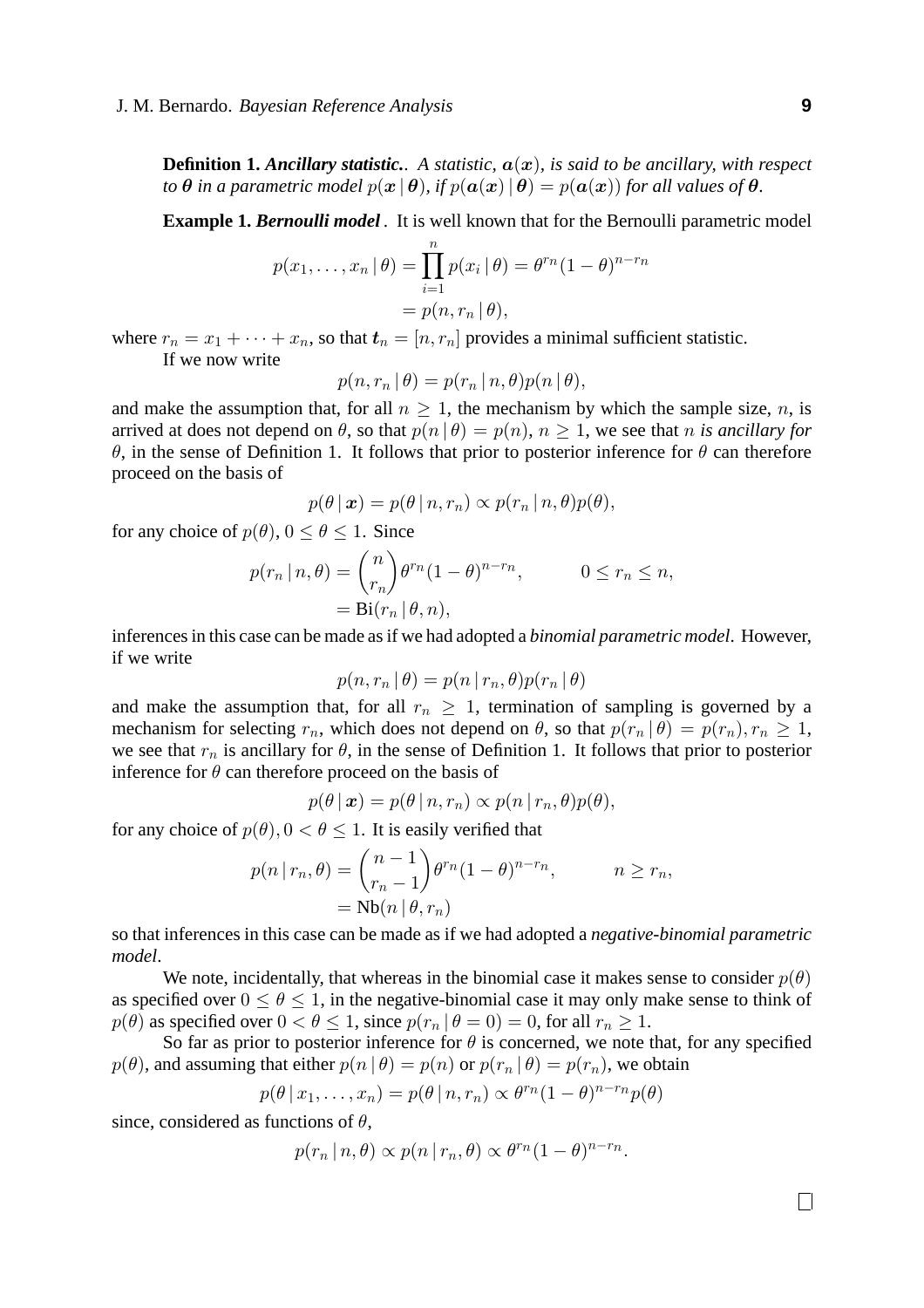**Definition 1. *Ancillary statistic.*** *. A statistic, $\boldsymbol{a}(\boldsymbol{x})$, is said to be ancillary, with respect to $\boldsymbol{\theta}$ in a parametric model $p(\boldsymbol{x}\,|\,\boldsymbol{\theta})$, if $p(\boldsymbol{a}(\boldsymbol{x})\,|\,\boldsymbol{\theta}) = p(\boldsymbol{a}(\boldsymbol{x}))$ for all values of $\boldsymbol{\theta}$.*

**Example 1. *Bernoulli model*** . It is well known that for the Bernoulli parametric model

$$
\begin{aligned}
p(x_1,\ldots,x_n\,|\,\theta) &= \prod_{i=1}^{n} p(x_i\,|\,\theta) = \theta^{r_n}(1-\theta)^{n-r_n} \\
&= p(n, r_n\,|\,\theta),
\end{aligned}
$$

where $r_n = x_1 + \cdots + x_n$, so that $\boldsymbol{t}_n = [n, r_n]$ provides a minimal sufficient statistic.

If we now write

$$
p(n, r_n\,|\,\theta) = p(r_n\,|\,n, \theta)p(n\,|\,\theta),
$$

and make the assumption that, for all $n \geq 1$, the mechanism by which the sample size, $n$, is arrived at does not depend on $\theta$, so that $p(n\,|\,\theta) = p(n)$, $n \geq 1$, we see that $n$ *is ancillary for* $\theta$, in the sense of Definition 1. It follows that prior to posterior inference for $\theta$ can therefore proceed on the basis of

$$
p(\theta\,|\,\boldsymbol{x}) = p(\theta\,|\,n, r_n) \propto p(r_n\,|\,n, \theta)p(\theta),
$$

for any choice of $p(\theta)$, $0 \leq \theta \leq 1$. Since

$$
\begin{aligned}
p(r_n\,|\,n, \theta) &= \binom{n}{r_n}\theta^{r_n}(1-\theta)^{n-r_n}, \qquad\qquad 0 \leq r_n \leq n, \\
&= \text{Bi}(r_n\,|\,\theta, n),
\end{aligned}
$$

inferences in this case can be made as if we had adopted a *binomial parametric model*. However, if we write

$$
p(n, r_n\,|\,\theta) = p(n\,|\,r_n, \theta)p(r_n\,|\,\theta)
$$

and make the assumption that, for all $r_n \geq 1$, termination of sampling is governed by a mechanism for selecting $r_n$, which does not depend on $\theta$, so that $p(r_n\,|\,\theta) = p(r_n), r_n \geq 1$, we see that $r_n$ is ancillary for $\theta$, in the sense of Definition 1. It follows that prior to posterior inference for $\theta$ can therefore proceed on the basis of

$$
p(\theta\,|\,\boldsymbol{x}) = p(\theta\,|\,n, r_n) \propto p(n\,|\,r_n, \theta)p(\theta),
$$

for any choice of $p(\theta), 0 < \theta \leq 1$. It is easily verified that

$$
\begin{aligned}
p(n\,|\,r_n, \theta) &= \binom{n-1}{r_n-1}\theta^{r_n}(1-\theta)^{n-r_n}, \qquad\qquad n \geq r_n, \\
&= \text{Nb}(n\,|\,\theta, r_n)
\end{aligned}
$$

so that inferences in this case can be made as if we had adopted a *negative-binomial parametric model*.

We note, incidentally, that whereas in the binomial case it makes sense to consider $p(\theta)$ as specified over $0 \leq \theta \leq 1$, in the negative-binomial case it may only make sense to think of $p(\theta)$ as specified over $0 < \theta \leq 1$, since $p(r_n\,|\,\theta = 0) = 0$, for all $r_n \geq 1$.

So far as prior to posterior inference for $\theta$ is concerned, we note that, for any specified $p(\theta)$, and assuming that either $p(n\,|\,\theta) = p(n)$ or $p(r_n\,|\,\theta) = p(r_n)$, we obtain

$$
p(\theta\,|\,x_1, \ldots, x_n) = p(\theta\,|\,n, r_n) \propto \theta^{r_n}(1-\theta)^{n-r_n}p(\theta)
$$

since, considered as functions of $\theta$,

$$
p(r_n\,|\,n, \theta) \propto p(n\,|\,r_n, \theta) \propto \theta^{r_n}(1-\theta)^{n-r_n}.
$$

◻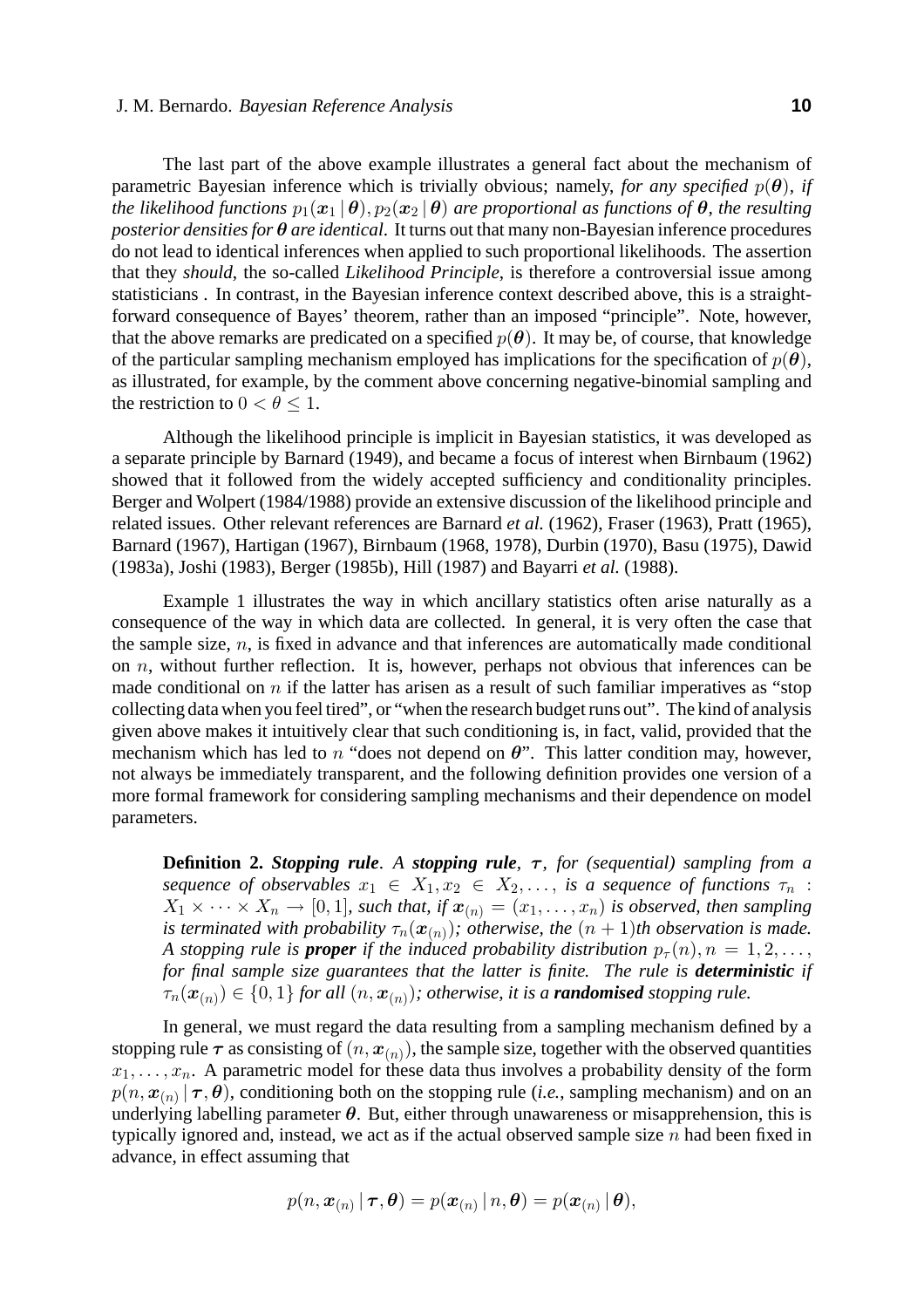The last part of the above example illustrates a general fact about the mechanism of parametric Bayesian inference which is trivially obvious; namely, *for any specified* $p(\boldsymbol{\theta})$, *if the likelihood functions* $p_1(\boldsymbol{x}_1 \,|\, \boldsymbol{\theta}), p_2(\boldsymbol{x}_2 \,|\, \boldsymbol{\theta})$ *are proportional as functions of* $\boldsymbol{\theta}$, *the resulting posterior densities for* $\boldsymbol{\theta}$ *are identical*. It turns out that many non-Bayesian inference procedures do not lead to identical inferences when applied to such proportional likelihoods. The assertion that they *should*, the so-called *Likelihood Principle*, is therefore a controversial issue among statisticians . In contrast, in the Bayesian inference context described above, this is a straightforward consequence of Bayes' theorem, rather than an imposed "principle". Note, however, that the above remarks are predicated on a specified $p(\boldsymbol{\theta})$. It may be, of course, that knowledge of the particular sampling mechanism employed has implications for the specification of $p(\boldsymbol{\theta})$, as illustrated, for example, by the comment above concerning negative-binomial sampling and the restriction to $0 < \theta \leq 1$.

Although the likelihood principle is implicit in Bayesian statistics, it was developed as a separate principle by Barnard (1949), and became a focus of interest when Birnbaum (1962) showed that it followed from the widely accepted sufficiency and conditionality principles. Berger and Wolpert (1984/1988) provide an extensive discussion of the likelihood principle and related issues. Other relevant references are Barnard *et al.* (1962), Fraser (1963), Pratt (1965), Barnard (1967), Hartigan (1967), Birnbaum (1968, 1978), Durbin (1970), Basu (1975), Dawid (1983a), Joshi (1983), Berger (1985b), Hill (1987) and Bayarri *et al.* (1988).

Example 1 illustrates the way in which ancillary statistics often arise naturally as a consequence of the way in which data are collected. In general, it is very often the case that the sample size, $n$, is fixed in advance and that inferences are automatically made conditional on $n$, without further reflection. It is, however, perhaps not obvious that inferences can be made conditional on $n$ if the latter has arisen as a result of such familiar imperatives as "stop collecting data when you feel tired", or "when the research budget runs out". The kind of analysis given above makes it intuitively clear that such conditioning is, in fact, valid, provided that the mechanism which has led to $n$ "does not depend on $\boldsymbol{\theta}$". This latter condition may, however, not always be immediately transparent, and the following definition provides one version of a more formal framework for considering sampling mechanisms and their dependence on model parameters.

**Definition 2.** ***Stopping rule***. *A* ***stopping rule***, $\boldsymbol{\tau}$, *for (sequential) sampling from a sequence of observables* $x_1 \in X_1, x_2 \in X_2, \ldots$, *is a sequence of functions* $\tau_n : X_1 \times \cdots \times X_n \to [0,1]$, *such that, if* $\boldsymbol{x}_{(n)} = (x_1, \ldots, x_n)$ *is observed, then sampling is terminated with probability* $\tau_n(\boldsymbol{x}_{(n)})$*; otherwise, the* $(n+1)$*th observation is made. A stopping rule is* ***proper*** *if the induced probability distribution* $p_\tau(n), n = 1, 2, \ldots$, *for final sample size guarantees that the latter is finite. The rule is* ***deterministic*** *if* $\tau_n(\boldsymbol{x}_{(n)}) \in \{0, 1\}$ *for all* $(n, \boldsymbol{x}_{(n)})$*; otherwise, it is a* ***randomised*** *stopping rule.*

In general, we must regard the data resulting from a sampling mechanism defined by a stopping rule $\boldsymbol{\tau}$ as consisting of $(n, \boldsymbol{x}_{(n)})$, the sample size, together with the observed quantities $x_1, \ldots, x_n$. A parametric model for these data thus involves a probability density of the form $p(n, \boldsymbol{x}_{(n)} \,|\, \boldsymbol{\tau}, \boldsymbol{\theta})$, conditioning both on the stopping rule (*i.e.*, sampling mechanism) and on an underlying labelling parameter $\boldsymbol{\theta}$. But, either through unawareness or misapprehension, this is typically ignored and, instead, we act as if the actual observed sample size $n$ had been fixed in advance, in effect assuming that

$$p(n, \boldsymbol{x}_{(n)} \,|\, \boldsymbol{\tau}, \boldsymbol{\theta}) = p(\boldsymbol{x}_{(n)} \,|\, n, \boldsymbol{\theta}) = p(\boldsymbol{x}_{(n)} \,|\, \boldsymbol{\theta}),$$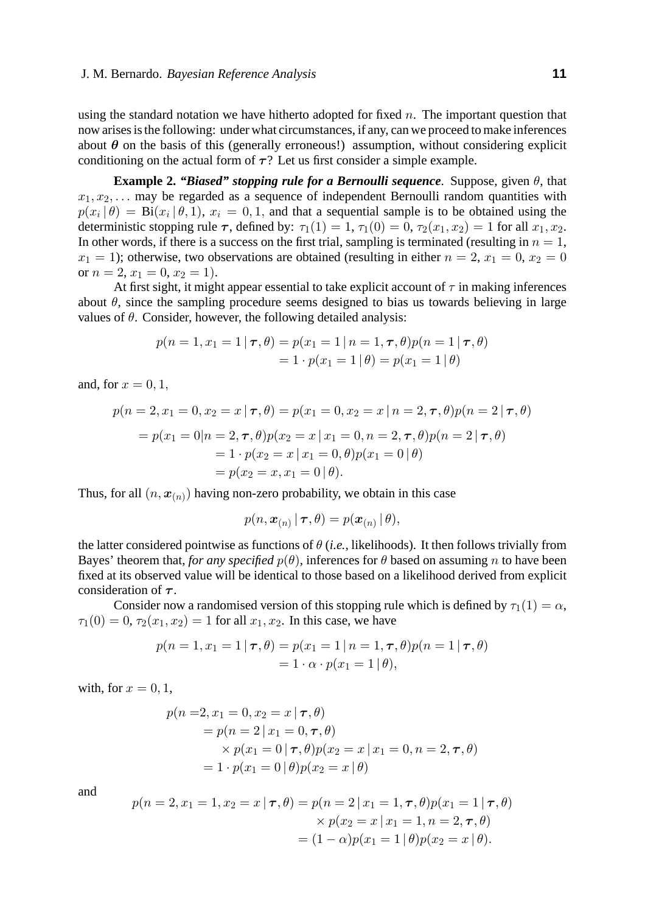using the standard notation we have hitherto adopted for fixed $n$. The important question that now arises is the following: under what circumstances, if any, can we proceed to make inferences about $\boldsymbol{\theta}$ on the basis of this (generally erroneous!) assumption, without considering explicit conditioning on the actual form of $\boldsymbol{\tau}$? Let us first consider a simple example.

**Example 2.** ***"Biased" stopping rule for a Bernoulli sequence*.** Suppose, given $\theta$, that $x_1, x_2, \ldots$ may be regarded as a sequence of independent Bernoulli random quantities with $p(x_i \,|\, \theta) = \mathrm{Bi}(x_i \,|\, \theta, 1)$, $x_i = 0, 1$, and that a sequential sample is to be obtained using the deterministic stopping rule $\boldsymbol{\tau}$, defined by: $\tau_1(1) = 1$, $\tau_1(0) = 0$, $\tau_2(x_1, x_2) = 1$ for all $x_1, x_2$. In other words, if there is a success on the first trial, sampling is terminated (resulting in $n = 1$, $x_1 = 1$); otherwise, two observations are obtained (resulting in either $n = 2$, $x_1 = 0$, $x_2 = 0$ or $n = 2$, $x_1 = 0$, $x_2 = 1$).

At first sight, it might appear essential to take explicit account of $\tau$ in making inferences about $\theta$, since the sampling procedure seems designed to bias us towards believing in large values of $\theta$. Consider, however, the following detailed analysis:

$$
\begin{aligned}
p(n = 1, x_1 = 1 \,|\, \boldsymbol{\tau}, \theta) &= p(x_1 = 1 \,|\, n = 1, \boldsymbol{\tau}, \theta) p(n = 1 \,|\, \boldsymbol{\tau}, \theta) \\
&= 1 \cdot p(x_1 = 1 \,|\, \theta) = p(x_1 = 1 \,|\, \theta)
\end{aligned}
$$

and, for $x = 0, 1$,

$$
\begin{aligned}
p(n = 2, x_1 = 0, x_2 = x \,|\, \boldsymbol{\tau}, \theta) &= p(x_1 = 0, x_2 = x \,|\, n = 2, \boldsymbol{\tau}, \theta) p(n = 2 \,|\, \boldsymbol{\tau}, \theta) \\
&= p(x_1 = 0 | n = 2, \boldsymbol{\tau}, \theta) p(x_2 = x \,|\, x_1 = 0, n = 2, \boldsymbol{\tau}, \theta) p(n = 2 \,|\, \boldsymbol{\tau}, \theta) \\
&= 1 \cdot p(x_2 = x \,|\, x_1 = 0, \theta) p(x_1 = 0 \,|\, \theta) \\
&= p(x_2 = x, x_1 = 0 \,|\, \theta).
\end{aligned}
$$

Thus, for all $(n, \boldsymbol{x}_{(n)})$ having non-zero probability, we obtain in this case

$$
p(n, \boldsymbol{x}_{(n)} \,|\, \boldsymbol{\tau}, \theta) = p(\boldsymbol{x}_{(n)} \,|\, \theta),
$$

the latter considered pointwise as functions of $\theta$ (*i.e.*, likelihoods). It then follows trivially from Bayes' theorem that, *for any specified* $p(\theta)$, inferences for $\theta$ based on assuming $n$ to have been fixed at its observed value will be identical to those based on a likelihood derived from explicit consideration of $\boldsymbol{\tau}$.

Consider now a randomised version of this stopping rule which is defined by $\tau_1(1) = \alpha$, $\tau_1(0) = 0$, $\tau_2(x_1, x_2) = 1$ for all $x_1, x_2$. In this case, we have

$$
\begin{aligned}
p(n = 1, x_1 = 1 \,|\, \boldsymbol{\tau}, \theta) &= p(x_1 = 1 \,|\, n = 1, \boldsymbol{\tau}, \theta) p(n = 1 \,|\, \boldsymbol{\tau}, \theta) \\
&= 1 \cdot \alpha \cdot p(x_1 = 1 \,|\, \theta),
\end{aligned}
$$

with, for $x = 0, 1$,

$$
\begin{aligned}
p(n = {} & 2, x_1 = 0, x_2 = x \,|\, \boldsymbol{\tau}, \theta) \\
&= p(n = 2 \,|\, x_1 = 0, \boldsymbol{\tau}, \theta) \\
&\quad \times p(x_1 = 0 \,|\, \boldsymbol{\tau}, \theta) p(x_2 = x \,|\, x_1 = 0, n = 2, \boldsymbol{\tau}, \theta) \\
&= 1 \cdot p(x_1 = 0 \,|\, \theta) p(x_2 = x \,|\, \theta)
\end{aligned}
$$

and

$$
\begin{aligned}
p(n = 2, x_1 = 1, x_2 = x \,|\, \boldsymbol{\tau}, \theta) &= p(n = 2 \,|\, x_1 = 1, \boldsymbol{\tau}, \theta) p(x_1 = 1 \,|\, \boldsymbol{\tau}, \theta) \\
&\quad \times p(x_2 = x \,|\, x_1 = 1, n = 2, \boldsymbol{\tau}, \theta) \\
&= (1 - \alpha) p(x_1 = 1 \,|\, \theta) p(x_2 = x \,|\, \theta).
\end{aligned}
$$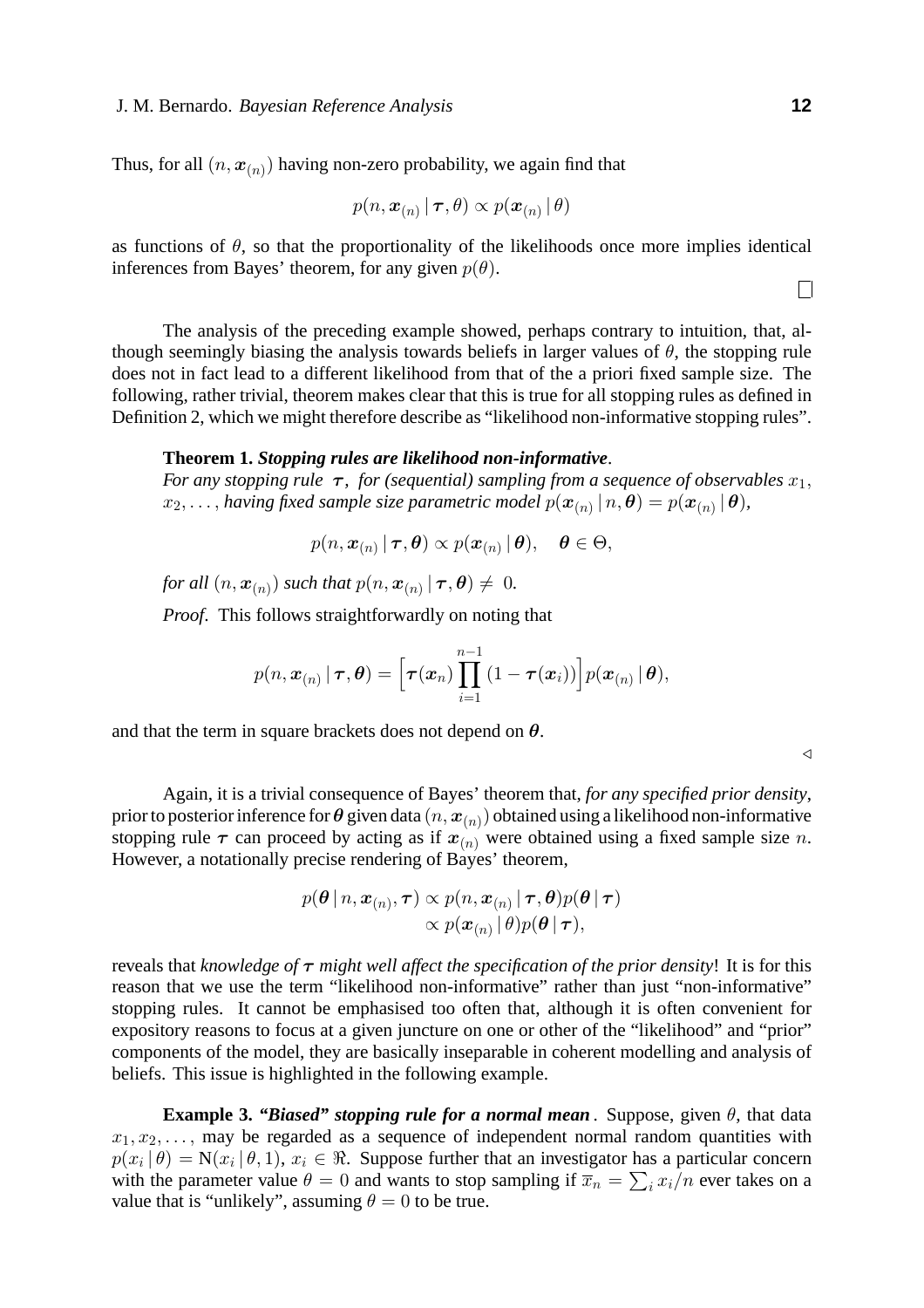Thus, for all $(n, \boldsymbol{x}_{(n)})$ having non-zero probability, we again find that

$$p(n, \boldsymbol{x}_{(n)} \,|\, \boldsymbol{\tau}, \theta) \propto p(\boldsymbol{x}_{(n)} \,|\, \theta)$$

as functions of $\theta$, so that the proportionality of the likelihoods once more implies identical inferences from Bayes' theorem, for any given $p(\theta)$.

□

The analysis of the preceding example showed, perhaps contrary to intuition, that, although seemingly biasing the analysis towards beliefs in larger values of $\theta$, the stopping rule does not in fact lead to a different likelihood from that of the a priori fixed sample size. The following, rather trivial, theorem makes clear that this is true for all stopping rules as defined in Definition 2, which we might therefore describe as "likelihood non-informative stopping rules".

**Theorem 1.** ***Stopping rules are likelihood non-informative***.
*For any stopping rule* $\boldsymbol{\tau}$*, for (sequential) sampling from a sequence of observables* $x_1$, $x_2, \ldots$*, having fixed sample size parametric model* $p(\boldsymbol{x}_{(n)} \,|\, n, \boldsymbol{\theta}) = p(\boldsymbol{x}_{(n)} \,|\, \boldsymbol{\theta})$*,*

$$p(n, \boldsymbol{x}_{(n)} \,|\, \boldsymbol{\tau}, \boldsymbol{\theta}) \propto p(\boldsymbol{x}_{(n)} \,|\, \boldsymbol{\theta}), \quad \boldsymbol{\theta} \in \Theta,$$

*for all* $(n, \boldsymbol{x}_{(n)})$ *such that* $p(n, \boldsymbol{x}_{(n)} \,|\, \boldsymbol{\tau}, \boldsymbol{\theta}) \neq 0$*.*

*Proof*. This follows straightforwardly on noting that

$$p(n, \boldsymbol{x}_{(n)} \,|\, \boldsymbol{\tau}, \boldsymbol{\theta}) = \Big[\boldsymbol{\tau}(\boldsymbol{x}_n) \prod_{i=1}^{n-1} (1 - \boldsymbol{\tau}(\boldsymbol{x}_i))\Big] p(\boldsymbol{x}_{(n)} \,|\, \boldsymbol{\theta}),$$

and that the term in square brackets does not depend on $\boldsymbol{\theta}$.

◁

Again, it is a trivial consequence of Bayes' theorem that, *for any specified prior density*, prior to posterior inference for $\boldsymbol{\theta}$ given data $(n, \boldsymbol{x}_{(n)})$ obtained using a likelihood non-informative stopping rule $\boldsymbol{\tau}$ can proceed by acting as if $\boldsymbol{x}_{(n)}$ were obtained using a fixed sample size $n$. However, a notationally precise rendering of Bayes' theorem,

$$\begin{aligned} p(\boldsymbol{\theta} \,|\, n, \boldsymbol{x}_{(n)}, \boldsymbol{\tau}) &\propto p(n, \boldsymbol{x}_{(n)} \,|\, \boldsymbol{\tau}, \boldsymbol{\theta}) p(\boldsymbol{\theta} \,|\, \boldsymbol{\tau}) \\ &\propto p(\boldsymbol{x}_{(n)} \,|\, \theta) p(\boldsymbol{\theta} \,|\, \boldsymbol{\tau}), \end{aligned}$$

reveals that *knowledge of* $\boldsymbol{\tau}$ *might well affect the specification of the prior density*! It is for this reason that we use the term "likelihood non-informative" rather than just "non-informative" stopping rules. It cannot be emphasised too often that, although it is often convenient for expository reasons to focus at a given juncture on one or other of the "likelihood" and "prior" components of the model, they are basically inseparable in coherent modelling and analysis of beliefs. This issue is highlighted in the following example.

**Example 3.** ***"Biased" stopping rule for a normal mean***. Suppose, given $\theta$, that data $x_1, x_2, \ldots$, may be regarded as a sequence of independent normal random quantities with $p(x_i \,|\, \theta) = \mathrm{N}(x_i \,|\, \theta, 1)$, $x_i \in \Re$. Suppose further that an investigator has a particular concern with the parameter value $\theta = 0$ and wants to stop sampling if $\overline{x}_n = \sum_i x_i / n$ ever takes on a value that is "unlikely", assuming $\theta = 0$ to be true.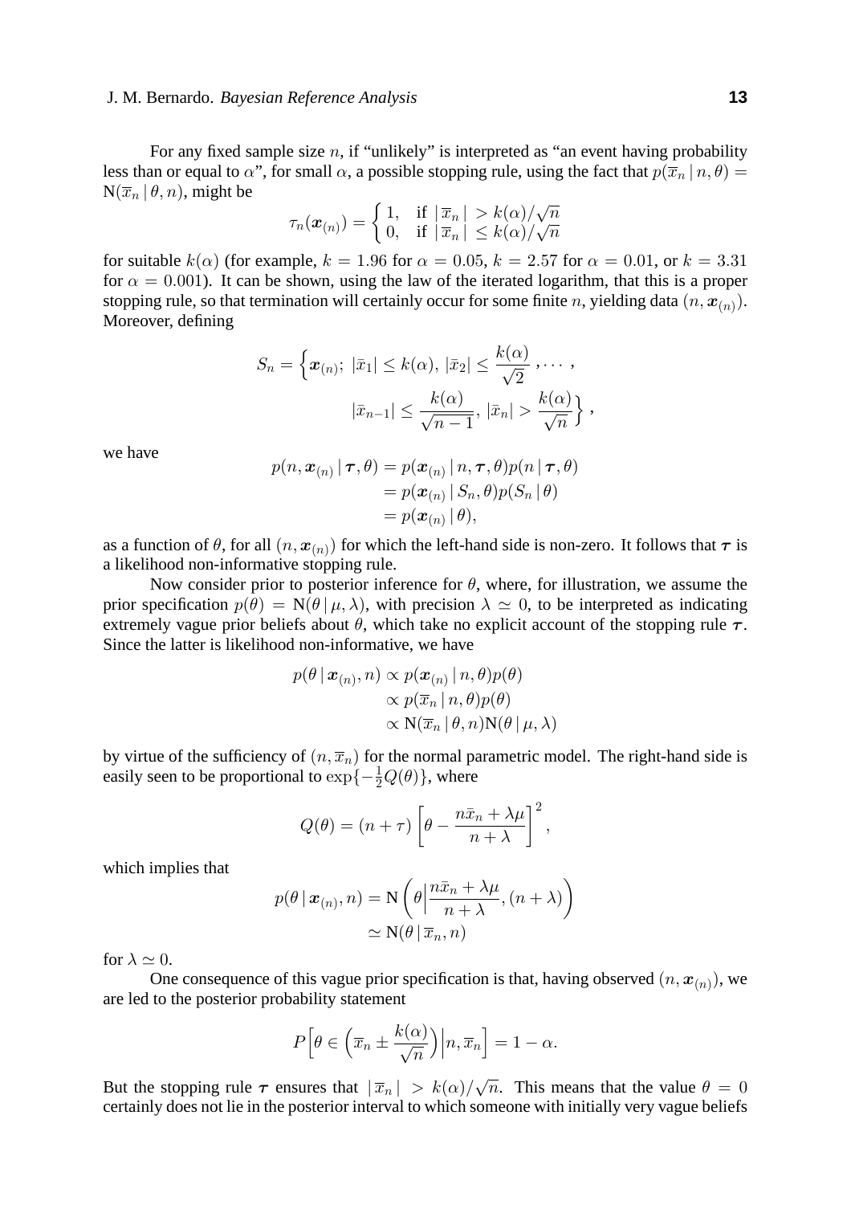For any fixed sample size $n$, if "unlikely" is interpreted as "an event having probability less than or equal to $\alpha$", for small $\alpha$, a possible stopping rule, using the fact that $p(\overline{x}_n \mid n, \theta) = \mathrm{N}(\overline{x}_n \mid \theta, n)$, might be

$$\tau_n(\boldsymbol{x}_{(n)}) = \begin{cases} 1, & \text{if } |\,\overline{x}_n\,| > k(\alpha)/\sqrt{n} \\ 0, & \text{if } |\,\overline{x}_n\,| \leq k(\alpha)/\sqrt{n} \end{cases}$$

for suitable $k(\alpha)$ (for example, $k = 1.96$ for $\alpha = 0.05$, $k = 2.57$ for $\alpha = 0.01$, or $k = 3.31$ for $\alpha = 0.001$). It can be shown, using the law of the iterated logarithm, that this is a proper stopping rule, so that termination will certainly occur for some finite $n$, yielding data $(n, \boldsymbol{x}_{(n)})$. Moreover, defining

$$S_n = \Big\{ \boldsymbol{x}_{(n)};\ |\bar{x}_1| \leq k(\alpha),\ |\bar{x}_2| \leq \frac{k(\alpha)}{\sqrt{2}}, \cdots, \\ |\bar{x}_{n-1}| \leq \frac{k(\alpha)}{\sqrt{n-1}},\ |\bar{x}_n| > \frac{k(\alpha)}{\sqrt{n}} \Big\},$$

we have

$$\begin{aligned} p(n, \boldsymbol{x}_{(n)} \mid \boldsymbol{\tau}, \theta) &= p(\boldsymbol{x}_{(n)} \mid n, \boldsymbol{\tau}, \theta) p(n \mid \boldsymbol{\tau}, \theta) \\ &= p(\boldsymbol{x}_{(n)} \mid S_n, \theta) p(S_n \mid \theta) \\ &= p(\boldsymbol{x}_{(n)} \mid \theta), \end{aligned}$$

as a function of $\theta$, for all $(n, \boldsymbol{x}_{(n)})$ for which the left-hand side is non-zero. It follows that $\boldsymbol{\tau}$ is a likelihood non-informative stopping rule.

Now consider prior to posterior inference for $\theta$, where, for illustration, we assume the prior specification $p(\theta) = \mathrm{N}(\theta \mid \mu, \lambda)$, with precision $\lambda \simeq 0$, to be interpreted as indicating extremely vague prior beliefs about $\theta$, which take no explicit account of the stopping rule $\boldsymbol{\tau}$. Since the latter is likelihood non-informative, we have

$$\begin{aligned} p(\theta \mid \boldsymbol{x}_{(n)}, n) &\propto p(\boldsymbol{x}_{(n)} \mid n, \theta) p(\theta) \\ &\propto p(\overline{x}_n \mid n, \theta) p(\theta) \\ &\propto \mathrm{N}(\overline{x}_n \mid \theta, n) \mathrm{N}(\theta \mid \mu, \lambda) \end{aligned}$$

by virtue of the sufficiency of $(n, \overline{x}_n)$ for the normal parametric model. The right-hand side is easily seen to be proportional to $\exp\{-\frac{1}{2}Q(\theta)\}$, where

$$Q(\theta) = (n + \tau) \left[ \theta - \frac{n\bar{x}_n + \lambda\mu}{n + \lambda} \right]^2,$$

which implies that

$$\begin{aligned} p(\theta \mid \boldsymbol{x}_{(n)}, n) &= \mathrm{N}\left( \theta \Big| \frac{n\bar{x}_n + \lambda\mu}{n + \lambda}, (n + \lambda) \right) \\ &\simeq \mathrm{N}(\theta \mid \overline{x}_n, n) \end{aligned}$$

for $\lambda \simeq 0$.

One consequence of this vague prior specification is that, having observed $(n, \boldsymbol{x}_{(n)})$, we are led to the posterior probability statement

$$P\Big[ \theta \in \Big( \overline{x}_n \pm \frac{k(\alpha)}{\sqrt{n}} \Big) \Big| n, \overline{x}_n \Big] = 1 - \alpha.$$

But the stopping rule $\boldsymbol{\tau}$ ensures that $|\,\overline{x}_n\,| > k(\alpha)/\sqrt{n}$. This means that the value $\theta = 0$ certainly does not lie in the posterior interval to which someone with initially very vague beliefs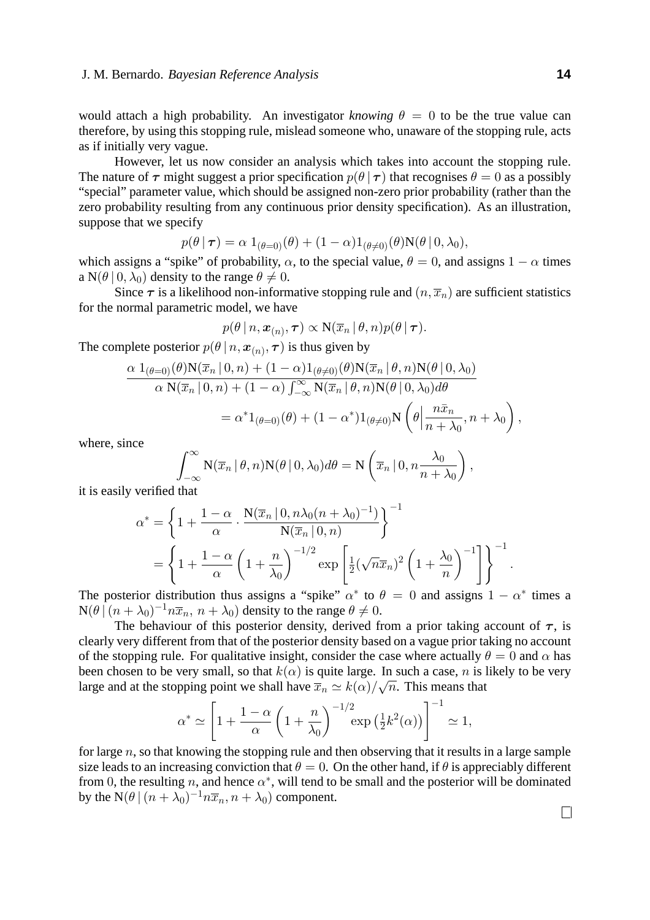would attach a high probability. An investigator *knowing* $\theta = 0$ to be the true value can therefore, by using this stopping rule, mislead someone who, unaware of the stopping rule, acts as if initially very vague.

However, let us now consider an analysis which takes into account the stopping rule. The nature of $\boldsymbol{\tau}$ might suggest a prior specification $p(\theta \,|\, \boldsymbol{\tau})$ that recognises $\theta = 0$ as a possibly "special" parameter value, which should be assigned non-zero prior probability (rather than the zero probability resulting from any continuous prior density specification). As an illustration, suppose that we specify

$$p(\theta \,|\, \boldsymbol{\tau}) = \alpha \, 1_{(\theta=0)}(\theta) + (1-\alpha) 1_{(\theta \neq 0)}(\theta) \mathrm{N}(\theta \,|\, 0, \lambda_0),$$

which assigns a "spike" of probability, $\alpha$, to the special value, $\theta = 0$, and assigns $1-\alpha$ times a $\mathrm{N}(\theta \,|\, 0, \lambda_0)$ density to the range $\theta \neq 0$.

Since $\boldsymbol{\tau}$ is a likelihood non-informative stopping rule and $(n, \overline{x}_n)$ are sufficient statistics for the normal parametric model, we have

$$p(\theta \,|\, n, \boldsymbol{x}_{(n)}, \boldsymbol{\tau}) \propto \mathrm{N}(\overline{x}_n \,|\, \theta, n) p(\theta \,|\, \boldsymbol{\tau}).$$

The complete posterior $p(\theta \,|\, n, \boldsymbol{x}_{(n)}, \boldsymbol{\tau})$ is thus given by

$$\frac{\alpha \; 1_{(\theta=0)}(\theta) \mathrm{N}(\overline{x}_n \,|\, 0, n) + (1-\alpha) 1_{(\theta \neq 0)}(\theta) \mathrm{N}(\overline{x}_n \,|\, \theta, n) \mathrm{N}(\theta \,|\, 0, \lambda_0)}{\alpha \; \mathrm{N}(\overline{x}_n \,|\, 0, n) + (1-\alpha) \int_{-\infty}^{\infty} \mathrm{N}(\overline{x}_n \,|\, \theta, n) \mathrm{N}(\theta \,|\, 0, \lambda_0) d\theta}$$

$$= \alpha^* 1_{(\theta=0)}(\theta) + (1-\alpha^*) 1_{(\theta \neq 0)} \mathrm{N}\left(\theta \Big| \frac{n \bar{x}_n}{n + \lambda_0}, n + \lambda_0 \right),$$

where, since

$$\int_{-\infty}^{\infty} \mathrm{N}(\overline{x}_n \,|\, \theta, n) \mathrm{N}(\theta \,|\, 0, \lambda_0) d\theta = \mathrm{N}\left( \overline{x}_n \,|\, 0, n \frac{\lambda_0}{n + \lambda_0} \right),$$

it is easily verified that

$$\alpha^* = \left\{ 1 + \frac{1-\alpha}{\alpha} \cdot \frac{\mathrm{N}(\overline{x}_n \,|\, 0, n\lambda_0(n+\lambda_0)^{-1})}{\mathrm{N}(\overline{x}_n \,|\, 0, n)} \right\}^{-1}$$

$$= \left\{ 1 + \frac{1-\alpha}{\alpha} \left( 1 + \frac{n}{\lambda_0} \right)^{-1/2} \exp\left[ \tfrac{1}{2} (\sqrt{n} \overline{x}_n)^2 \left( 1 + \frac{\lambda_0}{n} \right)^{-1} \right] \right\}^{-1}.$$

The posterior distribution thus assigns a "spike" $\alpha^*$ to $\theta = 0$ and assigns $1-\alpha^*$ times a $\mathrm{N}(\theta \,|\, (n+\lambda_0)^{-1} n \overline{x}_n, \, n + \lambda_0)$ density to the range $\theta \neq 0$.

The behaviour of this posterior density, derived from a prior taking account of $\boldsymbol{\tau}$, is clearly very different from that of the posterior density based on a vague prior taking no account of the stopping rule. For qualitative insight, consider the case where actually $\theta = 0$ and $\alpha$ has been chosen to be very small, so that $k(\alpha)$ is quite large. In such a case, $n$ is likely to be very large and at the stopping point we shall have $\overline{x}_n \simeq k(\alpha)/\sqrt{n}$. This means that

$$\alpha^* \simeq \left[ 1 + \frac{1-\alpha}{\alpha} \left( 1 + \frac{n}{\lambda_0} \right)^{-1/2} \exp\left( \tfrac{1}{2} k^2(\alpha) \right) \right]^{-1} \simeq 1,$$

for large $n$, so that knowing the stopping rule and then observing that it results in a large sample size leads to an increasing conviction that $\theta = 0$. On the other hand, if $\theta$ is appreciably different from 0, the resulting $n$, and hence $\alpha^*$, will tend to be small and the posterior will be dominated by the $\mathrm{N}(\theta \,|\, (n+\lambda_0)^{-1} n \overline{x}_n, n + \lambda_0)$ component.

□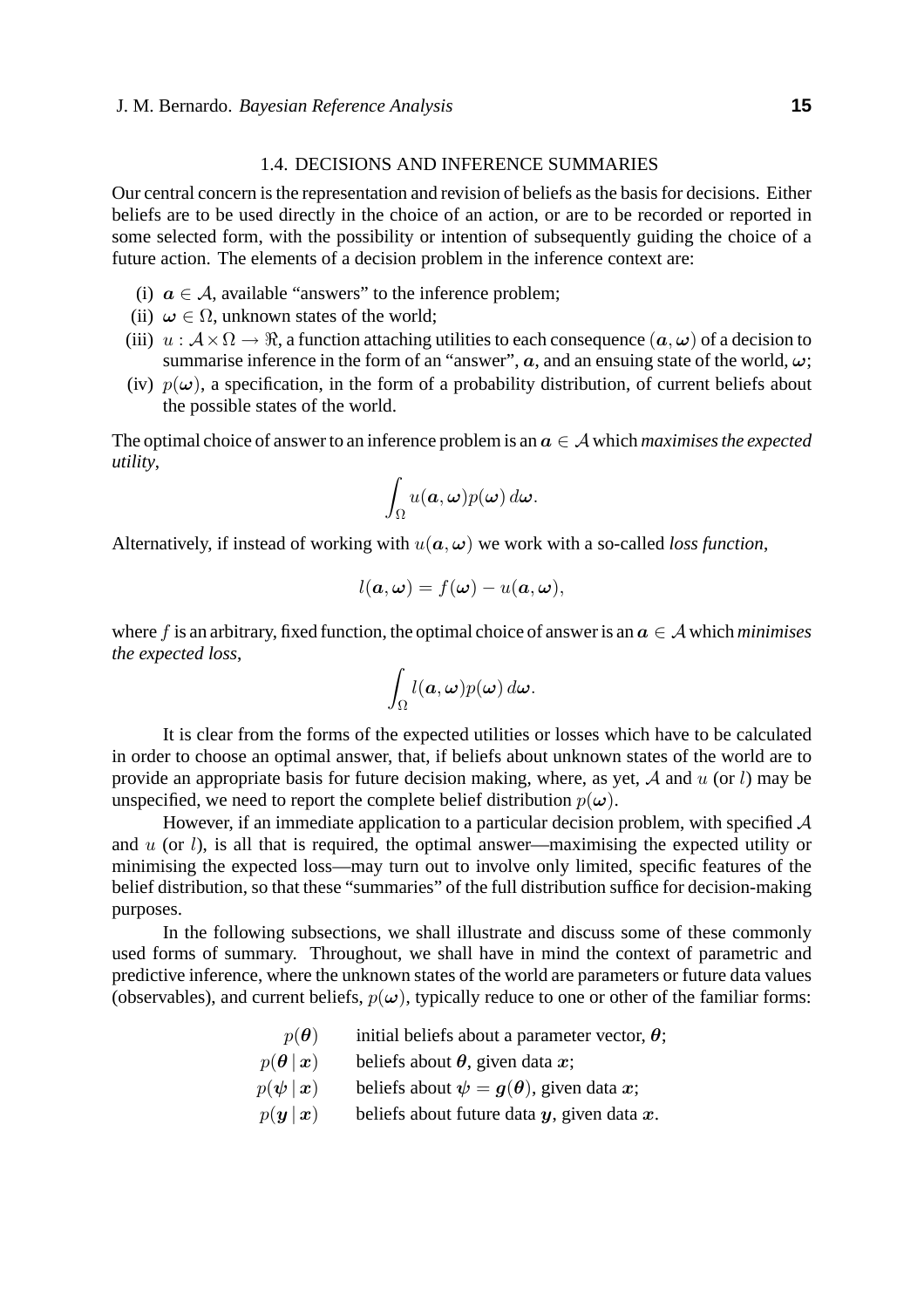### 1.4. DECISIONS AND INFERENCE SUMMARIES

Our central concern is the representation and revision of beliefs as the basis for decisions. Either beliefs are to be used directly in the choice of an action, or are to be recorded or reported in some selected form, with the possibility or intention of subsequently guiding the choice of a future action. The elements of a decision problem in the inference context are:

(i) $\boldsymbol{a} \in \mathcal{A}$, available "answers" to the inference problem;

(ii) $\boldsymbol{\omega} \in \Omega$, unknown states of the world;

(iii) $u : \mathcal{A} \times \Omega \to \Re$, a function attaching utilities to each consequence $(\boldsymbol{a}, \boldsymbol{\omega})$ of a decision to summarise inference in the form of an "answer", $\boldsymbol{a}$, and an ensuing state of the world, $\boldsymbol{\omega}$;

(iv) $p(\boldsymbol{\omega})$, a specification, in the form of a probability distribution, of current beliefs about the possible states of the world.

The optimal choice of answer to an inference problem is an $\boldsymbol{a} \in \mathcal{A}$ which *maximises the expected utility*,

$$\int_{\Omega} u(\boldsymbol{a}, \boldsymbol{\omega}) p(\boldsymbol{\omega})\, d\boldsymbol{\omega}.$$

Alternatively, if instead of working with $u(\boldsymbol{a}, \boldsymbol{\omega})$ we work with a so-called *loss function*,

$$l(\boldsymbol{a}, \boldsymbol{\omega}) = f(\boldsymbol{\omega}) - u(\boldsymbol{a}, \boldsymbol{\omega}),$$

where $f$ is an arbitrary, fixed function, the optimal choice of answer is an $\boldsymbol{a} \in \mathcal{A}$ which *minimises the expected loss*,

$$\int_{\Omega} l(\boldsymbol{a}, \boldsymbol{\omega}) p(\boldsymbol{\omega})\, d\boldsymbol{\omega}.$$

It is clear from the forms of the expected utilities or losses which have to be calculated in order to choose an optimal answer, that, if beliefs about unknown states of the world are to provide an appropriate basis for future decision making, where, as yet, $\mathcal{A}$ and $u$ (or $l$) may be unspecified, we need to report the complete belief distribution $p(\boldsymbol{\omega})$.

However, if an immediate application to a particular decision problem, with specified $\mathcal{A}$ and $u$ (or $l$), is all that is required, the optimal answer—maximising the expected utility or minimising the expected loss—may turn out to involve only limited, specific features of the belief distribution, so that these "summaries" of the full distribution suffice for decision-making purposes.

In the following subsections, we shall illustrate and discuss some of these commonly used forms of summary. Throughout, we shall have in mind the context of parametric and predictive inference, where the unknown states of the world are parameters or future data values (observables), and current beliefs, $p(\boldsymbol{\omega})$, typically reduce to one or other of the familiar forms:

| | |
|---|---|
| $p(\boldsymbol{\theta})$ | initial beliefs about a parameter vector, $\boldsymbol{\theta}$; |
| $p(\boldsymbol{\theta} \mid \boldsymbol{x})$ | beliefs about $\boldsymbol{\theta}$, given data $\boldsymbol{x}$; |
| $p(\boldsymbol{\psi} \mid \boldsymbol{x})$ | beliefs about $\boldsymbol{\psi} = \boldsymbol{g}(\boldsymbol{\theta})$, given data $\boldsymbol{x}$; |
| $p(\boldsymbol{y} \mid \boldsymbol{x})$ | beliefs about future data $\boldsymbol{y}$, given data $\boldsymbol{x}$. |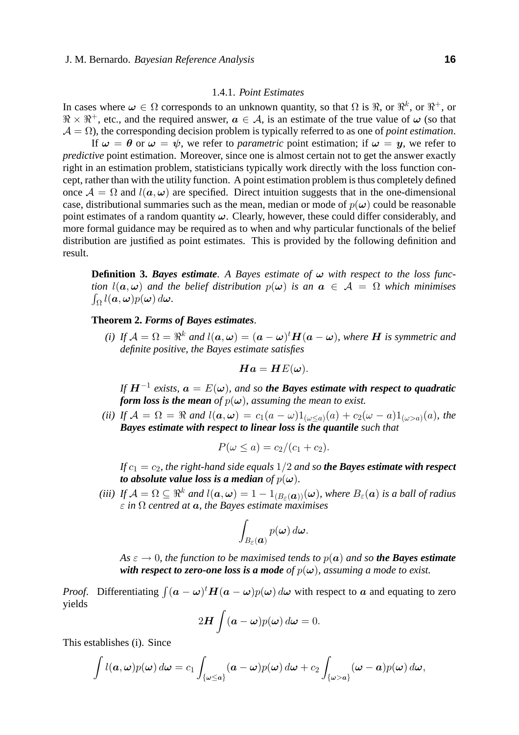### 1.4.1. *Point Estimates*

In cases where $\boldsymbol{\omega} \in \Omega$ corresponds to an unknown quantity, so that $\Omega$ is $\Re$, or $\Re^k$, or $\Re^+$, or $\Re \times \Re^+$, etc., and the required answer, $\boldsymbol{a} \in \mathcal{A}$, is an estimate of the true value of $\boldsymbol{\omega}$ (so that $\mathcal{A} = \Omega$), the corresponding decision problem is typically referred to as one of *point estimation*.

If $\boldsymbol{\omega} = \boldsymbol{\theta}$ or $\boldsymbol{\omega} = \boldsymbol{\psi}$, we refer to *parametric* point estimation; if $\boldsymbol{\omega} = \boldsymbol{y}$, we refer to *predictive* point estimation. Moreover, since one is almost certain not to get the answer exactly right in an estimation problem, statisticians typically work directly with the loss function concept, rather than with the utility function. A point estimation problem is thus completely defined once $\mathcal{A} = \Omega$ and $l(\boldsymbol{a}, \boldsymbol{\omega})$ are specified. Direct intuition suggests that in the one-dimensional case, distributional summaries such as the mean, median or mode of $p(\boldsymbol{\omega})$ could be reasonable point estimates of a random quantity $\boldsymbol{\omega}$. Clearly, however, these could differ considerably, and more formal guidance may be required as to when and why particular functionals of the belief distribution are justified as point estimates. This is provided by the following definition and result.

**Definition 3.** ***Bayes estimate***. *A Bayes estimate of $\boldsymbol{\omega}$ with respect to the loss function $l(\boldsymbol{a}, \boldsymbol{\omega})$ and the belief distribution $p(\boldsymbol{\omega})$ is an $\boldsymbol{a} \in \mathcal{A} = \Omega$ which minimises $\int_\Omega l(\boldsymbol{a}, \boldsymbol{\omega}) p(\boldsymbol{\omega})\, d\boldsymbol{\omega}$.*

**Theorem 2.** ***Forms of Bayes estimates***.

*(i) If $\mathcal{A} = \Omega = \Re^k$ and $l(\boldsymbol{a}, \boldsymbol{\omega}) = (\boldsymbol{a} - \boldsymbol{\omega})^t \boldsymbol{H} (\boldsymbol{a} - \boldsymbol{\omega})$, where $\boldsymbol{H}$ is symmetric and definite positive, the Bayes estimate satisfies*

$$\boldsymbol{H}\boldsymbol{a} = \boldsymbol{H} E(\boldsymbol{\omega}).$$

*If $\boldsymbol{H}^{-1}$ exists, $\boldsymbol{a} = E(\boldsymbol{\omega})$, and so* ***the Bayes estimate with respect to quadratic form loss is the mean*** *of $p(\boldsymbol{\omega})$, assuming the mean to exist.*

*(ii) If $\mathcal{A} = \Omega = \Re$ and $l(\boldsymbol{a}, \boldsymbol{\omega}) = c_1(a - \omega)1_{(\omega \le a)}(a) + c_2(\omega - a)1_{(\omega > a)}(a)$, the* ***Bayes estimate with respect to linear loss is the quantile*** *such that*

$$P(\omega \le a) = c_2/(c_1 + c_2).$$

*If $c_1 = c_2$, the right-hand side equals $1/2$ and so* ***the Bayes estimate with respect to absolute value loss is a median*** *of $p(\boldsymbol{\omega})$.*

*(iii) If $\mathcal{A} = \Omega \subseteq \Re^k$ and $l(\boldsymbol{a}, \boldsymbol{\omega}) = 1 - 1_{(B_\varepsilon(\boldsymbol{a}))}(\boldsymbol{\omega})$, where $B_\varepsilon(\boldsymbol{a})$ is a ball of radius $\varepsilon$ in $\Omega$ centred at $\boldsymbol{a}$, the Bayes estimate maximises*

$$\int_{B_\varepsilon(\boldsymbol{a})} p(\boldsymbol{\omega})\, d\boldsymbol{\omega}.$$

*As $\varepsilon \to 0$, the function to be maximised tends to $p(\boldsymbol{a})$ and so* ***the Bayes estimate with respect to zero-one loss is a mode*** *of $p(\boldsymbol{\omega})$, assuming a mode to exist.*

*Proof.* Differentiating $\int (\boldsymbol{a} - \boldsymbol{\omega})^t \boldsymbol{H} (\boldsymbol{a} - \boldsymbol{\omega}) p(\boldsymbol{\omega})\, d\boldsymbol{\omega}$ with respect to $\boldsymbol{a}$ and equating to zero yields

$$2\boldsymbol{H} \int (\boldsymbol{a} - \boldsymbol{\omega}) p(\boldsymbol{\omega})\, d\boldsymbol{\omega} = 0.$$

This establishes (i). Since

$$\int l(\boldsymbol{a}, \boldsymbol{\omega}) p(\boldsymbol{\omega})\, d\boldsymbol{\omega} = c_1 \int_{\{\boldsymbol{\omega} \le \boldsymbol{a}\}} (\boldsymbol{a} - \boldsymbol{\omega}) p(\boldsymbol{\omega})\, d\boldsymbol{\omega} + c_2 \int_{\{\boldsymbol{\omega} > \boldsymbol{a}\}} (\boldsymbol{\omega} - \boldsymbol{a}) p(\boldsymbol{\omega})\, d\boldsymbol{\omega},$$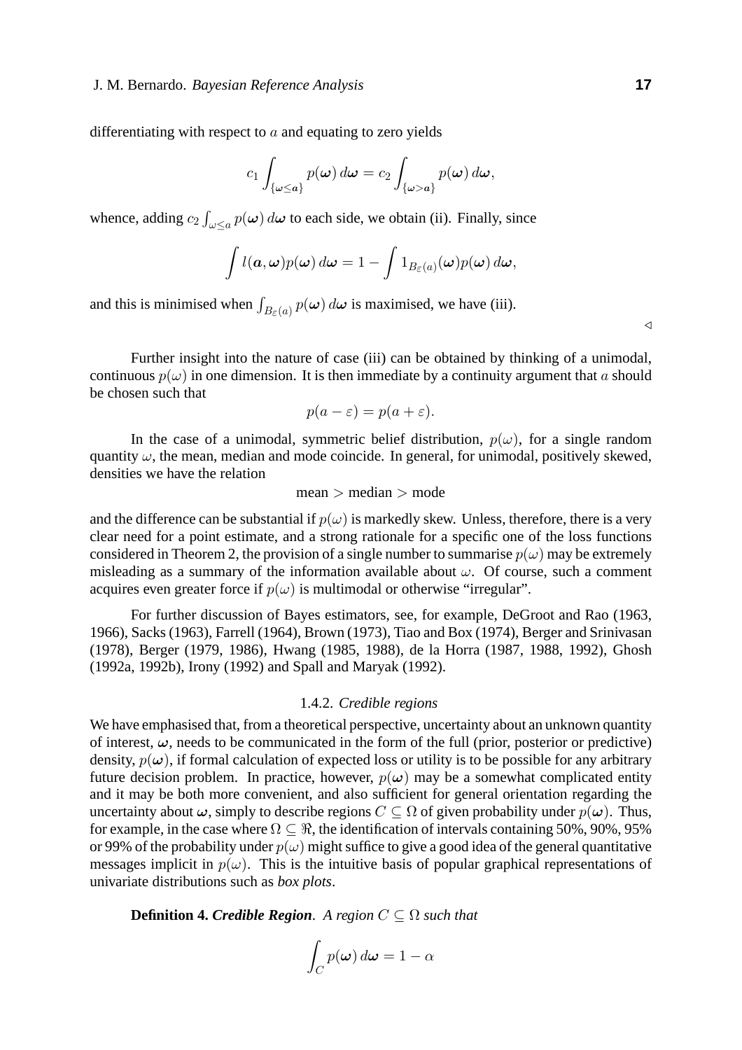differentiating with respect to $a$ and equating to zero yields

$$c_1 \int_{\{\boldsymbol{\omega} \leq \boldsymbol{a}\}} p(\boldsymbol{\omega})\, d\boldsymbol{\omega} = c_2 \int_{\{\boldsymbol{\omega} > \boldsymbol{a}\}} p(\boldsymbol{\omega})\, d\boldsymbol{\omega},$$

whence, adding $c_2 \int_{\omega \leq a} p(\boldsymbol{\omega})\, d\boldsymbol{\omega}$ to each side, we obtain (ii). Finally, since

$$\int l(\boldsymbol{a}, \boldsymbol{\omega}) p(\boldsymbol{\omega})\, d\boldsymbol{\omega} = 1 - \int 1_{B_\varepsilon(a)}(\boldsymbol{\omega}) p(\boldsymbol{\omega})\, d\boldsymbol{\omega},$$

and this is minimised when $\int_{B_\varepsilon(a)} p(\boldsymbol{\omega})\, d\boldsymbol{\omega}$ is maximised, we have (iii).

$\triangleleft$

Further insight into the nature of case (iii) can be obtained by thinking of a unimodal, continuous $p(\omega)$ in one dimension. It is then immediate by a continuity argument that $a$ should be chosen such that

$$p(a - \varepsilon) = p(a + \varepsilon).$$

In the case of a unimodal, symmetric belief distribution, $p(\omega)$, for a single random quantity $\omega$, the mean, median and mode coincide. In general, for unimodal, positively skewed, densities we have the relation

$$\text{mean} > \text{median} > \text{mode}$$

and the difference can be substantial if $p(\omega)$ is markedly skew. Unless, therefore, there is a very clear need for a point estimate, and a strong rationale for a specific one of the loss functions considered in Theorem 2, the provision of a single number to summarise $p(\omega)$ may be extremely misleading as a summary of the information available about $\omega$. Of course, such a comment acquires even greater force if $p(\omega)$ is multimodal or otherwise "irregular".

For further discussion of Bayes estimators, see, for example, DeGroot and Rao (1963, 1966), Sacks (1963), Farrell (1964), Brown (1973), Tiao and Box (1974), Berger and Srinivasan (1978), Berger (1979, 1986), Hwang (1985, 1988), de la Horra (1987, 1988, 1992), Ghosh (1992a, 1992b), Irony (1992) and Spall and Maryak (1992).

### 1.4.2. *Credible regions*

We have emphasised that, from a theoretical perspective, uncertainty about an unknown quantity of interest, $\boldsymbol{\omega}$, needs to be communicated in the form of the full (prior, posterior or predictive) density, $p(\boldsymbol{\omega})$, if formal calculation of expected loss or utility is to be possible for any arbitrary future decision problem. In practice, however, $p(\boldsymbol{\omega})$ may be a somewhat complicated entity and it may be both more convenient, and also sufficient for general orientation regarding the uncertainty about $\boldsymbol{\omega}$, simply to describe regions $C \subseteq \Omega$ of given probability under $p(\boldsymbol{\omega})$. Thus, for example, in the case where $\Omega \subseteq \Re$, the identification of intervals containing 50%, 90%, 95% or 99% of the probability under $p(\omega)$ might suffice to give a good idea of the general quantitative messages implicit in $p(\omega)$. This is the intuitive basis of popular graphical representations of univariate distributions such as *box plots*.

**Definition 4.** ***Credible Region***. *A region $C \subseteq \Omega$ such that*

$$\int_C p(\boldsymbol{\omega})\, d\boldsymbol{\omega} = 1 - \alpha$$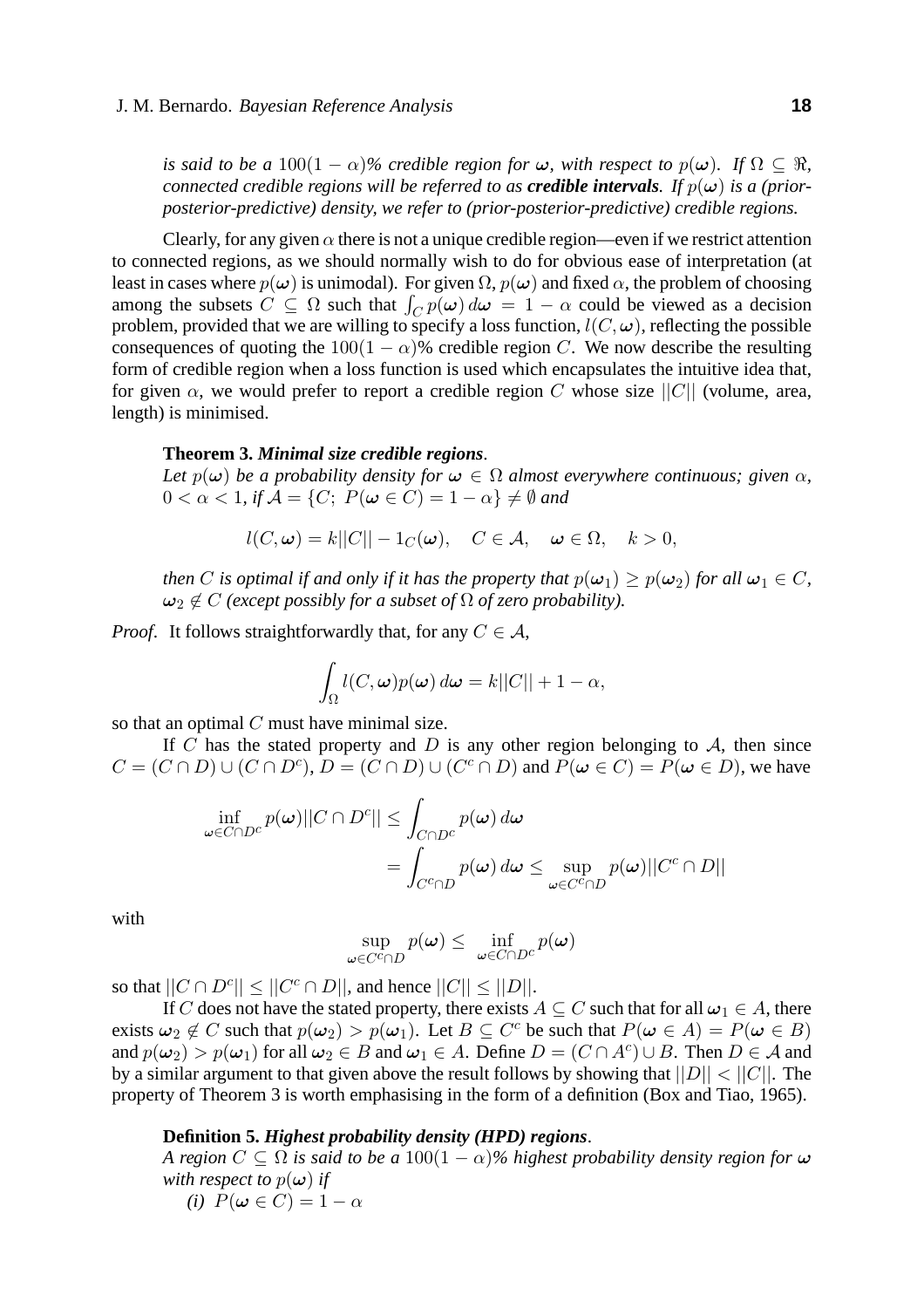*is said to be a* $100(1-\alpha)$*% credible region for* $\boldsymbol{\omega}$*, with respect to* $p(\boldsymbol{\omega})$*. If* $\Omega \subseteq \Re$*, connected credible regions will be referred to as* ***credible intervals****. If* $p(\boldsymbol{\omega})$ *is a (prior-posterior-predictive) density, we refer to (prior-posterior-predictive) credible regions.*

Clearly, for any given $\alpha$ there is not a unique credible region—even if we restrict attention to connected regions, as we should normally wish to do for obvious ease of interpretation (at least in cases where $p(\boldsymbol{\omega})$ is unimodal). For given $\Omega$, $p(\boldsymbol{\omega})$ and fixed $\alpha$, the problem of choosing among the subsets $C \subseteq \Omega$ such that $\int_C p(\boldsymbol{\omega})\, d\boldsymbol{\omega} = 1-\alpha$ could be viewed as a decision problem, provided that we are willing to specify a loss function, $l(C, \boldsymbol{\omega})$, reflecting the possible consequences of quoting the $100(1-\alpha)$% credible region $C$. We now describe the resulting form of credible region when a loss function is used which encapsulates the intuitive idea that, for given $\alpha$, we would prefer to report a credible region $C$ whose size $||C||$ (volume, area, length) is minimised.

**Theorem 3.** ***Minimal size credible regions***.
*Let* $p(\boldsymbol{\omega})$ *be a probability density for* $\boldsymbol{\omega} \in \Omega$ *almost everywhere continuous; given* $\alpha$*,* $0 < \alpha < 1$*, if* $\mathcal{A} = \{C;\ P(\boldsymbol{\omega} \in C) = 1-\alpha\} \neq \emptyset$ *and*

$$l(C, \boldsymbol{\omega}) = k||C|| - 1_C(\boldsymbol{\omega}), \quad C \in \mathcal{A}, \quad \boldsymbol{\omega} \in \Omega, \quad k > 0,$$

*then* $C$ *is optimal if and only if it has the property that* $p(\boldsymbol{\omega}_1) \geq p(\boldsymbol{\omega}_2)$ *for all* $\boldsymbol{\omega}_1 \in C$*,* $\boldsymbol{\omega}_2 \notin C$ *(except possibly for a subset of* $\Omega$ *of zero probability).*

*Proof.* It follows straightforwardly that, for any $C \in \mathcal{A}$,

$$\int_\Omega l(C, \boldsymbol{\omega}) p(\boldsymbol{\omega})\, d\boldsymbol{\omega} = k||C|| + 1 - \alpha,$$

so that an optimal $C$ must have minimal size.

If $C$ has the stated property and $D$ is any other region belonging to $\mathcal{A}$, then since $C = (C \cap D) \cup (C \cap D^c)$, $D = (C \cap D) \cup (C^c \cap D)$ and $P(\boldsymbol{\omega} \in C) = P(\boldsymbol{\omega} \in D)$, we have

$$\begin{aligned}\inf_{\boldsymbol{\omega} \in C \cap D^c} p(\boldsymbol{\omega}) ||C \cap D^c|| &\leq \int_{C \cap D^c} p(\boldsymbol{\omega})\, d\boldsymbol{\omega} \\ &= \int_{C^c \cap D} p(\boldsymbol{\omega})\, d\boldsymbol{\omega} \leq \sup_{\boldsymbol{\omega} \in C^c \cap D} p(\boldsymbol{\omega}) ||C^c \cap D||\end{aligned}$$

with

$$\sup_{\boldsymbol{\omega} \in C^c \cap D} p(\boldsymbol{\omega}) \leq \inf_{\boldsymbol{\omega} \in C \cap D^c} p(\boldsymbol{\omega})$$

so that $||C \cap D^c|| \leq ||C^c \cap D||$, and hence $||C|| \leq ||D||$.

If $C$ does not have the stated property, there exists $A \subseteq C$ such that for all $\boldsymbol{\omega}_1 \in A$, there exists $\boldsymbol{\omega}_2 \notin C$ such that $p(\boldsymbol{\omega}_2) > p(\boldsymbol{\omega}_1)$. Let $B \subseteq C^c$ be such that $P(\boldsymbol{\omega} \in A) = P(\boldsymbol{\omega} \in B)$ and $p(\boldsymbol{\omega}_2) > p(\boldsymbol{\omega}_1)$ for all $\boldsymbol{\omega}_2 \in B$ and $\boldsymbol{\omega}_1 \in A$. Define $D = (C \cap A^c) \cup B$. Then $D \in \mathcal{A}$ and by a similar argument to that given above the result follows by showing that $||D|| < ||C||$. The property of Theorem 3 is worth emphasising in the form of a definition (Box and Tiao, 1965).

**Definition 5.** ***Highest probability density (HPD) regions***.
*A region* $C \subseteq \Omega$ *is said to be a* $100(1-\alpha)$*% highest probability density region for* $\boldsymbol{\omega}$ *with respect to* $p(\boldsymbol{\omega})$ *if*

*(i)* $P(\boldsymbol{\omega} \in C) = 1-\alpha$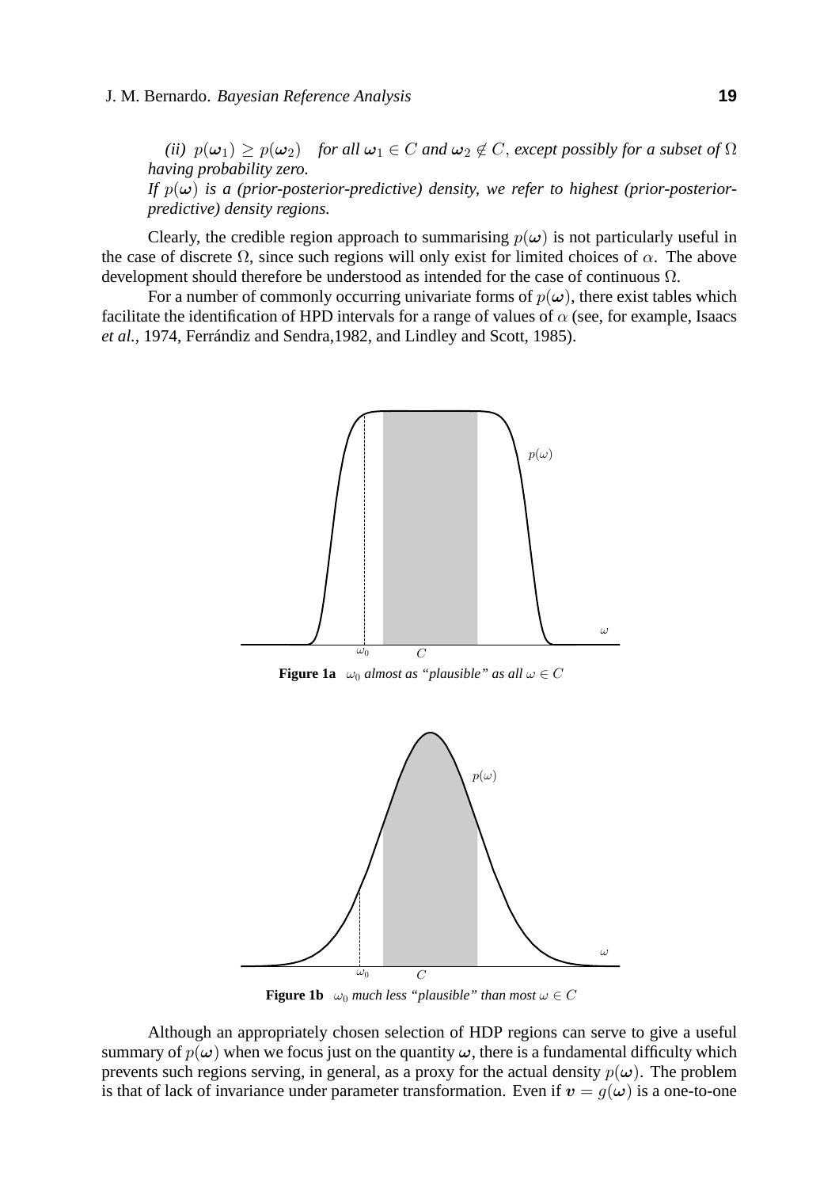*(ii)* $p(\boldsymbol{\omega}_1) \geq p(\boldsymbol{\omega}_2)$ *for all* $\boldsymbol{\omega}_1 \in C$ *and* $\boldsymbol{\omega}_2 \notin C$*, except possibly for a subset of* $\Omega$ *having probability zero.*

*If* $p(\boldsymbol{\omega})$ *is a (prior-posterior-predictive) density, we refer to highest (prior-posterior-predictive) density regions.*

Clearly, the credible region approach to summarising $p(\boldsymbol{\omega})$ is not particularly useful in the case of discrete $\Omega$, since such regions will only exist for limited choices of $\alpha$. The above development should therefore be understood as intended for the case of continuous $\Omega$.

For a number of commonly occurring univariate forms of $p(\boldsymbol{\omega})$, there exist tables which facilitate the identification of HPD intervals for a range of values of $\alpha$ (see, for example, Isaacs *et al.*, 1974, Ferrándiz and Sendra,1982, and Lindley and Scott, 1985).

**Figure 1a** *$\omega_0$ almost as "plausible" as all $\omega \in C$*

**Figure 1b** *$\omega_0$ much less "plausible" than most $\omega \in C$*

Although an appropriately chosen selection of HDP regions can serve to give a useful summary of $p(\boldsymbol{\omega})$ when we focus just on the quantity $\boldsymbol{\omega}$, there is a fundamental difficulty which prevents such regions serving, in general, as a proxy for the actual density $p(\boldsymbol{\omega})$. The problem is that of lack of invariance under parameter transformation. Even if $\boldsymbol{v} = g(\boldsymbol{\omega})$ is a one-to-one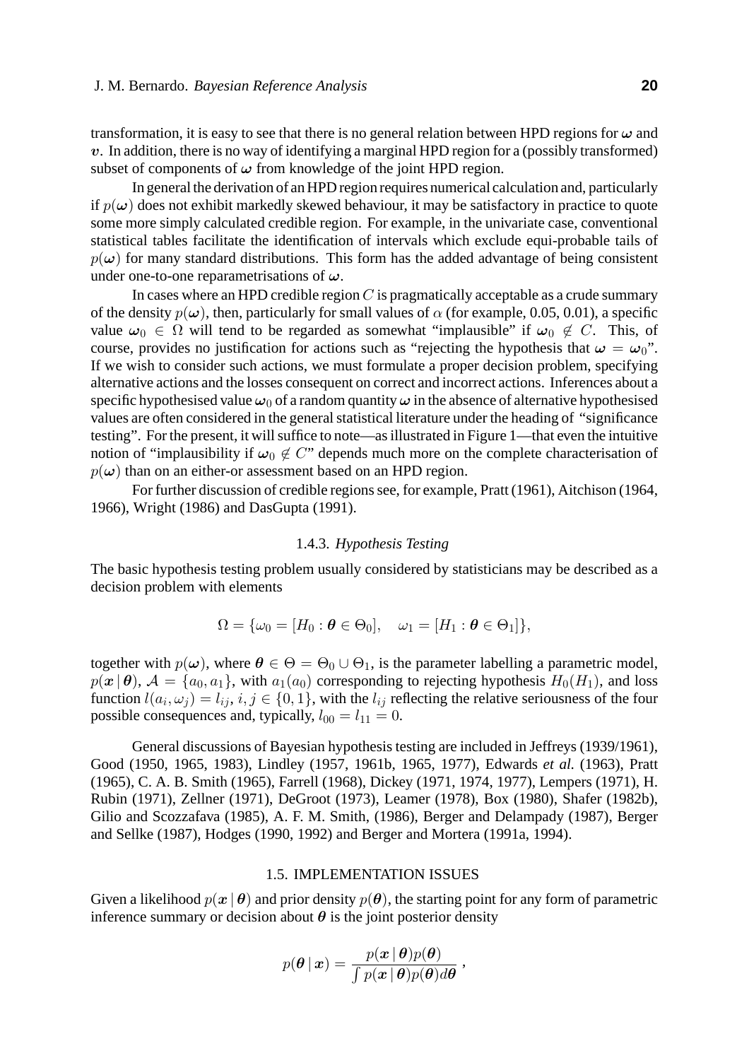transformation, it is easy to see that there is no general relation between HPD regions for $\boldsymbol{\omega}$ and $\boldsymbol{v}$. In addition, there is no way of identifying a marginal HPD region for a (possibly transformed) subset of components of $\boldsymbol{\omega}$ from knowledge of the joint HPD region.

In general the derivation of an HPD region requires numerical calculation and, particularly if $p(\boldsymbol{\omega})$ does not exhibit markedly skewed behaviour, it may be satisfactory in practice to quote some more simply calculated credible region. For example, in the univariate case, conventional statistical tables facilitate the identification of intervals which exclude equi-probable tails of $p(\boldsymbol{\omega})$ for many standard distributions. This form has the added advantage of being consistent under one-to-one reparametrisations of $\boldsymbol{\omega}$.

In cases where an HPD credible region $C$ is pragmatically acceptable as a crude summary of the density $p(\boldsymbol{\omega})$, then, particularly for small values of $\alpha$ (for example, 0.05, 0.01), a specific value $\boldsymbol{\omega}_0 \in \Omega$ will tend to be regarded as somewhat "implausible" if $\boldsymbol{\omega}_0 \notin C$. This, of course, provides no justification for actions such as "rejecting the hypothesis that $\boldsymbol{\omega} = \boldsymbol{\omega}_0$". If we wish to consider such actions, we must formulate a proper decision problem, specifying alternative actions and the losses consequent on correct and incorrect actions. Inferences about a specific hypothesised value $\boldsymbol{\omega}_0$ of a random quantity $\boldsymbol{\omega}$ in the absence of alternative hypothesised values are often considered in the general statistical literature under the heading of "significance testing". For the present, it will suffice to note—as illustrated in Figure 1—that even the intuitive notion of "implausibility if $\boldsymbol{\omega}_0 \notin C$" depends much more on the complete characterisation of $p(\boldsymbol{\omega})$ than on an either-or assessment based on an HPD region.

For further discussion of credible regions see, for example, Pratt (1961), Aitchison (1964, 1966), Wright (1986) and DasGupta (1991).

### 1.4.3. *Hypothesis Testing*

The basic hypothesis testing problem usually considered by statisticians may be described as a decision problem with elements

$$\Omega = \{\omega_0 = [H_0 : \boldsymbol{\theta} \in \Theta_0], \quad \omega_1 = [H_1 : \boldsymbol{\theta} \in \Theta_1]\},$$

together with $p(\boldsymbol{\omega})$, where $\boldsymbol{\theta} \in \Theta = \Theta_0 \cup \Theta_1$, is the parameter labelling a parametric model, $p(\boldsymbol{x} \mid \boldsymbol{\theta})$, $\mathcal{A} = \{a_0, a_1\}$, with $a_1(a_0)$ corresponding to rejecting hypothesis $H_0(H_1)$, and loss function $l(a_i, \omega_j) = l_{ij}$, $i, j \in \{0, 1\}$, with the $l_{ij}$ reflecting the relative seriousness of the four possible consequences and, typically, $l_{00} = l_{11} = 0$.

General discussions of Bayesian hypothesis testing are included in Jeffreys (1939/1961), Good (1950, 1965, 1983), Lindley (1957, 1961b, 1965, 1977), Edwards *et al.* (1963), Pratt (1965), C. A. B. Smith (1965), Farrell (1968), Dickey (1971, 1974, 1977), Lempers (1971), H. Rubin (1971), Zellner (1971), DeGroot (1973), Leamer (1978), Box (1980), Shafer (1982b), Gilio and Scozzafava (1985), A. F. M. Smith, (1986), Berger and Delampady (1987), Berger and Sellke (1987), Hodges (1990, 1992) and Berger and Mortera (1991a, 1994).

## 1.5. IMPLEMENTATION ISSUES

Given a likelihood $p(\boldsymbol{x} \mid \boldsymbol{\theta})$ and prior density $p(\boldsymbol{\theta})$, the starting point for any form of parametric inference summary or decision about $\boldsymbol{\theta}$ is the joint posterior density

$$p(\boldsymbol{\theta} \mid \boldsymbol{x}) = \frac{p(\boldsymbol{x} \mid \boldsymbol{\theta}) p(\boldsymbol{\theta})}{\int p(\boldsymbol{x} \mid \boldsymbol{\theta}) p(\boldsymbol{\theta}) d\boldsymbol{\theta}} \, ,$$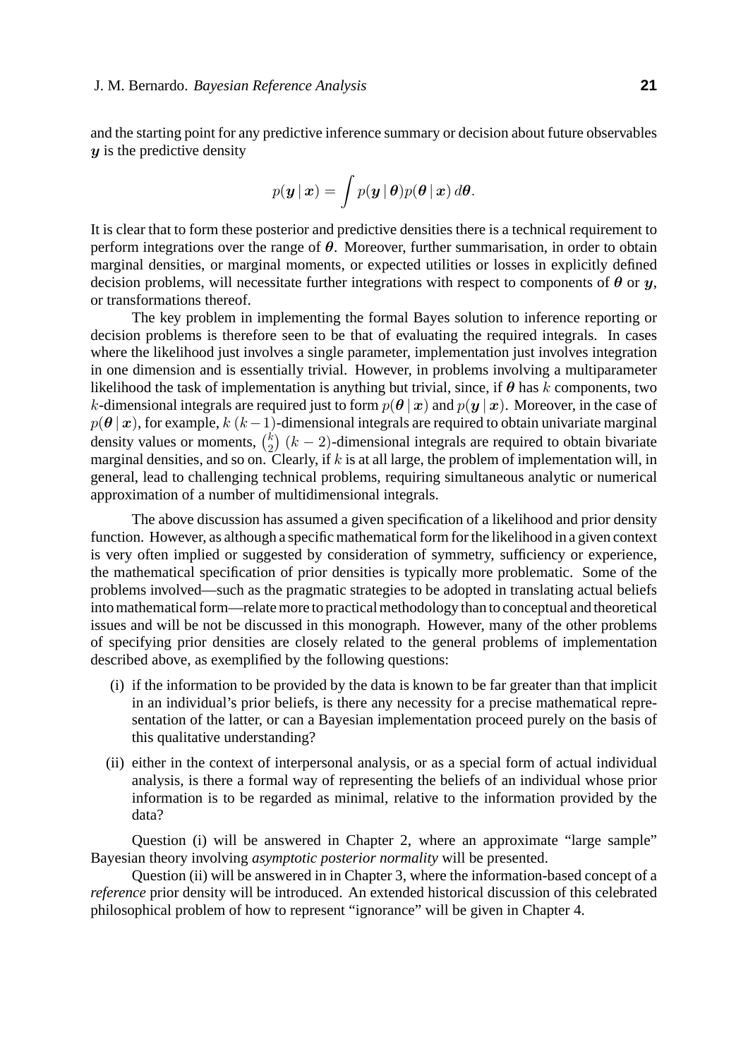and the starting point for any predictive inference summary or decision about future observables $\boldsymbol{y}$ is the predictive density

$$p(\boldsymbol{y} \mid \boldsymbol{x}) = \int p(\boldsymbol{y} \mid \boldsymbol{\theta}) p(\boldsymbol{\theta} \mid \boldsymbol{x}) \, d\boldsymbol{\theta}.$$

It is clear that to form these posterior and predictive densities there is a technical requirement to perform integrations over the range of $\boldsymbol{\theta}$. Moreover, further summarisation, in order to obtain marginal densities, or marginal moments, or expected utilities or losses in explicitly defined decision problems, will necessitate further integrations with respect to components of $\boldsymbol{\theta}$ or $\boldsymbol{y}$, or transformations thereof.

The key problem in implementing the formal Bayes solution to inference reporting or decision problems is therefore seen to be that of evaluating the required integrals. In cases where the likelihood just involves a single parameter, implementation just involves integration in one dimension and is essentially trivial. However, in problems involving a multiparameter likelihood the task of implementation is anything but trivial, since, if $\boldsymbol{\theta}$ has $k$ components, two $k$-dimensional integrals are required just to form $p(\boldsymbol{\theta} \mid \boldsymbol{x})$ and $p(\boldsymbol{y} \mid \boldsymbol{x})$. Moreover, in the case of $p(\boldsymbol{\theta} \mid \boldsymbol{x})$, for example, $k$ $(k-1)$-dimensional integrals are required to obtain univariate marginal density values or moments, $\binom{k}{2}$ $(k-2)$-dimensional integrals are required to obtain bivariate marginal densities, and so on. Clearly, if $k$ is at all large, the problem of implementation will, in general, lead to challenging technical problems, requiring simultaneous analytic or numerical approximation of a number of multidimensional integrals.

The above discussion has assumed a given specification of a likelihood and prior density function. However, as although a specific mathematical form for the likelihood in a given context is very often implied or suggested by consideration of symmetry, sufficiency or experience, the mathematical specification of prior densities is typically more problematic. Some of the problems involved—such as the pragmatic strategies to be adopted in translating actual beliefs into mathematical form—relate more to practical methodology than to conceptual and theoretical issues and will be not be discussed in this monograph. However, many of the other problems of specifying prior densities are closely related to the general problems of implementation described above, as exemplified by the following questions:

(i) if the information to be provided by the data is known to be far greater than that implicit in an individual's prior beliefs, is there any necessity for a precise mathematical representation of the latter, or can a Bayesian implementation proceed purely on the basis of this qualitative understanding?

(ii) either in the context of interpersonal analysis, or as a special form of actual individual analysis, is there a formal way of representing the beliefs of an individual whose prior information is to be regarded as minimal, relative to the information provided by the data?

Question (i) will be answered in Chapter 2, where an approximate "large sample" Bayesian theory involving *asymptotic posterior normality* will be presented.

Question (ii) will be answered in in Chapter 3, where the information-based concept of a *reference* prior density will be introduced. An extended historical discussion of this celebrated philosophical problem of how to represent "ignorance" will be given in Chapter 4.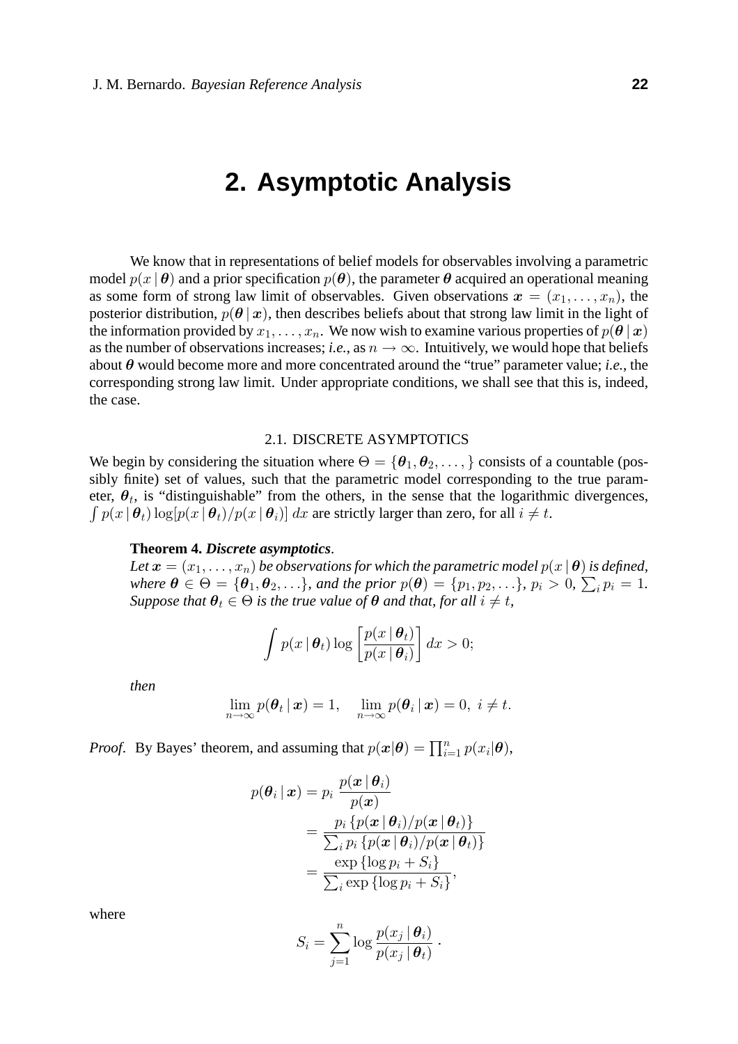// Page header and page number omitted per Rule 6.
# 2. Asymptotic Analysis

We know that in representations of belief models for observables involving a parametric model $p(x \mid \boldsymbol{\theta})$ and a prior specification $p(\boldsymbol{\theta})$, the parameter $\boldsymbol{\theta}$ acquired an operational meaning as some form of strong law limit of observables. Given observations $\boldsymbol{x} = (x_1, \ldots, x_n)$, the posterior distribution, $p(\boldsymbol{\theta} \mid \boldsymbol{x})$, then describes beliefs about that strong law limit in the light of the information provided by $x_1, \ldots, x_n$. We now wish to examine various properties of $p(\boldsymbol{\theta} \mid \boldsymbol{x})$ as the number of observations increases; *i.e.*, as $n \to \infty$. Intuitively, we would hope that beliefs about $\boldsymbol{\theta}$ would become more and more concentrated around the "true" parameter value; *i.e.*, the corresponding strong law limit. Under appropriate conditions, we shall see that this is, indeed, the case.

### 2.1. DISCRETE ASYMPTOTICS

We begin by considering the situation where $\Theta = \{\boldsymbol{\theta}_1, \boldsymbol{\theta}_2, \ldots, \}$ consists of a countable (possibly finite) set of values, such that the parametric model corresponding to the true parameter, $\boldsymbol{\theta}_t$, is "distinguishable" from the others, in the sense that the logarithmic divergences, $\int p(x \mid \boldsymbol{\theta}_t) \log[p(x \mid \boldsymbol{\theta}_t)/p(x \mid \boldsymbol{\theta}_i)]\, dx$ are strictly larger than zero, for all $i \neq t$.

**Theorem 4. *Discrete asymptotics*.**
*Let $\boldsymbol{x} = (x_1, \ldots, x_n)$ be observations for which the parametric model $p(x \mid \boldsymbol{\theta})$ is defined, where $\boldsymbol{\theta} \in \Theta = \{\boldsymbol{\theta}_1, \boldsymbol{\theta}_2, \ldots\}$, and the prior $p(\boldsymbol{\theta}) = \{p_1, p_2, \ldots\}$, $p_i > 0$, $\sum_i p_i = 1$. Suppose that $\boldsymbol{\theta}_t \in \Theta$ is the true value of $\boldsymbol{\theta}$ and that, for all $i \neq t$,*

$$\int p(x \mid \boldsymbol{\theta}_t) \log\left[\frac{p(x \mid \boldsymbol{\theta}_t)}{p(x \mid \boldsymbol{\theta}_i)}\right] dx > 0;$$

*then*

$$\lim_{n\to\infty} p(\boldsymbol{\theta}_t \mid \boldsymbol{x}) = 1, \quad \lim_{n\to\infty} p(\boldsymbol{\theta}_i \mid \boldsymbol{x}) = 0,\ i \neq t.$$

*Proof*. By Bayes' theorem, and assuming that $p(\boldsymbol{x}|\boldsymbol{\theta}) = \prod_{i=1}^{n} p(x_i|\boldsymbol{\theta})$,

$$\begin{aligned}
p(\boldsymbol{\theta}_i \mid \boldsymbol{x}) &= p_i\, \frac{p(\boldsymbol{x} \mid \boldsymbol{\theta}_i)}{p(\boldsymbol{x})} \\
&= \frac{p_i\, \{p(\boldsymbol{x} \mid \boldsymbol{\theta}_i)/p(\boldsymbol{x} \mid \boldsymbol{\theta}_t)\}}{\sum_i p_i\, \{p(\boldsymbol{x} \mid \boldsymbol{\theta}_i)/p(\boldsymbol{x} \mid \boldsymbol{\theta}_t)\}} \\
&= \frac{\exp\{\log p_i + S_i\}}{\sum_i \exp\{\log p_i + S_i\}},
\end{aligned}$$

where

$$S_i = \sum_{j=1}^{n} \log \frac{p(x_j \mid \boldsymbol{\theta}_i)}{p(x_j \mid \boldsymbol{\theta}_t)}\ .$$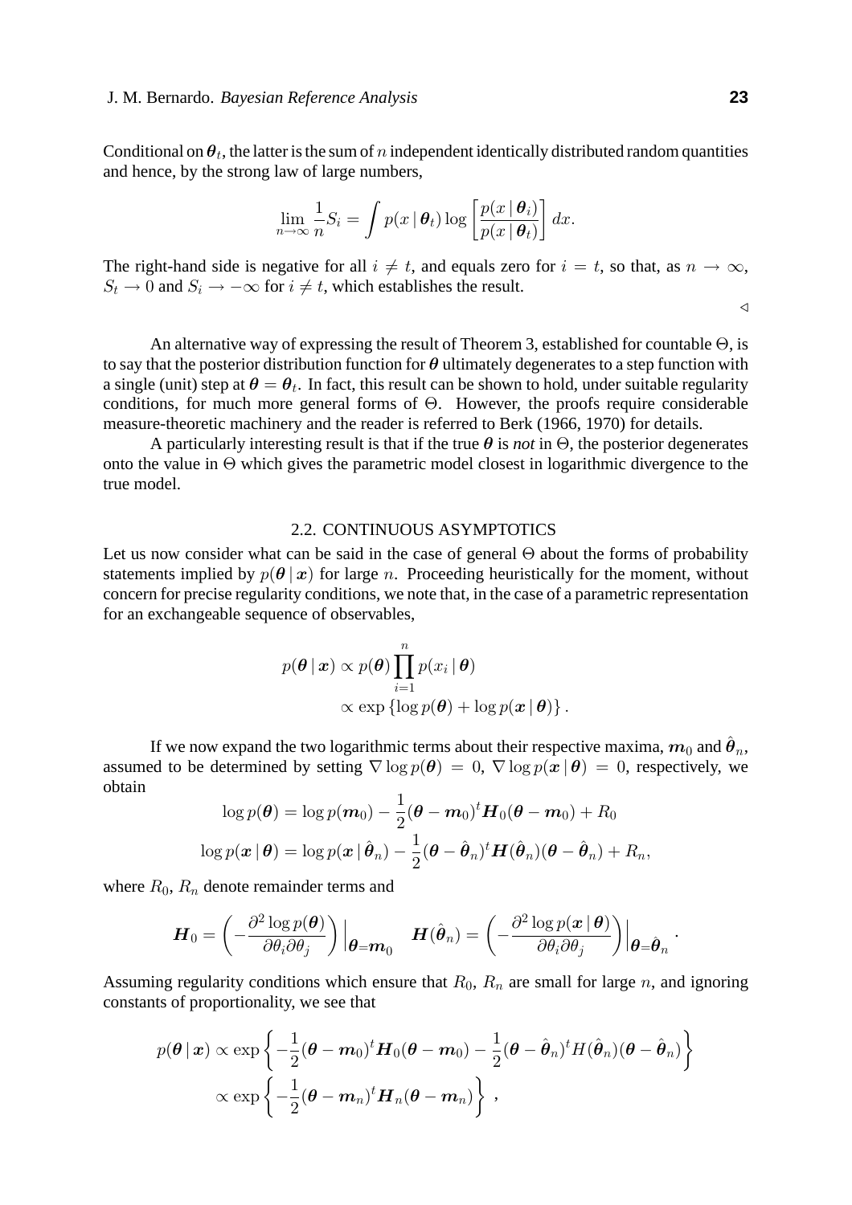Conditional on $\boldsymbol{\theta}_t$, the latter is the sum of $n$ independent identically distributed random quantities and hence, by the strong law of large numbers,

$$\lim_{n\to\infty} \frac{1}{n} S_i = \int p(x \mid \boldsymbol{\theta}_t) \log \left[ \frac{p(x \mid \boldsymbol{\theta}_i)}{p(x \mid \boldsymbol{\theta}_t)} \right] dx.$$

The right-hand side is negative for all $i \neq t$, and equals zero for $i = t$, so that, as $n \to \infty$, $S_t \to 0$ and $S_i \to -\infty$ for $i \neq t$, which establishes the result.

◁

An alternative way of expressing the result of Theorem 3, established for countable $\Theta$, is to say that the posterior distribution function for $\boldsymbol{\theta}$ ultimately degenerates to a step function with a single (unit) step at $\boldsymbol{\theta} = \boldsymbol{\theta}_t$. In fact, this result can be shown to hold, under suitable regularity conditions, for much more general forms of $\Theta$. However, the proofs require considerable measure-theoretic machinery and the reader is referred to Berk (1966, 1970) for details.

A particularly interesting result is that if the true $\boldsymbol{\theta}$ is *not* in $\Theta$, the posterior degenerates onto the value in $\Theta$ which gives the parametric model closest in logarithmic divergence to the true model.

## 2.2. CONTINUOUS ASYMPTOTICS

Let us now consider what can be said in the case of general $\Theta$ about the forms of probability statements implied by $p(\boldsymbol{\theta} \mid \boldsymbol{x})$ for large $n$. Proceeding heuristically for the moment, without concern for precise regularity conditions, we note that, in the case of a parametric representation for an exchangeable sequence of observables,

$$\begin{aligned} p(\boldsymbol{\theta} \mid \boldsymbol{x}) &\propto p(\boldsymbol{\theta}) \prod_{i=1}^{n} p(x_i \mid \boldsymbol{\theta}) \\ &\propto \exp\left\{\log p(\boldsymbol{\theta}) + \log p(\boldsymbol{x} \mid \boldsymbol{\theta})\right\}. \end{aligned}$$

If we now expand the two logarithmic terms about their respective maxima, $\boldsymbol{m}_0$ and $\hat{\boldsymbol{\theta}}_n$, assumed to be determined by setting $\nabla \log p(\boldsymbol{\theta}) = 0$, $\nabla \log p(\boldsymbol{x} \mid \boldsymbol{\theta}) = 0$, respectively, we obtain

$$\log p(\boldsymbol{\theta}) = \log p(\boldsymbol{m}_0) - \frac{1}{2}(\boldsymbol{\theta} - \boldsymbol{m}_0)^t \boldsymbol{H}_0 (\boldsymbol{\theta} - \boldsymbol{m}_0) + R_0$$

$$\log p(\boldsymbol{x} \mid \boldsymbol{\theta}) = \log p(\boldsymbol{x} \mid \hat{\boldsymbol{\theta}}_n) - \frac{1}{2}(\boldsymbol{\theta} - \hat{\boldsymbol{\theta}}_n)^t \boldsymbol{H}(\hat{\boldsymbol{\theta}}_n)(\boldsymbol{\theta} - \hat{\boldsymbol{\theta}}_n) + R_n,$$

where $R_0$, $R_n$ denote remainder terms and

$$\boldsymbol{H}_0 = \left( -\frac{\partial^2 \log p(\boldsymbol{\theta})}{\partial \theta_i \partial \theta_j} \right) \Big|_{\boldsymbol{\theta} = \boldsymbol{m}_0} \quad \boldsymbol{H}(\hat{\boldsymbol{\theta}}_n) = \left( -\frac{\partial^2 \log p(\boldsymbol{x} \mid \boldsymbol{\theta})}{\partial \theta_i \partial \theta_j} \right) \Big|_{\boldsymbol{\theta} = \hat{\boldsymbol{\theta}}_n}.$$

Assuming regularity conditions which ensure that $R_0$, $R_n$ are small for large $n$, and ignoring constants of proportionality, we see that

$$\begin{aligned} p(\boldsymbol{\theta} \mid \boldsymbol{x}) &\propto \exp\left\{ -\frac{1}{2}(\boldsymbol{\theta} - \boldsymbol{m}_0)^t \boldsymbol{H}_0 (\boldsymbol{\theta} - \boldsymbol{m}_0) - \frac{1}{2}(\boldsymbol{\theta} - \hat{\boldsymbol{\theta}}_n)^t H(\hat{\boldsymbol{\theta}}_n)(\boldsymbol{\theta} - \hat{\boldsymbol{\theta}}_n) \right\} \\ &\propto \exp\left\{ -\frac{1}{2}(\boldsymbol{\theta} - \boldsymbol{m}_n)^t \boldsymbol{H}_n (\boldsymbol{\theta} - \boldsymbol{m}_n) \right\}, \end{aligned}$$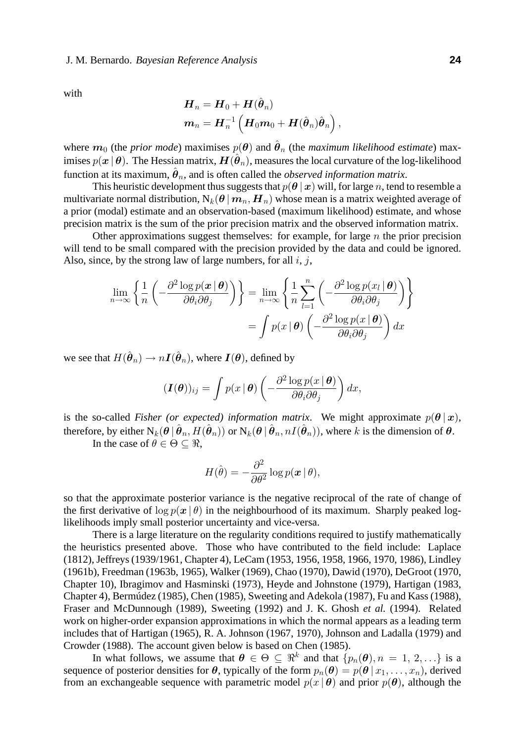with

$$
\begin{aligned}
\boldsymbol{H}_n &= \boldsymbol{H}_0 + \boldsymbol{H}(\hat{\boldsymbol{\theta}}_n) \\
\boldsymbol{m}_n &= \boldsymbol{H}_n^{-1}\left(\boldsymbol{H}_0 \boldsymbol{m}_0 + \boldsymbol{H}(\hat{\boldsymbol{\theta}}_n)\hat{\boldsymbol{\theta}}_n\right),
\end{aligned}
$$

where $\boldsymbol{m}_0$ (the *prior mode*) maximises $p(\boldsymbol{\theta})$ and $\hat{\boldsymbol{\theta}}_n$ (the *maximum likelihood estimate*) maximises $p(\boldsymbol{x}\,|\,\boldsymbol{\theta})$. The Hessian matrix, $\boldsymbol{H}(\hat{\boldsymbol{\theta}}_n)$, measures the local curvature of the log-likelihood function at its maximum, $\hat{\boldsymbol{\theta}}_n$, and is often called the *observed information matrix*.

This heuristic development thus suggests that $p(\boldsymbol{\theta}\,|\,\boldsymbol{x})$ will, for large $n$, tend to resemble a multivariate normal distribution, $\mathrm{N}_k(\boldsymbol{\theta}\,|\,\boldsymbol{m}_n, \boldsymbol{H}_n)$ whose mean is a matrix weighted average of a prior (modal) estimate and an observation-based (maximum likelihood) estimate, and whose precision matrix is the sum of the prior precision matrix and the observed information matrix.

Other approximations suggest themselves: for example, for large $n$ the prior precision will tend to be small compared with the precision provided by the data and could be ignored. Also, since, by the strong law of large numbers, for all $i$, $j$,

$$
\begin{aligned}
\lim_{n\to\infty}\left\{\frac{1}{n}\left(-\frac{\partial^2 \log p(\boldsymbol{x}\,|\,\boldsymbol{\theta})}{\partial\theta_i\partial\theta_j}\right)\right\} &= \lim_{n\to\infty}\left\{\frac{1}{n}\sum_{l=1}^{n}\left(-\frac{\partial^2 \log p(x_l\,|\,\boldsymbol{\theta})}{\partial\theta_i\partial\theta_j}\right)\right\} \\
&= \int p(x\,|\,\boldsymbol{\theta})\left(-\frac{\partial^2 \log p(x\,|\,\boldsymbol{\theta})}{\partial\theta_i\partial\theta_j}\right)dx
\end{aligned}
$$

we see that $H(\hat{\boldsymbol{\theta}}_n) \to n\boldsymbol{I}(\hat{\boldsymbol{\theta}}_n)$, where $\boldsymbol{I}(\boldsymbol{\theta})$, defined by

$$
(\boldsymbol{I}(\boldsymbol{\theta}))_{ij} = \int p(x\,|\,\boldsymbol{\theta})\left(-\frac{\partial^2 \log p(x\,|\,\boldsymbol{\theta})}{\partial\theta_i\partial\theta_j}\right)dx,
$$

is the so-called *Fisher (or expected) information matrix*. We might approximate $p(\boldsymbol{\theta}\,|\,\boldsymbol{x})$, therefore, by either $\mathrm{N}_k(\boldsymbol{\theta}\,|\,\hat{\boldsymbol{\theta}}_n, H(\hat{\boldsymbol{\theta}}_n))$ or $\mathrm{N}_k(\boldsymbol{\theta}\,|\,\hat{\boldsymbol{\theta}}_n, nI(\hat{\boldsymbol{\theta}}_n))$, where $k$ is the dimension of $\boldsymbol{\theta}$.

In the case of $\theta \in \Theta \subseteq \Re$,

$$
H(\hat{\theta}) = -\frac{\partial^2}{\partial\theta^2}\log p(\boldsymbol{x}\,|\,\theta),
$$

so that the approximate posterior variance is the negative reciprocal of the rate of change of the first derivative of $\log p(\boldsymbol{x}\,|\,\theta)$ in the neighbourhood of its maximum. Sharply peaked log-likelihoods imply small posterior uncertainty and vice-versa.

There is a large literature on the regularity conditions required to justify mathematically the heuristics presented above. Those who have contributed to the field include: Laplace (1812), Jeffreys (1939/1961, Chapter 4), LeCam (1953, 1956, 1958, 1966, 1970, 1986), Lindley (1961b), Freedman (1963b, 1965), Walker (1969), Chao (1970), Dawid (1970), DeGroot (1970, Chapter 10), Ibragimov and Hasminski (1973), Heyde and Johnstone (1979), Hartigan (1983, Chapter 4), Bermúdez (1985), Chen (1985), Sweeting and Adekola (1987), Fu and Kass (1988), Fraser and McDunnough (1989), Sweeting (1992) and J. K. Ghosh *et al.* (1994). Related work on higher-order expansion approximations in which the normal appears as a leading term includes that of Hartigan (1965), R. A. Johnson (1967, 1970), Johnson and Ladalla (1979) and Crowder (1988). The account given below is based on Chen (1985).

In what follows, we assume that $\boldsymbol{\theta} \in \Theta \subseteq \Re^k$ and that $\{p_n(\boldsymbol{\theta}), n = 1, 2, \ldots\}$ is a sequence of posterior densities for $\boldsymbol{\theta}$, typically of the form $p_n(\boldsymbol{\theta}) = p(\boldsymbol{\theta}\,|\,x_1, \ldots, x_n)$, derived from an exchangeable sequence with parametric model $p(x\,|\,\boldsymbol{\theta})$ and prior $p(\boldsymbol{\theta})$, although the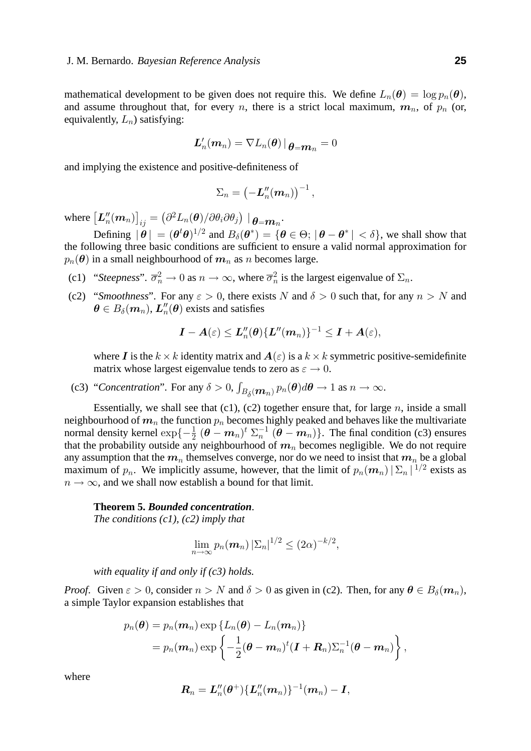mathematical development to be given does not require this. We define $L_n(\boldsymbol{\theta}) = \log p_n(\boldsymbol{\theta})$, and assume throughout that, for every $n$, there is a strict local maximum, $\boldsymbol{m}_n$, of $p_n$ (or, equivalently, $L_n$) satisfying:

$$\boldsymbol{L}'_n(\boldsymbol{m}_n) = \nabla L_n(\boldsymbol{\theta}) \,|_{\,\boldsymbol{\theta}=\boldsymbol{m}_n} = 0$$

and implying the existence and positive-definiteness of

$$\Sigma_n = \left(-\boldsymbol{L}''_n(\boldsymbol{m}_n)\right)^{-1},$$

where $\left[\boldsymbol{L}''_n(\boldsymbol{m}_n)\right]_{ij} = \left(\partial^2 L_n(\boldsymbol{\theta})/\partial\theta_i\partial\theta_j\right) \,|_{\,\boldsymbol{\theta}=\boldsymbol{m}_n}$.

Defining $|\,\boldsymbol{\theta}\,| = (\boldsymbol{\theta}^t\boldsymbol{\theta})^{1/2}$ and $B_\delta(\boldsymbol{\theta}^*) = \{\boldsymbol{\theta} \in \Theta;\, |\,\boldsymbol{\theta} - \boldsymbol{\theta}^*\,| < \delta\}$, we shall show that the following three basic conditions are sufficient to ensure a valid normal approximation for $p_n(\boldsymbol{\theta})$ in a small neighbourhood of $\boldsymbol{m}_n$ as $n$ becomes large.

(c1) "*Steepness*". $\overline{\sigma}_n^2 \to 0$ as $n \to \infty$, where $\overline{\sigma}_n^2$ is the largest eigenvalue of $\Sigma_n$.

(c2) "*Smoothness*". For any $\varepsilon > 0$, there exists $N$ and $\delta > 0$ such that, for any $n > N$ and $\boldsymbol{\theta} \in B_\delta(\boldsymbol{m}_n)$, $\boldsymbol{L}''_n(\boldsymbol{\theta})$ exists and satisfies

$$\boldsymbol{I} - \boldsymbol{A}(\varepsilon) \le \boldsymbol{L}''_n(\boldsymbol{\theta})\{\boldsymbol{L}''(\boldsymbol{m}_n)\}^{-1} \le \boldsymbol{I} + \boldsymbol{A}(\varepsilon),$$

where $\boldsymbol{I}$ is the $k \times k$ identity matrix and $\boldsymbol{A}(\varepsilon)$ is a $k \times k$ symmetric positive-semidefinite matrix whose largest eigenvalue tends to zero as $\varepsilon \to 0$.

(c3) "*Concentration*". For any $\delta > 0$, $\int_{B_\delta(\boldsymbol{m}_n)} p_n(\boldsymbol{\theta})d\boldsymbol{\theta} \to 1$ as $n \to \infty$.

Essentially, we shall see that (c1), (c2) together ensure that, for large $n$, inside a small neighbourhood of $\boldsymbol{m}_n$ the function $p_n$ becomes highly peaked and behaves like the multivariate normal density kernel $\exp\{-\frac{1}{2}\,(\boldsymbol{\theta} - \boldsymbol{m}_n)^t\,\Sigma_n^{-1}\,(\boldsymbol{\theta} - \boldsymbol{m}_n)\}$. The final condition (c3) ensures that the probability outside any neighbourhood of $\boldsymbol{m}_n$ becomes negligible. We do not require any assumption that the $\boldsymbol{m}_n$ themselves converge, nor do we need to insist that $\boldsymbol{m}_n$ be a global maximum of $p_n$. We implicitly assume, however, that the limit of $p_n(\boldsymbol{m}_n)\,|\,\Sigma_n\,|^{1/2}$ exists as $n \to \infty$, and we shall now establish a bound for that limit.

**Theorem 5.** ***Bounded concentration***.
*The conditions (c1), (c2) imply that*

$$\lim_{n\to\infty} p_n(\boldsymbol{m}_n)\,|\Sigma_n|^{1/2} \le (2\alpha)^{-k/2},$$

*with equality if and only if (c3) holds.*

*Proof.* Given $\varepsilon > 0$, consider $n > N$ and $\delta > 0$ as given in (c2). Then, for any $\boldsymbol{\theta} \in B_\delta(\boldsymbol{m}_n)$, a simple Taylor expansion establishes that

$$\begin{aligned} p_n(\boldsymbol{\theta}) &= p_n(\boldsymbol{m}_n)\exp\{L_n(\boldsymbol{\theta}) - L_n(\boldsymbol{m}_n)\} \\ &= p_n(\boldsymbol{m}_n)\exp\left\{-\frac{1}{2}(\boldsymbol{\theta} - \boldsymbol{m}_n)^t(\boldsymbol{I} + \boldsymbol{R}_n)\Sigma_n^{-1}(\boldsymbol{\theta} - \boldsymbol{m}_n)\right\}, \end{aligned}$$

where

$$\boldsymbol{R}_n = \boldsymbol{L}''_n(\boldsymbol{\theta}^+)\{\boldsymbol{L}''_n(\boldsymbol{m}_n)\}^{-1}(\boldsymbol{m}_n) - \boldsymbol{I},$$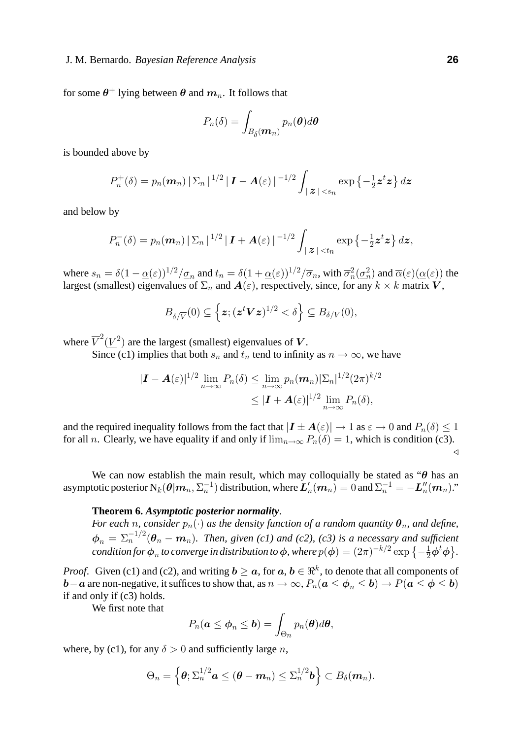for some $\boldsymbol{\theta}^+$ lying between $\boldsymbol{\theta}$ and $\boldsymbol{m}_n$. It follows that

$$P_n(\delta) = \int_{B_\delta(\boldsymbol{m}_n)} p_n(\boldsymbol{\theta}) d\boldsymbol{\theta}$$

is bounded above by

$$P_n^+(\delta) = p_n(\boldsymbol{m}_n) \,|\, \Sigma_n \,|^{\,1/2} \,|\, \boldsymbol{I} - \boldsymbol{A}(\varepsilon) \,|^{\,-1/2} \int_{|\,\boldsymbol{z}\,| < s_n} \exp\left\{-\tfrac{1}{2}\boldsymbol{z}^t\boldsymbol{z}\right\} d\boldsymbol{z}$$

and below by

$$P_n^-(\delta) = p_n(\boldsymbol{m}_n) \,|\, \Sigma_n \,|^{\,1/2} \,|\, \boldsymbol{I} + \boldsymbol{A}(\varepsilon) \,|^{\,-1/2} \int_{|\,\boldsymbol{z}\,| < t_n} \exp\left\{-\tfrac{1}{2}\boldsymbol{z}^t\boldsymbol{z}\right\} d\boldsymbol{z},$$

where $s_n = \delta(1 - \underline{\alpha}(\varepsilon))^{1/2}/\underline{\sigma}_n$ and $t_n = \delta(1 + \underline{\alpha}(\varepsilon))^{1/2}/\overline{\sigma}_n$, with $\overline{\sigma}_n^2(\underline{\sigma}_n^2)$ and $\overline{\alpha}(\varepsilon)(\underline{\alpha}(\varepsilon))$ the largest (smallest) eigenvalues of $\Sigma_n$ and $\boldsymbol{A}(\varepsilon)$, respectively, since, for any $k \times k$ matrix $\boldsymbol{V}$,

$$B_{\delta/\overline{V}}(0) \subseteq \left\{\boldsymbol{z}; (\boldsymbol{z}^t\boldsymbol{V}\boldsymbol{z})^{1/2} < \delta\right\} \subseteq B_{\delta/\underline{V}}(0),$$

where $\overline{V}^2(\underline{V}^2)$ are the largest (smallest) eigenvalues of $\boldsymbol{V}$.

Since (c1) implies that both $s_n$ and $t_n$ tend to infinity as $n \to \infty$, we have

$$\begin{aligned} |\boldsymbol{I} - \boldsymbol{A}(\varepsilon)|^{1/2} \lim_{n\to\infty} P_n(\delta) &\le \lim_{n\to\infty} p_n(\boldsymbol{m}_n)|\Sigma_n|^{1/2}(2\pi)^{k/2} \\ &\le |\boldsymbol{I} + \boldsymbol{A}(\varepsilon)|^{1/2} \lim_{n\to\infty} P_n(\delta), \end{aligned}$$

and the required inequality follows from the fact that $|\boldsymbol{I} \pm \boldsymbol{A}(\varepsilon)| \to 1$ as $\varepsilon \to 0$ and $P_n(\delta) \le 1$ for all $n$. Clearly, we have equality if and only if $\lim_{n\to\infty} P_n(\delta) = 1$, which is condition (c3). $\triangleleft$

We can now establish the main result, which may colloquially be stated as "$\boldsymbol{\theta}$ has an asymptotic posterior $\mathrm{N}_k(\boldsymbol{\theta}|\boldsymbol{m}_n, \Sigma_n^{-1})$ distribution, where $\boldsymbol{L}_n'(\boldsymbol{m}_n) = 0$ and $\Sigma_n^{-1} = -\boldsymbol{L}_n''(\boldsymbol{m}_n)$."

**Theorem 6.** ***Asymptotic posterior normality***.
*For each $n$, consider $p_n(\cdot)$ as the density function of a random quantity $\boldsymbol{\theta}_n$, and define, $\boldsymbol{\phi}_n = \Sigma_n^{-1/2}(\boldsymbol{\theta}_n - \boldsymbol{m}_n)$. Then, given (c1) and (c2), (c3) is a necessary and sufficient condition for $\boldsymbol{\phi}_n$ to converge in distribution to $\boldsymbol{\phi}$, where $p(\boldsymbol{\phi}) = (2\pi)^{-k/2}\exp\left\{-\frac{1}{2}\boldsymbol{\phi}^t\boldsymbol{\phi}\right\}$.*

*Proof.* Given (c1) and (c2), and writing $\boldsymbol{b} \ge \boldsymbol{a}$, for $\boldsymbol{a}, \boldsymbol{b} \in \Re^k$, to denote that all components of $\boldsymbol{b} - \boldsymbol{a}$ are non-negative, it suffices to show that, as $n \to \infty$, $P_n(\boldsymbol{a} \le \boldsymbol{\phi}_n \le \boldsymbol{b}) \to P(\boldsymbol{a} \le \boldsymbol{\phi} \le \boldsymbol{b})$ if and only if (c3) holds.

We first note that

$$P_n(\boldsymbol{a} \le \boldsymbol{\phi}_n \le \boldsymbol{b}) = \int_{\Theta_n} p_n(\boldsymbol{\theta}) d\boldsymbol{\theta},$$

where, by (c1), for any $\delta > 0$ and sufficiently large $n$,

$$\Theta_n = \left\{\boldsymbol{\theta}; \Sigma_n^{1/2}\boldsymbol{a} \le (\boldsymbol{\theta} - \boldsymbol{m}_n) \le \Sigma_n^{1/2}\boldsymbol{b}\right\} \subset B_\delta(\boldsymbol{m}_n).$$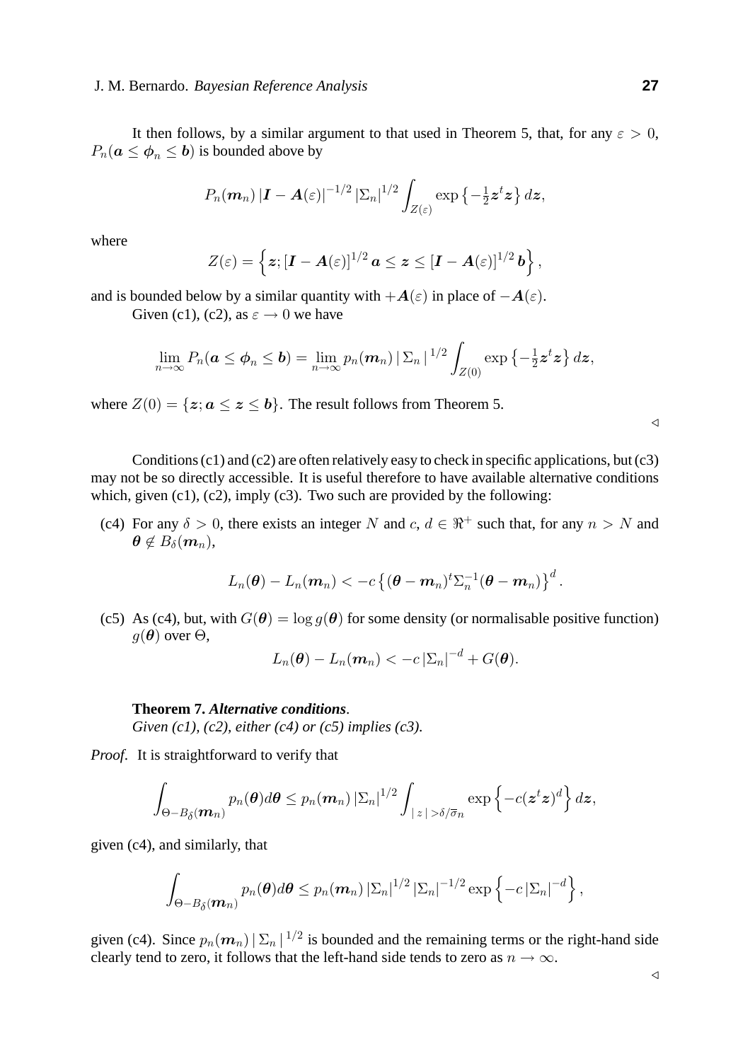It then follows, by a similar argument to that used in Theorem 5, that, for any $\varepsilon > 0$, $P_n(\boldsymbol{a} \le \boldsymbol{\phi}_n \le \boldsymbol{b})$ is bounded above by

$$
P_n(\boldsymbol{m}_n)\, |\boldsymbol{I} - \boldsymbol{A}(\varepsilon)|^{-1/2}\, |\Sigma_n|^{1/2} \int_{Z(\varepsilon)} \exp\left\{-\tfrac{1}{2}\boldsymbol{z}^t\boldsymbol{z}\right\} d\boldsymbol{z},
$$

where

$$
Z(\varepsilon) = \left\{\boldsymbol{z}; [\boldsymbol{I} - \boldsymbol{A}(\varepsilon)]^{1/2}\, \boldsymbol{a} \le \boldsymbol{z} \le [\boldsymbol{I} - \boldsymbol{A}(\varepsilon)]^{1/2}\, \boldsymbol{b}\right\},
$$

and is bounded below by a similar quantity with $+\boldsymbol{A}(\varepsilon)$ in place of $-\boldsymbol{A}(\varepsilon)$.

Given (c1), (c2), as $\varepsilon \to 0$ we have

$$
\lim_{n\to\infty} P_n(\boldsymbol{a} \le \boldsymbol{\phi}_n \le \boldsymbol{b}) = \lim_{n\to\infty} p_n(\boldsymbol{m}_n)\, |\, \Sigma_n\, |^{1/2} \int_{Z(0)} \exp\left\{-\tfrac{1}{2}\boldsymbol{z}^t\boldsymbol{z}\right\} d\boldsymbol{z},
$$

where $Z(0) = \{\boldsymbol{z}; \boldsymbol{a} \le \boldsymbol{z} \le \boldsymbol{b}\}$. The result follows from Theorem 5.

◁

Conditions (c1) and (c2) are often relatively easy to check in specific applications, but (c3) may not be so directly accessible. It is useful therefore to have available alternative conditions which, given (c1), (c2), imply (c3). Two such are provided by the following:

(c4) For any $\delta > 0$, there exists an integer $N$ and $c$, $d \in \Re^+$ such that, for any $n > N$ and $\boldsymbol{\theta} \notin B_\delta(\boldsymbol{m}_n)$,

$$
L_n(\boldsymbol{\theta}) - L_n(\boldsymbol{m}_n) < -c\left\{(\boldsymbol{\theta} - \boldsymbol{m}_n)^t \Sigma_n^{-1} (\boldsymbol{\theta} - \boldsymbol{m}_n)\right\}^d.
$$

(c5) As (c4), but, with $G(\boldsymbol{\theta}) = \log g(\boldsymbol{\theta})$ for some density (or normalisable positive function) $g(\boldsymbol{\theta})$ over $\Theta$,

$$
L_n(\boldsymbol{\theta}) - L_n(\boldsymbol{m}_n) < -c\, |\Sigma_n|^{-d} + G(\boldsymbol{\theta}).
$$

**Theorem 7.** ***Alternative conditions****.*
*Given (c1), (c2), either (c4) or (c5) implies (c3).*

*Proof*. It is straightforward to verify that

$$
\int_{\Theta - B_\delta(\boldsymbol{m}_n)} p_n(\boldsymbol{\theta}) d\boldsymbol{\theta} \le p_n(\boldsymbol{m}_n)\, |\Sigma_n|^{1/2} \int_{|\, z\, | > \delta/\overline{\sigma}_n} \exp\left\{-c(\boldsymbol{z}^t\boldsymbol{z})^d\right\} d\boldsymbol{z},
$$

given (c4), and similarly, that

$$
\int_{\Theta - B_\delta(\boldsymbol{m}_n)} p_n(\boldsymbol{\theta}) d\boldsymbol{\theta} \le p_n(\boldsymbol{m}_n)\, |\Sigma_n|^{1/2}\, |\Sigma_n|^{-1/2} \exp\left\{-c\, |\Sigma_n|^{-d}\right\},
$$

given (c4). Since $p_n(\boldsymbol{m}_n)\, |\, \Sigma_n\, |^{1/2}$ is bounded and the remaining terms or the right-hand side clearly tend to zero, it follows that the left-hand side tends to zero as $n \to \infty$.

◁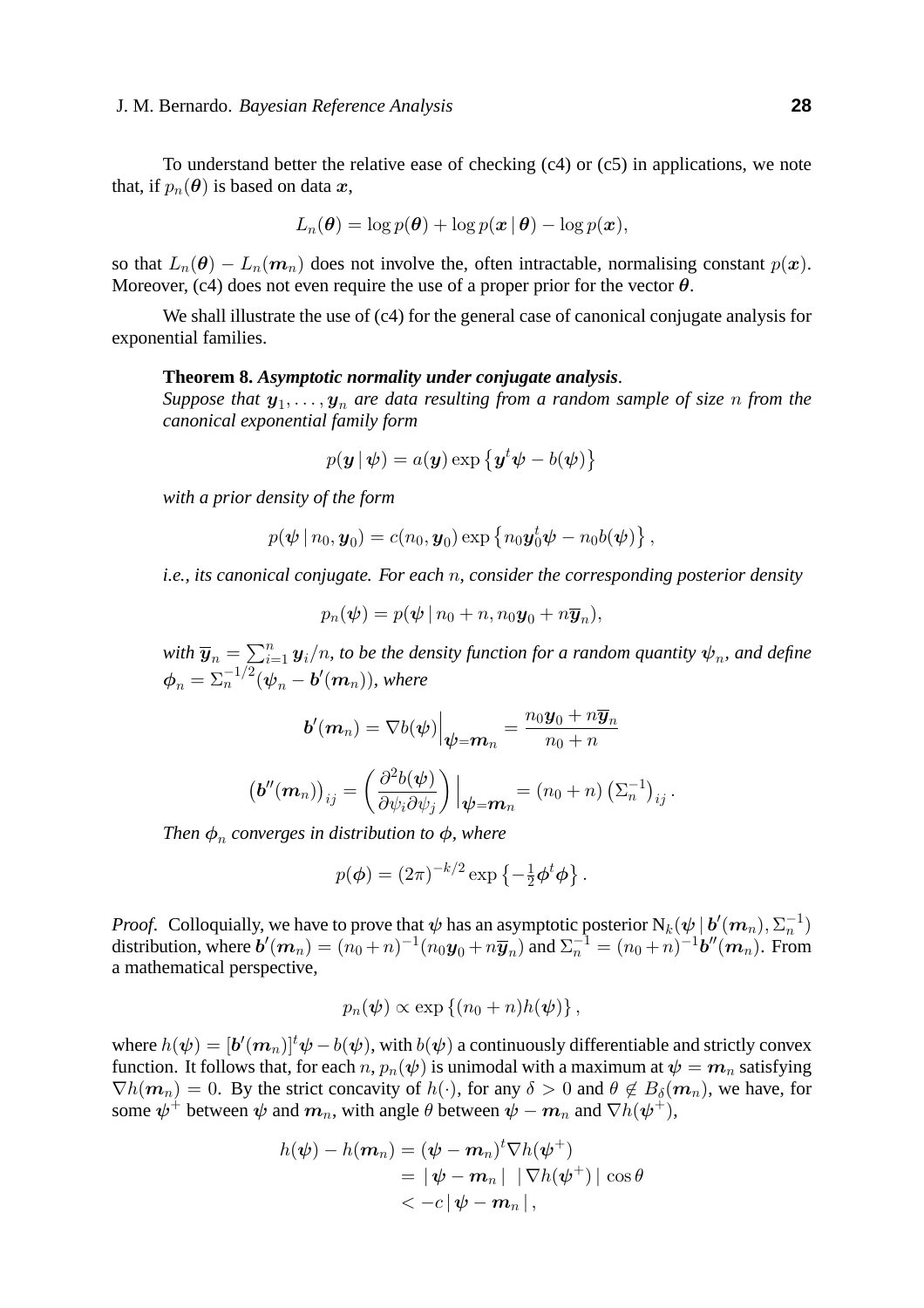To understand better the relative ease of checking (c4) or (c5) in applications, we note that, if $p_n(\boldsymbol{\theta})$ is based on data $\boldsymbol{x}$,

$$L_n(\boldsymbol{\theta}) = \log p(\boldsymbol{\theta}) + \log p(\boldsymbol{x} \mid \boldsymbol{\theta}) - \log p(\boldsymbol{x}),$$

so that $L_n(\boldsymbol{\theta}) - L_n(\boldsymbol{m}_n)$ does not involve the, often intractable, normalising constant $p(\boldsymbol{x})$. Moreover, (c4) does not even require the use of a proper prior for the vector $\boldsymbol{\theta}$.

We shall illustrate the use of (c4) for the general case of canonical conjugate analysis for exponential families.

**Theorem 8.** ***Asymptotic normality under conjugate analysis.***
*Suppose that $\boldsymbol{y}_1, \ldots, \boldsymbol{y}_n$ are data resulting from a random sample of size $n$ from the canonical exponential family form*

$$p(\boldsymbol{y} \mid \boldsymbol{\psi}) = a(\boldsymbol{y}) \exp\left\{\boldsymbol{y}^t\boldsymbol{\psi} - b(\boldsymbol{\psi})\right\}$$

*with a prior density of the form*

$$p(\boldsymbol{\psi} \mid n_0, \boldsymbol{y}_0) = c(n_0, \boldsymbol{y}_0) \exp\left\{n_0\boldsymbol{y}_0^t\boldsymbol{\psi} - n_0 b(\boldsymbol{\psi})\right\},$$

*i.e., its canonical conjugate. For each $n$, consider the corresponding posterior density*

$$p_n(\boldsymbol{\psi}) = p(\boldsymbol{\psi} \mid n_0 + n, n_0\boldsymbol{y}_0 + n\overline{\boldsymbol{y}}_n),$$

*with $\overline{\boldsymbol{y}}_n = \sum_{i=1}^n \boldsymbol{y}_i/n$, to be the density function for a random quantity $\boldsymbol{\psi}_n$, and define $\boldsymbol{\phi}_n = \Sigma_n^{-1/2}(\boldsymbol{\psi}_n - \boldsymbol{b}'(\boldsymbol{m}_n))$, where*

$$\boldsymbol{b}'(\boldsymbol{m}_n) = \nabla b(\boldsymbol{\psi})\Big|_{\boldsymbol{\psi}=\boldsymbol{m}_n} = \frac{n_0\boldsymbol{y}_0 + n\overline{\boldsymbol{y}}_n}{n_0 + n}$$

$$\left(\boldsymbol{b}''(\boldsymbol{m}_n)\right)_{ij} = \left(\frac{\partial^2 b(\boldsymbol{\psi})}{\partial\psi_i\partial\psi_j}\right)\Big|_{\boldsymbol{\psi}=\boldsymbol{m}_n} = (n_0 + n)\left(\Sigma_n^{-1}\right)_{ij}.$$

*Then $\boldsymbol{\phi}_n$ converges in distribution to $\boldsymbol{\phi}$, where*

$$p(\boldsymbol{\phi}) = (2\pi)^{-k/2} \exp\left\{-\tfrac{1}{2}\boldsymbol{\phi}^t\boldsymbol{\phi}\right\}.$$

*Proof.* Colloquially, we have to prove that $\boldsymbol{\psi}$ has an asymptotic posterior $\mathrm{N}_k(\boldsymbol{\psi} \mid \boldsymbol{b}'(\boldsymbol{m}_n), \Sigma_n^{-1})$ distribution, where $\boldsymbol{b}'(\boldsymbol{m}_n) = (n_0+n)^{-1}(n_0\boldsymbol{y}_0 + n\overline{\boldsymbol{y}}_n)$ and $\Sigma_n^{-1} = (n_0+n)^{-1}\boldsymbol{b}''(\boldsymbol{m}_n)$. From a mathematical perspective,

$$p_n(\boldsymbol{\psi}) \propto \exp\left\{(n_0 + n)h(\boldsymbol{\psi})\right\},$$

where $h(\boldsymbol{\psi}) = [\boldsymbol{b}'(\boldsymbol{m}_n)]^t\boldsymbol{\psi} - b(\boldsymbol{\psi})$, with $b(\boldsymbol{\psi})$ a continuously differentiable and strictly convex function. It follows that, for each $n$, $p_n(\boldsymbol{\psi})$ is unimodal with a maximum at $\boldsymbol{\psi} = \boldsymbol{m}_n$ satisfying $\nabla h(\boldsymbol{m}_n) = 0$. By the strict concavity of $h(\cdot)$, for any $\delta > 0$ and $\theta \notin B_\delta(\boldsymbol{m}_n)$, we have, for some $\boldsymbol{\psi}^+$ between $\boldsymbol{\psi}$ and $\boldsymbol{m}_n$, with angle $\theta$ between $\boldsymbol{\psi} - \boldsymbol{m}_n$ and $\nabla h(\boldsymbol{\psi}^+)$,

$$\begin{aligned}
h(\boldsymbol{\psi}) - h(\boldsymbol{m}_n) &= (\boldsymbol{\psi} - \boldsymbol{m}_n)^t\nabla h(\boldsymbol{\psi}^+) \\
&= |\,\boldsymbol{\psi} - \boldsymbol{m}_n\,|\;\;|\,\nabla h(\boldsymbol{\psi}^+)\,|\,\cos\theta \\
&< -c\,|\,\boldsymbol{\psi} - \boldsymbol{m}_n\,|,
\end{aligned}$$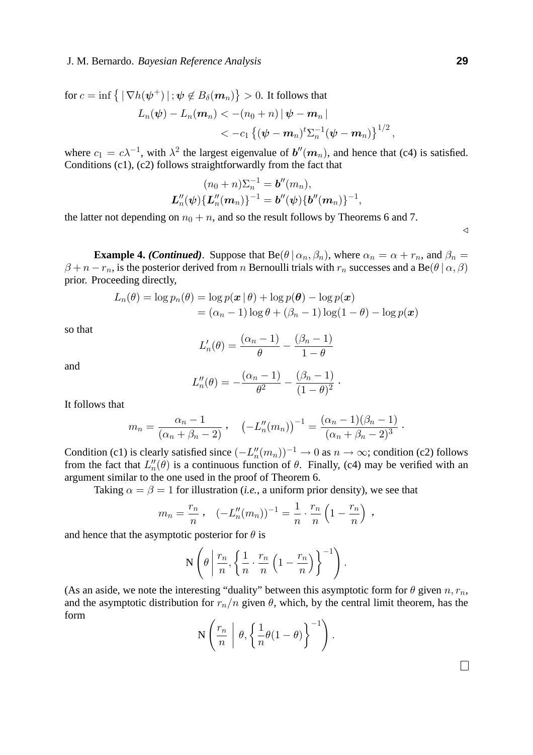for $c = \inf\left\{\,|\,\nabla h(\boldsymbol{\psi}^+)\,|\,; \boldsymbol{\psi} \notin B_\delta(\boldsymbol{m}_n)\right\} > 0$. It follows that

$$
\begin{aligned}
L_n(\boldsymbol{\psi}) - L_n(\boldsymbol{m}_n) &< -(n_0+n)\,|\,\boldsymbol{\psi} - \boldsymbol{m}_n\,| \\
&< -c_1\left\{(\boldsymbol{\psi} - \boldsymbol{m}_n)^t \Sigma_n^{-1}(\boldsymbol{\psi} - \boldsymbol{m}_n)\right\}^{1/2},
\end{aligned}
$$

where $c_1 = c\lambda^{-1}$, with $\lambda^2$ the largest eigenvalue of $\boldsymbol{b}''(\boldsymbol{m}_n)$, and hence that (c4) is satisfied. Conditions (c1), (c2) follows straightforwardly from the fact that

$$
\begin{gathered}
(n_0+n)\Sigma_n^{-1} = \boldsymbol{b}''(m_n), \\
\boldsymbol{L}_n''(\boldsymbol{\psi})\{\boldsymbol{L}_n''(\boldsymbol{m}_n)\}^{-1} = \boldsymbol{b}''(\boldsymbol{\psi})\{\boldsymbol{b}''(\boldsymbol{m}_n)\}^{-1},
\end{gathered}
$$

the latter not depending on $n_0 + n$, and so the result follows by Theorems 6 and 7.

◁

**Example 4.** ***(Continued)***. Suppose that $\text{Be}(\theta\,|\,\alpha_n,\beta_n)$, where $\alpha_n = \alpha + r_n$, and $\beta_n = \beta + n - r_n$, is the posterior derived from $n$ Bernoulli trials with $r_n$ successes and a $\text{Be}(\theta\,|\,\alpha,\beta)$ prior. Proceeding directly,

$$
\begin{aligned}
L_n(\theta) = \log p_n(\theta) &= \log p(\boldsymbol{x}\,|\,\theta) + \log p(\boldsymbol{\theta}) - \log p(\boldsymbol{x}) \\
&= (\alpha_n - 1)\log\theta + (\beta_n - 1)\log(1-\theta) - \log p(\boldsymbol{x})
\end{aligned}
$$

so that

$$
L_n'(\theta) = \frac{(\alpha_n - 1)}{\theta} - \frac{(\beta_n - 1)}{1-\theta}
$$

and

$$
L_n''(\theta) = -\frac{(\alpha_n - 1)}{\theta^2} - \frac{(\beta_n - 1)}{(1-\theta)^2}\,.
$$

It follows that

$$
m_n = \frac{\alpha_n - 1}{(\alpha_n + \beta_n - 2)}\,, \quad \left(-L_n''(m_n)\right)^{-1} = \frac{(\alpha_n - 1)(\beta_n - 1)}{(\alpha_n + \beta_n - 2)^3}\,.
$$

Condition (c1) is clearly satisfied since $(-L_n''(m_n))^{-1} \to 0$ as $n \to \infty$; condition (c2) follows from the fact that $L_n''(\theta)$ is a continuous function of $\theta$. Finally, (c4) may be verified with an argument similar to the one used in the proof of Theorem 6.

Taking $\alpha = \beta = 1$ for illustration (*i.e.*, a uniform prior density), we see that

$$
m_n = \frac{r_n}{n}\,, \quad (-L_n''(m_n))^{-1} = \frac{1}{n}\cdot\frac{r_n}{n}\left(1 - \frac{r_n}{n}\right)\,,
$$

and hence that the asymptotic posterior for $\theta$ is

$$
\text{N}\left(\theta \,\middle|\, \frac{r_n}{n}, \left\{\frac{1}{n}\cdot\frac{r_n}{n}\left(1 - \frac{r_n}{n}\right)\right\}^{-1}\right).
$$

(As an aside, we note the interesting "duality" between this asymptotic form for $\theta$ given $n, r_n$, and the asymptotic distribution for $r_n/n$ given $\theta$, which, by the central limit theorem, has the form

$$
\text{N}\left(\frac{r_n}{n} \,\middle|\, \theta, \left\{\frac{1}{n}\theta(1-\theta)\right\}^{-1}\right).
$$

□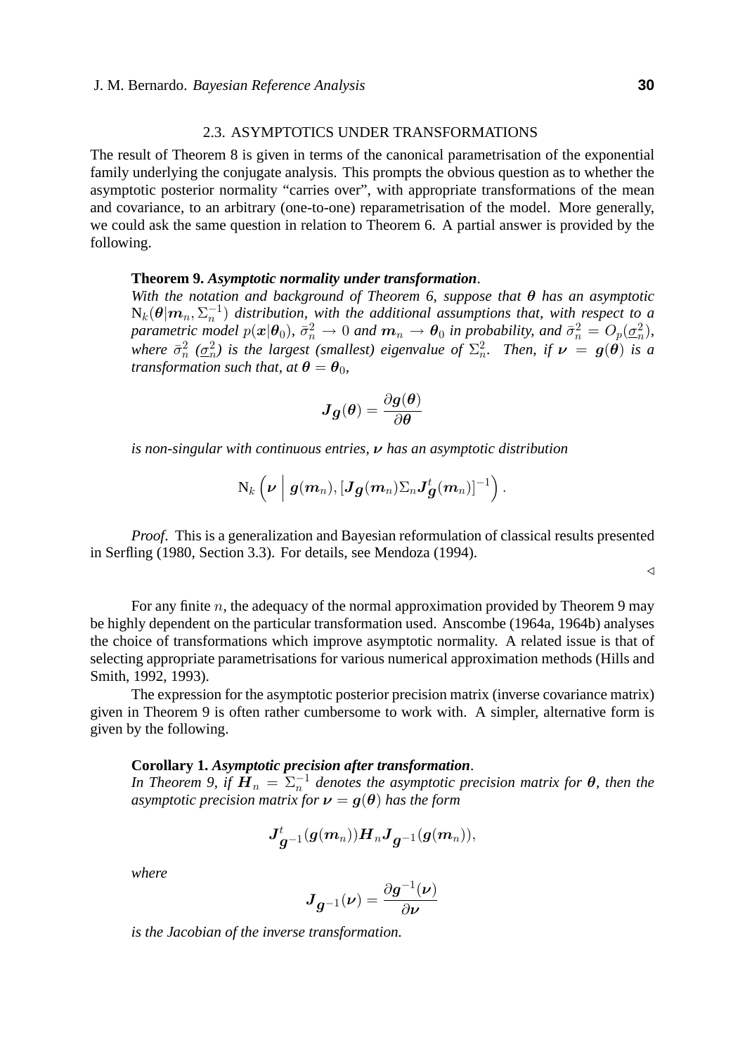## 2.3. ASYMPTOTICS UNDER TRANSFORMATIONS

The result of Theorem 8 is given in terms of the canonical parametrisation of the exponential family underlying the conjugate analysis. This prompts the obvious question as to whether the asymptotic posterior normality "carries over", with appropriate transformations of the mean and covariance, to an arbitrary (one-to-one) reparametrisation of the model. More generally, we could ask the same question in relation to Theorem 6. A partial answer is provided by the following.

**Theorem 9.** ***Asymptotic normality under transformation***.
*With the notation and background of Theorem 6, suppose that $\boldsymbol{\theta}$ has an asymptotic $\mathrm{N}_k(\boldsymbol{\theta}|\boldsymbol{m}_n, \Sigma_n^{-1})$ distribution, with the additional assumptions that, with respect to a parametric model $p(\boldsymbol{x}|\boldsymbol{\theta}_0)$, $\bar{\sigma}_n^2 \to 0$ and $\boldsymbol{m}_n \to \boldsymbol{\theta}_0$ in probability, and $\bar{\sigma}_n^2 = O_p(\underline{\sigma}_n^2)$, where $\bar{\sigma}_n^2$ ($\underline{\sigma}_n^2$) is the largest (smallest) eigenvalue of $\Sigma_n^2$. Then, if $\boldsymbol{\nu} = \boldsymbol{g}(\boldsymbol{\theta})$ is a transformation such that, at $\boldsymbol{\theta} = \boldsymbol{\theta}_0$,*

$$\boldsymbol{J}_{\boldsymbol{g}}(\boldsymbol{\theta}) = \frac{\partial \boldsymbol{g}(\boldsymbol{\theta})}{\partial \boldsymbol{\theta}}$$

*is non-singular with continuous entries, $\boldsymbol{\nu}$ has an asymptotic distribution*

$$\mathrm{N}_k\left(\boldsymbol{\nu} \;\middle|\; \boldsymbol{g}(\boldsymbol{m}_n), [\boldsymbol{J}_{\boldsymbol{g}}(\boldsymbol{m}_n)\Sigma_n \boldsymbol{J}_{\boldsymbol{g}}^t(\boldsymbol{m}_n)]^{-1}\right).$$

*Proof*. This is a generalization and Bayesian reformulation of classical results presented in Serfling (1980, Section 3.3). For details, see Mendoza (1994). ◁

For any finite $n$, the adequacy of the normal approximation provided by Theorem 9 may be highly dependent on the particular transformation used. Anscombe (1964a, 1964b) analyses the choice of transformations which improve asymptotic normality. A related issue is that of selecting appropriate parametrisations for various numerical approximation methods (Hills and Smith, 1992, 1993).

The expression for the asymptotic posterior precision matrix (inverse covariance matrix) given in Theorem 9 is often rather cumbersome to work with. A simpler, alternative form is given by the following.

**Corollary 1.** ***Asymptotic precision after transformation***.
*In Theorem 9, if $\boldsymbol{H}_n = \Sigma_n^{-1}$ denotes the asymptotic precision matrix for $\boldsymbol{\theta}$, then the asymptotic precision matrix for $\boldsymbol{\nu} = \boldsymbol{g}(\boldsymbol{\theta})$ has the form*

$$\boldsymbol{J}^t_{\boldsymbol{g}^{-1}}(\boldsymbol{g}(\boldsymbol{m}_n))\boldsymbol{H}_n \boldsymbol{J}_{\boldsymbol{g}^{-1}}(\boldsymbol{g}(\boldsymbol{m}_n)),$$

*where*

$$\boldsymbol{J}_{\boldsymbol{g}^{-1}}(\boldsymbol{\nu}) = \frac{\partial \boldsymbol{g}^{-1}(\boldsymbol{\nu})}{\partial \boldsymbol{\nu}}$$

*is the Jacobian of the inverse transformation.*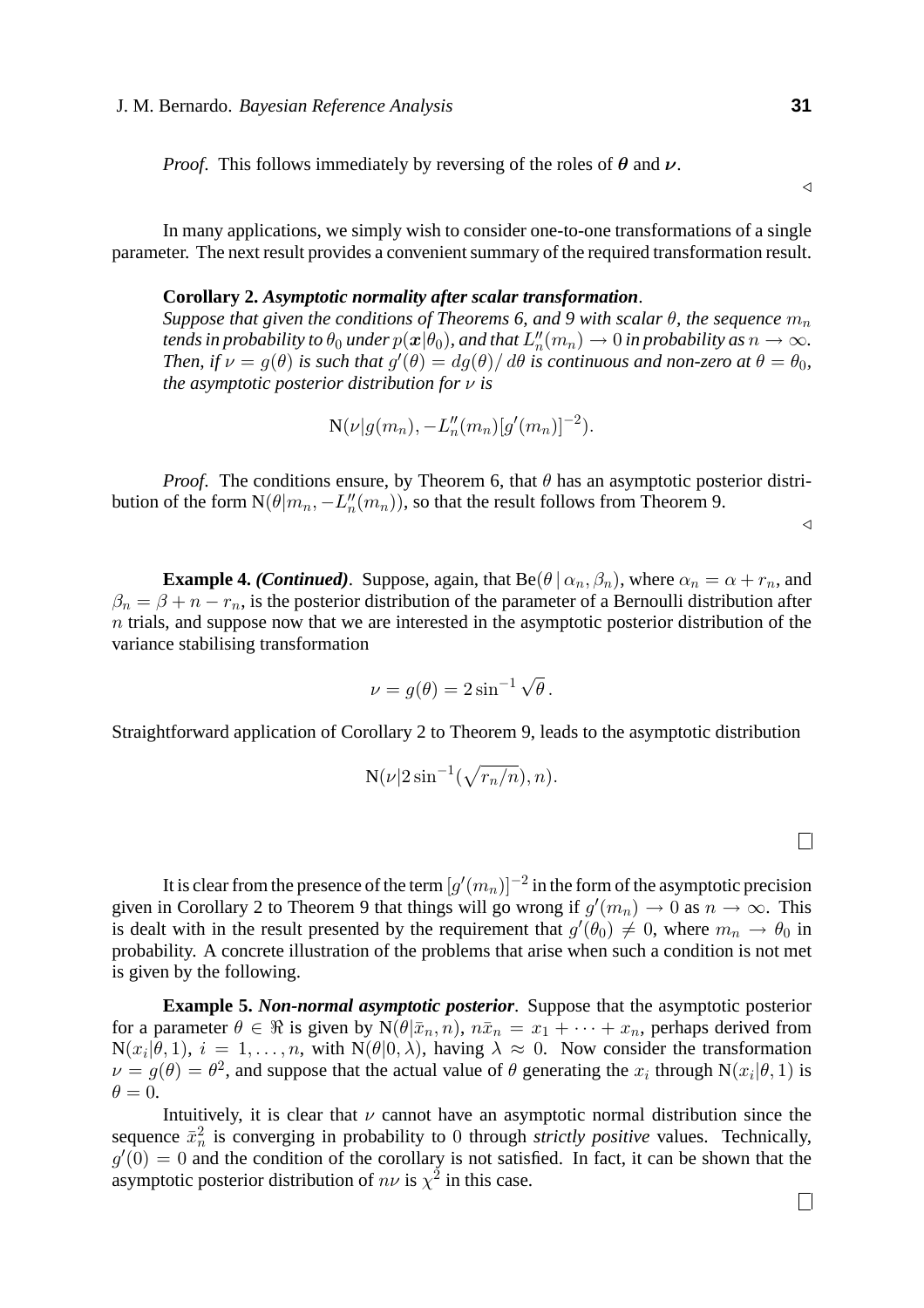*Proof*. This follows immediately by reversing of the roles of $\boldsymbol{\theta}$ and $\boldsymbol{\nu}$.

$\triangleleft$

In many applications, we simply wish to consider one-to-one transformations of a single parameter. The next result provides a convenient summary of the required transformation result.

**Corollary 2.** ***Asymptotic normality after scalar transformation***.
*Suppose that given the conditions of Theorems 6, and 9 with scalar $\theta$, the sequence $m_n$ tends in probability to $\theta_0$ under $p(\boldsymbol{x}|\theta_0)$, and that $L_n''(m_n) \to 0$ in probability as $n \to \infty$. Then, if $\nu = g(\theta)$ is such that $g'(\theta) = dg(\theta)/\,d\theta$ is continuous and non-zero at $\theta = \theta_0$, the asymptotic posterior distribution for $\nu$ is*

$$\mathrm{N}(\nu|g(m_n), -L_n''(m_n)[g'(m_n)]^{-2}).$$

*Proof*. The conditions ensure, by Theorem 6, that $\theta$ has an asymptotic posterior distribution of the form $\mathrm{N}(\theta|m_n, -L_n''(m_n))$, so that the result follows from Theorem 9.

$\triangleleft$

**Example 4.** ***(Continued)***. Suppose, again, that $\mathrm{Be}(\theta \,|\, \alpha_n, \beta_n)$, where $\alpha_n = \alpha + r_n$, and $\beta_n = \beta + n - r_n$, is the posterior distribution of the parameter of a Bernoulli distribution after $n$ trials, and suppose now that we are interested in the asymptotic posterior distribution of the variance stabilising transformation

$$\nu = g(\theta) = 2\sin^{-1}\sqrt{\theta}\,.$$

Straightforward application of Corollary 2 to Theorem 9, leads to the asymptotic distribution

$$\mathrm{N}(\nu|2\sin^{-1}(\sqrt{r_n/n}), n).$$

$\square$

It is clear from the presence of the term $[g'(m_n)]^{-2}$ in the form of the asymptotic precision given in Corollary 2 to Theorem 9 that things will go wrong if $g'(m_n) \to 0$ as $n \to \infty$. This is dealt with in the result presented by the requirement that $g'(\theta_0) \neq 0$, where $m_n \to \theta_0$ in probability. A concrete illustration of the problems that arise when such a condition is not met is given by the following.

**Example 5.** ***Non-normal asymptotic posterior***. Suppose that the asymptotic posterior for a parameter $\theta \in \Re$ is given by $\mathrm{N}(\theta|\bar{x}_n, n)$, $n\bar{x}_n = x_1 + \cdots + x_n$, perhaps derived from $\mathrm{N}(x_i|\theta, 1)$, $i = 1, \ldots, n$, with $\mathrm{N}(\theta|0, \lambda)$, having $\lambda \approx 0$. Now consider the transformation $\nu = g(\theta) = \theta^2$, and suppose that the actual value of $\theta$ generating the $x_i$ through $\mathrm{N}(x_i|\theta, 1)$ is $\theta = 0$.

Intuitively, it is clear that $\nu$ cannot have an asymptotic normal distribution since the sequence $\bar{x}_n^2$ is converging in probability to $0$ through *strictly positive* values. Technically, $g'(0) = 0$ and the condition of the corollary is not satisfied. In fact, it can be shown that the asymptotic posterior distribution of $n\nu$ is $\chi^2$ in this case.

$\square$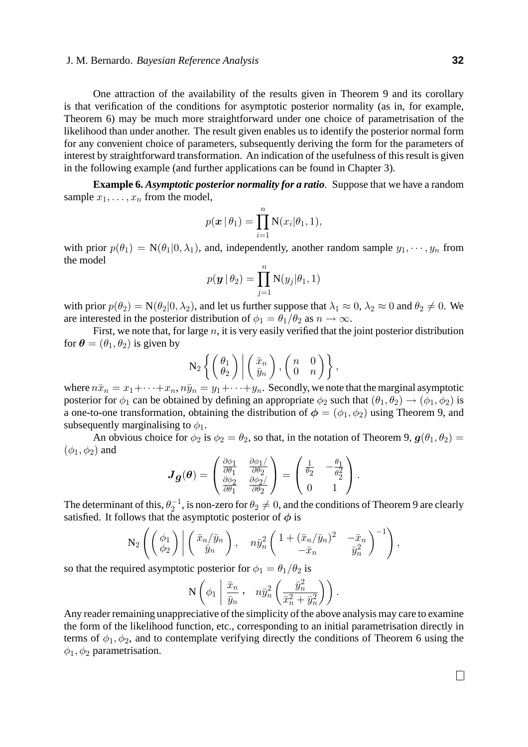One attraction of the availability of the results given in Theorem 9 and its corollary is that verification of the conditions for asymptotic posterior normality (as in, for example, Theorem 6) may be much more straightforward under one choice of parametrisation of the likelihood than under another. The result given enables us to identify the posterior normal form for any convenient choice of parameters, subsequently deriving the form for the parameters of interest by straightforward transformation. An indication of the usefulness of this result is given in the following example (and further applications can be found in Chapter 3).

**Example 6.** ***Asymptotic posterior normality for a ratio***. Suppose that we have a random sample $x_1, \ldots, x_n$ from the model,

$$p(\boldsymbol{x} \,|\, \theta_1) = \prod_{i=1}^{n} \mathrm{N}(x_i|\theta_1, 1),$$

with prior $p(\theta_1) = \mathrm{N}(\theta_1|0, \lambda_1)$, and, independently, another random sample $y_1, \cdots, y_n$ from the model

$$p(\boldsymbol{y} \,|\, \theta_2) = \prod_{j=1}^{n} \mathrm{N}(y_j|\theta_1, 1)$$

with prior $p(\theta_2) = \mathrm{N}(\theta_2|0, \lambda_2)$, and let us further suppose that $\lambda_1 \approx 0$, $\lambda_2 \approx 0$ and $\theta_2 \neq 0$. We are interested in the posterior distribution of $\phi_1 = \theta_1/\theta_2$ as $n \to \infty$.

First, we note that, for large $n$, it is very easily verified that the joint posterior distribution for $\boldsymbol{\theta} = (\theta_1, \theta_2)$ is given by

$$\mathrm{N}_2 \left\{ \begin{pmatrix} \theta_1 \\ \theta_2 \end{pmatrix} \,\middle|\, \begin{pmatrix} \bar{x}_n \\ \bar{y}_n \end{pmatrix}, \begin{pmatrix} n & 0 \\ 0 & n \end{pmatrix} \right\},$$

where $n\bar{x}_n = x_1 + \cdots + x_n$, $n\bar{y}_n = y_1 + \cdots + y_n$. Secondly, we note that the marginal asymptotic posterior for $\phi_1$ can be obtained by defining an appropriate $\phi_2$ such that $(\theta_1, \theta_2) \to (\phi_1, \phi_2)$ is a one-to-one transformation, obtaining the distribution of $\boldsymbol{\phi} = (\phi_1, \phi_2)$ using Theorem 9, and subsequently marginalising to $\phi_1$.

An obvious choice for $\phi_2$ is $\phi_2 = \theta_2$, so that, in the notation of Theorem 9, $\boldsymbol{g}(\theta_1, \theta_2) = (\phi_1, \phi_2)$ and

$$\boldsymbol{J}_{\boldsymbol{g}}(\boldsymbol{\theta}) = \begin{pmatrix} \frac{\partial \phi_1}{\partial \theta_1} & \frac{\partial \phi_1/}{\partial \theta_2} \\ \frac{\partial \phi_2}{\partial \theta_1} & \frac{\partial \phi_2/}{\partial \theta_2} \end{pmatrix} = \begin{pmatrix} \frac{1}{\theta_2} & -\frac{\theta_1}{\theta_2^2} \\ 0 & 1 \end{pmatrix}.$$

The determinant of this, $\theta_2^{-1}$, is non-zero for $\theta_2 \neq 0$, and the conditions of Theorem 9 are clearly satisfied. It follows that the asymptotic posterior of $\boldsymbol{\phi}$ is

$$\mathrm{N}_2 \left( \begin{pmatrix} \phi_1 \\ \phi_2 \end{pmatrix} \,\middle|\, \begin{pmatrix} \bar{x}_n/\bar{y}_n \\ \bar{y}_n \end{pmatrix}, \quad n\bar{y}_n^2 \begin{pmatrix} 1 + (\bar{x}_n/\bar{y}_n)^2 & -\bar{x}_n \\ -\bar{x}_n & \bar{y}_n^2 \end{pmatrix}^{-1} \right),$$

so that the required asymptotic posterior for $\phi_1 = \theta_1/\theta_2$ is

$$\mathrm{N} \left( \phi_1 \,\middle|\, \frac{\bar{x}_n}{\bar{y}_n}, \quad n\bar{y}_n^2 \left( \frac{\bar{y}_n^2}{\bar{x}_n^2 + \bar{y}_n^2} \right) \right).$$

Any reader remaining unappreciative of the simplicity of the above analysis may care to examine the form of the likelihood function, etc., corresponding to an initial parametrisation directly in terms of $\phi_1, \phi_2$, and to contemplate verifying directly the conditions of Theorem 6 using the $\phi_1, \phi_2$ parametrisation.

□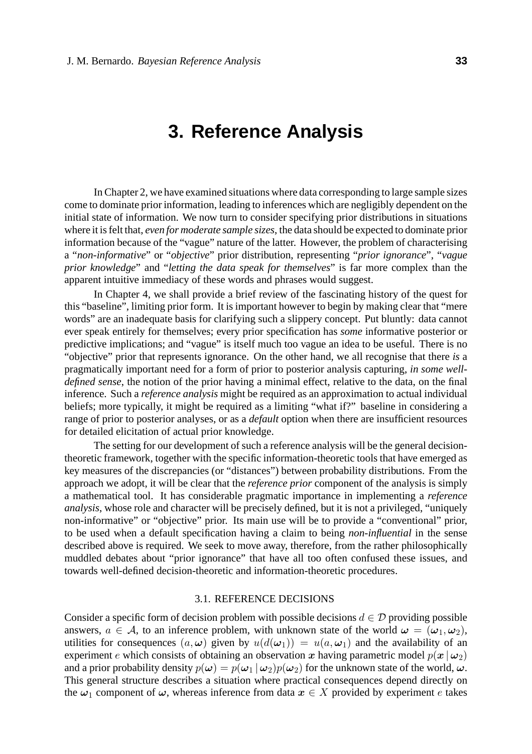# 3. Reference Analysis

In Chapter 2, we have examined situations where data corresponding to large sample sizes come to dominate prior information, leading to inferences which are negligibly dependent on the initial state of information. We now turn to consider specifying prior distributions in situations where it is felt that, *even for moderate sample sizes*, the data should be expected to dominate prior information because of the "vague" nature of the latter. However, the problem of characterising a "*non-informative*" or "*objective*" prior distribution, representing "*prior ignorance*", "*vague prior knowledge*" and "*letting the data speak for themselves*" is far more complex than the apparent intuitive immediacy of these words and phrases would suggest.

In Chapter 4, we shall provide a brief review of the fascinating history of the quest for this "baseline", limiting prior form. It is important however to begin by making clear that "mere words" are an inadequate basis for clarifying such a slippery concept. Put bluntly: data cannot ever speak entirely for themselves; every prior specification has *some* informative posterior or predictive implications; and "vague" is itself much too vague an idea to be useful. There is no "objective" prior that represents ignorance. On the other hand, we all recognise that there *is* a pragmatically important need for a form of prior to posterior analysis capturing, *in some well-defined sense*, the notion of the prior having a minimal effect, relative to the data, on the final inference. Such a *reference analysis* might be required as an approximation to actual individual beliefs; more typically, it might be required as a limiting "what if?" baseline in considering a range of prior to posterior analyses, or as a *default* option when there are insufficient resources for detailed elicitation of actual prior knowledge.

The setting for our development of such a reference analysis will be the general decision-theoretic framework, together with the specific information-theoretic tools that have emerged as key measures of the discrepancies (or "distances") between probability distributions. From the approach we adopt, it will be clear that the *reference prior* component of the analysis is simply a mathematical tool. It has considerable pragmatic importance in implementing a *reference analysis*, whose role and character will be precisely defined, but it is not a privileged, "uniquely non-informative" or "objective" prior. Its main use will be to provide a "conventional" prior, to be used when a default specification having a claim to being *non-influential* in the sense described above is required. We seek to move away, therefore, from the rather philosophically muddled debates about "prior ignorance" that have all too often confused these issues, and towards well-defined decision-theoretic and information-theoretic procedures.

## 3.1. REFERENCE DECISIONS

Consider a specific form of decision problem with possible decisions $d \in \mathcal{D}$ providing possible answers, $a \in \mathcal{A}$, to an inference problem, with unknown state of the world $\boldsymbol{\omega} = (\boldsymbol{\omega}_1, \boldsymbol{\omega}_2)$, utilities for consequences $(a, \boldsymbol{\omega})$ given by $u(d(\boldsymbol{\omega}_1)) = u(a, \boldsymbol{\omega}_1)$ and the availability of an experiment $e$ which consists of obtaining an observation $\boldsymbol{x}$ having parametric model $p(\boldsymbol{x} \,|\, \boldsymbol{\omega}_2)$ and a prior probability density $p(\boldsymbol{\omega}) = p(\boldsymbol{\omega}_1 \,|\, \boldsymbol{\omega}_2)p(\boldsymbol{\omega}_2)$ for the unknown state of the world, $\boldsymbol{\omega}$. This general structure describes a situation where practical consequences depend directly on the $\boldsymbol{\omega}_1$ component of $\boldsymbol{\omega}$, whereas inference from data $\boldsymbol{x} \in X$ provided by experiment $e$ takes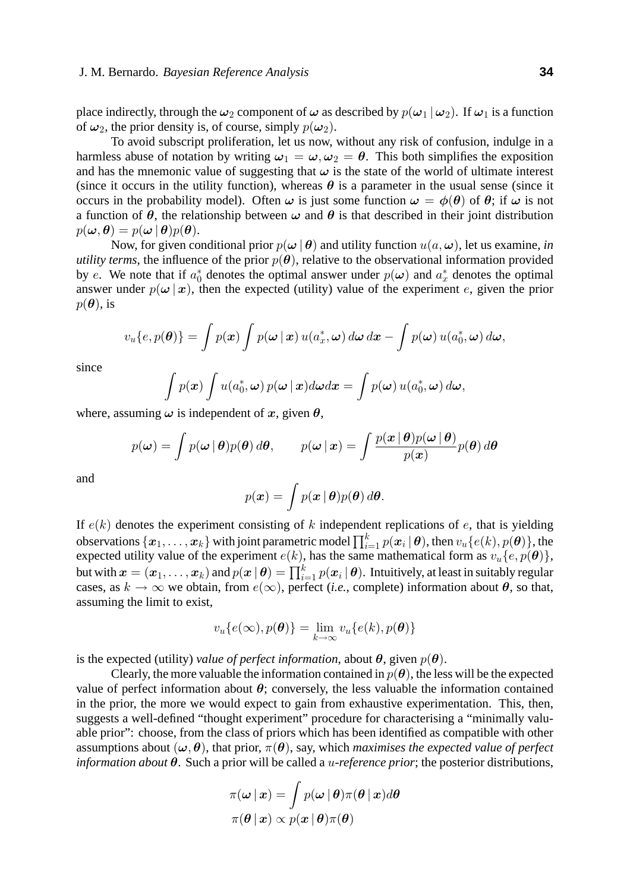place indirectly, through the $\boldsymbol{\omega}_2$ component of $\boldsymbol{\omega}$ as described by $p(\boldsymbol{\omega}_1 \,|\, \boldsymbol{\omega}_2)$. If $\boldsymbol{\omega}_1$ is a function of $\boldsymbol{\omega}_2$, the prior density is, of course, simply $p(\boldsymbol{\omega}_2)$.

To avoid subscript proliferation, let us now, without any risk of confusion, indulge in a harmless abuse of notation by writing $\boldsymbol{\omega}_1 = \boldsymbol{\omega}, \boldsymbol{\omega}_2 = \boldsymbol{\theta}$. This both simplifies the exposition and has the mnemonic value of suggesting that $\boldsymbol{\omega}$ is the state of the world of ultimate interest (since it occurs in the utility function), whereas $\boldsymbol{\theta}$ is a parameter in the usual sense (since it occurs in the probability model). Often $\boldsymbol{\omega}$ is just some function $\boldsymbol{\omega} = \boldsymbol{\phi}(\boldsymbol{\theta})$ of $\boldsymbol{\theta}$; if $\boldsymbol{\omega}$ is not a function of $\boldsymbol{\theta}$, the relationship between $\boldsymbol{\omega}$ and $\boldsymbol{\theta}$ is that described in their joint distribution $p(\boldsymbol{\omega}, \boldsymbol{\theta}) = p(\boldsymbol{\omega} \,|\, \boldsymbol{\theta})p(\boldsymbol{\theta})$.

Now, for given conditional prior $p(\boldsymbol{\omega} \,|\, \boldsymbol{\theta})$ and utility function $u(a, \boldsymbol{\omega})$, let us examine, *in utility terms*, the influence of the prior $p(\boldsymbol{\theta})$, relative to the observational information provided by $e$. We note that if $a_0^*$ denotes the optimal answer under $p(\boldsymbol{\omega})$ and $a_x^*$ denotes the optimal answer under $p(\boldsymbol{\omega} \,|\, \boldsymbol{x})$, then the expected (utility) value of the experiment $e$, given the prior $p(\boldsymbol{\theta})$, is

$$v_u\{e, p(\boldsymbol{\theta})\} = \int p(\boldsymbol{x}) \int p(\boldsymbol{\omega} \,|\, \boldsymbol{x})\, u(a_x^*, \boldsymbol{\omega})\, d\boldsymbol{\omega}\, d\boldsymbol{x} - \int p(\boldsymbol{\omega})\, u(a_0^*, \boldsymbol{\omega})\, d\boldsymbol{\omega},$$

since

$$\int p(\boldsymbol{x}) \int u(a_0^*, \boldsymbol{\omega})\, p(\boldsymbol{\omega} \,|\, \boldsymbol{x}) d\boldsymbol{\omega} d\boldsymbol{x} = \int p(\boldsymbol{\omega})\, u(a_0^*, \boldsymbol{\omega})\, d\boldsymbol{\omega},$$

where, assuming $\boldsymbol{\omega}$ is independent of $\boldsymbol{x}$, given $\boldsymbol{\theta}$,

$$p(\boldsymbol{\omega}) = \int p(\boldsymbol{\omega} \,|\, \boldsymbol{\theta}) p(\boldsymbol{\theta})\, d\boldsymbol{\theta}, \qquad p(\boldsymbol{\omega} \,|\, \boldsymbol{x}) = \int \frac{p(\boldsymbol{x} \,|\, \boldsymbol{\theta}) p(\boldsymbol{\omega} \,|\, \boldsymbol{\theta})}{p(\boldsymbol{x})} p(\boldsymbol{\theta})\, d\boldsymbol{\theta}$$

and

$$p(\boldsymbol{x}) = \int p(\boldsymbol{x} \,|\, \boldsymbol{\theta}) p(\boldsymbol{\theta})\, d\boldsymbol{\theta}.$$

If $e(k)$ denotes the experiment consisting of $k$ independent replications of $e$, that is yielding observations $\{\boldsymbol{x}_1, \ldots, \boldsymbol{x}_k\}$ with joint parametric model $\prod_{i=1}^k p(\boldsymbol{x}_i \,|\, \boldsymbol{\theta})$, then $v_u\{e(k), p(\boldsymbol{\theta})\}$, the expected utility value of the experiment $e(k)$, has the same mathematical form as $v_u\{e, p(\boldsymbol{\theta})\}$, but with $\boldsymbol{x} = (\boldsymbol{x}_1, \ldots, \boldsymbol{x}_k)$ and $p(\boldsymbol{x} \,|\, \boldsymbol{\theta}) = \prod_{i=1}^k p(\boldsymbol{x}_i \,|\, \boldsymbol{\theta})$. Intuitively, at least in suitably regular cases, as $k \to \infty$ we obtain, from $e(\infty)$, perfect (*i.e.*, complete) information about $\boldsymbol{\theta}$, so that, assuming the limit to exist,

$$v_u\{e(\infty), p(\boldsymbol{\theta})\} = \lim_{k \to \infty} v_u\{e(k), p(\boldsymbol{\theta})\}$$

is the expected (utility) *value of perfect information*, about $\boldsymbol{\theta}$, given $p(\boldsymbol{\theta})$.

Clearly, the more valuable the information contained in $p(\boldsymbol{\theta})$, the less will be the expected value of perfect information about $\boldsymbol{\theta}$; conversely, the less valuable the information contained in the prior, the more we would expect to gain from exhaustive experimentation. This, then, suggests a well-defined "thought experiment" procedure for characterising a "minimally valuable prior": choose, from the class of priors which has been identified as compatible with other assumptions about $(\boldsymbol{\omega}, \boldsymbol{\theta})$, that prior, $\pi(\boldsymbol{\theta})$, say, which *maximises the expected value of perfect information about* $\boldsymbol{\theta}$. Such a prior will be called a $u$*-reference prior*; the posterior distributions,

$$\pi(\boldsymbol{\omega} \,|\, \boldsymbol{x}) = \int p(\boldsymbol{\omega} \,|\, \boldsymbol{\theta}) \pi(\boldsymbol{\theta} \,|\, \boldsymbol{x}) d\boldsymbol{\theta}$$

$$\pi(\boldsymbol{\theta} \,|\, \boldsymbol{x}) \propto p(\boldsymbol{x} \,|\, \boldsymbol{\theta}) \pi(\boldsymbol{\theta})$$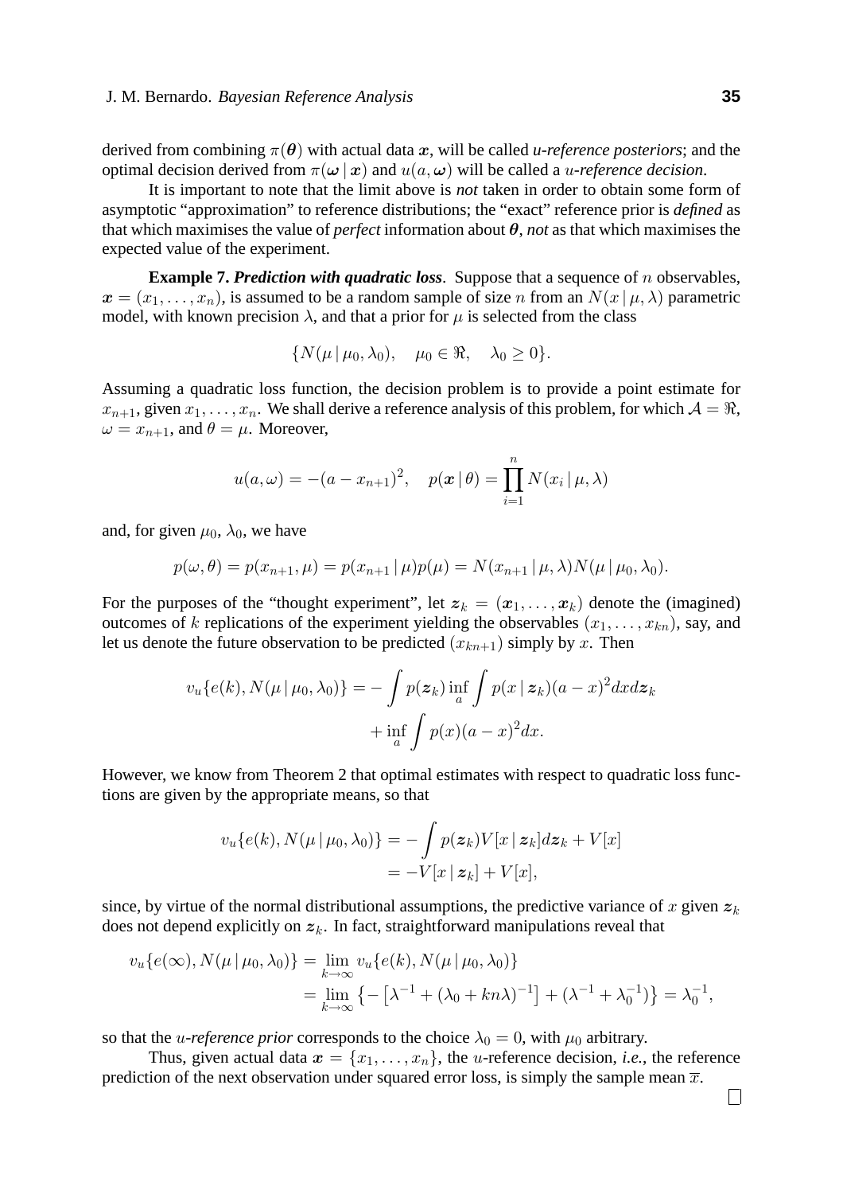derived from combining $\pi(\boldsymbol{\theta})$ with actual data $\boldsymbol{x}$, will be called *u-reference posteriors*; and the optimal decision derived from $\pi(\boldsymbol{\omega} \mid \boldsymbol{x})$ and $u(a, \boldsymbol{\omega})$ will be called a *$u$-reference decision*.

It is important to note that the limit above is *not* taken in order to obtain some form of asymptotic "approximation" to reference distributions; the "exact" reference prior is *defined* as that which maximises the value of *perfect* information about $\boldsymbol{\theta}$, *not* as that which maximises the expected value of the experiment.

**Example 7.** ***Prediction with quadratic loss***. Suppose that a sequence of $n$ observables, $\boldsymbol{x} = (x_1, \ldots, x_n)$, is assumed to be a random sample of size $n$ from an $N(x \mid \mu, \lambda)$ parametric model, with known precision $\lambda$, and that a prior for $\mu$ is selected from the class

$$\{N(\mu \mid \mu_0, \lambda_0), \quad \mu_0 \in \Re, \quad \lambda_0 \geq 0\}.$$

Assuming a quadratic loss function, the decision problem is to provide a point estimate for $x_{n+1}$, given $x_1, \ldots, x_n$. We shall derive a reference analysis of this problem, for which $\mathcal{A} = \Re$, $\omega = x_{n+1}$, and $\theta = \mu$. Moreover,

$$u(a, \omega) = -(a - x_{n+1})^2, \quad p(\boldsymbol{x} \mid \theta) = \prod_{i=1}^{n} N(x_i \mid \mu, \lambda)$$

and, for given $\mu_0$, $\lambda_0$, we have

$$p(\omega, \theta) = p(x_{n+1}, \mu) = p(x_{n+1} \mid \mu) p(\mu) = N(x_{n+1} \mid \mu, \lambda) N(\mu \mid \mu_0, \lambda_0).$$

For the purposes of the "thought experiment", let $\boldsymbol{z}_k = (\boldsymbol{x}_1, \ldots, \boldsymbol{x}_k)$ denote the (imagined) outcomes of $k$ replications of the experiment yielding the observables $(x_1, \ldots, x_{kn})$, say, and let us denote the future observation to be predicted $(x_{kn+1})$ simply by $x$. Then

$$\begin{aligned} v_u\{e(k), N(\mu \mid \mu_0, \lambda_0)\} = &- \int p(\boldsymbol{z}_k) \inf_a \int p(x \mid \boldsymbol{z}_k)(a - x)^2 dx d\boldsymbol{z}_k \\ &+ \inf_a \int p(x)(a - x)^2 dx. \end{aligned}$$

However, we know from Theorem 2 that optimal estimates with respect to quadratic loss functions are given by the appropriate means, so that

$$\begin{aligned} v_u\{e(k), N(\mu \mid \mu_0, \lambda_0)\} &= - \int p(\boldsymbol{z}_k) V[x \mid \boldsymbol{z}_k] d\boldsymbol{z}_k + V[x] \\ &= -V[x \mid \boldsymbol{z}_k] + V[x], \end{aligned}$$

since, by virtue of the normal distributional assumptions, the predictive variance of $x$ given $\boldsymbol{z}_k$ does not depend explicitly on $\boldsymbol{z}_k$. In fact, straightforward manipulations reveal that

$$\begin{aligned} v_u\{e(\infty), N(\mu \mid \mu_0, \lambda_0)\} &= \lim_{k \to \infty} v_u\{e(k), N(\mu \mid \mu_0, \lambda_0)\} \\ &= \lim_{k \to \infty} \left\{ -\left[\lambda^{-1} + (\lambda_0 + kn\lambda)^{-1}\right] + (\lambda^{-1} + \lambda_0^{-1}) \right\} = \lambda_0^{-1}, \end{aligned}$$

so that the *$u$-reference prior* corresponds to the choice $\lambda_0 = 0$, with $\mu_0$ arbitrary.

Thus, given actual data $\boldsymbol{x} = \{x_1, \ldots, x_n\}$, the $u$-reference decision, *i.e.*, the reference prediction of the next observation under squared error loss, is simply the sample mean $\overline{x}$. $\square$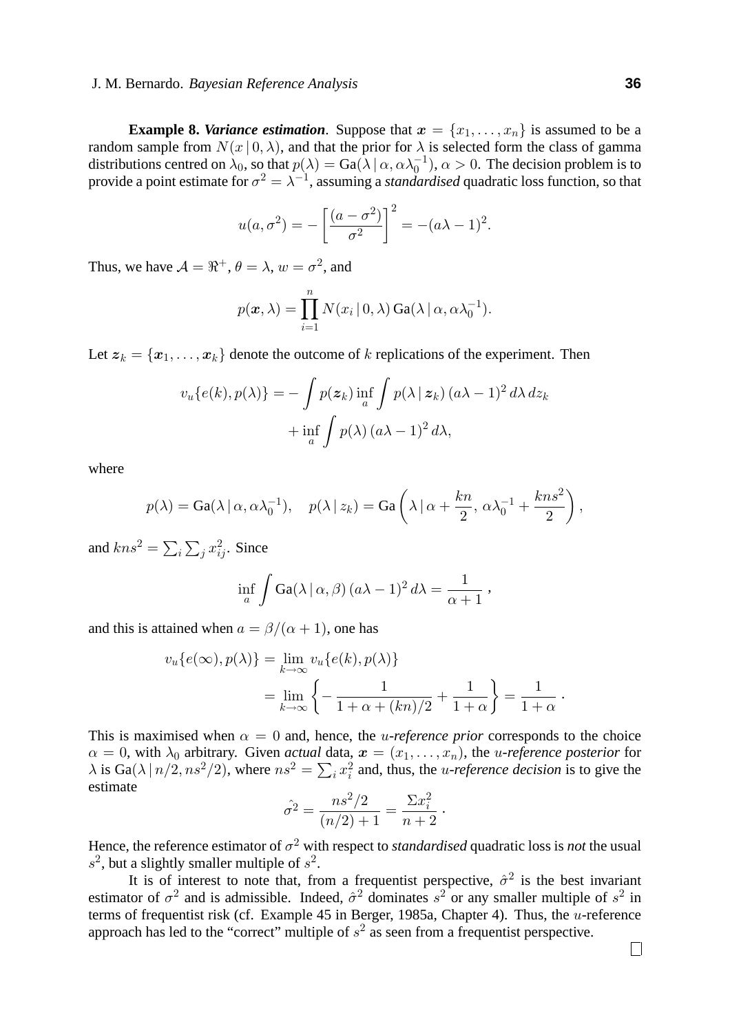**Example 8.** ***Variance estimation***. Suppose that $\boldsymbol{x} = \{x_1, \ldots, x_n\}$ is assumed to be a random sample from $N(x \mid 0, \lambda)$, and that the prior for $\lambda$ is selected form the class of gamma distributions centred on $\lambda_0$, so that $p(\lambda) = \text{Ga}(\lambda \mid \alpha, \alpha\lambda_0^{-1})$, $\alpha > 0$. The decision problem is to provide a point estimate for $\sigma^2 = \lambda^{-1}$, assuming a *standardised* quadratic loss function, so that

$$u(a, \sigma^2) = -\left[\frac{(a - \sigma^2)}{\sigma^2}\right]^2 = -(a\lambda - 1)^2.$$

Thus, we have $\mathcal{A} = \Re^+$, $\theta = \lambda$, $w = \sigma^2$, and

$$p(\boldsymbol{x}, \lambda) = \prod_{i=1}^{n} N(x_i \mid 0, \lambda)\, \text{Ga}(\lambda \mid \alpha, \alpha\lambda_0^{-1}).$$

Let $\boldsymbol{z}_k = \{\boldsymbol{x}_1, \ldots, \boldsymbol{x}_k\}$ denote the outcome of $k$ replications of the experiment. Then

$$v_u\{e(k), p(\lambda)\} = -\int p(\boldsymbol{z}_k) \inf_a \int p(\lambda \mid \boldsymbol{z}_k)\, (a\lambda - 1)^2\, d\lambda\, dz_k + \inf_a \int p(\lambda)\, (a\lambda - 1)^2\, d\lambda,$$

where

$$p(\lambda) = \text{Ga}(\lambda \mid \alpha, \alpha\lambda_0^{-1}), \quad p(\lambda \mid z_k) = \text{Ga}\left(\lambda \mid \alpha + \frac{kn}{2},\, \alpha\lambda_0^{-1} + \frac{kns^2}{2}\right),$$

and $kns^2 = \sum_i \sum_j x_{ij}^2$. Since

$$\inf_a \int \text{Ga}(\lambda \mid \alpha, \beta)\, (a\lambda - 1)^2\, d\lambda = \frac{1}{\alpha + 1}\;,$$

and this is attained when $a = \beta/(\alpha + 1)$, one has

$$\begin{aligned} v_u\{e(\infty), p(\lambda)\} &= \lim_{k \to \infty} v_u\{e(k), p(\lambda)\} \\ &= \lim_{k \to \infty} \left\{-\frac{1}{1 + \alpha + (kn)/2} + \frac{1}{1 + \alpha}\right\} = \frac{1}{1 + \alpha}\;. \end{aligned}$$

This is maximised when $\alpha = 0$ and, hence, the *$u$-reference prior* corresponds to the choice $\alpha = 0$, with $\lambda_0$ arbitrary. Given *actual* data, $\boldsymbol{x} = (x_1, \ldots, x_n)$, the *$u$-reference posterior* for $\lambda$ is $\text{Ga}(\lambda \mid n/2, ns^2/2)$, where $ns^2 = \sum_i x_i^2$ and, thus, the *$u$-reference decision* is to give the estimate

$$\hat{\sigma^2} = \frac{ns^2/2}{(n/2) + 1} = \frac{\Sigma x_i^2}{n + 2}\;.$$

Hence, the reference estimator of $\sigma^2$ with respect to *standardised* quadratic loss is *not* the usual $s^2$, but a slightly smaller multiple of $s^2$.

It is of interest to note that, from a frequentist perspective, $\hat{\sigma}^2$ is the best invariant estimator of $\sigma^2$ and is admissible. Indeed, $\hat{\sigma}^2$ dominates $s^2$ or any smaller multiple of $s^2$ in terms of frequentist risk (cf. Example 45 in Berger, 1985a, Chapter 4). Thus, the $u$-reference approach has led to the "correct" multiple of $s^2$ as seen from a frequentist perspective.

□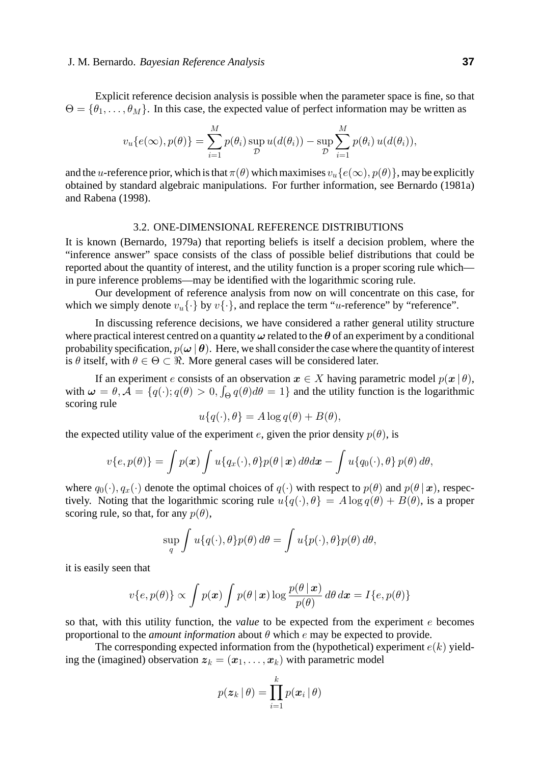Explicit reference decision analysis is possible when the parameter space is fine, so that $\Theta = \{\theta_1, \ldots, \theta_M\}$. In this case, the expected value of perfect information may be written as

$$v_u\{e(\infty), p(\theta)\} = \sum_{i=1}^{M} p(\theta_i) \sup_{\mathcal{D}} u(d(\theta_i)) - \sup_{\mathcal{D}} \sum_{i=1}^{M} p(\theta_i)\, u(d(\theta_i)),$$

and the $u$-reference prior, which is that $\pi(\theta)$ which maximises $v_u\{e(\infty), p(\theta)\}$, may be explicitly obtained by standard algebraic manipulations. For further information, see Bernardo (1981a) and Rabena (1998).

## 3.2. ONE-DIMENSIONAL REFERENCE DISTRIBUTIONS

It is known (Bernardo, 1979a) that reporting beliefs is itself a decision problem, where the "inference answer" space consists of the class of possible belief distributions that could be reported about the quantity of interest, and the utility function is a proper scoring rule which—in pure inference problems—may be identified with the logarithmic scoring rule.

Our development of reference analysis from now on will concentrate on this case, for which we simply denote $v_u\{\cdot\}$ by $v\{\cdot\}$, and replace the term "$u$-reference" by "reference".

In discussing reference decisions, we have considered a rather general utility structure where practical interest centred on a quantity $\boldsymbol{\omega}$ related to the $\boldsymbol{\theta}$ of an experiment by a conditional probability specification, $p(\boldsymbol{\omega} \,|\, \boldsymbol{\theta})$. Here, we shall consider the case where the quantity of interest is $\theta$ itself, with $\theta \in \Theta \subset \Re$. More general cases will be considered later.

If an experiment $e$ consists of an observation $\boldsymbol{x} \in X$ having parametric model $p(\boldsymbol{x} \,|\, \theta)$, with $\boldsymbol{\omega} = \theta, \mathcal{A} = \{q(\cdot); q(\theta) > 0, \int_\Theta q(\theta) d\theta = 1\}$ and the utility function is the logarithmic scoring rule

$$u\{q(\cdot), \theta\} = A \log q(\theta) + B(\theta),$$

the expected utility value of the experiment $e$, given the prior density $p(\theta)$, is

$$v\{e, p(\theta)\} = \int p(\boldsymbol{x}) \int u\{q_x(\cdot), \theta\} p(\theta \,|\, \boldsymbol{x})\, d\theta d\boldsymbol{x} - \int u\{q_0(\cdot), \theta\}\, p(\theta)\, d\theta,$$

where $q_0(\cdot), q_x(\cdot)$ denote the optimal choices of $q(\cdot)$ with respect to $p(\theta)$ and $p(\theta \,|\, \boldsymbol{x})$, respectively. Noting that the logarithmic scoring rule $u\{q(\cdot), \theta\} = A \log q(\theta) + B(\theta)$, is a proper scoring rule, so that, for any $p(\theta)$,

$$\sup_q \int u\{q(\cdot), \theta\} p(\theta)\, d\theta = \int u\{p(\cdot), \theta\} p(\theta)\, d\theta,$$

it is easily seen that

$$v\{e, p(\theta)\} \propto \int p(\boldsymbol{x}) \int p(\theta \,|\, \boldsymbol{x}) \log \frac{p(\theta \,|\, \boldsymbol{x})}{p(\theta)}\, d\theta\, d\boldsymbol{x} = I\{e, p(\theta)\}$$

so that, with this utility function, the *value* to be expected from the experiment $e$ becomes proportional to the *amount information* about $\theta$ which $e$ may be expected to provide.

The corresponding expected information from the (hypothetical) experiment $e(k)$ yielding the (imagined) observation $\boldsymbol{z}_k = (\boldsymbol{x}_1, \ldots, \boldsymbol{x}_k)$ with parametric model

$$p(\boldsymbol{z}_k \,|\, \theta) = \prod_{i=1}^{k} p(\boldsymbol{x}_i \,|\, \theta)$$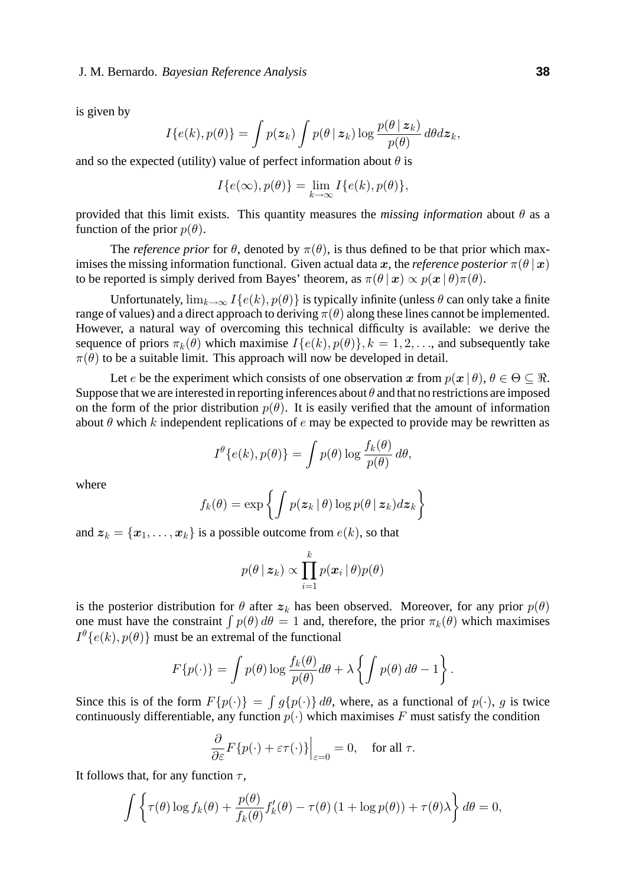is given by

$$I\{e(k), p(\theta)\} = \int p(\boldsymbol{z}_k) \int p(\theta \,|\, \boldsymbol{z}_k) \log \frac{p(\theta \,|\, \boldsymbol{z}_k)}{p(\theta)} \, d\theta d\boldsymbol{z}_k,$$

and so the expected (utility) value of perfect information about $\theta$ is

$$I\{e(\infty), p(\theta)\} = \lim_{k \to \infty} I\{e(k), p(\theta)\},$$

provided that this limit exists. This quantity measures the *missing information* about $\theta$ as a function of the prior $p(\theta)$.

The *reference prior* for $\theta$, denoted by $\pi(\theta)$, is thus defined to be that prior which maximises the missing information functional. Given actual data $\boldsymbol{x}$, the *reference posterior* $\pi(\theta \,|\, \boldsymbol{x})$ to be reported is simply derived from Bayes' theorem, as $\pi(\theta \,|\, \boldsymbol{x}) \propto p(\boldsymbol{x} \,|\, \theta)\pi(\theta)$.

Unfortunately, $\lim_{k \to \infty} I\{e(k), p(\theta)\}$ is typically infinite (unless $\theta$ can only take a finite range of values) and a direct approach to deriving $\pi(\theta)$ along these lines cannot be implemented. However, a natural way of overcoming this technical difficulty is available: we derive the sequence of priors $\pi_k(\theta)$ which maximise $I\{e(k), p(\theta)\}, k = 1, 2, \ldots$, and subsequently take $\pi(\theta)$ to be a suitable limit. This approach will now be developed in detail.

Let $e$ be the experiment which consists of one observation $\boldsymbol{x}$ from $p(\boldsymbol{x} \,|\, \theta)$, $\theta \in \Theta \subseteq \Re$. Suppose that we are interested in reporting inferences about $\theta$ and that no restrictions are imposed on the form of the prior distribution $p(\theta)$. It is easily verified that the amount of information about $\theta$ which $k$ independent replications of $e$ may be expected to provide may be rewritten as

$$I^\theta\{e(k), p(\theta)\} = \int p(\theta) \log \frac{f_k(\theta)}{p(\theta)} \, d\theta,$$

where

$$f_k(\theta) = \exp\left\{ \int p(\boldsymbol{z}_k \,|\, \theta) \log p(\theta \,|\, \boldsymbol{z}_k) d\boldsymbol{z}_k \right\}$$

and $\boldsymbol{z}_k = \{\boldsymbol{x}_1, \ldots, \boldsymbol{x}_k\}$ is a possible outcome from $e(k)$, so that

$$p(\theta \,|\, \boldsymbol{z}_k) \propto \prod_{i=1}^{k} p(\boldsymbol{x}_i \,|\, \theta) p(\theta)$$

is the posterior distribution for $\theta$ after $\boldsymbol{z}_k$ has been observed. Moreover, for any prior $p(\theta)$ one must have the constraint $\int p(\theta) \, d\theta = 1$ and, therefore, the prior $\pi_k(\theta)$ which maximises $I^\theta\{e(k), p(\theta)\}$ must be an extremal of the functional

$$F\{p(\cdot)\} = \int p(\theta) \log \frac{f_k(\theta)}{p(\theta)} d\theta + \lambda \left\{ \int p(\theta) \, d\theta - 1 \right\}.$$

Since this is of the form $F\{p(\cdot)\} = \int g\{p(\cdot)\} \, d\theta$, where, as a functional of $p(\cdot)$, $g$ is twice continuously differentiable, any function $p(\cdot)$ which maximises $F$ must satisfy the condition

$$\frac{\partial}{\partial \varepsilon} F\{p(\cdot) + \varepsilon \tau(\cdot)\} \Big|_{\varepsilon=0} = 0, \quad \text{for all } \tau.$$

It follows that, for any function $\tau$,

$$\int \left\{ \tau(\theta) \log f_k(\theta) + \frac{p(\theta)}{f_k(\theta)} f_k'(\theta) - \tau(\theta) \left(1 + \log p(\theta)\right) + \tau(\theta) \lambda \right\} d\theta = 0,$$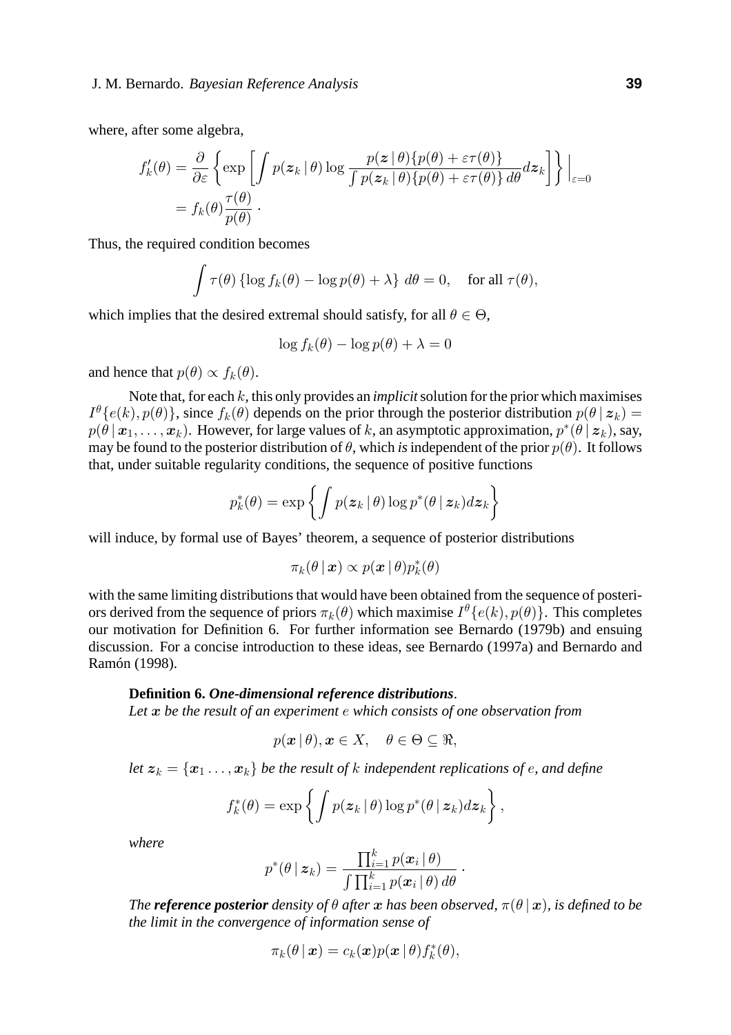where, after some algebra,

$$f'_k(\theta) = \frac{\partial}{\partial \varepsilon} \left\{ \exp \left[ \int p(\boldsymbol{z}_k \,|\, \theta) \log \frac{p(\boldsymbol{z} \,|\, \theta)\{p(\theta) + \varepsilon \tau(\theta)\}}{\int p(\boldsymbol{z}_k \,|\, \theta)\{p(\theta) + \varepsilon \tau(\theta)\}\, d\theta} d\boldsymbol{z}_k \right] \right\} \Big|_{\varepsilon=0}$$

$$= f_k(\theta) \frac{\tau(\theta)}{p(\theta)} \cdot$$

Thus, the required condition becomes

$$\int \tau(\theta) \left\{ \log f_k(\theta) - \log p(\theta) + \lambda \right\} \, d\theta = 0, \quad \text{for all } \tau(\theta),$$

which implies that the desired extremal should satisfy, for all $\theta \in \Theta$,

$$\log f_k(\theta) - \log p(\theta) + \lambda = 0$$

and hence that $p(\theta) \propto f_k(\theta)$.

Note that, for each $k$, this only provides an *implicit* solution for the prior which maximises $I^\theta\{e(k), p(\theta)\}$, since $f_k(\theta)$ depends on the prior through the posterior distribution $p(\theta \,|\, \boldsymbol{z}_k) = p(\theta \,|\, \boldsymbol{x}_1, \ldots, \boldsymbol{x}_k)$. However, for large values of $k$, an asymptotic approximation, $p^*(\theta \,|\, \boldsymbol{z}_k)$, say, may be found to the posterior distribution of $\theta$, which *is* independent of the prior $p(\theta)$. It follows that, under suitable regularity conditions, the sequence of positive functions

$$p^*_k(\theta) = \exp \left\{ \int p(\boldsymbol{z}_k \,|\, \theta) \log p^*(\theta \,|\, \boldsymbol{z}_k) d\boldsymbol{z}_k \right\}$$

will induce, by formal use of Bayes' theorem, a sequence of posterior distributions

$$\pi_k(\theta \,|\, \boldsymbol{x}) \propto p(\boldsymbol{x} \,|\, \theta) p^*_k(\theta)$$

with the same limiting distributions that would have been obtained from the sequence of posteriors derived from the sequence of priors $\pi_k(\theta)$ which maximise $I^\theta\{e(k), p(\theta)\}$. This completes our motivation for Definition 6. For further information see Bernardo (1979b) and ensuing discussion. For a concise introduction to these ideas, see Bernardo (1997a) and Bernardo and Ramón (1998).

**Definition 6.** ***One-dimensional reference distributions****.*
*Let $\boldsymbol{x}$ be the result of an experiment $e$ which consists of one observation from*

$$p(\boldsymbol{x} \,|\, \theta), \boldsymbol{x} \in X, \quad \theta \in \Theta \subseteq \Re,$$

*let $\boldsymbol{z}_k = \{\boldsymbol{x}_1 \ldots, \boldsymbol{x}_k\}$ be the result of $k$ independent replications of $e$, and define*

$$f^*_k(\theta) = \exp \left\{ \int p(\boldsymbol{z}_k \,|\, \theta) \log p^*(\theta \,|\, \boldsymbol{z}_k) d\boldsymbol{z}_k \right\},$$

*where*

$$p^*(\theta \,|\, \boldsymbol{z}_k) = \frac{\prod_{i=1}^k p(\boldsymbol{x}_i \,|\, \theta)}{\int \prod_{i=1}^k p(\boldsymbol{x}_i \,|\, \theta)\, d\theta} \cdot$$

*The* ***reference posterior*** *density of $\theta$ after $\boldsymbol{x}$ has been observed, $\pi(\theta \,|\, \boldsymbol{x})$, is defined to be the limit in the convergence of information sense of*

$$\pi_k(\theta \,|\, \boldsymbol{x}) = c_k(\boldsymbol{x}) p(\boldsymbol{x} \,|\, \theta) f^*_k(\theta),$$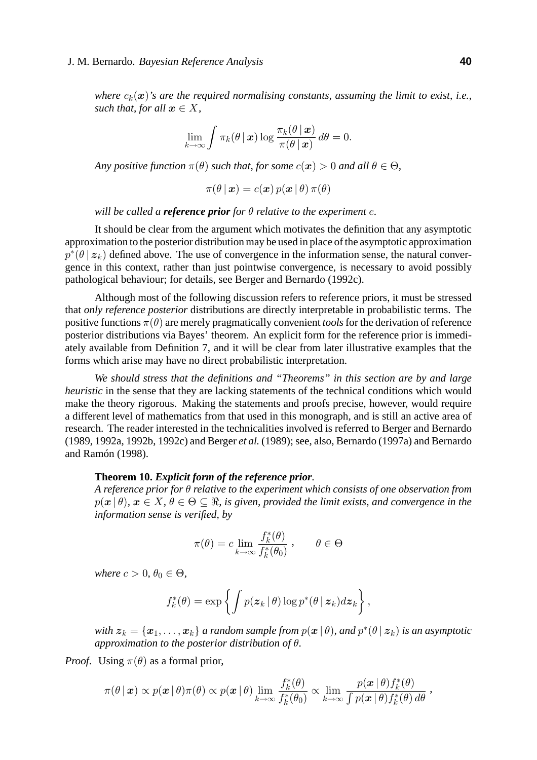*where $c_k(\boldsymbol{x})$'s are the required normalising constants, assuming the limit to exist, i.e., such that, for all $\boldsymbol{x} \in X$,*

$$\lim_{k\to\infty} \int \pi_k(\theta \,|\, \boldsymbol{x}) \log \frac{\pi_k(\theta \,|\, \boldsymbol{x})}{\pi(\theta \,|\, \boldsymbol{x})}\, d\theta = 0.$$

*Any positive function $\pi(\theta)$ such that, for some $c(\boldsymbol{x}) > 0$ and all $\theta \in \Theta$,*

$$\pi(\theta \,|\, \boldsymbol{x}) = c(\boldsymbol{x})\, p(\boldsymbol{x} \,|\, \theta)\, \pi(\theta)$$

*will be called a* ***reference prior*** *for $\theta$ relative to the experiment $e$.*

It should be clear from the argument which motivates the definition that any asymptotic approximation to the posterior distribution may be used in place of the asymptotic approximation $p^*(\theta \,|\, \boldsymbol{z}_k)$ defined above. The use of convergence in the information sense, the natural convergence in this context, rather than just pointwise convergence, is necessary to avoid possibly pathological behaviour; for details, see Berger and Bernardo (1992c).

Although most of the following discussion refers to reference priors, it must be stressed that *only reference posterior* distributions are directly interpretable in probabilistic terms. The positive functions $\pi(\theta)$ are merely pragmatically convenient *tools* for the derivation of reference posterior distributions via Bayes' theorem. An explicit form for the reference prior is immediately available from Definition 7, and it will be clear from later illustrative examples that the forms which arise may have no direct probabilistic interpretation.

*We should stress that the definitions and "Theorems" in this section are by and large heuristic* in the sense that they are lacking statements of the technical conditions which would make the theory rigorous. Making the statements and proofs precise, however, would require a different level of mathematics from that used in this monograph, and is still an active area of research. The reader interested in the technicalities involved is referred to Berger and Bernardo (1989, 1992a, 1992b, 1992c) and Berger *et al.* (1989); see, also, Bernardo (1997a) and Bernardo and Ramón (1998).

**Theorem 10.** ***Explicit form of the reference prior**.*
*A reference prior for $\theta$ relative to the experiment which consists of one observation from $p(\boldsymbol{x} \,|\, \theta)$, $\boldsymbol{x} \in X$, $\theta \in \Theta \subseteq \Re$, is given, provided the limit exists, and convergence in the information sense is verified, by*

$$\pi(\theta) = c \lim_{k\to\infty} \frac{f_k^*(\theta)}{f_k^*(\theta_0)}\,, \qquad \theta \in \Theta$$

*where $c > 0$, $\theta_0 \in \Theta$,*

$$f_k^*(\theta) = \exp\left\{ \int p(\boldsymbol{z}_k \,|\, \theta) \log p^*(\theta \,|\, \boldsymbol{z}_k) d\boldsymbol{z}_k \right\},$$

*with $\boldsymbol{z}_k = \{\boldsymbol{x}_1, \ldots, \boldsymbol{x}_k\}$ a random sample from $p(\boldsymbol{x} \,|\, \theta)$, and $p^*(\theta \,|\, \boldsymbol{z}_k)$ is an asymptotic approximation to the posterior distribution of $\theta$.*

*Proof.* Using $\pi(\theta)$ as a formal prior,

$$\pi(\theta \,|\, \boldsymbol{x}) \propto p(\boldsymbol{x} \,|\, \theta)\pi(\theta) \propto p(\boldsymbol{x} \,|\, \theta) \lim_{k\to\infty} \frac{f_k^*(\theta)}{f_k^*(\theta_0)} \propto \lim_{k\to\infty} \frac{p(\boldsymbol{x} \,|\, \theta) f_k^*(\theta)}{\int p(\boldsymbol{x} \,|\, \theta) f_k^*(\theta)\, d\theta}\,,$$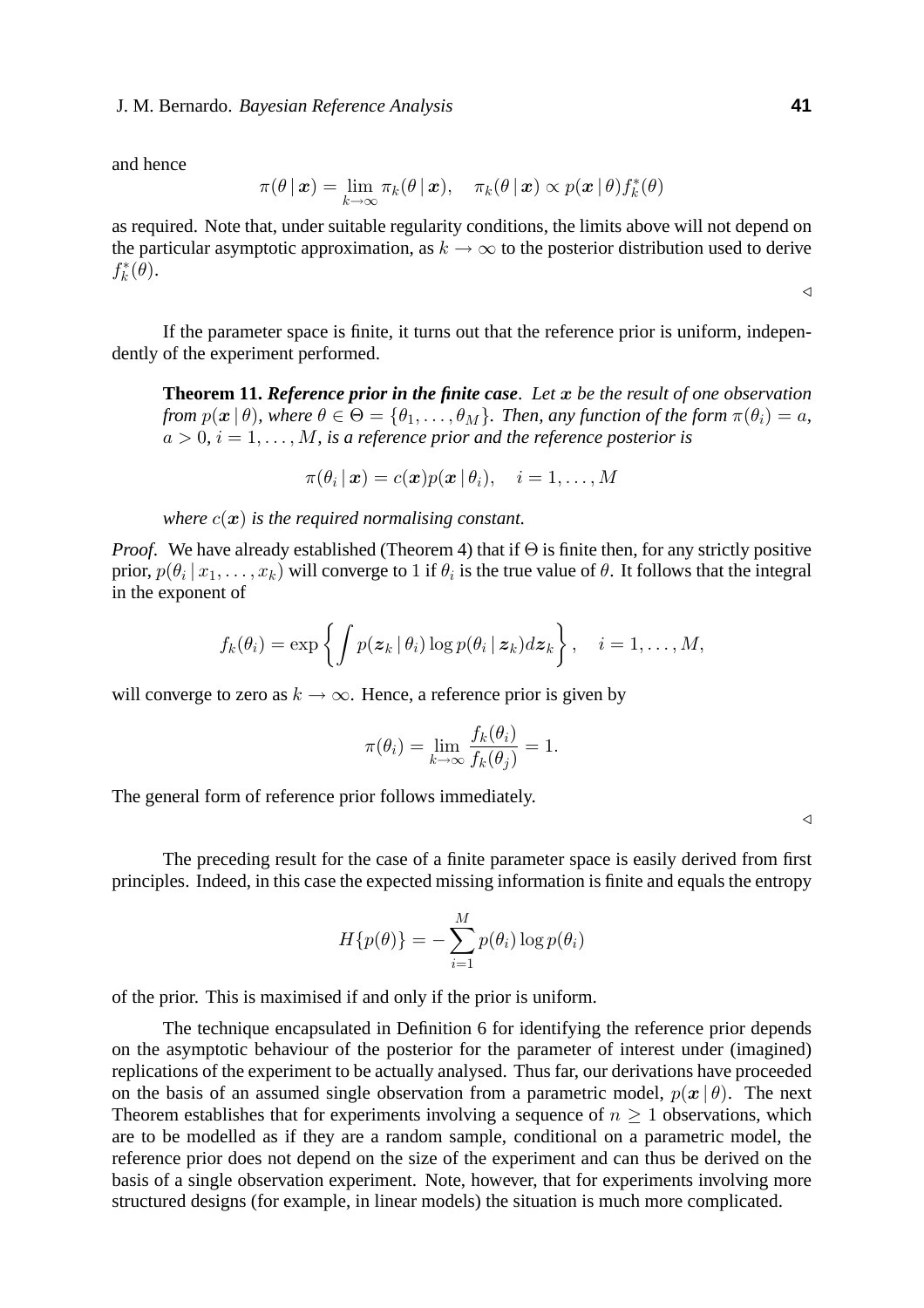and hence

$$\pi(\theta \,|\, \boldsymbol{x}) = \lim_{k\to\infty} \pi_k(\theta \,|\, \boldsymbol{x}), \quad \pi_k(\theta \,|\, \boldsymbol{x}) \propto p(\boldsymbol{x} \,|\, \theta) f_k^*(\theta)$$

as required. Note that, under suitable regularity conditions, the limits above will not depend on the particular asymptotic approximation, as $k \to \infty$ to the posterior distribution used to derive $f_k^*(\theta)$.

◁

If the parameter space is finite, it turns out that the reference prior is uniform, independently of the experiment performed.

**Theorem 11.** ***Reference prior in the finite case***. *Let $\boldsymbol{x}$ be the result of one observation from $p(\boldsymbol{x} \,|\, \theta)$, where $\theta \in \Theta = \{\theta_1, \ldots, \theta_M\}$. Then, any function of the form $\pi(\theta_i) = a$, $a > 0$, $i = 1, \ldots, M$, is a reference prior and the reference posterior is*

$$\pi(\theta_i \,|\, \boldsymbol{x}) = c(\boldsymbol{x}) p(\boldsymbol{x} \,|\, \theta_i), \quad i = 1, \ldots, M$$

*where $c(\boldsymbol{x})$ is the required normalising constant.*

*Proof.* We have already established (Theorem 4) that if $\Theta$ is finite then, for any strictly positive prior, $p(\theta_i \,|\, x_1, \ldots, x_k)$ will converge to 1 if $\theta_i$ is the true value of $\theta$. It follows that the integral in the exponent of

$$f_k(\theta_i) = \exp\left\{ \int p(\boldsymbol{z}_k \,|\, \theta_i) \log p(\theta_i \,|\, \boldsymbol{z}_k) d\boldsymbol{z}_k \right\}, \quad i = 1, \ldots, M,$$

will converge to zero as $k \to \infty$. Hence, a reference prior is given by

$$\pi(\theta_i) = \lim_{k\to\infty} \frac{f_k(\theta_i)}{f_k(\theta_j)} = 1.$$

The general form of reference prior follows immediately.

◁

The preceding result for the case of a finite parameter space is easily derived from first principles. Indeed, in this case the expected missing information is finite and equals the entropy

$$H\{p(\theta)\} = -\sum_{i=1}^{M} p(\theta_i) \log p(\theta_i)$$

of the prior. This is maximised if and only if the prior is uniform.

The technique encapsulated in Definition 6 for identifying the reference prior depends on the asymptotic behaviour of the posterior for the parameter of interest under (imagined) replications of the experiment to be actually analysed. Thus far, our derivations have proceeded on the basis of an assumed single observation from a parametric model, $p(\boldsymbol{x} \,|\, \theta)$. The next Theorem establishes that for experiments involving a sequence of $n \geq 1$ observations, which are to be modelled as if they are a random sample, conditional on a parametric model, the reference prior does not depend on the size of the experiment and can thus be derived on the basis of a single observation experiment. Note, however, that for experiments involving more structured designs (for example, in linear models) the situation is much more complicated.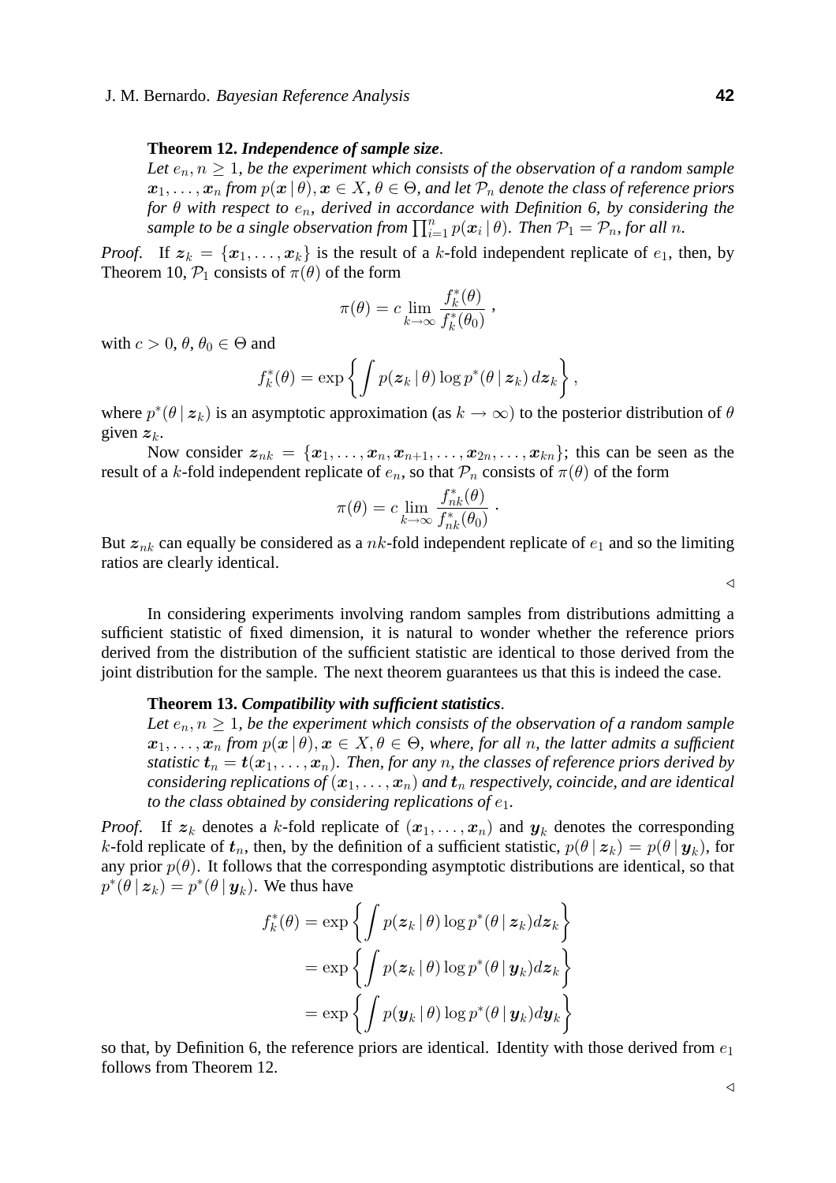**Theorem 12.** ***Independence of sample size***.

*Let $e_n, n \geq 1$, be the experiment which consists of the observation of a random sample $\boldsymbol{x}_1, \ldots, \boldsymbol{x}_n$ from $p(\boldsymbol{x} \,|\, \theta), \boldsymbol{x} \in X, \theta \in \Theta$, and let $\mathcal{P}_n$ denote the class of reference priors for $\theta$ with respect to $e_n$, derived in accordance with Definition 6, by considering the sample to be a single observation from $\prod_{i=1}^{n} p(\boldsymbol{x}_i \,|\, \theta)$. Then $\mathcal{P}_1 = \mathcal{P}_n$, for all $n$.*

*Proof.* If $\boldsymbol{z}_k = \{\boldsymbol{x}_1, \ldots, \boldsymbol{x}_k\}$ is the result of a $k$-fold independent replicate of $e_1$, then, by Theorem 10, $\mathcal{P}_1$ consists of $\pi(\theta)$ of the form

$$\pi(\theta) = c \lim_{k \to \infty} \frac{f_k^*(\theta)}{f_k^*(\theta_0)} \,,$$

with $c > 0$, $\theta$, $\theta_0 \in \Theta$ and

$$f_k^*(\theta) = \exp\left\{ \int p(\boldsymbol{z}_k \,|\, \theta) \log p^*(\theta \,|\, \boldsymbol{z}_k) \, d\boldsymbol{z}_k \right\},$$

where $p^*(\theta \,|\, \boldsymbol{z}_k)$ is an asymptotic approximation (as $k \to \infty$) to the posterior distribution of $\theta$ given $\boldsymbol{z}_k$.

Now consider $\boldsymbol{z}_{nk} = \{\boldsymbol{x}_1, \ldots, \boldsymbol{x}_n, \boldsymbol{x}_{n+1}, \ldots, \boldsymbol{x}_{2n}, \ldots, \boldsymbol{x}_{kn}\}$; this can be seen as the result of a $k$-fold independent replicate of $e_n$, so that $\mathcal{P}_n$ consists of $\pi(\theta)$ of the form

$$\pi(\theta) = c \lim_{k \to \infty} \frac{f_{nk}^*(\theta)}{f_{nk}^*(\theta_0)} \,.$$

But $\boldsymbol{z}_{nk}$ can equally be considered as a $nk$-fold independent replicate of $e_1$ and so the limiting ratios are clearly identical. ◁

In considering experiments involving random samples from distributions admitting a sufficient statistic of fixed dimension, it is natural to wonder whether the reference priors derived from the distribution of the sufficient statistic are identical to those derived from the joint distribution for the sample. The next theorem guarantees us that this is indeed the case.

**Theorem 13.** ***Compatibility with sufficient statistics***.

*Let $e_n, n \geq 1$, be the experiment which consists of the observation of a random sample $\boldsymbol{x}_1, \ldots, \boldsymbol{x}_n$ from $p(\boldsymbol{x} \,|\, \theta), \boldsymbol{x} \in X, \theta \in \Theta$, where, for all $n$, the latter admits a sufficient statistic $\boldsymbol{t}_n = \boldsymbol{t}(\boldsymbol{x}_1, \ldots, \boldsymbol{x}_n)$. Then, for any $n$, the classes of reference priors derived by considering replications of $(\boldsymbol{x}_1, \ldots, \boldsymbol{x}_n)$ and $\boldsymbol{t}_n$ respectively, coincide, and are identical to the class obtained by considering replications of $e_1$.*

*Proof.* If $\boldsymbol{z}_k$ denotes a $k$-fold replicate of $(\boldsymbol{x}_1, \ldots, \boldsymbol{x}_n)$ and $\boldsymbol{y}_k$ denotes the corresponding $k$-fold replicate of $\boldsymbol{t}_n$, then, by the definition of a sufficient statistic, $p(\theta \,|\, \boldsymbol{z}_k) = p(\theta \,|\, \boldsymbol{y}_k)$, for any prior $p(\theta)$. It follows that the corresponding asymptotic distributions are identical, so that $p^*(\theta \,|\, \boldsymbol{z}_k) = p^*(\theta \,|\, \boldsymbol{y}_k)$. We thus have

$$\begin{aligned}
f_k^*(\theta) &= \exp\left\{ \int p(\boldsymbol{z}_k \,|\, \theta) \log p^*(\theta \,|\, \boldsymbol{z}_k) d\boldsymbol{z}_k \right\} \\
&= \exp\left\{ \int p(\boldsymbol{z}_k \,|\, \theta) \log p^*(\theta \,|\, \boldsymbol{y}_k) d\boldsymbol{z}_k \right\} \\
&= \exp\left\{ \int p(\boldsymbol{y}_k \,|\, \theta) \log p^*(\theta \,|\, \boldsymbol{y}_k) d\boldsymbol{y}_k \right\}
\end{aligned}$$

so that, by Definition 6, the reference priors are identical. Identity with those derived from $e_1$ follows from Theorem 12. ◁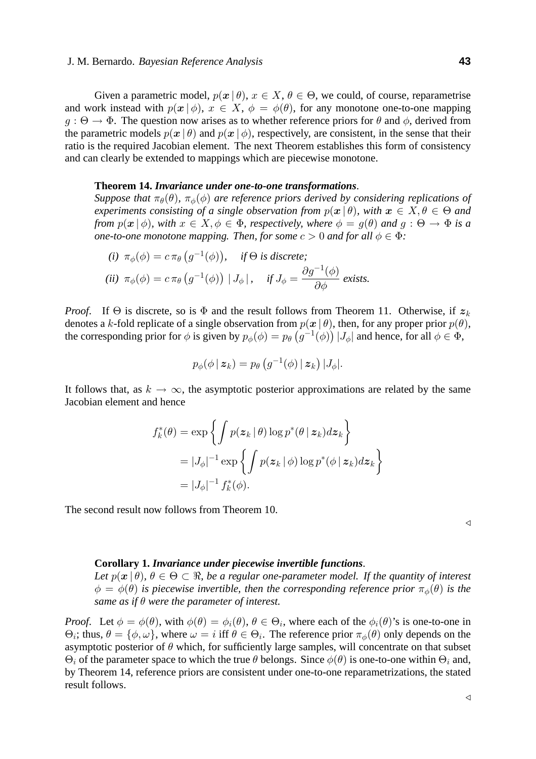Given a parametric model, $p(\boldsymbol{x} \mid \theta)$, $x \in X$, $\theta \in \Theta$, we could, of course, reparametrise and work instead with $p(\boldsymbol{x} \mid \phi)$, $x \in X$, $\phi = \phi(\theta)$, for any monotone one-to-one mapping $g : \Theta \to \Phi$. The question now arises as to whether reference priors for $\theta$ and $\phi$, derived from the parametric models $p(\boldsymbol{x} \mid \theta)$ and $p(\boldsymbol{x} \mid \phi)$, respectively, are consistent, in the sense that their ratio is the required Jacobian element. The next Theorem establishes this form of consistency and can clearly be extended to mappings which are piecewise monotone.

**Theorem 14.** ***Invariance under one-to-one transformations***.
*Suppose that $\pi_\theta(\theta)$, $\pi_\phi(\phi)$ are reference priors derived by considering replications of experiments consisting of a single observation from $p(\boldsymbol{x} \mid \theta)$, with $\boldsymbol{x} \in X, \theta \in \Theta$ and from $p(\boldsymbol{x} \mid \phi)$, with $x \in X, \phi \in \Phi$, respectively, where $\phi = g(\theta)$ and $g : \Theta \to \Phi$ is a one-to-one monotone mapping. Then, for some $c > 0$ and for all $\phi \in \Phi$:*

*(i)* $\pi_\phi(\phi) = c\, \pi_\theta\left(g^{-1}(\phi)\right)$, *if $\Theta$ is discrete;*

*(ii)* $\pi_\phi(\phi) = c\, \pi_\theta\left(g^{-1}(\phi)\right) \mid J_\phi \mid$, *if $J_\phi = \dfrac{\partial g^{-1}(\phi)}{\partial \phi}$ exists.*

*Proof.* If $\Theta$ is discrete, so is $\Phi$ and the result follows from Theorem 11. Otherwise, if $\boldsymbol{z}_k$ denotes a $k$-fold replicate of a single observation from $p(\boldsymbol{x} \mid \theta)$, then, for any proper prior $p(\theta)$, the corresponding prior for $\phi$ is given by $p_\phi(\phi) = p_\theta\left(g^{-1}(\phi)\right) |J_\phi|$ and hence, for all $\phi \in \Phi$,

$$p_\phi(\phi \mid \boldsymbol{z}_k) = p_\theta\left(g^{-1}(\phi) \mid \boldsymbol{z}_k\right) |J_\phi|.$$

It follows that, as $k \to \infty$, the asymptotic posterior approximations are related by the same Jacobian element and hence

$$\begin{aligned}
f_k^*(\theta) &= \exp\left\{ \int p(\boldsymbol{z}_k \mid \theta) \log p^*(\theta \mid \boldsymbol{z}_k) d\boldsymbol{z}_k \right\} \\
&= |J_\phi|^{-1} \exp\left\{ \int p(\boldsymbol{z}_k \mid \phi) \log p^*(\phi \mid \boldsymbol{z}_k) d\boldsymbol{z}_k \right\} \\
&= |J_\phi|^{-1} f_k^*(\phi).
\end{aligned}$$

The second result now follows from Theorem 10.

◁

**Corollary 1.** ***Invariance under piecewise invertible functions***.
*Let $p(\boldsymbol{x} \mid \theta)$, $\theta \in \Theta \subset \Re$, be a regular one-parameter model. If the quantity of interest $\phi = \phi(\theta)$ is piecewise invertible, then the corresponding reference prior $\pi_\phi(\theta)$ is the same as if $\theta$ were the parameter of interest.*

*Proof.* Let $\phi = \phi(\theta)$, with $\phi(\theta) = \phi_i(\theta)$, $\theta \in \Theta_i$, where each of the $\phi_i(\theta)$'s is one-to-one in $\Theta_i$; thus, $\theta = \{\phi, \omega\}$, where $\omega = i$ iff $\theta \in \Theta_i$. The reference prior $\pi_\phi(\theta)$ only depends on the asymptotic posterior of $\theta$ which, for sufficiently large samples, will concentrate on that subset $\Theta_i$ of the parameter space to which the true $\theta$ belongs. Since $\phi(\theta)$ is one-to-one within $\Theta_i$ and, by Theorem 14, reference priors are consistent under one-to-one reparametrizations, the stated result follows.

◁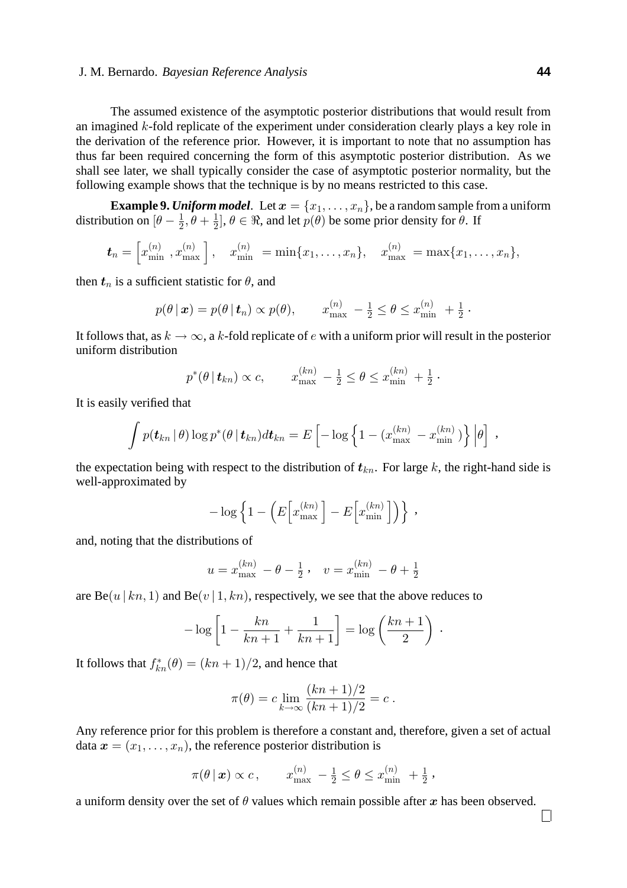The assumed existence of the asymptotic posterior distributions that would result from an imagined $k$-fold replicate of the experiment under consideration clearly plays a key role in the derivation of the reference prior. However, it is important to note that no assumption has thus far been required concerning the form of this asymptotic posterior distribution. As we shall see later, we shall typically consider the case of asymptotic posterior normality, but the following example shows that the technique is by no means restricted to this case.

**Example 9.** ***Uniform model.*** Let $\boldsymbol{x} = \{x_1, \ldots, x_n\}$, be a random sample from a uniform distribution on $[\theta - \frac{1}{2}, \theta + \frac{1}{2}]$, $\theta \in \Re$, and let $p(\theta)$ be some prior density for $\theta$. If

$$\boldsymbol{t}_n = \left[x_{\min}^{(n)}\,, x_{\max}^{(n)}\,\right], \quad x_{\min}^{(n)}\, = \min\{x_1, \ldots, x_n\}, \quad x_{\max}^{(n)}\, = \max\{x_1, \ldots, x_n\},$$

then $\boldsymbol{t}_n$ is a sufficient statistic for $\theta$, and

$$p(\theta \,|\, \boldsymbol{x}) = p(\theta \,|\, \boldsymbol{t}_n) \propto p(\theta), \qquad x_{\max}^{(n)}\, - \tfrac{1}{2} \le \theta \le x_{\min}^{(n)}\, + \tfrac{1}{2}\,.$$

It follows that, as $k \to \infty$, a $k$-fold replicate of $e$ with a uniform prior will result in the posterior uniform distribution

$$p^*(\theta \,|\, \boldsymbol{t}_{kn}) \propto c, \qquad x_{\max}^{(kn)}\, - \tfrac{1}{2} \le \theta \le x_{\min}^{(kn)}\, + \tfrac{1}{2}\,.$$

It is easily verified that

$$\int p(\boldsymbol{t}_{kn} \,|\, \theta) \log p^*(\theta \,|\, \boldsymbol{t}_{kn}) d\boldsymbol{t}_{kn} = E\left[-\log\left\{1 - (x_{\max}^{(kn)}\, - x_{\min}^{(kn)}\,)\right\} \Big|\theta\right]\,,$$

the expectation being with respect to the distribution of $\boldsymbol{t}_{kn}$. For large $k$, the right-hand side is well-approximated by

$$-\log\left\{1 - \left(E\Big[x_{\max}^{(kn)}\,\Big] - E\Big[x_{\min}^{(kn)}\,\Big]\right)\right\}\,,$$

and, noting that the distributions of

$$u = x_{\max}^{(kn)}\, - \theta - \tfrac{1}{2}\,, \quad v = x_{\min}^{(kn)}\, - \theta + \tfrac{1}{2}$$

are $\text{Be}(u \,|\, kn, 1)$ and $\text{Be}(v \,|\, 1, kn)$, respectively, we see that the above reduces to

$$-\log\left[1 - \frac{kn}{kn+1} + \frac{1}{kn+1}\right] = \log\left(\frac{kn+1}{2}\right)\,.$$

It follows that $f_{kn}^*(\theta) = (kn+1)/2$, and hence that

$$\pi(\theta) = c \lim_{k\to\infty} \frac{(kn+1)/2}{(kn+1)/2} = c\,.$$

Any reference prior for this problem is therefore a constant and, therefore, given a set of actual data $\boldsymbol{x} = (x_1, \ldots, x_n)$, the reference posterior distribution is

$$\pi(\theta \,|\, \boldsymbol{x}) \propto c\,, \qquad x_{\max}^{(n)}\, - \tfrac{1}{2} \le \theta \le x_{\min}^{(n)}\, + \tfrac{1}{2}\,,$$

a uniform density over the set of $\theta$ values which remain possible after $\boldsymbol{x}$ has been observed. □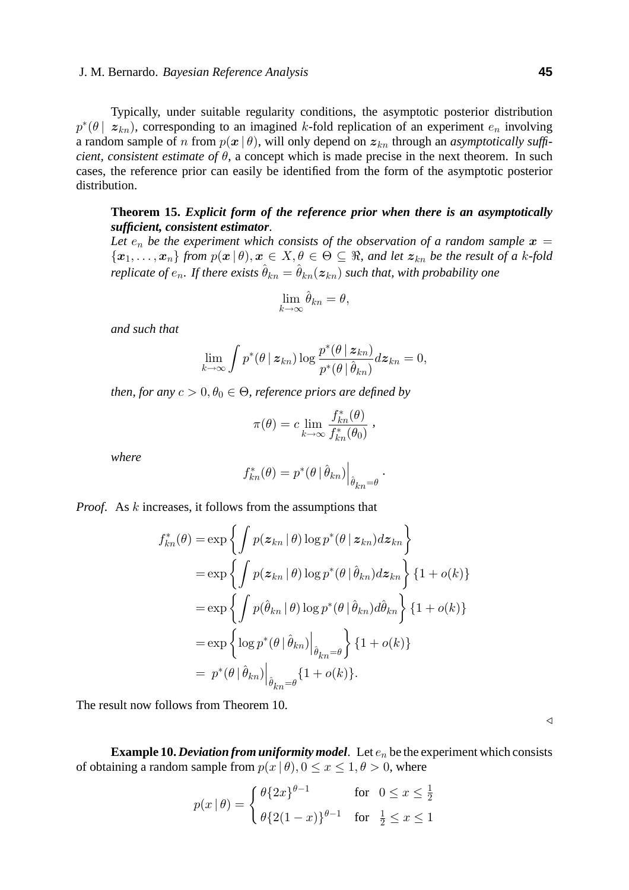Typically, under suitable regularity conditions, the asymptotic posterior distribution $p^*(\theta \mid \boldsymbol{z}_{kn})$, corresponding to an imagined $k$-fold replication of an experiment $e_n$ involving a random sample of $n$ from $p(\boldsymbol{x} \mid \theta)$, will only depend on $\boldsymbol{z}_{kn}$ through an *asymptotically sufficient, consistent estimate of* $\theta$, a concept which is made precise in the next theorem. In such cases, the reference prior can easily be identified from the form of the asymptotic posterior distribution.

**Theorem 15.** ***Explicit form of the reference prior when there is an asymptotically sufficient, consistent estimator***.
*Let $e_n$ be the experiment which consists of the observation of a random sample $\boldsymbol{x} = \{\boldsymbol{x}_1, \ldots, \boldsymbol{x}_n\}$ from $p(\boldsymbol{x} \mid \theta), \boldsymbol{x} \in X, \theta \in \Theta \subseteq \Re$, and let $\boldsymbol{z}_{kn}$ be the result of a $k$-fold replicate of $e_n$. If there exists $\hat{\theta}_{kn} = \hat{\theta}_{kn}(\boldsymbol{z}_{kn})$ such that, with probability one*

$$\lim_{k \to \infty} \hat{\theta}_{kn} = \theta,$$

*and such that*

$$\lim_{k \to \infty} \int p^*(\theta \mid \boldsymbol{z}_{kn}) \log \frac{p^*(\theta \mid \boldsymbol{z}_{kn})}{p^*(\theta \mid \hat{\theta}_{kn})} d\boldsymbol{z}_{kn} = 0,$$

*then, for any $c > 0, \theta_0 \in \Theta$, reference priors are defined by*

$$\pi(\theta) = c \lim_{k \to \infty} \frac{f^*_{kn}(\theta)}{f^*_{kn}(\theta_0)} \ ,$$

*where*

$$f^*_{kn}(\theta) = p^*(\theta \mid \hat{\theta}_{kn})\Big|_{\hat{\theta}_{kn}=\theta} .$$

*Proof.* As $k$ increases, it follows from the assumptions that

$$\begin{aligned}
f^*_{kn}(\theta) &= \exp\left\{ \int p(\boldsymbol{z}_{kn} \mid \theta) \log p^*(\theta \mid \boldsymbol{z}_{kn}) d\boldsymbol{z}_{kn} \right\} \\
&= \exp\left\{ \int p(\boldsymbol{z}_{kn} \mid \theta) \log p^*(\theta \mid \hat{\theta}_{kn}) d\boldsymbol{z}_{kn} \right\} \{1 + o(k)\} \\
&= \exp\left\{ \int p(\hat{\theta}_{kn} \mid \theta) \log p^*(\theta \mid \hat{\theta}_{kn}) d\hat{\theta}_{kn} \right\} \{1 + o(k)\} \\
&= \exp\left\{ \log p^*(\theta \mid \hat{\theta}_{kn})\Big|_{\hat{\theta}_{kn}=\theta} \right\} \{1 + o(k)\} \\
&= \ p^*(\theta \mid \hat{\theta}_{kn})\Big|_{\hat{\theta}_{kn}=\theta} \{1 + o(k)\}.
\end{aligned}$$

The result now follows from Theorem 10.

◁

**Example 10.** ***Deviation from uniformity model***. Let $e_n$ be the experiment which consists of obtaining a random sample from $p(x \mid \theta), 0 \leq x \leq 1, \theta > 0$, where

$$p(x \mid \theta) = \begin{cases} \theta\{2x\}^{\theta-1} & \text{for} \quad 0 \leq x \leq \frac{1}{2} \\ \theta\{2(1-x)\}^{\theta-1} & \text{for} \quad \frac{1}{2} \leq x \leq 1 \end{cases}$$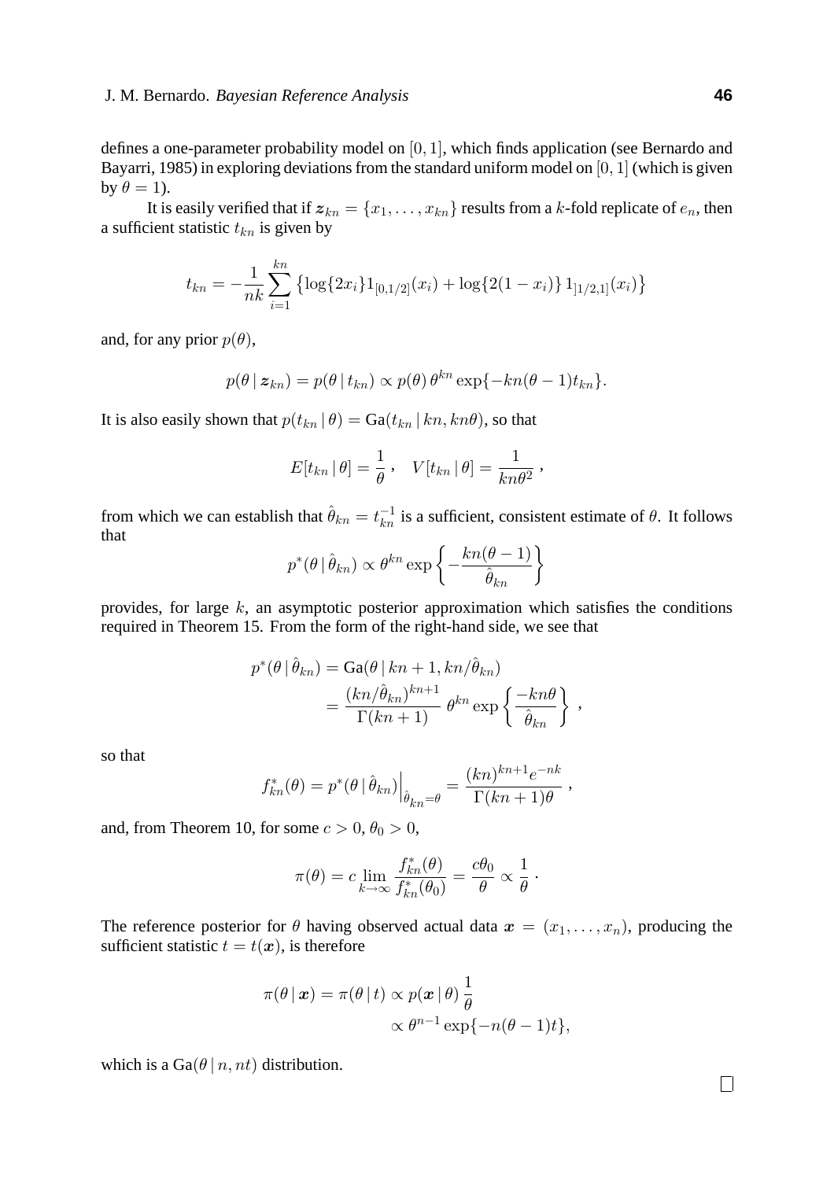defines a one-parameter probability model on $[0, 1]$, which finds application (see Bernardo and Bayarri, 1985) in exploring deviations from the standard uniform model on $[0, 1]$ (which is given by $\theta = 1$).

It is easily verified that if $\boldsymbol{z}_{kn} = \{x_1, \ldots, x_{kn}\}$ results from a $k$-fold replicate of $e_n$, then a sufficient statistic $t_{kn}$ is given by

$$t_{kn} = -\frac{1}{nk} \sum_{i=1}^{kn} \left\{ \log\{2x_i\} 1_{[0,1/2]}(x_i) + \log\{2(1-x_i)\} \, 1_{]1/2,1]}(x_i) \right\}$$

and, for any prior $p(\theta)$,

$$p(\theta \,|\, \boldsymbol{z}_{kn}) = p(\theta \,|\, t_{kn}) \propto p(\theta) \, \theta^{kn} \exp\{-kn(\theta - 1) t_{kn}\}.$$

It is also easily shown that $p(t_{kn} \,|\, \theta) = \text{Ga}(t_{kn} \,|\, kn, kn\theta)$, so that

$$E[t_{kn} \,|\, \theta] = \frac{1}{\theta}\,, \quad V[t_{kn} \,|\, \theta] = \frac{1}{kn\theta^2}\,,$$

from which we can establish that $\hat{\theta}_{kn} = t_{kn}^{-1}$ is a sufficient, consistent estimate of $\theta$. It follows that

$$p^*(\theta \,|\, \hat{\theta}_{kn}) \propto \theta^{kn} \exp\left\{ -\frac{kn(\theta - 1)}{\hat{\theta}_{kn}} \right\}$$

provides, for large $k$, an asymptotic posterior approximation which satisfies the conditions required in Theorem 15. From the form of the right-hand side, we see that

$$\begin{aligned} p^*(\theta \,|\, \hat{\theta}_{kn}) &= \text{Ga}(\theta \,|\, kn + 1, kn/\hat{\theta}_{kn}) \\ &= \frac{(kn/\hat{\theta}_{kn})^{kn+1}}{\Gamma(kn+1)} \, \theta^{kn} \exp\left\{ \frac{-kn\theta}{\hat{\theta}_{kn}} \right\}\,, \end{aligned}$$

so that

$$f_{kn}^*(\theta) = p^*(\theta \,|\, \hat{\theta}_{kn}) \Big|_{\hat{\theta}_{kn} = \theta} = \frac{(kn)^{kn+1} e^{-nk}}{\Gamma(kn+1)\theta}\,,$$

and, from Theorem 10, for some $c > 0$, $\theta_0 > 0$,

$$\pi(\theta) = c \lim_{k \to \infty} \frac{f_{kn}^*(\theta)}{f_{kn}^*(\theta_0)} = \frac{c\theta_0}{\theta} \propto \frac{1}{\theta}\,.$$

The reference posterior for $\theta$ having observed actual data $\boldsymbol{x} = (x_1, \ldots, x_n)$, producing the sufficient statistic $t = t(\boldsymbol{x})$, is therefore

$$\begin{aligned} \pi(\theta \,|\, \boldsymbol{x}) = \pi(\theta \,|\, t) &\propto p(\boldsymbol{x} \,|\, \theta) \, \frac{1}{\theta} \\ &\propto \theta^{n-1} \exp\{-n(\theta - 1)t\}, \end{aligned}$$

which is a $\text{Ga}(\theta \,|\, n, nt)$ distribution.

$\square$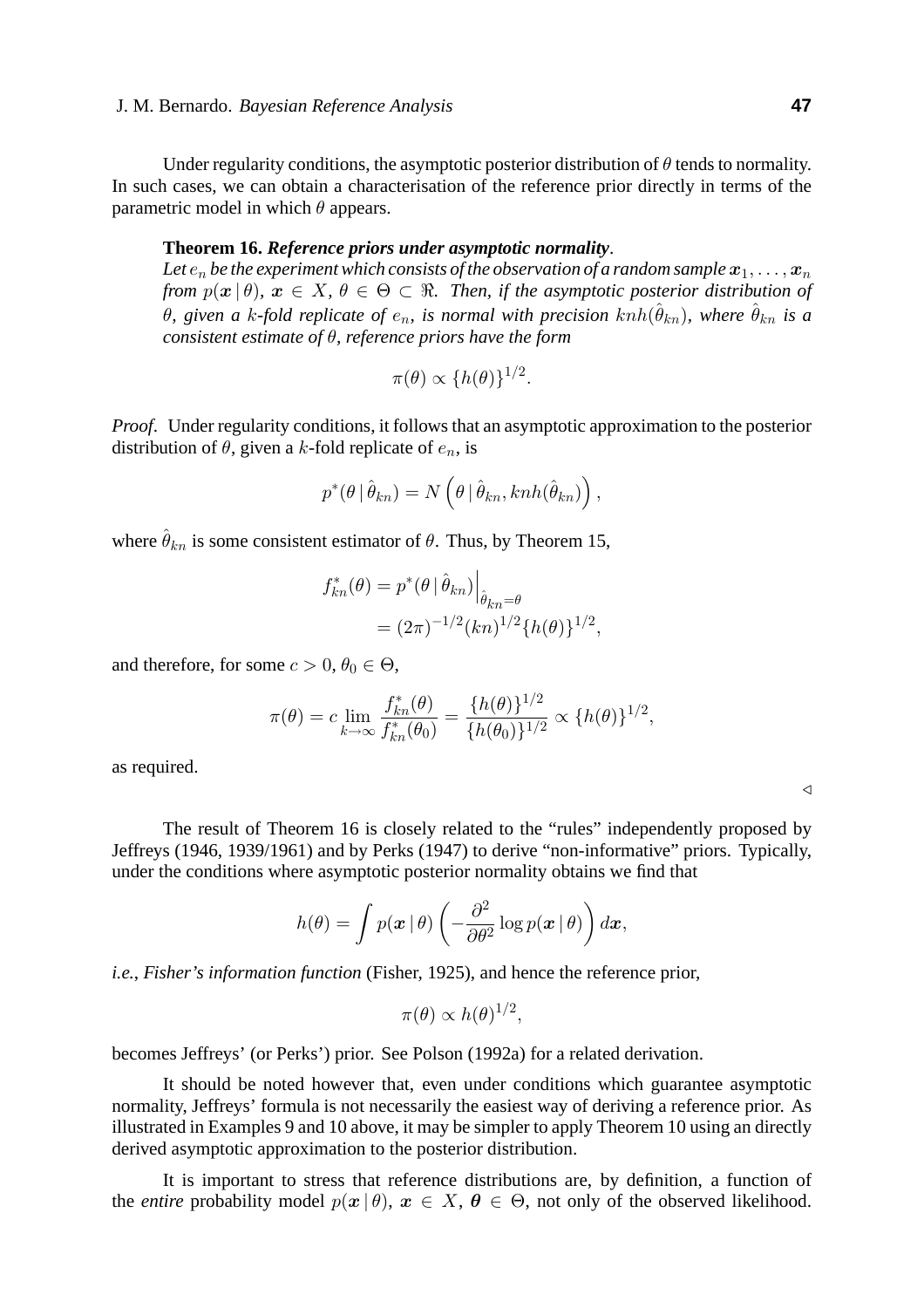Under regularity conditions, the asymptotic posterior distribution of $\theta$ tends to normality. In such cases, we can obtain a characterisation of the reference prior directly in terms of the parametric model in which $\theta$ appears.

**Theorem 16.** ***Reference priors under asymptotic normality***. *Let $e_n$ be the experiment which consists of the observation of a random sample $\boldsymbol{x}_1, \ldots, \boldsymbol{x}_n$ from $p(\boldsymbol{x} \mid \theta)$, $\boldsymbol{x} \in X$, $\theta \in \Theta \subset \Re$. Then, if the asymptotic posterior distribution of $\theta$, given a $k$-fold replicate of $e_n$, is normal with precision $knh(\hat{\theta}_{kn})$, where $\hat{\theta}_{kn}$ is a consistent estimate of $\theta$, reference priors have the form*

$$\pi(\theta) \propto \{h(\theta)\}^{1/2}.$$

*Proof.* Under regularity conditions, it follows that an asymptotic approximation to the posterior distribution of $\theta$, given a $k$-fold replicate of $e_n$, is

$$p^*(\theta \mid \hat{\theta}_{kn}) = N\left(\theta \mid \hat{\theta}_{kn}, knh(\hat{\theta}_{kn})\right),$$

where $\hat{\theta}_{kn}$ is some consistent estimator of $\theta$. Thus, by Theorem 15,

$$\begin{aligned} f_{kn}^*(\theta) &= p^*(\theta \mid \hat{\theta}_{kn})\Big|_{\hat{\theta}_{kn}=\theta} \\ &= (2\pi)^{-1/2}(kn)^{1/2}\{h(\theta)\}^{1/2}, \end{aligned}$$

and therefore, for some $c > 0$, $\theta_0 \in \Theta$,

$$\pi(\theta) = c \lim_{k\to\infty} \frac{f_{kn}^*(\theta)}{f_{kn}^*(\theta_0)} = \frac{\{h(\theta)\}^{1/2}}{\{h(\theta_0)\}^{1/2}} \propto \{h(\theta)\}^{1/2},$$

as required.

$\triangleleft$

The result of Theorem 16 is closely related to the "rules" independently proposed by Jeffreys (1946, 1939/1961) and by Perks (1947) to derive "non-informative" priors. Typically, under the conditions where asymptotic posterior normality obtains we find that

$$h(\theta) = \int p(\boldsymbol{x} \mid \theta) \left(-\frac{\partial^2}{\partial \theta^2} \log p(\boldsymbol{x} \mid \theta)\right) d\boldsymbol{x},$$

*i.e.*, *Fisher's information function* (Fisher, 1925), and hence the reference prior,

$$\pi(\theta) \propto h(\theta)^{1/2},$$

becomes Jeffreys' (or Perks') prior. See Polson (1992a) for a related derivation.

It should be noted however that, even under conditions which guarantee asymptotic normality, Jeffreys' formula is not necessarily the easiest way of deriving a reference prior. As illustrated in Examples 9 and 10 above, it may be simpler to apply Theorem 10 using an directly derived asymptotic approximation to the posterior distribution.

It is important to stress that reference distributions are, by definition, a function of the *entire* probability model $p(\boldsymbol{x} \mid \theta)$, $\boldsymbol{x} \in X$, $\boldsymbol{\theta} \in \Theta$, not only of the observed likelihood.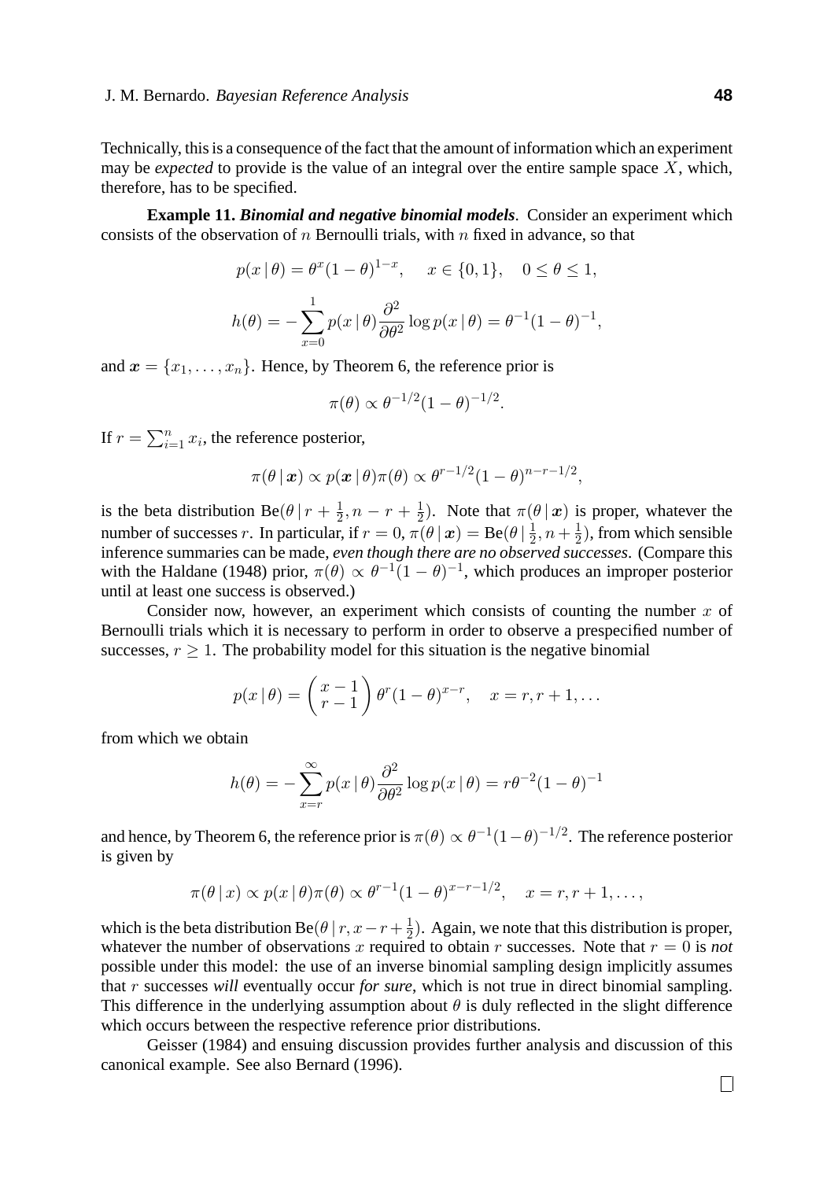Technically, this is a consequence of the fact that the amount of information which an experiment may be *expected* to provide is the value of an integral over the entire sample space $X$, which, therefore, has to be specified.

**Example 11.** ***Binomial and negative binomial models***. Consider an experiment which consists of the observation of $n$ Bernoulli trials, with $n$ fixed in advance, so that

$$p(x \,|\, \theta) = \theta^x (1-\theta)^{1-x}, \quad x \in \{0, 1\}, \quad 0 \leq \theta \leq 1,$$

$$h(\theta) = -\sum_{x=0}^{1} p(x \,|\, \theta) \frac{\partial^2}{\partial \theta^2} \log p(x \,|\, \theta) = \theta^{-1}(1-\theta)^{-1},$$

and $\boldsymbol{x} = \{x_1, \ldots, x_n\}$. Hence, by Theorem 6, the reference prior is

$$\pi(\theta) \propto \theta^{-1/2}(1-\theta)^{-1/2}.$$

If $r = \sum_{i=1}^{n} x_i$, the reference posterior,

$$\pi(\theta \,|\, \boldsymbol{x}) \propto p(\boldsymbol{x} \,|\, \theta)\pi(\theta) \propto \theta^{r-1/2}(1-\theta)^{n-r-1/2},$$

is the beta distribution $\text{Be}(\theta \,|\, r + \frac{1}{2}, n - r + \frac{1}{2})$. Note that $\pi(\theta \,|\, \boldsymbol{x})$ is proper, whatever the number of successes $r$. In particular, if $r = 0$, $\pi(\theta \,|\, \boldsymbol{x}) = \text{Be}(\theta \,|\, \frac{1}{2}, n + \frac{1}{2})$, from which sensible inference summaries can be made, *even though there are no observed successes*. (Compare this with the Haldane (1948) prior, $\pi(\theta) \propto \theta^{-1}(1-\theta)^{-1}$, which produces an improper posterior until at least one success is observed.)

Consider now, however, an experiment which consists of counting the number $x$ of Bernoulli trials which it is necessary to perform in order to observe a prespecified number of successes, $r \geq 1$. The probability model for this situation is the negative binomial

$$p(x \,|\, \theta) = \binom{x-1}{r-1} \theta^r (1-\theta)^{x-r}, \quad x = r, r+1, \ldots$$

from which we obtain

$$h(\theta) = -\sum_{x=r}^{\infty} p(x \,|\, \theta) \frac{\partial^2}{\partial \theta^2} \log p(x \,|\, \theta) = r\theta^{-2}(1-\theta)^{-1}$$

and hence, by Theorem 6, the reference prior is $\pi(\theta) \propto \theta^{-1}(1-\theta)^{-1/2}$. The reference posterior is given by

$$\pi(\theta \,|\, x) \propto p(x \,|\, \theta)\pi(\theta) \propto \theta^{r-1}(1-\theta)^{x-r-1/2}, \quad x = r, r+1, \ldots,$$

which is the beta distribution $\text{Be}(\theta \,|\, r, x - r + \frac{1}{2})$. Again, we note that this distribution is proper, whatever the number of observations $x$ required to obtain $r$ successes. Note that $r = 0$ is *not* possible under this model: the use of an inverse binomial sampling design implicitly assumes that $r$ successes *will* eventually occur *for sure*, which is not true in direct binomial sampling. This difference in the underlying assumption about $\theta$ is duly reflected in the slight difference which occurs between the respective reference prior distributions.

Geisser (1984) and ensuing discussion provides further analysis and discussion of this canonical example. See also Bernard (1996).

□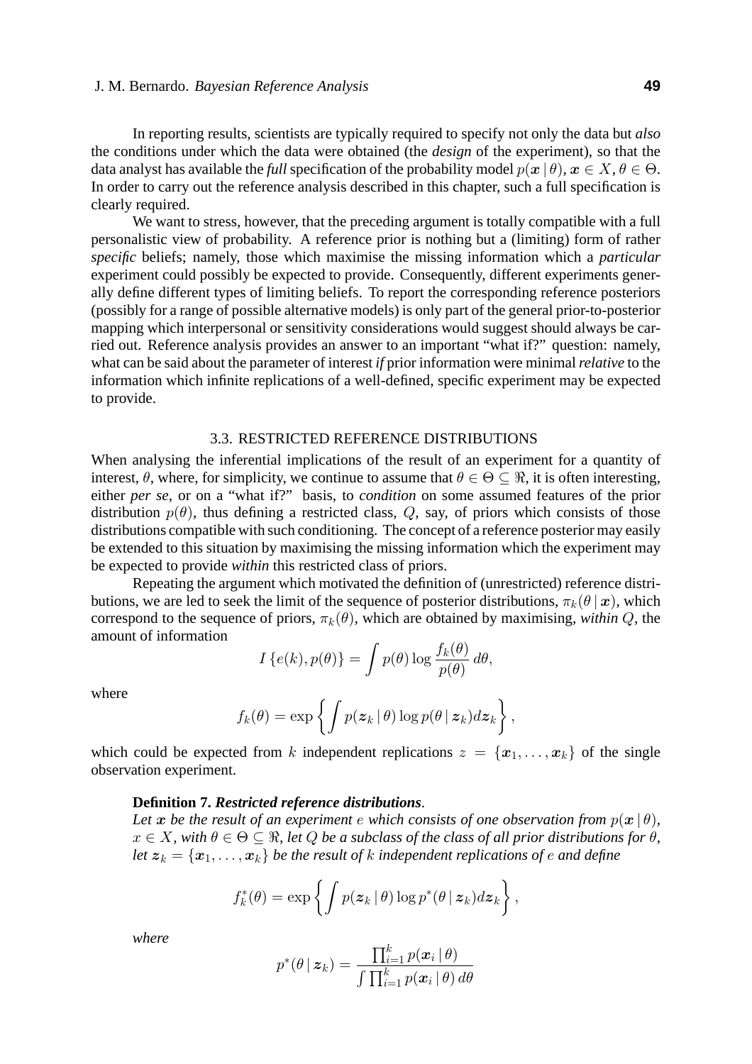In reporting results, scientists are typically required to specify not only the data but *also* the conditions under which the data were obtained (the *design* of the experiment), so that the data analyst has available the *full* specification of the probability model $p(\boldsymbol{x} \mid \theta)$, $\boldsymbol{x} \in X$, $\theta \in \Theta$. In order to carry out the reference analysis described in this chapter, such a full specification is clearly required.

We want to stress, however, that the preceding argument is totally compatible with a full personalistic view of probability. A reference prior is nothing but a (limiting) form of rather *specific* beliefs; namely, those which maximise the missing information which a *particular* experiment could possibly be expected to provide. Consequently, different experiments generally define different types of limiting beliefs. To report the corresponding reference posteriors (possibly for a range of possible alternative models) is only part of the general prior-to-posterior mapping which interpersonal or sensitivity considerations would suggest should always be carried out. Reference analysis provides an answer to an important "what if?" question: namely, what can be said about the parameter of interest *if* prior information were minimal *relative* to the information which infinite replications of a well-defined, specific experiment may be expected to provide.

### 3.3. RESTRICTED REFERENCE DISTRIBUTIONS

When analysing the inferential implications of the result of an experiment for a quantity of interest, $\theta$, where, for simplicity, we continue to assume that $\theta \in \Theta \subseteq \Re$, it is often interesting, either *per se*, or on a "what if?" basis, to *condition* on some assumed features of the prior distribution $p(\theta)$, thus defining a restricted class, $Q$, say, of priors which consists of those distributions compatible with such conditioning. The concept of a reference posterior may easily be extended to this situation by maximising the missing information which the experiment may be expected to provide *within* this restricted class of priors.

Repeating the argument which motivated the definition of (unrestricted) reference distributions, we are led to seek the limit of the sequence of posterior distributions, $\pi_k(\theta \mid \boldsymbol{x})$, which correspond to the sequence of priors, $\pi_k(\theta)$, which are obtained by maximising, *within* $Q$, the amount of information

$$I\left\{e(k), p(\theta)\right\} = \int p(\theta) \log \frac{f_k(\theta)}{p(\theta)}\, d\theta,$$

where

$$f_k(\theta) = \exp\left\{\int p(\boldsymbol{z}_k \mid \theta) \log p(\theta \mid \boldsymbol{z}_k) d\boldsymbol{z}_k\right\},$$

which could be expected from $k$ independent replications $z = \{\boldsymbol{x}_1, \ldots, \boldsymbol{x}_k\}$ of the single observation experiment.

**Definition 7.** ***Restricted reference distributions***.
*Let $\boldsymbol{x}$ be the result of an experiment $e$ which consists of one observation from $p(\boldsymbol{x} \mid \theta)$, $x \in X$, with $\theta \in \Theta \subseteq \Re$, let $Q$ be a subclass of the class of all prior distributions for $\theta$, let $\boldsymbol{z}_k = \{\boldsymbol{x}_1, \ldots, \boldsymbol{x}_k\}$ be the result of $k$ independent replications of $e$ and define*

$$f_k^*(\theta) = \exp\left\{\int p(\boldsymbol{z}_k \mid \theta) \log p^*(\theta \mid \boldsymbol{z}_k) d\boldsymbol{z}_k\right\},$$

*where*

$$p^*(\theta \mid \boldsymbol{z}_k) = \frac{\prod_{i=1}^k p(\boldsymbol{x}_i \mid \theta)}{\int \prod_{i=1}^k p(\boldsymbol{x}_i \mid \theta)\, d\theta}$$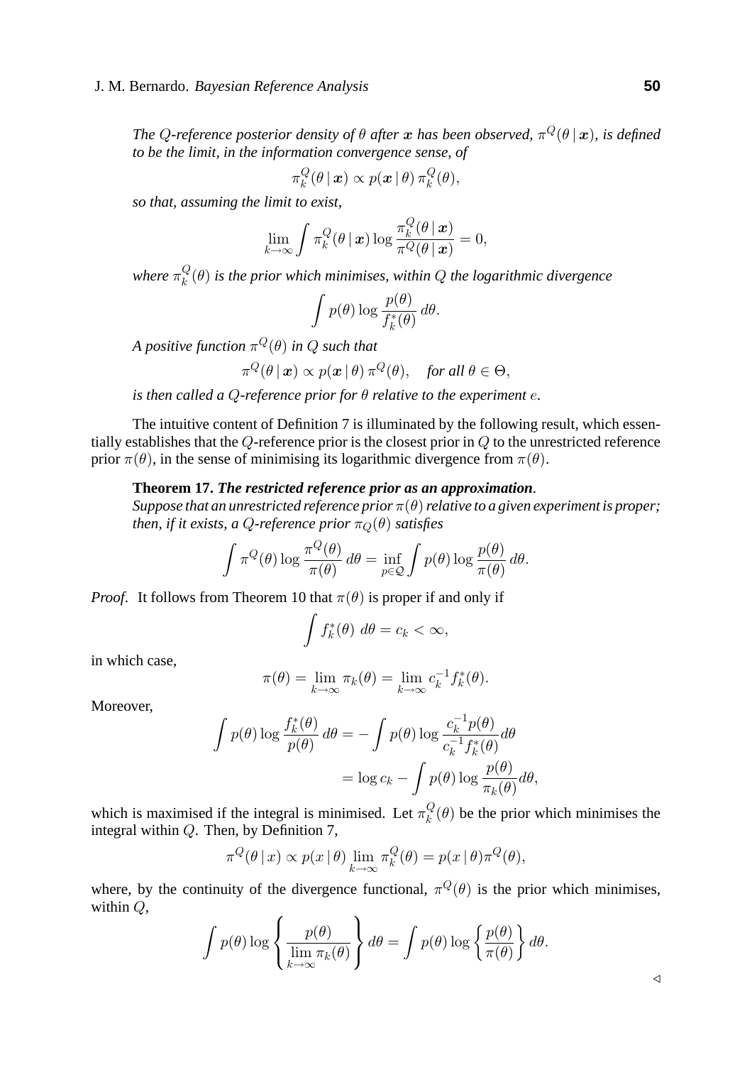*The $Q$-reference posterior density of $\theta$ after $\boldsymbol{x}$ has been observed, $\pi^Q(\theta \,|\, \boldsymbol{x})$, is defined to be the limit, in the information convergence sense, of*

$$\pi_k^Q(\theta \,|\, \boldsymbol{x}) \propto p(\boldsymbol{x} \,|\, \theta)\, \pi_k^Q(\theta),$$

*so that, assuming the limit to exist,*

$$\lim_{k\to\infty} \int \pi_k^Q(\theta \,|\, \boldsymbol{x}) \log \frac{\pi_k^Q(\theta \,|\, \boldsymbol{x})}{\pi^Q(\theta \,|\, \boldsymbol{x})} = 0,$$

*where $\pi_k^Q(\theta)$ is the prior which minimises, within $Q$ the logarithmic divergence*

$$\int p(\theta) \log \frac{p(\theta)}{f_k^*(\theta)}\, d\theta.$$

*A positive function $\pi^Q(\theta)$ in $Q$ such that*

$$\pi^Q(\theta \,|\, \boldsymbol{x}) \propto p(\boldsymbol{x} \,|\, \theta)\, \pi^Q(\theta), \quad \textit{for all } \theta \in \Theta,$$

*is then called a $Q$-reference prior for $\theta$ relative to the experiment $e$.*

The intuitive content of Definition 7 is illuminated by the following result, which essentially establishes that the $Q$-reference prior is the closest prior in $Q$ to the unrestricted reference prior $\pi(\theta)$, in the sense of minimising its logarithmic divergence from $\pi(\theta)$.

**Theorem 17.** ***The restricted reference prior as an approximation**.*
*Suppose that an unrestricted reference prior $\pi(\theta)$ relative to a given experiment is proper; then, if it exists, a $Q$-reference prior $\pi_Q(\theta)$ satisfies*

$$\int \pi^Q(\theta) \log \frac{\pi^Q(\theta)}{\pi(\theta)}\, d\theta = \inf_{p\in\mathcal{Q}} \int p(\theta) \log \frac{p(\theta)}{\pi(\theta)}\, d\theta.$$

*Proof.* It follows from Theorem 10 that $\pi(\theta)$ is proper if and only if

$$\int f_k^*(\theta)\; d\theta = c_k < \infty,$$

in which case,

$$\pi(\theta) = \lim_{k\to\infty} \pi_k(\theta) = \lim_{k\to\infty} c_k^{-1} f_k^*(\theta).$$

Moreover,

$$\begin{aligned}
\int p(\theta) \log \frac{f_k^*(\theta)}{p(\theta)}\, d\theta &= -\int p(\theta) \log \frac{c_k^{-1} p(\theta)}{c_k^{-1} f_k^*(\theta)} d\theta \\
&= \log c_k - \int p(\theta) \log \frac{p(\theta)}{\pi_k(\theta)} d\theta,
\end{aligned}$$

which is maximised if the integral is minimised. Let $\pi_k^Q(\theta)$ be the prior which minimises the integral within $Q$. Then, by Definition 7,

$$\pi^Q(\theta \,|\, x) \propto p(x \,|\, \theta) \lim_{k\to\infty} \pi_k^Q(\theta) = p(x \,|\, \theta) \pi^Q(\theta),$$

where, by the continuity of the divergence functional, $\pi^Q(\theta)$ is the prior which minimises, within $Q$,

$$\int p(\theta) \log \left\{ \frac{p(\theta)}{\displaystyle\lim_{k\to\infty} \pi_k(\theta)} \right\} d\theta = \int p(\theta) \log \left\{ \frac{p(\theta)}{\pi(\theta)} \right\} d\theta.$$

◁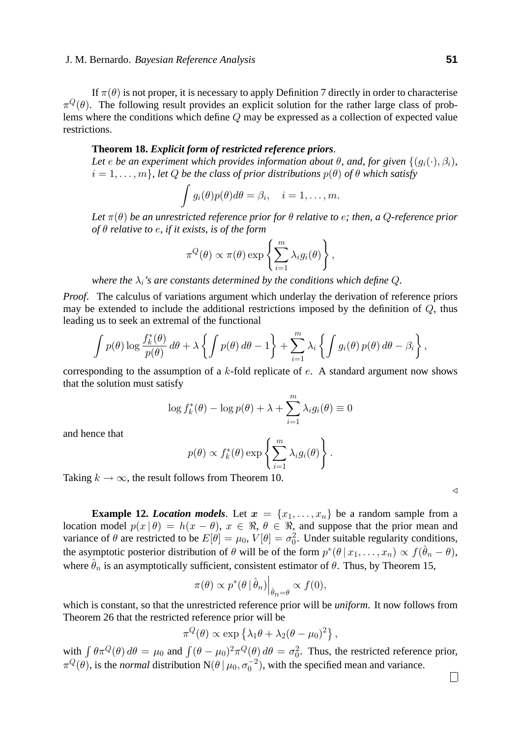If $\pi(\theta)$ is not proper, it is necessary to apply Definition 7 directly in order to characterise $\pi^Q(\theta)$. The following result provides an explicit solution for the rather large class of problems where the conditions which define $Q$ may be expressed as a collection of expected value restrictions.

**Theorem 18.** ***Explicit form of restricted reference priors***.
*Let $e$ be an experiment which provides information about $\theta$, and, for given $\{(g_i(\cdot), \beta_i),\; i = 1, \ldots, m\}$, let $Q$ be the class of prior distributions $p(\theta)$ of $\theta$ which satisfy*

$$\int g_i(\theta) p(\theta) d\theta = \beta_i, \quad i = 1, \ldots, m.$$

*Let $\pi(\theta)$ be an unrestricted reference prior for $\theta$ relative to $e$; then, a $Q$-reference prior of $\theta$ relative to $e$, if it exists, is of the form*

$$\pi^Q(\theta) \propto \pi(\theta) \exp\left\{\sum_{i=1}^{m} \lambda_i g_i(\theta)\right\},$$

*where the $\lambda_i$'s are constants determined by the conditions which define $Q$.*

*Proof.* The calculus of variations argument which underlay the derivation of reference priors may be extended to include the additional restrictions imposed by the definition of $Q$, thus leading us to seek an extremal of the functional

$$\int p(\theta) \log \frac{f_k^*(\theta)}{p(\theta)}\, d\theta + \lambda \left\{ \int p(\theta)\, d\theta - 1 \right\} + \sum_{i=1}^{m} \lambda_i \left\{ \int g_i(\theta)\, p(\theta)\, d\theta - \beta_i \right\},$$

corresponding to the assumption of a $k$-fold replicate of $e$. A standard argument now shows that the solution must satisfy

$$\log f_k^*(\theta) - \log p(\theta) + \lambda + \sum_{i=1}^{m} \lambda_i g_i(\theta) \equiv 0$$

and hence that

$$p(\theta) \propto f_k^*(\theta) \exp\left\{\sum_{i=1}^{m} \lambda_i g_i(\theta)\right\}.$$

Taking $k \to \infty$, the result follows from Theorem 10.

$\triangleleft$

**Example 12.** ***Location models***. Let $\boldsymbol{x} = \{x_1, \ldots, x_n\}$ be a random sample from a location model $p(x \mid \theta) = h(x - \theta)$, $x \in \Re$, $\theta \in \Re$, and suppose that the prior mean and variance of $\theta$ are restricted to be $E[\theta] = \mu_0$, $V[\theta] = \sigma_0^2$. Under suitable regularity conditions, the asymptotic posterior distribution of $\theta$ will be of the form $p^*(\theta \mid x_1, \ldots, x_n) \propto f(\hat{\theta}_n - \theta)$, where $\hat{\theta}_n$ is an asymptotically sufficient, consistent estimator of $\theta$. Thus, by Theorem 15,

$$\pi(\theta) \propto p^*(\theta \mid \hat{\theta}_n)\Big|_{\hat{\theta}_n = \theta} \propto f(0),$$

which is constant, so that the unrestricted reference prior will be *uniform*. It now follows from Theorem 26 that the restricted reference prior will be

$$\pi^Q(\theta) \propto \exp\left\{\lambda_1 \theta + \lambda_2 (\theta - \mu_0)^2\right\},$$

with $\int \theta \pi^Q(\theta)\, d\theta = \mu_0$ and $\int (\theta - \mu_0)^2 \pi^Q(\theta)\, d\theta = \sigma_0^2$. Thus, the restricted reference prior, $\pi^Q(\theta)$, is the *normal* distribution $\mathrm{N}(\theta \mid \mu_0, \sigma_0^{-2})$, with the specified mean and variance.

$\square$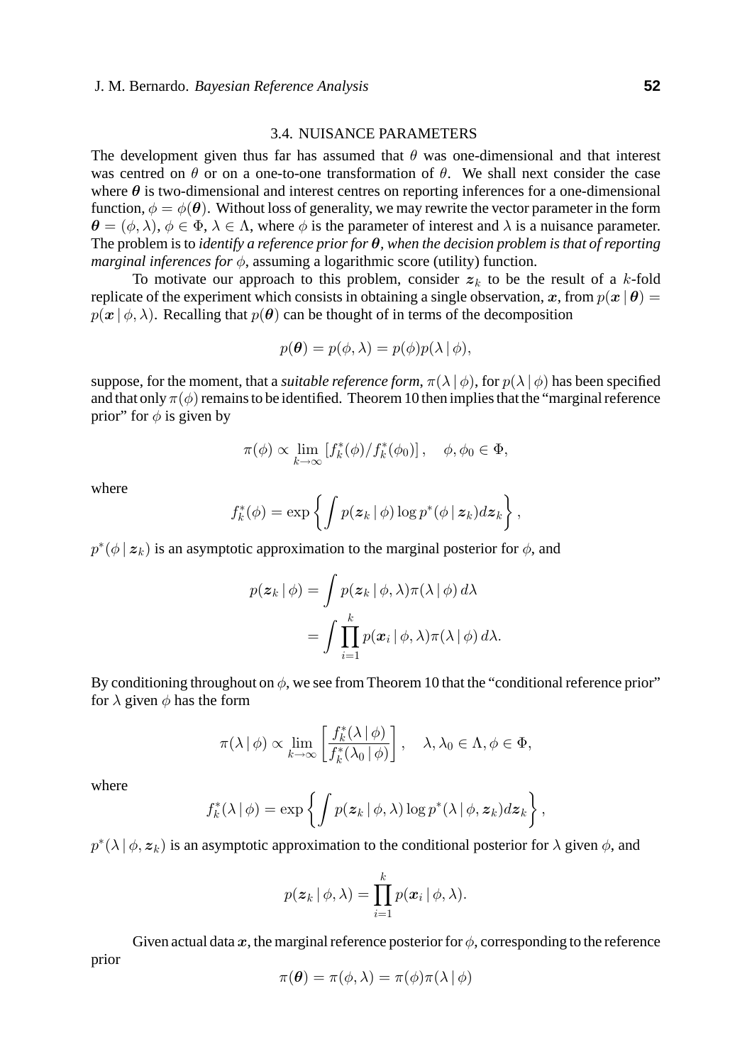### 3.4. NUISANCE PARAMETERS

The development given thus far has assumed that $\theta$ was one-dimensional and that interest was centred on $\theta$ or on a one-to-one transformation of $\theta$. We shall next consider the case where $\boldsymbol{\theta}$ is two-dimensional and interest centres on reporting inferences for a one-dimensional function, $\phi = \phi(\boldsymbol{\theta})$. Without loss of generality, we may rewrite the vector parameter in the form $\boldsymbol{\theta} = (\phi, \lambda)$, $\phi \in \Phi$, $\lambda \in \Lambda$, where $\phi$ is the parameter of interest and $\lambda$ is a nuisance parameter. The problem is to *identify a reference prior for $\boldsymbol{\theta}$, when the decision problem is that of reporting marginal inferences for $\phi$*, assuming a logarithmic score (utility) function.

To motivate our approach to this problem, consider $\boldsymbol{z}_k$ to be the result of a $k$-fold replicate of the experiment which consists in obtaining a single observation, $\boldsymbol{x}$, from $p(\boldsymbol{x} \mid \boldsymbol{\theta}) = p(\boldsymbol{x} \mid \phi, \lambda)$. Recalling that $p(\boldsymbol{\theta})$ can be thought of in terms of the decomposition

$$p(\boldsymbol{\theta}) = p(\phi, \lambda) = p(\phi) p(\lambda \mid \phi),$$

suppose, for the moment, that a *suitable reference form*, $\pi(\lambda \mid \phi)$, for $p(\lambda \mid \phi)$ has been specified and that only $\pi(\phi)$ remains to be identified. Theorem 10 then implies that the "marginal reference prior" for $\phi$ is given by

$$\pi(\phi) \propto \lim_{k \to \infty} \left[ f_k^*(\phi) / f_k^*(\phi_0) \right], \quad \phi, \phi_0 \in \Phi,$$

where

$$f_k^*(\phi) = \exp \left\{ \int p(\boldsymbol{z}_k \mid \phi) \log p^*(\phi \mid \boldsymbol{z}_k) d\boldsymbol{z}_k \right\},$$

$p^*(\phi \mid \boldsymbol{z}_k)$ is an asymptotic approximation to the marginal posterior for $\phi$, and

$$\begin{aligned} p(\boldsymbol{z}_k \mid \phi) &= \int p(\boldsymbol{z}_k \mid \phi, \lambda) \pi(\lambda \mid \phi) \, d\lambda \\ &= \int \prod_{i=1}^{k} p(\boldsymbol{x}_i \mid \phi, \lambda) \pi(\lambda \mid \phi) \, d\lambda. \end{aligned}$$

By conditioning throughout on $\phi$, we see from Theorem 10 that the "conditional reference prior" for $\lambda$ given $\phi$ has the form

$$\pi(\lambda \mid \phi) \propto \lim_{k \to \infty} \left[ \frac{f_k^*(\lambda \mid \phi)}{f_k^*(\lambda_0 \mid \phi)} \right], \quad \lambda, \lambda_0 \in \Lambda, \phi \in \Phi,$$

where

$$f_k^*(\lambda \mid \phi) = \exp \left\{ \int p(\boldsymbol{z}_k \mid \phi, \lambda) \log p^*(\lambda \mid \phi, \boldsymbol{z}_k) d\boldsymbol{z}_k \right\},$$

$p^*(\lambda \mid \phi, \boldsymbol{z}_k)$ is an asymptotic approximation to the conditional posterior for $\lambda$ given $\phi$, and

$$p(\boldsymbol{z}_k \mid \phi, \lambda) = \prod_{i=1}^{k} p(\boldsymbol{x}_i \mid \phi, \lambda).$$

Given actual data $\boldsymbol{x}$, the marginal reference posterior for $\phi$, corresponding to the reference prior

$$\pi(\boldsymbol{\theta}) = \pi(\phi, \lambda) = \pi(\phi) \pi(\lambda \mid \phi)$$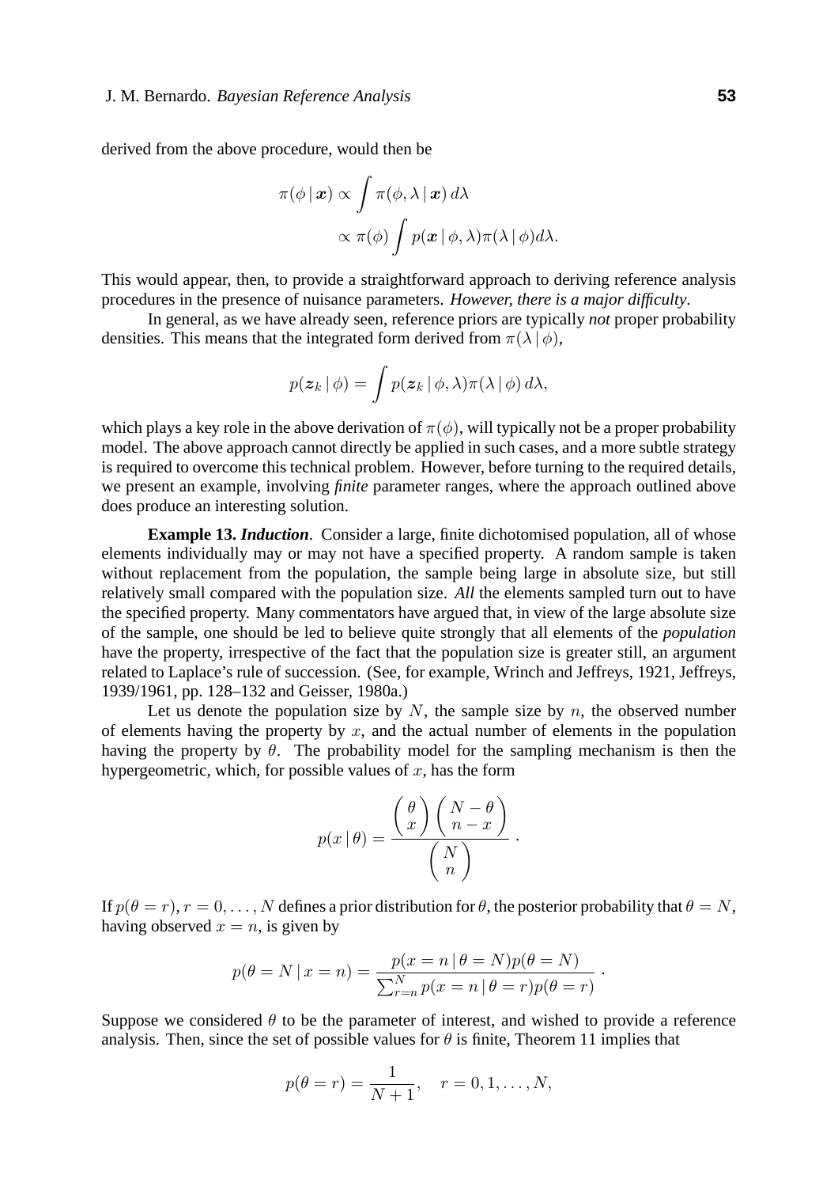derived from the above procedure, would then be

$$\pi(\phi \mid \boldsymbol{x}) \propto \int \pi(\phi, \lambda \mid \boldsymbol{x})\, d\lambda$$
$$\propto \pi(\phi) \int p(\boldsymbol{x} \mid \phi, \lambda)\pi(\lambda \mid \phi) d\lambda.$$

This would appear, then, to provide a straightforward approach to deriving reference analysis procedures in the presence of nuisance parameters. *However, there is a major difficulty*.

In general, as we have already seen, reference priors are typically *not* proper probability densities. This means that the integrated form derived from $\pi(\lambda \mid \phi)$,

$$p(\boldsymbol{z}_k \mid \phi) = \int p(\boldsymbol{z}_k \mid \phi, \lambda)\pi(\lambda \mid \phi)\, d\lambda,$$

which plays a key role in the above derivation of $\pi(\phi)$, will typically not be a proper probability model. The above approach cannot directly be applied in such cases, and a more subtle strategy is required to overcome this technical problem. However, before turning to the required details, we present an example, involving *finite* parameter ranges, where the approach outlined above does produce an interesting solution.

**Example 13. *Induction*.** Consider a large, finite dichotomised population, all of whose elements individually may or may not have a specified property. A random sample is taken without replacement from the population, the sample being large in absolute size, but still relatively small compared with the population size. *All* the elements sampled turn out to have the specified property. Many commentators have argued that, in view of the large absolute size of the sample, one should be led to believe quite strongly that all elements of the *population* have the property, irrespective of the fact that the population size is greater still, an argument related to Laplace's rule of succession. (See, for example, Wrinch and Jeffreys, 1921, Jeffreys, 1939/1961, pp. 128–132 and Geisser, 1980a.)

Let us denote the population size by $N$, the sample size by $n$, the observed number of elements having the property by $x$, and the actual number of elements in the population having the property by $\theta$. The probability model for the sampling mechanism is then the hypergeometric, which, for possible values of $x$, has the form

$$p(x \mid \theta) = \frac{\begin{pmatrix} \theta \\ x \end{pmatrix} \begin{pmatrix} N - \theta \\ n - x \end{pmatrix}}{\begin{pmatrix} N \\ n \end{pmatrix}}\,.$$

If $p(\theta = r), r = 0, \ldots, N$ defines a prior distribution for $\theta$, the posterior probability that $\theta = N$, having observed $x = n$, is given by

$$p(\theta = N \mid x = n) = \frac{p(x = n \mid \theta = N)p(\theta = N)}{\sum_{r=n}^{N} p(x = n \mid \theta = r)p(\theta = r)}\,.$$

Suppose we considered $\theta$ to be the parameter of interest, and wished to provide a reference analysis. Then, since the set of possible values for $\theta$ is finite, Theorem 11 implies that

$$p(\theta = r) = \frac{1}{N+1}, \quad r = 0, 1, \ldots, N,$$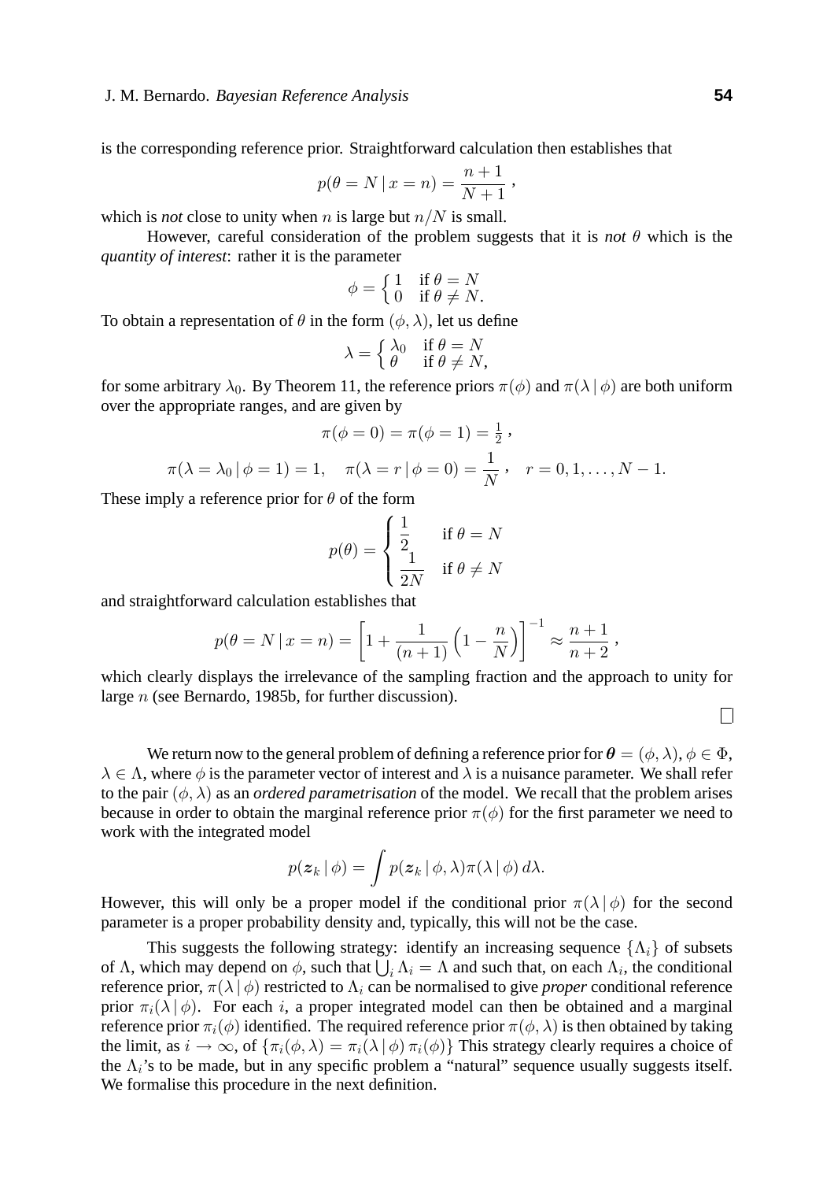is the corresponding reference prior. Straightforward calculation then establishes that

$$p(\theta = N \mid x = n) = \frac{n+1}{N+1}\,,$$

which is *not* close to unity when $n$ is large but $n/N$ is small.

However, careful consideration of the problem suggests that it is *not* $\theta$ which is the *quantity of interest*: rather it is the parameter

$$\phi = \begin{cases} 1 & \text{if } \theta = N \\ 0 & \text{if } \theta \neq N. \end{cases}$$

To obtain a representation of $\theta$ in the form $(\phi, \lambda)$, let us define

$$\lambda = \begin{cases} \lambda_0 & \text{if } \theta = N \\ \theta & \text{if } \theta \neq N, \end{cases}$$

for some arbitrary $\lambda_0$. By Theorem 11, the reference priors $\pi(\phi)$ and $\pi(\lambda \mid \phi)$ are both uniform over the appropriate ranges, and are given by

$$\pi(\phi = 0) = \pi(\phi = 1) = \tfrac{1}{2}\,,$$

$$\pi(\lambda = \lambda_0 \mid \phi = 1) = 1, \quad \pi(\lambda = r \mid \phi = 0) = \frac{1}{N}\,, \quad r = 0, 1, \ldots, N-1.$$

These imply a reference prior for $\theta$ of the form

$$p(\theta) = \begin{cases} \dfrac{1}{2} & \text{if } \theta = N \\[2mm] \dfrac{1}{2N} & \text{if } \theta \neq N \end{cases}$$

and straightforward calculation establishes that

$$p(\theta = N \mid x = n) = \left[1 + \frac{1}{(n+1)}\left(1 - \frac{n}{N}\right)\right]^{-1} \approx \frac{n+1}{n+2}\,,$$

which clearly displays the irrelevance of the sampling fraction and the approach to unity for large $n$ (see Bernardo, 1985b, for further discussion).

□

We return now to the general problem of defining a reference prior for $\boldsymbol{\theta} = (\phi, \lambda)$, $\phi \in \Phi$, $\lambda \in \Lambda$, where $\phi$ is the parameter vector of interest and $\lambda$ is a nuisance parameter. We shall refer to the pair $(\phi, \lambda)$ as an *ordered parametrisation* of the model. We recall that the problem arises because in order to obtain the marginal reference prior $\pi(\phi)$ for the first parameter we need to work with the integrated model

$$p(\boldsymbol{z}_k \mid \phi) = \int p(\boldsymbol{z}_k \mid \phi, \lambda)\pi(\lambda \mid \phi)\, d\lambda.$$

However, this will only be a proper model if the conditional prior $\pi(\lambda \mid \phi)$ for the second parameter is a proper probability density and, typically, this will not be the case.

This suggests the following strategy: identify an increasing sequence $\{\Lambda_i\}$ of subsets of $\Lambda$, which may depend on $\phi$, such that $\bigcup_i \Lambda_i = \Lambda$ and such that, on each $\Lambda_i$, the conditional reference prior, $\pi(\lambda \mid \phi)$ restricted to $\Lambda_i$ can be normalised to give *proper* conditional reference prior $\pi_i(\lambda \mid \phi)$. For each $i$, a proper integrated model can then be obtained and a marginal reference prior $\pi_i(\phi)$ identified. The required reference prior $\pi(\phi, \lambda)$ is then obtained by taking the limit, as $i \to \infty$, of $\{\pi_i(\phi, \lambda) = \pi_i(\lambda \mid \phi)\, \pi_i(\phi)\}$ This strategy clearly requires a choice of the $\Lambda_i$'s to be made, but in any specific problem a "natural" sequence usually suggests itself. We formalise this procedure in the next definition.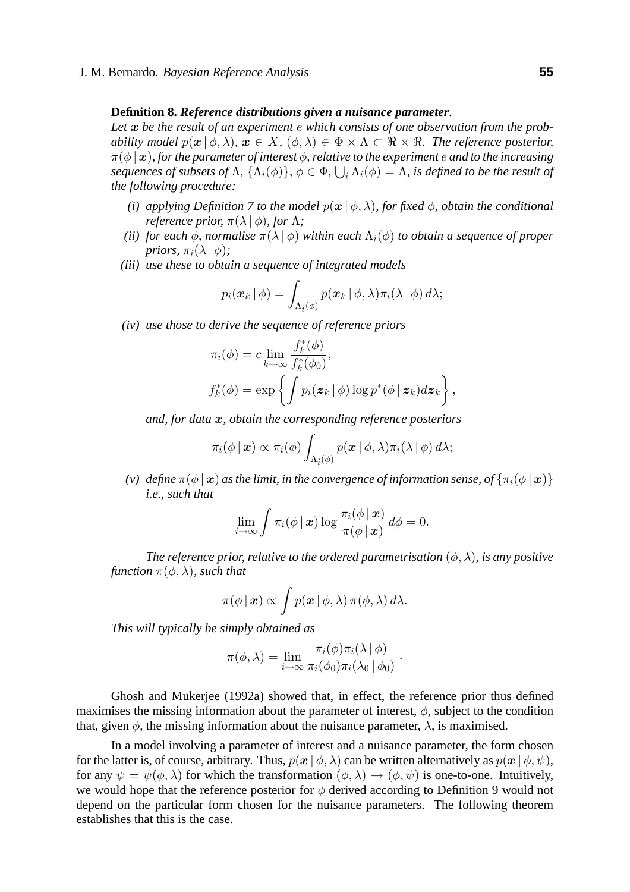**Definition 8.** ***Reference distributions given a nuisance parameter****.*
*Let $\boldsymbol{x}$ be the result of an experiment $e$ which consists of one observation from the probability model $p(\boldsymbol{x} \mid \phi, \lambda)$, $\boldsymbol{x} \in X$, $(\phi, \lambda) \in \Phi \times \Lambda \subset \Re \times \Re$. The reference posterior, $\pi(\phi \mid \boldsymbol{x})$, for the parameter of interest $\phi$, relative to the experiment $e$ and to the increasing sequences of subsets of $\Lambda$, $\{\Lambda_i(\phi)\}$, $\phi \in \Phi$, $\bigcup_i \Lambda_i(\phi) = \Lambda$, is defined to be the result of the following procedure:*

*(i) applying Definition 7 to the model $p(\boldsymbol{x} \mid \phi, \lambda)$, for fixed $\phi$, obtain the conditional reference prior, $\pi(\lambda \mid \phi)$, for $\Lambda$;*

*(ii) for each $\phi$, normalise $\pi(\lambda \mid \phi)$ within each $\Lambda_i(\phi)$ to obtain a sequence of proper priors, $\pi_i(\lambda \mid \phi)$;*

*(iii) use these to obtain a sequence of integrated models*

$$p_i(\boldsymbol{x}_k \mid \phi) = \int_{\Lambda_i(\phi)} p(\boldsymbol{x}_k \mid \phi, \lambda) \pi_i(\lambda \mid \phi) \, d\lambda;$$

*(iv) use those to derive the sequence of reference priors*

$$\pi_i(\phi) = c \lim_{k \to \infty} \frac{f_k^*(\phi)}{f_k^*(\phi_0)},$$

$$f_k^*(\phi) = \exp\left\{ \int p_i(\boldsymbol{z}_k \mid \phi) \log p^*(\phi \mid \boldsymbol{z}_k) d\boldsymbol{z}_k \right\},$$

*and, for data $\boldsymbol{x}$, obtain the corresponding reference posteriors*

$$\pi_i(\phi \mid \boldsymbol{x}) \propto \pi_i(\phi) \int_{\Lambda_i(\phi)} p(\boldsymbol{x} \mid \phi, \lambda) \pi_i(\lambda \mid \phi) \, d\lambda;$$

*(v) define $\pi(\phi \mid \boldsymbol{x})$ as the limit, in the convergence of information sense, of $\{\pi_i(\phi \mid \boldsymbol{x})\}$ i.e., such that*

$$\lim_{i \to \infty} \int \pi_i(\phi \mid \boldsymbol{x}) \log \frac{\pi_i(\phi \mid \boldsymbol{x})}{\pi(\phi \mid \boldsymbol{x})} \, d\phi = 0.$$

*The reference prior, relative to the ordered parametrisation $(\phi, \lambda)$, is any positive function $\pi(\phi, \lambda)$, such that*

$$\pi(\phi \mid \boldsymbol{x}) \propto \int p(\boldsymbol{x} \mid \phi, \lambda) \, \pi(\phi, \lambda) \, d\lambda.$$

*This will typically be simply obtained as*

$$\pi(\phi, \lambda) = \lim_{i \to \infty} \frac{\pi_i(\phi) \pi_i(\lambda \mid \phi)}{\pi_i(\phi_0) \pi_i(\lambda_0 \mid \phi_0)} \, .$$

Ghosh and Mukerjee (1992a) showed that, in effect, the reference prior thus defined maximises the missing information about the parameter of interest, $\phi$, subject to the condition that, given $\phi$, the missing information about the nuisance parameter, $\lambda$, is maximised.

In a model involving a parameter of interest and a nuisance parameter, the form chosen for the latter is, of course, arbitrary. Thus, $p(\boldsymbol{x} \mid \phi, \lambda)$ can be written alternatively as $p(\boldsymbol{x} \mid \phi, \psi)$, for any $\psi = \psi(\phi, \lambda)$ for which the transformation $(\phi, \lambda) \to (\phi, \psi)$ is one-to-one. Intuitively, we would hope that the reference posterior for $\phi$ derived according to Definition 9 would not depend on the particular form chosen for the nuisance parameters. The following theorem establishes that this is the case.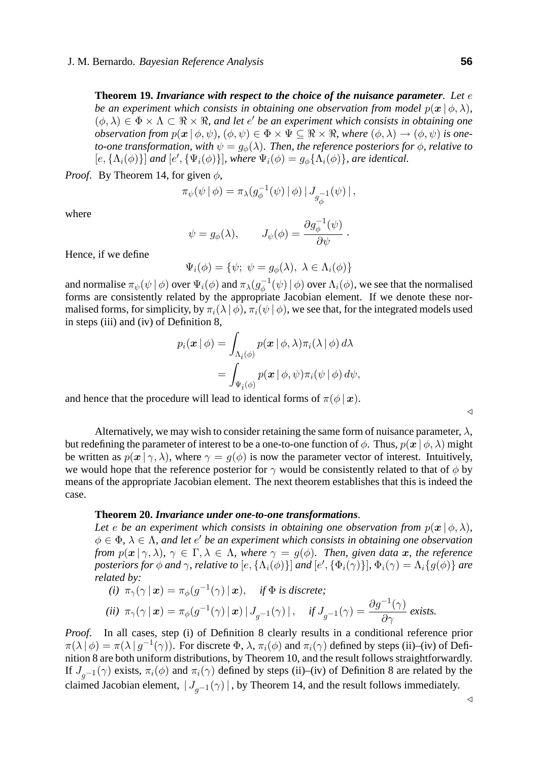**Theorem 19.** ***Invariance with respect to the choice of the nuisance parameter***. *Let $e$ be an experiment which consists in obtaining one observation from model $p(\boldsymbol{x} \mid \phi, \lambda)$, $(\phi, \lambda) \in \Phi \times \Lambda \subset \Re \times \Re$, and let $e'$ be an experiment which consists in obtaining one observation from $p(\boldsymbol{x} \mid \phi, \psi)$, $(\phi, \psi) \in \Phi \times \Psi \subseteq \Re \times \Re$, where $(\phi, \lambda) \to (\phi, \psi)$ is one-to-one transformation, with $\psi = g_\phi(\lambda)$. Then, the reference posteriors for $\phi$, relative to $[e, \{\Lambda_i(\phi)\}]$ and $[e', \{\Psi_i(\phi)\}]$, where $\Psi_i(\phi) = g_\phi\{\Lambda_i(\phi)\}$, are identical.*

*Proof*. By Theorem 14, for given $\phi$,

$$\pi_\psi(\psi \mid \phi) = \pi_\lambda(g_\phi^{-1}(\psi) \mid \phi) \mid J_{g_\phi^{-1}}(\psi) \mid,$$

where

$$\psi = g_\phi(\lambda), \qquad J_\psi(\phi) = \frac{\partial g_\phi^{-1}(\psi)}{\partial \psi}.$$

Hence, if we define

$$\Psi_i(\phi) = \{\psi;\ \psi = g_\phi(\lambda),\ \lambda \in \Lambda_i(\phi)\}$$

and normalise $\pi_\psi(\psi \mid \phi)$ over $\Psi_i(\phi)$ and $\pi_\lambda(g_\phi^{-1}(\psi) \mid \phi)$ over $\Lambda_i(\phi)$, we see that the normalised forms are consistently related by the appropriate Jacobian element. If we denote these normalised forms, for simplicity, by $\pi_i(\lambda \mid \phi)$, $\pi_i(\psi \mid \phi)$, we see that, for the integrated models used in steps (iii) and (iv) of Definition 8,

$$\begin{aligned} p_i(\boldsymbol{x} \mid \phi) &= \int_{\Lambda_i(\phi)} p(\boldsymbol{x} \mid \phi, \lambda) \pi_i(\lambda \mid \phi)\, d\lambda \\ &= \int_{\Psi_i(\phi)} p(\boldsymbol{x} \mid \phi, \psi) \pi_i(\psi \mid \phi)\, d\psi, \end{aligned}$$

and hence that the procedure will lead to identical forms of $\pi(\phi \mid \boldsymbol{x})$.

◁

Alternatively, we may wish to consider retaining the same form of nuisance parameter, $\lambda$, but redefining the parameter of interest to be a one-to-one function of $\phi$. Thus, $p(\boldsymbol{x} \mid \phi, \lambda)$ might be written as $p(\boldsymbol{x} \mid \gamma, \lambda)$, where $\gamma = g(\phi)$ is now the parameter vector of interest. Intuitively, we would hope that the reference posterior for $\gamma$ would be consistently related to that of $\phi$ by means of the appropriate Jacobian element. The next theorem establishes that this is indeed the case.

**Theorem 20.** ***Invariance under one-to-one transformations***.
*Let $e$ be an experiment which consists in obtaining one observation from $p(\boldsymbol{x} \mid \phi, \lambda)$, $\phi \in \Phi$, $\lambda \in \Lambda$, and let $e'$ be an experiment which consists in obtaining one observation from $p(\boldsymbol{x} \mid \gamma, \lambda)$, $\gamma \in \Gamma, \lambda \in \Lambda$, where $\gamma = g(\phi)$. Then, given data $\boldsymbol{x}$, the reference posteriors for $\phi$ and $\gamma$, relative to $[e, \{\Lambda_i(\phi)\}]$ and $[e', \{\Phi_i(\gamma)\}]$, $\Phi_i(\gamma) = \Lambda_i\{g(\phi)\}$ are related by:*

*(i)* $\pi_\gamma(\gamma \mid \boldsymbol{x}) = \pi_\phi(g^{-1}(\gamma) \mid \boldsymbol{x})$, *if $\Phi$ is discrete;*

*(ii)* $\pi_\gamma(\gamma \mid \boldsymbol{x}) = \pi_\phi(g^{-1}(\gamma) \mid \boldsymbol{x}) \mid J_{g^{-1}}(\gamma) \mid$, *if $J_{g^{-1}}(\gamma) = \dfrac{\partial g^{-1}(\gamma)}{\partial \gamma}$ exists.*

*Proof*. In all cases, step (i) of Definition 8 clearly results in a conditional reference prior $\pi(\lambda \mid \phi) = \pi(\lambda \mid g^{-1}(\gamma))$. For discrete $\Phi$, $\lambda$, $\pi_i(\phi)$ and $\pi_i(\gamma)$ defined by steps (ii)–(iv) of Definition 8 are both uniform distributions, by Theorem 10, and the result follows straightforwardly. If $J_{g^{-1}}(\gamma)$ exists, $\pi_i(\phi)$ and $\pi_i(\gamma)$ defined by steps (ii)–(iv) of Definition 8 are related by the claimed Jacobian element, $\mid J_{g^{-1}}(\gamma) \mid$, by Theorem 14, and the result follows immediately.

◁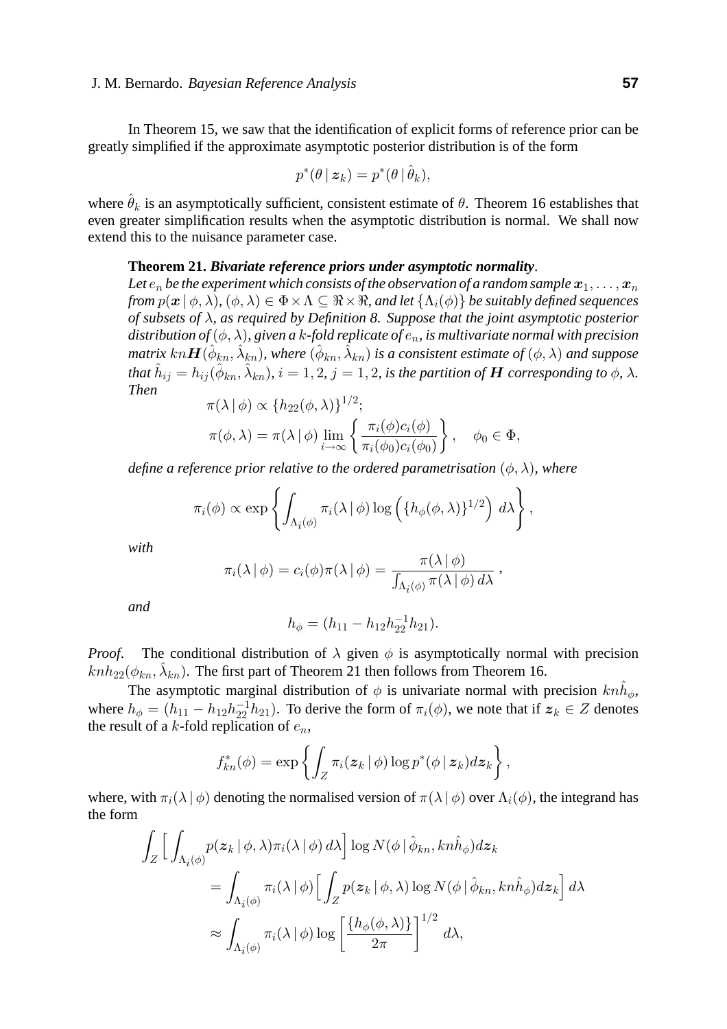In Theorem 15, we saw that the identification of explicit forms of reference prior can be greatly simplified if the approximate asymptotic posterior distribution is of the form

$$p^*(\theta \,|\, \boldsymbol{z}_k) = p^*(\theta \,|\, \hat{\theta}_k),$$

where $\hat{\theta}_k$ is an asymptotically sufficient, consistent estimate of $\theta$. Theorem 16 establishes that even greater simplification results when the asymptotic distribution is normal. We shall now extend this to the nuisance parameter case.

**Theorem 21.** ***Bivariate reference priors under asymptotic normality.***
*Let $e_n$ be the experiment which consists of the observation of a random sample $\boldsymbol{x}_1, \ldots, \boldsymbol{x}_n$ from $p(\boldsymbol{x} \,|\, \phi, \lambda)$, $(\phi, \lambda) \in \Phi \times \Lambda \subseteq \Re \times \Re$, and let $\{\Lambda_i(\phi)\}$ be suitably defined sequences of subsets of $\lambda$, as required by Definition 8. Suppose that the joint asymptotic posterior distribution of $(\phi, \lambda)$, given a $k$-fold replicate of $e_n$, is multivariate normal with precision matrix $kn\boldsymbol{H}(\hat{\phi}_{kn}, \hat{\lambda}_{kn})$, where $(\hat{\phi}_{kn}, \hat{\lambda}_{kn})$ is a consistent estimate of $(\phi, \lambda)$ and suppose that $\hat{h}_{ij} = h_{ij}(\hat{\phi}_{kn}, \hat{\lambda}_{kn})$, $i = 1, 2$, $j = 1, 2$, is the partition of $\boldsymbol{H}$ corresponding to $\phi$, $\lambda$. Then*

$$\pi(\lambda \,|\, \phi) \propto \{h_{22}(\phi, \lambda)\}^{1/2};$$
$$\pi(\phi, \lambda) = \pi(\lambda \,|\, \phi) \lim_{i \to \infty} \left\{ \frac{\pi_i(\phi) c_i(\phi)}{\pi_i(\phi_0) c_i(\phi_0)} \right\}, \quad \phi_0 \in \Phi,$$

*define a reference prior relative to the ordered parametrisation $(\phi, \lambda)$, where*

$$\pi_i(\phi) \propto \exp\left\{ \int_{\Lambda_i(\phi)} \pi_i(\lambda \,|\, \phi) \log\left( \{h_\phi(\phi, \lambda)\}^{1/2} \right) d\lambda \right\},$$

*with*

$$\pi_i(\lambda \,|\, \phi) = c_i(\phi) \pi(\lambda \,|\, \phi) = \frac{\pi(\lambda \,|\, \phi)}{\int_{\Lambda_i(\phi)} \pi(\lambda \,|\, \phi) \, d\lambda},$$

*and*

$$h_\phi = (h_{11} - h_{12} h_{22}^{-1} h_{21}).$$

*Proof.* The conditional distribution of $\lambda$ given $\phi$ is asymptotically normal with precision $knh_{22}(\phi_{kn}, \hat{\lambda}_{kn})$. The first part of Theorem 21 then follows from Theorem 16.

The asymptotic marginal distribution of $\phi$ is univariate normal with precision $kn\hat{h}_\phi$, where $h_\phi = (h_{11} - h_{12} h_{22}^{-1} h_{21})$. To derive the form of $\pi_i(\phi)$, we note that if $\boldsymbol{z}_k \in Z$ denotes the result of a $k$-fold replication of $e_n$,

$$f^*_{kn}(\phi) = \exp\left\{ \int_Z \pi_i(\boldsymbol{z}_k \,|\, \phi) \log p^*(\phi \,|\, \boldsymbol{z}_k) d\boldsymbol{z}_k \right\},$$

where, with $\pi_i(\lambda \,|\, \phi)$ denoting the normalised version of $\pi(\lambda \,|\, \phi)$ over $\Lambda_i(\phi)$, the integrand has the form

$$\begin{aligned}
\int_Z \Big[ \int_{\Lambda_i(\phi)} p(\boldsymbol{z}_k \,|\, \phi, \lambda) \pi_i(\lambda \,|\, \phi) \, d\lambda \Big] \log N(\phi \,|\, \hat{\phi}_{kn}, kn\hat{h}_\phi) d\boldsymbol{z}_k \\
= \int_{\Lambda_i(\phi)} \pi_i(\lambda \,|\, \phi) \Big[ \int_Z p(\boldsymbol{z}_k \,|\, \phi, \lambda) \log N(\phi \,|\, \hat{\phi}_{kn}, kn\hat{h}_\phi) d\boldsymbol{z}_k \Big] \, d\lambda \\
\approx \int_{\Lambda_i(\phi)} \pi_i(\lambda \,|\, \phi) \log \left[ \frac{\{h_\phi(\phi, \lambda)\}}{2\pi} \right]^{1/2} d\lambda,
\end{aligned}$$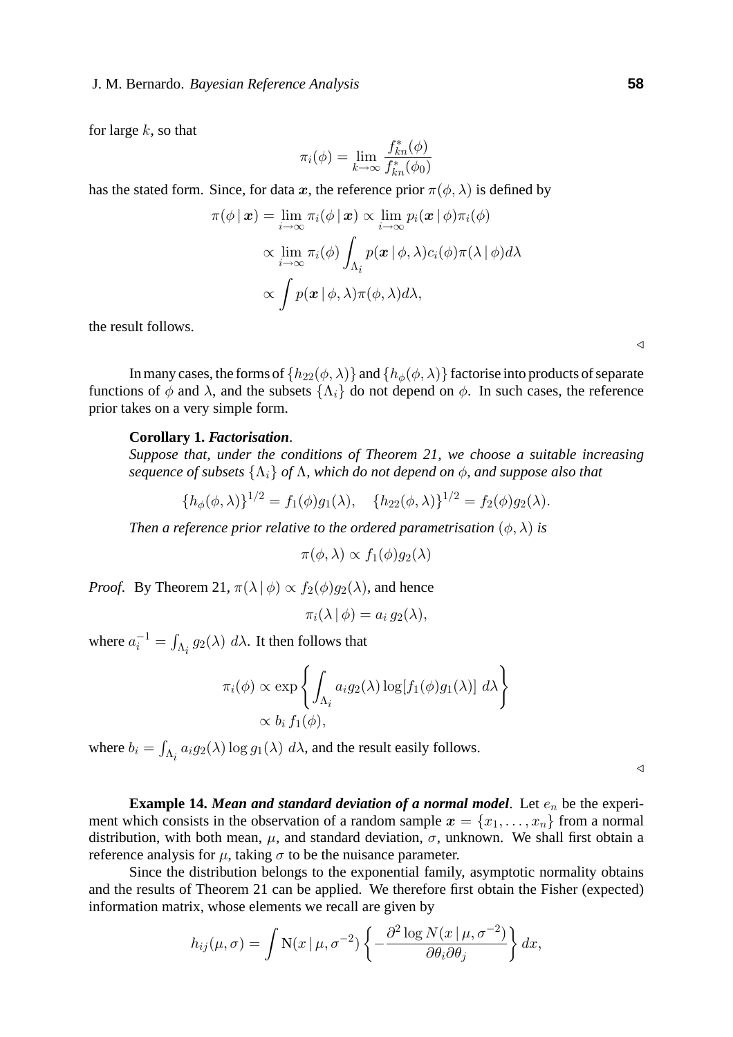for large $k$, so that

$$\pi_i(\phi) = \lim_{k\to\infty} \frac{f^*_{kn}(\phi)}{f^*_{kn}(\phi_0)}$$

has the stated form. Since, for data $\boldsymbol{x}$, the reference prior $\pi(\phi, \lambda)$ is defined by

$$\begin{aligned}
\pi(\phi\,|\,\boldsymbol{x}) &= \lim_{i\to\infty} \pi_i(\phi\,|\,\boldsymbol{x}) \propto \lim_{i\to\infty} p_i(\boldsymbol{x}\,|\,\phi)\pi_i(\phi) \\
&\propto \lim_{i\to\infty} \pi_i(\phi) \int_{\Lambda_i} p(\boldsymbol{x}\,|\,\phi, \lambda) c_i(\phi) \pi(\lambda\,|\,\phi) d\lambda \\
&\propto \int p(\boldsymbol{x}\,|\,\phi, \lambda)\pi(\phi, \lambda) d\lambda,
\end{aligned}$$

the result follows.

◁

In many cases, the forms of $\{h_{22}(\phi, \lambda)\}$ and $\{h_\phi(\phi, \lambda)\}$ factorise into products of separate functions of $\phi$ and $\lambda$, and the subsets $\{\Lambda_i\}$ do not depend on $\phi$. In such cases, the reference prior takes on a very simple form.

**Corollary 1.** ***Factorisation***. *Suppose that, under the conditions of Theorem 21, we choose a suitable increasing sequence of subsets $\{\Lambda_i\}$ of $\Lambda$, which do not depend on $\phi$, and suppose also that*

$$\{h_\phi(\phi, \lambda)\}^{1/2} = f_1(\phi) g_1(\lambda), \quad \{h_{22}(\phi, \lambda)\}^{1/2} = f_2(\phi) g_2(\lambda).$$

*Then a reference prior relative to the ordered parametrisation $(\phi, \lambda)$ is*

$$\pi(\phi, \lambda) \propto f_1(\phi) g_2(\lambda)$$

*Proof.* By Theorem 21, $\pi(\lambda\,|\,\phi) \propto f_2(\phi) g_2(\lambda)$, and hence

$$\pi_i(\lambda\,|\,\phi) = a_i\, g_2(\lambda),$$

where $a_i^{-1} = \int_{\Lambda_i} g_2(\lambda)\; d\lambda$. It then follows that

$$\begin{aligned}
\pi_i(\phi) &\propto \exp\left\{ \int_{\Lambda_i} a_i g_2(\lambda) \log[f_1(\phi) g_1(\lambda)]\; d\lambda \right\} \\
&\propto b_i\, f_1(\phi),
\end{aligned}$$

where $b_i = \int_{\Lambda_i} a_i g_2(\lambda) \log g_1(\lambda)\; d\lambda$, and the result easily follows.

◁

**Example 14.** ***Mean and standard deviation of a normal model***. Let $e_n$ be the experiment which consists in the observation of a random sample $\boldsymbol{x} = \{x_1, \ldots, x_n\}$ from a normal distribution, with both mean, $\mu$, and standard deviation, $\sigma$, unknown. We shall first obtain a reference analysis for $\mu$, taking $\sigma$ to be the nuisance parameter.

Since the distribution belongs to the exponential family, asymptotic normality obtains and the results of Theorem 21 can be applied. We therefore first obtain the Fisher (expected) information matrix, whose elements we recall are given by

$$h_{ij}(\mu, \sigma) = \int \mathrm{N}(x\,|\,\mu, \sigma^{-2}) \left\{ -\frac{\partial^2 \log N(x\,|\,\mu, \sigma^{-2})}{\partial\theta_i \partial\theta_j} \right\} dx,$$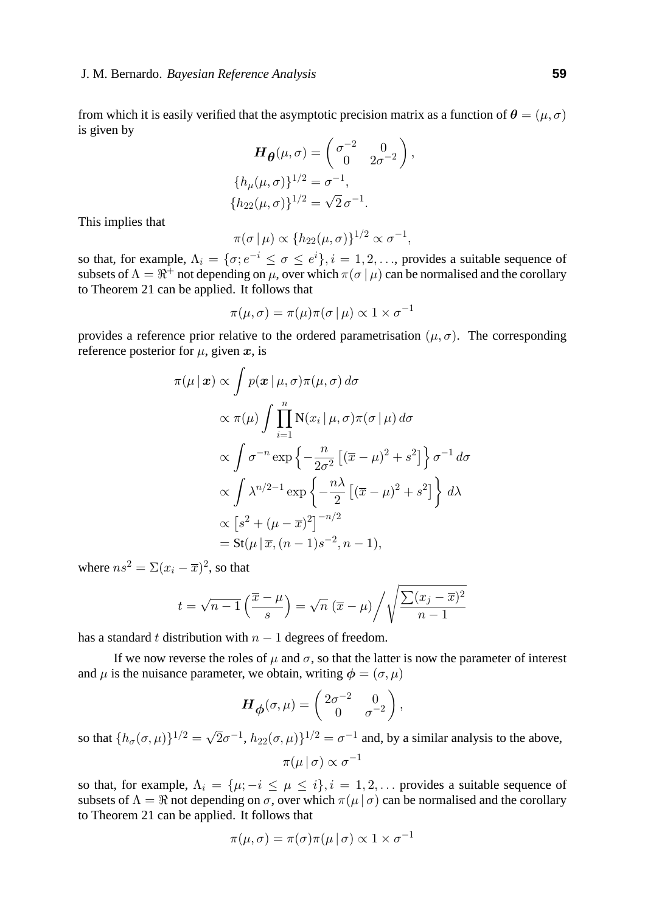from which it is easily verified that the asymptotic precision matrix as a function of $\boldsymbol{\theta} = (\mu, \sigma)$ is given by

$$
\boldsymbol{H}_{\boldsymbol{\theta}}(\mu, \sigma) = \begin{pmatrix} \sigma^{-2} & 0 \\ 0 & 2\sigma^{-2} \end{pmatrix},
$$

$$
\{h_\mu(\mu, \sigma)\}^{1/2} = \sigma^{-1},
$$

$$
\{h_{22}(\mu, \sigma)\}^{1/2} = \sqrt{2}\,\sigma^{-1}.
$$

This implies that

$$
\pi(\sigma \,|\, \mu) \propto \{h_{22}(\mu, \sigma)\}^{1/2} \propto \sigma^{-1},
$$

so that, for example, $\Lambda_i = \{\sigma; e^{-i} \leq \sigma \leq e^{i}\}, i = 1, 2, \ldots$, provides a suitable sequence of subsets of $\Lambda = \Re^{+}$ not depending on $\mu$, over which $\pi(\sigma \,|\, \mu)$ can be normalised and the corollary to Theorem 21 can be applied. It follows that

$$
\pi(\mu, \sigma) = \pi(\mu)\pi(\sigma \,|\, \mu) \propto 1 \times \sigma^{-1}
$$

provides a reference prior relative to the ordered parametrisation $(\mu, \sigma)$. The corresponding reference posterior for $\mu$, given $\boldsymbol{x}$, is

$$
\begin{aligned}
\pi(\mu \,|\, \boldsymbol{x}) &\propto \int p(\boldsymbol{x} \,|\, \mu, \sigma)\pi(\mu, \sigma)\, d\sigma \\
&\propto \pi(\mu) \int \prod_{i=1}^{n} \mathrm{N}(x_i \,|\, \mu, \sigma)\pi(\sigma \,|\, \mu)\, d\sigma \\
&\propto \int \sigma^{-n} \exp\left\{-\frac{n}{2\sigma^2}\left[(\overline{x} - \mu)^2 + s^2\right]\right\}\sigma^{-1}\, d\sigma \\
&\propto \int \lambda^{n/2-1} \exp\left\{-\frac{n\lambda}{2}\left[(\overline{x} - \mu)^2 + s^2\right]\right\}\, d\lambda \\
&\propto \left[s^2 + (\mu - \overline{x})^2\right]^{-n/2} \\
&= \mathrm{St}(\mu \,|\, \overline{x}, (n-1)s^{-2}, n-1),
\end{aligned}
$$

where $ns^2 = \Sigma(x_i - \overline{x})^2$, so that

$$
t = \sqrt{n-1}\left(\frac{\overline{x} - \mu}{s}\right) = \sqrt{n}\,(\overline{x} - \mu) \Big/ \sqrt{\frac{\sum(x_j - \overline{x})^2}{n-1}}
$$

has a standard $t$ distribution with $n - 1$ degrees of freedom.

If we now reverse the roles of $\mu$ and $\sigma$, so that the latter is now the parameter of interest and $\mu$ is the nuisance parameter, we obtain, writing $\boldsymbol{\phi} = (\sigma, \mu)$

$$
\boldsymbol{H}_{\boldsymbol{\phi}}(\sigma, \mu) = \begin{pmatrix} 2\sigma^{-2} & 0 \\ 0 & \sigma^{-2} \end{pmatrix},
$$

so that $\{h_\sigma(\sigma, \mu)\}^{1/2} = \sqrt{2}\sigma^{-1}$, $h_{22}(\sigma, \mu)\}^{1/2} = \sigma^{-1}$ and, by a similar analysis to the above,

$$
\pi(\mu \,|\, \sigma) \propto \sigma^{-1}
$$

so that, for example, $\Lambda_i = \{\mu; -i \leq \mu \leq i\}, i = 1, 2, \ldots$ provides a suitable sequence of subsets of $\Lambda = \Re$ not depending on $\sigma$, over which $\pi(\mu \,|\, \sigma)$ can be normalised and the corollary to Theorem 21 can be applied. It follows that

$$
\pi(\mu, \sigma) = \pi(\sigma)\pi(\mu \,|\, \sigma) \propto 1 \times \sigma^{-1}
$$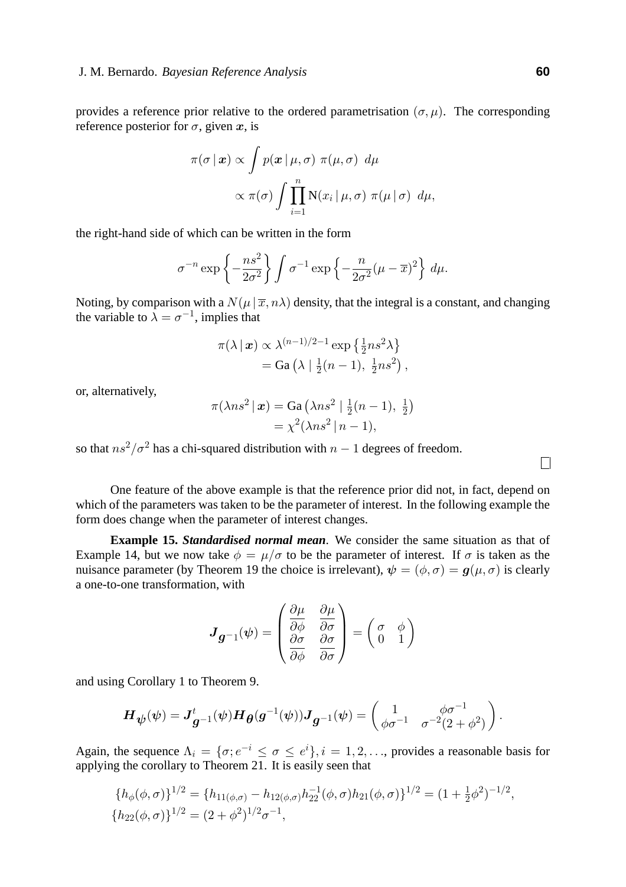provides a reference prior relative to the ordered parametrisation $(\sigma, \mu)$. The corresponding reference posterior for $\sigma$, given $\boldsymbol{x}$, is

$$
\begin{aligned}
\pi(\sigma \,|\, \boldsymbol{x}) &\propto \int p(\boldsymbol{x} \,|\, \mu, \sigma)\ \pi(\mu, \sigma)\ d\mu \\
&\propto \pi(\sigma) \int \prod_{i=1}^{n} \mathrm{N}(x_i \,|\, \mu, \sigma)\ \pi(\mu \,|\, \sigma)\ d\mu,
\end{aligned}
$$

the right-hand side of which can be written in the form

$$
\sigma^{-n} \exp\left\{ -\frac{ns^2}{2\sigma^2} \right\} \int \sigma^{-1} \exp\left\{ -\frac{n}{2\sigma^2}(\mu - \overline{x})^2 \right\}\, d\mu.
$$

Noting, by comparison with a $N(\mu \,|\, \overline{x}, n\lambda)$ density, that the integral is a constant, and changing the variable to $\lambda = \sigma^{-1}$, implies that

$$
\begin{aligned}
\pi(\lambda \,|\, \boldsymbol{x}) &\propto \lambda^{(n-1)/2-1} \exp\left\{ \tfrac{1}{2} ns^2 \lambda \right\} \\
&= \mathrm{Ga}\left( \lambda \mid \tfrac{1}{2}(n-1),\ \tfrac{1}{2}ns^2 \right),
\end{aligned}
$$

or, alternatively,

$$
\begin{aligned}
\pi(\lambda n s^2 \,|\, \boldsymbol{x}) &= \mathrm{Ga}\left( \lambda n s^2 \mid \tfrac{1}{2}(n-1),\ \tfrac{1}{2} \right) \\
&= \chi^2(\lambda n s^2 \,|\, n-1),
\end{aligned}
$$

so that $ns^2/\sigma^2$ has a chi-squared distribution with $n-1$ degrees of freedom.

□

One feature of the above example is that the reference prior did not, in fact, depend on which of the parameters was taken to be the parameter of interest. In the following example the form does change when the parameter of interest changes.

**Example 15.** ***Standardised normal mean***. We consider the same situation as that of Example 14, but we now take $\phi = \mu/\sigma$ to be the parameter of interest. If $\sigma$ is taken as the nuisance parameter (by Theorem 19 the choice is irrelevant), $\boldsymbol{\psi} = (\phi, \sigma) = \boldsymbol{g}(\mu, \sigma)$ is clearly a one-to-one transformation, with

$$
\boldsymbol{J}_{\boldsymbol{g}^{-1}}(\boldsymbol{\psi}) = \begin{pmatrix} \dfrac{\partial \mu}{\partial \phi} & \dfrac{\partial \mu}{\partial \sigma} \\ \dfrac{\partial \sigma}{\partial \phi} & \dfrac{\partial \sigma}{\partial \sigma} \end{pmatrix} = \begin{pmatrix} \sigma & \phi \\ 0 & 1 \end{pmatrix}
$$

and using Corollary 1 to Theorem 9.

$$
\boldsymbol{H}_{\boldsymbol{\psi}}(\boldsymbol{\psi}) = \boldsymbol{J}^t_{\boldsymbol{g}^{-1}}(\boldsymbol{\psi}) \boldsymbol{H}_{\boldsymbol{\theta}}(\boldsymbol{g}^{-1}(\boldsymbol{\psi})) \boldsymbol{J}_{\boldsymbol{g}^{-1}}(\boldsymbol{\psi}) = \begin{pmatrix} 1 & \phi\sigma^{-1} \\ \phi\sigma^{-1} & \sigma^{-2}(2 + \phi^2) \end{pmatrix}.
$$

Again, the sequence $\Lambda_i = \{\sigma; e^{-i} \le \sigma \le e^{i}\}, i = 1, 2, \ldots$, provides a reasonable basis for applying the corollary to Theorem 21. It is easily seen that

$$
\begin{aligned}
&\{h_\phi(\phi, \sigma)\}^{1/2} = \{h_{11(\phi,\sigma)} - h_{12(\phi,\sigma)} h_{22}^{-1}(\phi, \sigma) h_{21}(\phi, \sigma)\}^{1/2} = (1 + \tfrac{1}{2}\phi^2)^{-1/2}, \\
&\{h_{22}(\phi, \sigma)\}^{1/2} = (2 + \phi^2)^{1/2} \sigma^{-1},
\end{aligned}
$$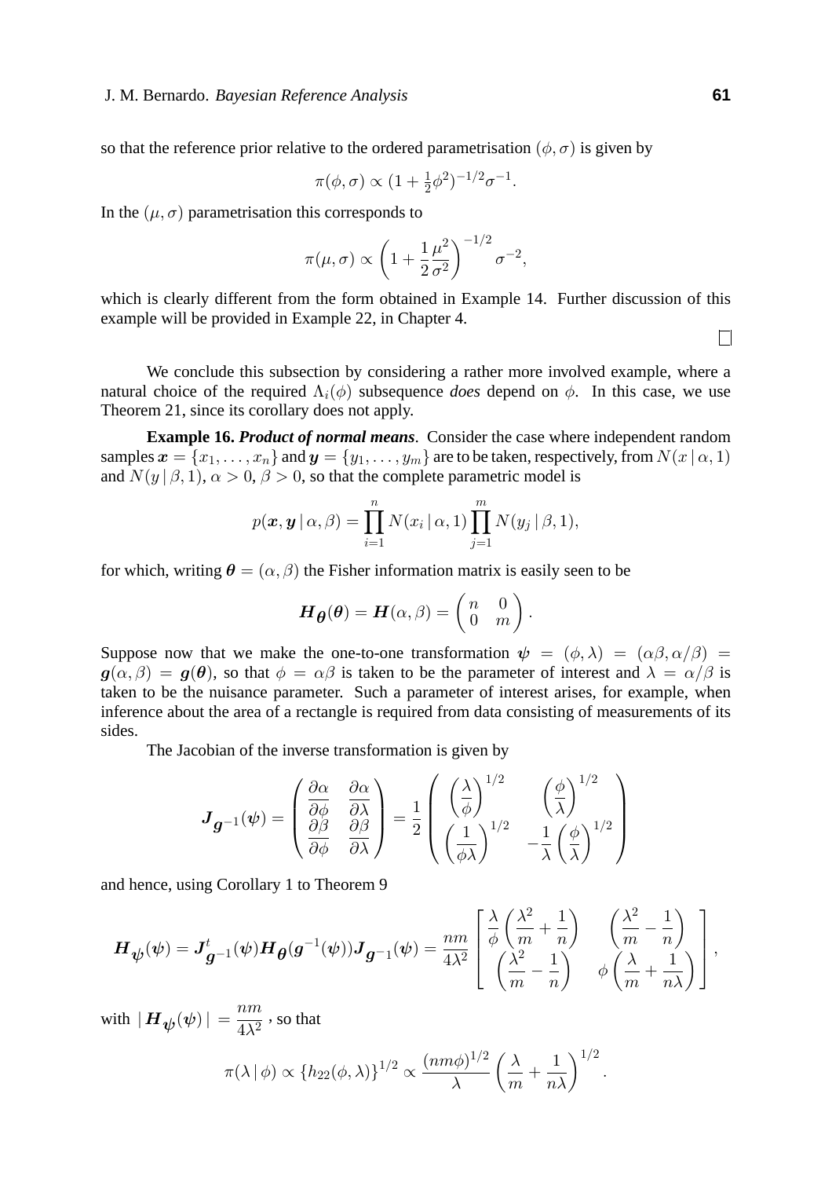so that the reference prior relative to the ordered parametrisation $(\phi, \sigma)$ is given by

$$\pi(\phi, \sigma) \propto (1 + \tfrac{1}{2}\phi^2)^{-1/2}\sigma^{-1}.$$

In the $(\mu, \sigma)$ parametrisation this corresponds to

$$\pi(\mu, \sigma) \propto \left(1 + \frac{1}{2}\frac{\mu^2}{\sigma^2}\right)^{-1/2} \sigma^{-2},$$

which is clearly different from the form obtained in Example 14. Further discussion of this example will be provided in Example 22, in Chapter 4.

$\square$

We conclude this subsection by considering a rather more involved example, where a natural choice of the required $\Lambda_i(\phi)$ subsequence *does* depend on $\phi$. In this case, we use Theorem 21, since its corollary does not apply.

**Example 16.** ***Product of normal means***. Consider the case where independent random samples $\boldsymbol{x} = \{x_1, \ldots, x_n\}$ and $\boldsymbol{y} = \{y_1, \ldots, y_m\}$ are to be taken, respectively, from $N(x \mid \alpha, 1)$ and $N(y \mid \beta, 1)$, $\alpha > 0$, $\beta > 0$, so that the complete parametric model is

$$p(\boldsymbol{x}, \boldsymbol{y} \mid \alpha, \beta) = \prod_{i=1}^{n} N(x_i \mid \alpha, 1) \prod_{j=1}^{m} N(y_j \mid \beta, 1),$$

for which, writing $\boldsymbol{\theta} = (\alpha, \beta)$ the Fisher information matrix is easily seen to be

$$\boldsymbol{H}_{\boldsymbol{\theta}}(\boldsymbol{\theta}) = \boldsymbol{H}(\alpha, \beta) = \begin{pmatrix} n & 0 \\ 0 & m \end{pmatrix}.$$

Suppose now that we make the one-to-one transformation $\boldsymbol{\psi} = (\phi, \lambda) = (\alpha\beta, \alpha/\beta) = \boldsymbol{g}(\alpha, \beta) = \boldsymbol{g}(\boldsymbol{\theta})$, so that $\phi = \alpha\beta$ is taken to be the parameter of interest and $\lambda = \alpha/\beta$ is taken to be the nuisance parameter. Such a parameter of interest arises, for example, when inference about the area of a rectangle is required from data consisting of measurements of its sides.

The Jacobian of the inverse transformation is given by

$$\boldsymbol{J}_{\boldsymbol{g}^{-1}}(\boldsymbol{\psi}) = \begin{pmatrix} \dfrac{\partial \alpha}{\partial \phi} & \dfrac{\partial \alpha}{\partial \lambda} \\ \dfrac{\partial \beta}{\partial \phi} & \dfrac{\partial \beta}{\partial \lambda} \end{pmatrix} = \frac{1}{2} \begin{pmatrix} \left(\dfrac{\lambda}{\phi}\right)^{1/2} & \left(\dfrac{\phi}{\lambda}\right)^{1/2} \\ \left(\dfrac{1}{\phi\lambda}\right)^{1/2} & -\dfrac{1}{\lambda}\left(\dfrac{\phi}{\lambda}\right)^{1/2} \end{pmatrix}$$

and hence, using Corollary 1 to Theorem 9

$$\boldsymbol{H}_{\boldsymbol{\psi}}(\boldsymbol{\psi}) = \boldsymbol{J}^t_{\boldsymbol{g}^{-1}}(\boldsymbol{\psi}) \boldsymbol{H}_{\boldsymbol{\theta}}(\boldsymbol{g}^{-1}(\boldsymbol{\psi})) \boldsymbol{J}_{\boldsymbol{g}^{-1}}(\boldsymbol{\psi}) = \frac{nm}{4\lambda^2} \begin{bmatrix} \dfrac{\lambda}{\phi}\left(\dfrac{\lambda^2}{m} + \dfrac{1}{n}\right) & \left(\dfrac{\lambda^2}{m} - \dfrac{1}{n}\right) \\ \left(\dfrac{\lambda^2}{m} - \dfrac{1}{n}\right) & \phi\left(\dfrac{\lambda}{m} + \dfrac{1}{n\lambda}\right) \end{bmatrix},$$

with $\mid \boldsymbol{H}_{\boldsymbol{\psi}}(\boldsymbol{\psi}) \mid \, = \dfrac{nm}{4\lambda^2}$, so that

$$\pi(\lambda \mid \phi) \propto \{h_{22}(\phi, \lambda)\}^{1/2} \propto \frac{(nm\phi)^{1/2}}{\lambda} \left(\frac{\lambda}{m} + \frac{1}{n\lambda}\right)^{1/2}.$$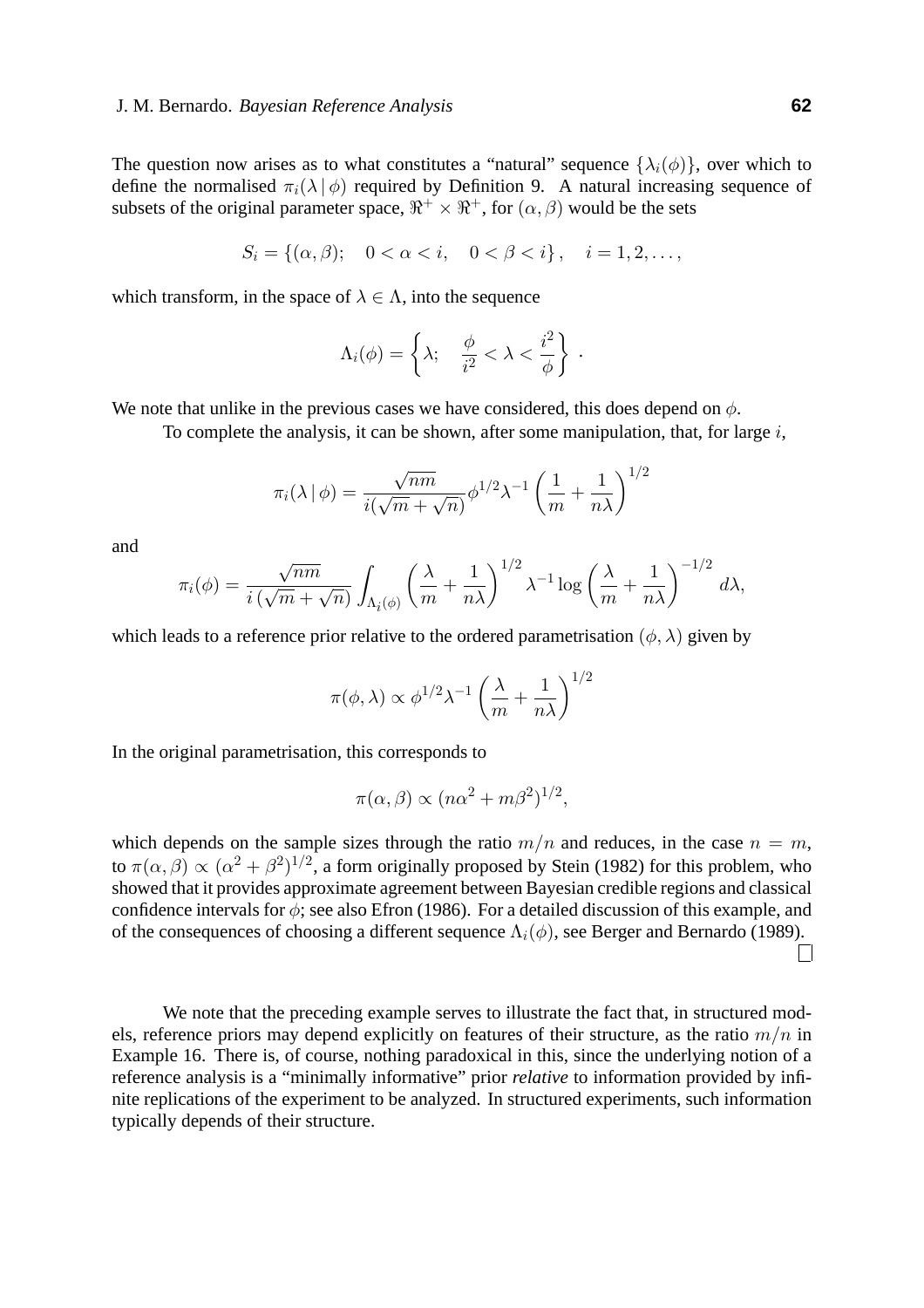The question now arises as to what constitutes a "natural" sequence $\{\lambda_i(\phi)\}$, over which to define the normalised $\pi_i(\lambda \,|\, \phi)$ required by Definition 9. A natural increasing sequence of subsets of the original parameter space, $\Re^+ \times \Re^+$, for $(\alpha, \beta)$ would be the sets

$$S_i = \{(\alpha, \beta); \quad 0 < \alpha < i, \quad 0 < \beta < i\}, \quad i = 1, 2, \ldots,$$

which transform, in the space of $\lambda \in \Lambda$, into the sequence

$$\Lambda_i(\phi) = \left\{ \lambda; \quad \frac{\phi}{i^2} < \lambda < \frac{i^2}{\phi} \right\}.$$

We note that unlike in the previous cases we have considered, this does depend on $\phi$.

To complete the analysis, it can be shown, after some manipulation, that, for large $i$,

$$\pi_i(\lambda \,|\, \phi) = \frac{\sqrt{nm}}{i(\sqrt{m} + \sqrt{n})} \phi^{1/2} \lambda^{-1} \left( \frac{1}{m} + \frac{1}{n\lambda} \right)^{1/2}$$

and

$$\pi_i(\phi) = \frac{\sqrt{nm}}{i\,(\sqrt{m} + \sqrt{n})} \int_{\Lambda_i(\phi)} \left( \frac{\lambda}{m} + \frac{1}{n\lambda} \right)^{1/2} \lambda^{-1} \log \left( \frac{\lambda}{m} + \frac{1}{n\lambda} \right)^{-1/2} d\lambda,$$

which leads to a reference prior relative to the ordered parametrisation $(\phi, \lambda)$ given by

$$\pi(\phi, \lambda) \propto \phi^{1/2} \lambda^{-1} \left( \frac{\lambda}{m} + \frac{1}{n\lambda} \right)^{1/2}$$

In the original parametrisation, this corresponds to

$$\pi(\alpha, \beta) \propto (n\alpha^2 + m\beta^2)^{1/2},$$

which depends on the sample sizes through the ratio $m/n$ and reduces, in the case $n = m$, to $\pi(\alpha, \beta) \propto (\alpha^2 + \beta^2)^{1/2}$, a form originally proposed by Stein (1982) for this problem, who showed that it provides approximate agreement between Bayesian credible regions and classical confidence intervals for $\phi$; see also Efron (1986). For a detailed discussion of this example, and of the consequences of choosing a different sequence $\Lambda_i(\phi)$, see Berger and Bernardo (1989). □

We note that the preceding example serves to illustrate the fact that, in structured models, reference priors may depend explicitly on features of their structure, as the ratio $m/n$ in Example 16. There is, of course, nothing paradoxical in this, since the underlying notion of a reference analysis is a "minimally informative" prior *relative* to information provided by infinite replications of the experiment to be analyzed. In structured experiments, such information typically depends of their structure.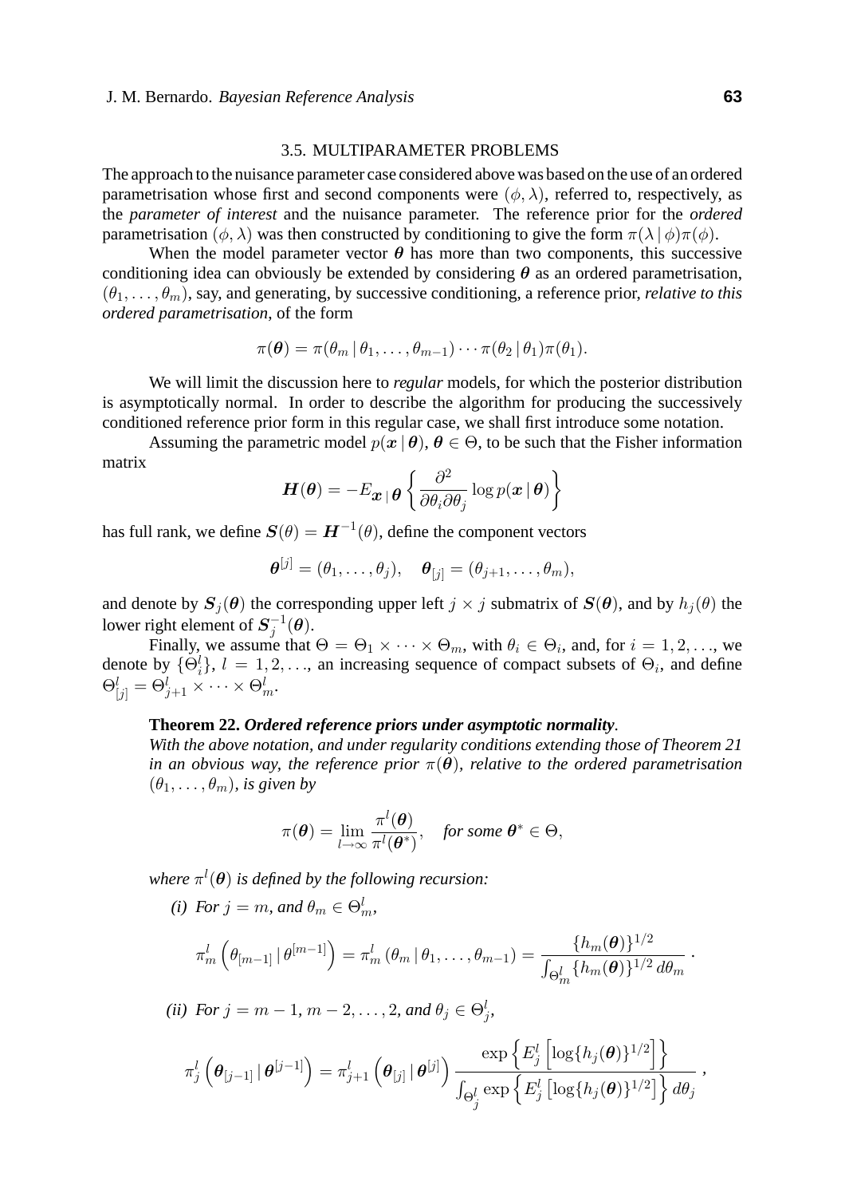### 3.5. MULTIPARAMETER PROBLEMS

The approach to the nuisance parameter case considered above was based on the use of an ordered parametrisation whose first and second components were $(\phi, \lambda)$, referred to, respectively, as the *parameter of interest* and the nuisance parameter. The reference prior for the *ordered* parametrisation $(\phi, \lambda)$ was then constructed by conditioning to give the form $\pi(\lambda \mid \phi)\pi(\phi)$.

When the model parameter vector $\boldsymbol{\theta}$ has more than two components, this successive conditioning idea can obviously be extended by considering $\boldsymbol{\theta}$ as an ordered parametrisation, $(\theta_1, \ldots, \theta_m)$, say, and generating, by successive conditioning, a reference prior, *relative to this ordered parametrisation*, of the form

$$\pi(\boldsymbol{\theta}) = \pi(\theta_m \mid \theta_1, \ldots, \theta_{m-1}) \cdots \pi(\theta_2 \mid \theta_1)\pi(\theta_1).$$

We will limit the discussion here to *regular* models, for which the posterior distribution is asymptotically normal. In order to describe the algorithm for producing the successively conditioned reference prior form in this regular case, we shall first introduce some notation.

Assuming the parametric model $p(\boldsymbol{x} \mid \boldsymbol{\theta})$, $\boldsymbol{\theta} \in \Theta$, to be such that the Fisher information matrix

$$\boldsymbol{H}(\boldsymbol{\theta}) = -E_{\boldsymbol{x} \mid \boldsymbol{\theta}} \left\{ \frac{\partial^2}{\partial\theta_i \partial\theta_j} \log p(\boldsymbol{x} \mid \boldsymbol{\theta}) \right\}$$

has full rank, we define $\boldsymbol{S}(\theta) = \boldsymbol{H}^{-1}(\theta)$, define the component vectors

$$\boldsymbol{\theta}^{[j]} = (\theta_1, \ldots, \theta_j), \quad \boldsymbol{\theta}_{[j]} = (\theta_{j+1}, \ldots, \theta_m),$$

and denote by $\boldsymbol{S}_j(\boldsymbol{\theta})$ the corresponding upper left $j \times j$ submatrix of $\boldsymbol{S}(\boldsymbol{\theta})$, and by $h_j(\theta)$ the lower right element of $\boldsymbol{S}_j^{-1}(\boldsymbol{\theta})$.

Finally, we assume that $\Theta = \Theta_1 \times \cdots \times \Theta_m$, with $\theta_i \in \Theta_i$, and, for $i = 1, 2, \ldots$, we denote by $\{\Theta_i^l\}$, $l = 1, 2, \ldots$, an increasing sequence of compact subsets of $\Theta_i$, and define $\Theta_{[j]}^l = \Theta_{j+1}^l \times \cdots \times \Theta_m^l$.

**Theorem 22.** ***Ordered reference priors under asymptotic normality***.
*With the above notation, and under regularity conditions extending those of Theorem 21 in an obvious way, the reference prior $\pi(\boldsymbol{\theta})$, relative to the ordered parametrisation $(\theta_1, \ldots, \theta_m)$, is given by*

$$\pi(\boldsymbol{\theta}) = \lim_{l \to \infty} \frac{\pi^l(\boldsymbol{\theta})}{\pi^l(\boldsymbol{\theta}^*)}, \quad \textit{for some } \boldsymbol{\theta}^* \in \Theta,$$

*where $\pi^l(\boldsymbol{\theta})$ is defined by the following recursion:*

*(i) For $j = m$, and $\theta_m \in \Theta_m^l$,*

$$\pi_m^l \left( \theta_{[m-1]} \mid \theta^{[m-1]} \right) = \pi_m^l \left( \theta_m \mid \theta_1, \ldots, \theta_{m-1} \right) = \frac{\{h_m(\boldsymbol{\theta})\}^{1/2}}{\int_{\Theta_m^l} \{h_m(\boldsymbol{\theta})\}^{1/2} \, d\theta_m} \, .$$

*(ii) For $j = m-1, m-2, \ldots, 2$, and $\theta_j \in \Theta_j^l$,*

$$\pi_j^l \left( \boldsymbol{\theta}_{[j-1]} \mid \boldsymbol{\theta}^{[j-1]} \right) = \pi_{j+1}^l \left( \boldsymbol{\theta}_{[j]} \mid \boldsymbol{\theta}^{[j]} \right) \frac{\exp\left\{ E_j^l \left[ \log\{h_j(\boldsymbol{\theta})\}^{1/2} \right] \right\}}{\int_{\Theta_j^l} \exp\left\{ E_j^l \left[ \log\{h_j(\boldsymbol{\theta})\}^{1/2} \right] \right\} d\theta_j} \, ,$$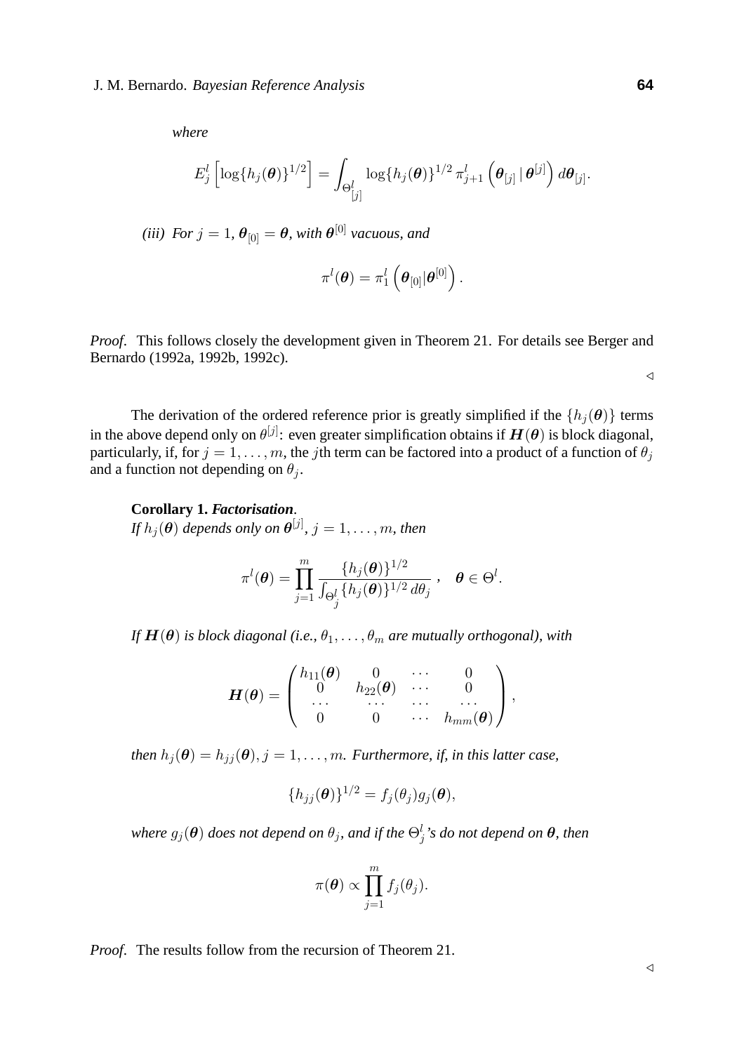*where*

$$E^l_j\left[\log\{h_j(\boldsymbol{\theta})\}^{1/2}\right] = \int_{\Theta^l_{[j]}} \log\{h_j(\boldsymbol{\theta})\}^{1/2}\, \pi^l_{j+1}\left(\boldsymbol{\theta}_{[j]}\,|\,\boldsymbol{\theta}^{[j]}\right) d\boldsymbol{\theta}_{[j]}.$$

*(iii) For $j = 1$, $\boldsymbol{\theta}_{[0]} = \boldsymbol{\theta}$, with $\boldsymbol{\theta}^{[0]}$ vacuous, and*

$$\pi^l(\boldsymbol{\theta}) = \pi^l_1\left(\boldsymbol{\theta}_{[0]}|\boldsymbol{\theta}^{[0]}\right).$$

*Proof.* This follows closely the development given in Theorem 21. For details see Berger and Bernardo (1992a, 1992b, 1992c).

◁

The derivation of the ordered reference prior is greatly simplified if the $\{h_j(\boldsymbol{\theta})\}$ terms in the above depend only on $\theta^{[j]}$: even greater simplification obtains if $\boldsymbol{H}(\boldsymbol{\theta})$ is block diagonal, particularly, if, for $j = 1, \ldots, m$, the $j$th term can be factored into a product of a function of $\theta_j$ and a function not depending on $\theta_j$.

**Corollary 1.** ***Factorisation***.
*If $h_j(\boldsymbol{\theta})$ depends only on $\boldsymbol{\theta}^{[j]}$, $j = 1, \ldots, m$, then*

$$\pi^l(\boldsymbol{\theta}) = \prod_{j=1}^{m} \frac{\{h_j(\boldsymbol{\theta})\}^{1/2}}{\int_{\Theta^l_j}\{h_j(\boldsymbol{\theta})\}^{1/2}\, d\theta_j}\ , \quad \boldsymbol{\theta} \in \Theta^l.$$

*If $\boldsymbol{H}(\boldsymbol{\theta})$ is block diagonal (i.e., $\theta_1, \ldots, \theta_m$ are mutually orthogonal), with*

$$\boldsymbol{H}(\boldsymbol{\theta}) = \begin{pmatrix} h_{11}(\boldsymbol{\theta}) & 0 & \cdots & 0 \\ 0 & h_{22}(\boldsymbol{\theta}) & \cdots & 0 \\ \cdots & \cdots & \cdots & \cdots \\ 0 & 0 & \cdots & h_{mm}(\boldsymbol{\theta}) \end{pmatrix},$$

*then $h_j(\boldsymbol{\theta}) = h_{jj}(\boldsymbol{\theta})$, $j = 1, \ldots, m$. Furthermore, if, in this latter case,*

$$\{h_{jj}(\boldsymbol{\theta})\}^{1/2} = f_j(\theta_j) g_j(\boldsymbol{\theta}),$$

*where $g_j(\boldsymbol{\theta})$ does not depend on $\theta_j$, and if the $\Theta^l_j$'s do not depend on $\boldsymbol{\theta}$, then*

$$\pi(\boldsymbol{\theta}) \propto \prod_{j=1}^{m} f_j(\theta_j).$$

*Proof.* The results follow from the recursion of Theorem 21.

◁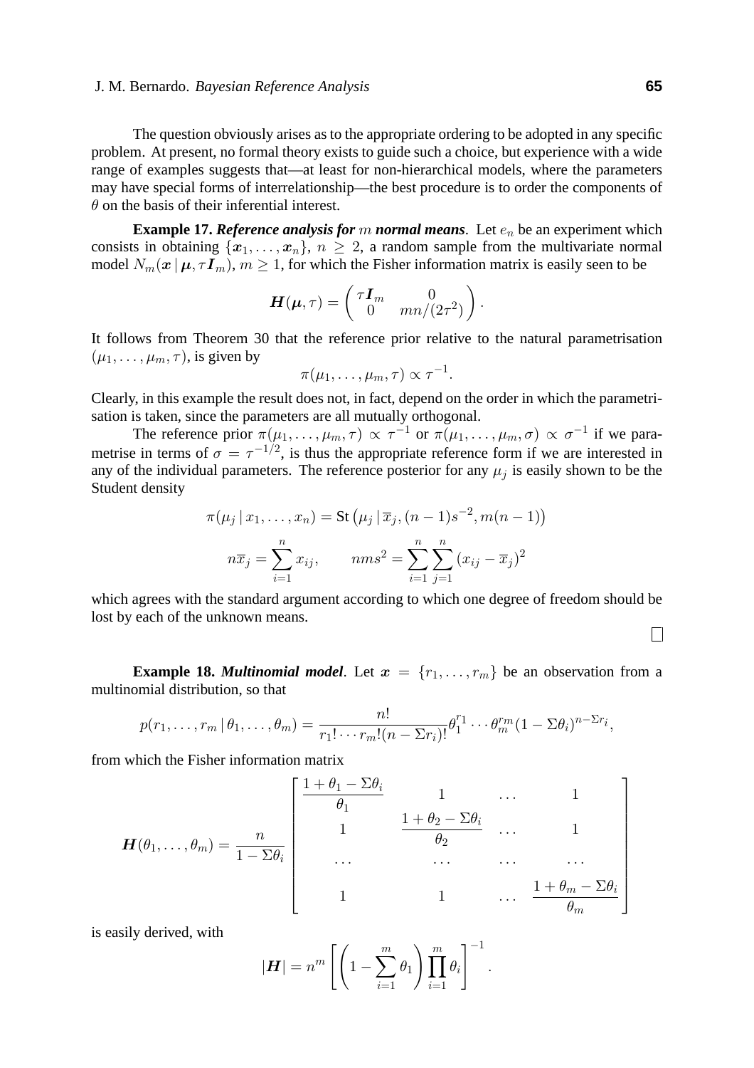The question obviously arises as to the appropriate ordering to be adopted in any specific problem. At present, no formal theory exists to guide such a choice, but experience with a wide range of examples suggests that—at least for non-hierarchical models, where the parameters may have special forms of interrelationship—the best procedure is to order the components of $\theta$ on the basis of their inferential interest.

**Example 17.** ***Reference analysis for*** $m$ ***normal means***. Let $e_n$ be an experiment which consists in obtaining $\{\boldsymbol{x}_1, \ldots, \boldsymbol{x}_n\}$, $n \geq 2$, a random sample from the multivariate normal model $N_m(\boldsymbol{x} \,|\, \boldsymbol{\mu}, \tau \boldsymbol{I}_m)$, $m \geq 1$, for which the Fisher information matrix is easily seen to be

$$\boldsymbol{H}(\boldsymbol{\mu}, \tau) = \begin{pmatrix} \tau \boldsymbol{I}_m & 0 \\ 0 & mn/(2\tau^2) \end{pmatrix}.$$

It follows from Theorem 30 that the reference prior relative to the natural parametrisation $(\mu_1, \ldots, \mu_m, \tau)$, is given by

$$\pi(\mu_1, \ldots, \mu_m, \tau) \propto \tau^{-1}.$$

Clearly, in this example the result does not, in fact, depend on the order in which the parametrisation is taken, since the parameters are all mutually orthogonal.

The reference prior $\pi(\mu_1, \ldots, \mu_m, \tau) \propto \tau^{-1}$ or $\pi(\mu_1, \ldots, \mu_m, \sigma) \propto \sigma^{-1}$ if we parametrise in terms of $\sigma = \tau^{-1/2}$, is thus the appropriate reference form if we are interested in any of the individual parameters. The reference posterior for any $\mu_j$ is easily shown to be the Student density

$$\pi(\mu_j \,|\, x_1, \ldots, x_n) = \text{St}\left(\mu_j \,|\, \overline{x}_j, (n-1)s^{-2}, m(n-1)\right)$$

$$n\overline{x}_j = \sum_{i=1}^{n} x_{ij}, \qquad nms^2 = \sum_{i=1}^{n} \sum_{j=1}^{n} (x_{ij} - \overline{x}_j)^2$$

which agrees with the standard argument according to which one degree of freedom should be lost by each of the unknown means.

□

**Example 18.** ***Multinomial model***. Let $\boldsymbol{x} = \{r_1, \ldots, r_m\}$ be an observation from a multinomial distribution, so that

$$p(r_1, \ldots, r_m \,|\, \theta_1, \ldots, \theta_m) = \frac{n!}{r_1! \cdots r_m! (n - \Sigma r_i)!} \theta_1^{r_1} \cdots \theta_m^{r_m} (1 - \Sigma\theta_i)^{n - \Sigma r_i},$$

from which the Fisher information matrix

$$\boldsymbol{H}(\theta_1, \ldots, \theta_m) = \frac{n}{1 - \Sigma\theta_i} \begin{bmatrix} \dfrac{1 + \theta_1 - \Sigma\theta_i}{\theta_1} & 1 & \ldots & 1 \\ 1 & \dfrac{1 + \theta_2 - \Sigma\theta_i}{\theta_2} & \ldots & 1 \\ \ldots & \ldots & \ldots & \ldots \\ 1 & 1 & \ldots & \dfrac{1 + \theta_m - \Sigma\theta_i}{\theta_m} \end{bmatrix}$$

is easily derived, with

$$|\boldsymbol{H}| = n^m \left[ \left( 1 - \sum_{i=1}^{m} \theta_1 \right) \prod_{i=1}^{m} \theta_i \right]^{-1}.$$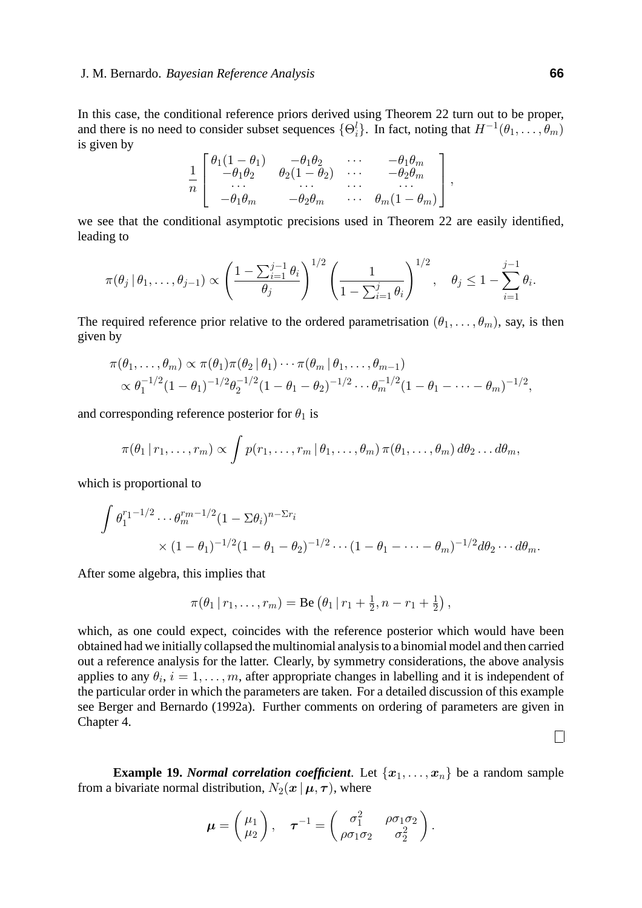In this case, the conditional reference priors derived using Theorem 22 turn out to be proper, and there is no need to consider subset sequences $\{\Theta_i^l\}$. In fact, noting that $H^{-1}(\theta_1, \ldots, \theta_m)$ is given by

$$
\frac{1}{n}\begin{bmatrix} \theta_1(1-\theta_1) & -\theta_1\theta_2 & \cdots & -\theta_1\theta_m \\ -\theta_1\theta_2 & \theta_2(1-\theta_2) & \cdots & -\theta_2\theta_m \\ \cdots & \cdots & \cdots & \cdots \\ -\theta_1\theta_m & -\theta_2\theta_m & \cdots & \theta_m(1-\theta_m) \end{bmatrix},
$$

we see that the conditional asymptotic precisions used in Theorem 22 are easily identified, leading to

$$
\pi(\theta_j \,|\, \theta_1, \ldots, \theta_{j-1}) \propto \left( \frac{1 - \sum_{i=1}^{j-1}\theta_i}{\theta_j} \right)^{1/2} \left( \frac{1}{1 - \sum_{i=1}^{j}\theta_i} \right)^{1/2}, \quad \theta_j \leq 1 - \sum_{i=1}^{j-1}\theta_i.
$$

The required reference prior relative to the ordered parametrisation $(\theta_1, \ldots, \theta_m)$, say, is then given by

$$
\begin{aligned}
\pi(\theta_1, \ldots, \theta_m) &\propto \pi(\theta_1)\pi(\theta_2 \,|\, \theta_1) \cdots \pi(\theta_m \,|\, \theta_1, \ldots, \theta_{m-1}) \\
&\propto \theta_1^{-1/2}(1-\theta_1)^{-1/2}\theta_2^{-1/2}(1-\theta_1-\theta_2)^{-1/2} \cdots \theta_m^{-1/2}(1-\theta_1-\cdots-\theta_m)^{-1/2},
\end{aligned}
$$

and corresponding reference posterior for $\theta_1$ is

$$
\pi(\theta_1 \,|\, r_1, \ldots, r_m) \propto \int p(r_1, \ldots, r_m \,|\, \theta_1, \ldots, \theta_m)\, \pi(\theta_1, \ldots, \theta_m)\, d\theta_2 \ldots d\theta_m,
$$

which is proportional to

$$
\begin{aligned}
\int \theta_1^{r_1-1/2} \cdots \theta_m^{r_m-1/2}(1-\Sigma\theta_i)^{n-\Sigma r_i} \\
\times (1-\theta_1)^{-1/2}(1-\theta_1-\theta_2)^{-1/2} \cdots (1-\theta_1-\cdots-\theta_m)^{-1/2} d\theta_2 \cdots d\theta_m.
\end{aligned}
$$

After some algebra, this implies that

$$
\pi(\theta_1 \,|\, r_1, \ldots, r_m) = \mathrm{Be}\left(\theta_1 \,|\, r_1 + \tfrac{1}{2}, n - r_1 + \tfrac{1}{2}\right),
$$

which, as one could expect, coincides with the reference posterior which would have been obtained had we initially collapsed the multinomial analysis to a binomial model and then carried out a reference analysis for the latter. Clearly, by symmetry considerations, the above analysis applies to any $\theta_i$, $i = 1, \ldots, m$, after appropriate changes in labelling and it is independent of the particular order in which the parameters are taken. For a detailed discussion of this example see Berger and Bernardo (1992a). Further comments on ordering of parameters are given in Chapter 4.

□

**Example 19.** ***Normal correlation coefficient***. Let $\{\boldsymbol{x}_1, \ldots, \boldsymbol{x}_n\}$ be a random sample from a bivariate normal distribution, $N_2(\boldsymbol{x} \,|\, \boldsymbol{\mu}, \boldsymbol{\tau})$, where

$$
\boldsymbol{\mu} = \begin{pmatrix} \mu_1 \\ \mu_2 \end{pmatrix}, \quad \boldsymbol{\tau}^{-1} = \begin{pmatrix} \sigma_1^2 & \rho\sigma_1\sigma_2 \\ \rho\sigma_1\sigma_2 & \sigma_2^2 \end{pmatrix}.
$$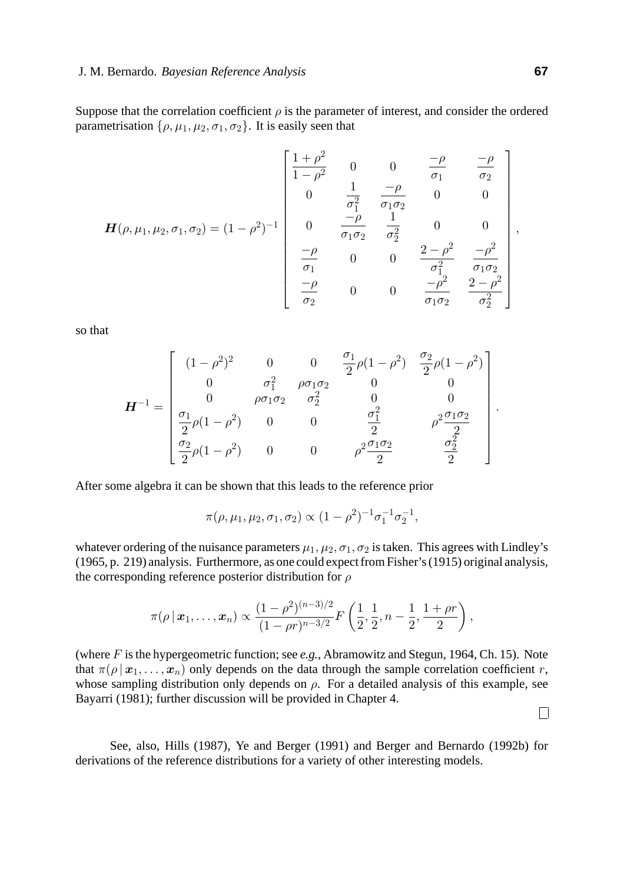Suppose that the correlation coefficient $\rho$ is the parameter of interest, and consider the ordered parametrisation $\{\rho, \mu_1, \mu_2, \sigma_1, \sigma_2\}$. It is easily seen that

$$
\boldsymbol{H}(\rho, \mu_1, \mu_2, \sigma_1, \sigma_2) = (1-\rho^2)^{-1} \begin{bmatrix} \dfrac{1+\rho^2}{1-\rho^2} & 0 & 0 & \dfrac{-\rho}{\sigma_1} & \dfrac{-\rho}{\sigma_2} \\ 0 & \dfrac{1}{\sigma_1^2} & \dfrac{-\rho}{\sigma_1\sigma_2} & 0 & 0 \\ 0 & \dfrac{-\rho}{\sigma_1\sigma_2} & \dfrac{1}{\sigma_2^2} & 0 & 0 \\ \dfrac{-\rho}{\sigma_1} & 0 & 0 & \dfrac{2-\rho^2}{\sigma_1^2} & \dfrac{-\rho^2}{\sigma_1\sigma_2} \\ \dfrac{-\rho}{\sigma_2} & 0 & 0 & \dfrac{-\rho^2}{\sigma_1\sigma_2} & \dfrac{2-\rho^2}{\sigma_2^2} \end{bmatrix},
$$

so that

$$
\boldsymbol{H}^{-1} = \begin{bmatrix} (1-\rho^2)^2 & 0 & 0 & \dfrac{\sigma_1}{2}\rho(1-\rho^2) & \dfrac{\sigma_2}{2}\rho(1-\rho^2) \\ 0 & \sigma_1^2 & \rho\sigma_1\sigma_2 & 0 & 0 \\ 0 & \rho\sigma_1\sigma_2 & \sigma_2^2 & 0 & 0 \\ \dfrac{\sigma_1}{2}\rho(1-\rho^2) & 0 & 0 & \dfrac{\sigma_1^2}{2} & \rho^2\dfrac{\sigma_1\sigma_2}{2} \\ \dfrac{\sigma_2}{2}\rho(1-\rho^2) & 0 & 0 & \rho^2\dfrac{\sigma_1\sigma_2}{2} & \dfrac{\sigma_2^2}{2} \end{bmatrix}.
$$

After some algebra it can be shown that this leads to the reference prior

$$
\pi(\rho, \mu_1, \mu_2, \sigma_1, \sigma_2) \propto (1-\rho^2)^{-1}\sigma_1^{-1}\sigma_2^{-1},
$$

whatever ordering of the nuisance parameters $\mu_1, \mu_2, \sigma_1, \sigma_2$ is taken. This agrees with Lindley's (1965, p. 219) analysis. Furthermore, as one could expect from Fisher's (1915) original analysis, the corresponding reference posterior distribution for $\rho$

$$
\pi(\rho \,|\, \boldsymbol{x}_1, \ldots, \boldsymbol{x}_n) \propto \frac{(1-\rho^2)^{(n-3)/2}}{(1-\rho r)^{n-3/2}} F\left(\frac{1}{2}, \frac{1}{2}, n-\frac{1}{2}, \frac{1+\rho r}{2}\right),
$$

(where $F$ is the hypergeometric function; see *e.g.*, Abramowitz and Stegun, 1964, Ch. 15). Note that $\pi(\rho \,|\, \boldsymbol{x}_1, \ldots, \boldsymbol{x}_n)$ only depends on the data through the sample correlation coefficient $r$, whose sampling distribution only depends on $\rho$. For a detailed analysis of this example, see Bayarri (1981); further discussion will be provided in Chapter 4.

□

See, also, Hills (1987), Ye and Berger (1991) and Berger and Bernardo (1992b) for derivations of the reference distributions for a variety of other interesting models.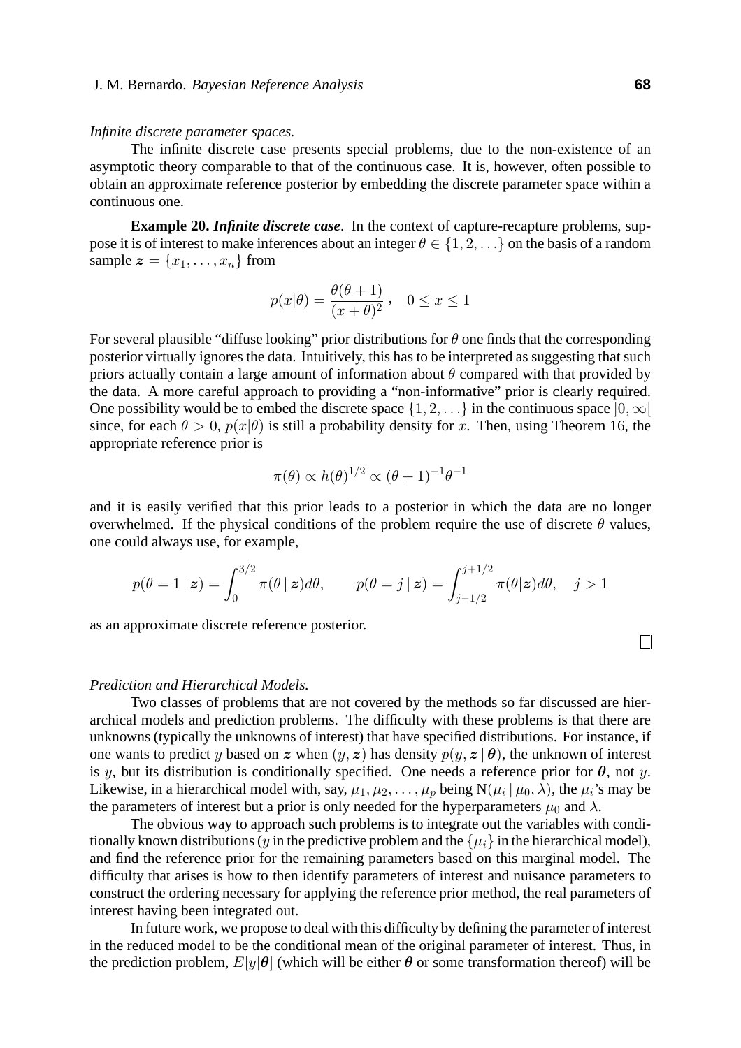*Infinite discrete parameter spaces.*

The infinite discrete case presents special problems, due to the non-existence of an asymptotic theory comparable to that of the continuous case. It is, however, often possible to obtain an approximate reference posterior by embedding the discrete parameter space within a continuous one.

**Example 20.** ***Infinite discrete case***. In the context of capture-recapture problems, suppose it is of interest to make inferences about an integer $\theta \in \{1, 2, \ldots\}$ on the basis of a random sample $\boldsymbol{z} = \{x_1, \ldots, x_n\}$ from

$$p(x|\theta) = \frac{\theta(\theta+1)}{(x+\theta)^2}\,, \quad 0 \le x \le 1$$

For several plausible "diffuse looking" prior distributions for $\theta$ one finds that the corresponding posterior virtually ignores the data. Intuitively, this has to be interpreted as suggesting that such priors actually contain a large amount of information about $\theta$ compared with that provided by the data. A more careful approach to providing a "non-informative" prior is clearly required. One possibility would be to embed the discrete space $\{1, 2, \ldots\}$ in the continuous space $]0, \infty[$ since, for each $\theta > 0$, $p(x|\theta)$ is still a probability density for $x$. Then, using Theorem 16, the appropriate reference prior is

$$\pi(\theta) \propto h(\theta)^{1/2} \propto (\theta+1)^{-1}\theta^{-1}$$

and it is easily verified that this prior leads to a posterior in which the data are no longer overwhelmed. If the physical conditions of the problem require the use of discrete $\theta$ values, one could always use, for example,

$$p(\theta = 1 \,|\, \boldsymbol{z}) = \int_0^{3/2} \pi(\theta \,|\, \boldsymbol{z}) d\theta, \qquad p(\theta = j \,|\, \boldsymbol{z}) = \int_{j-1/2}^{j+1/2} \pi(\theta|\boldsymbol{z}) d\theta, \quad j > 1$$

as an approximate discrete reference posterior.

□

*Prediction and Hierarchical Models.*

Two classes of problems that are not covered by the methods so far discussed are hierarchical models and prediction problems. The difficulty with these problems is that there are unknowns (typically the unknowns of interest) that have specified distributions. For instance, if one wants to predict $y$ based on $\boldsymbol{z}$ when $(y, \boldsymbol{z})$ has density $p(y, \boldsymbol{z} \,|\, \boldsymbol{\theta})$, the unknown of interest is $y$, but its distribution is conditionally specified. One needs a reference prior for $\boldsymbol{\theta}$, not $y$. Likewise, in a hierarchical model with, say, $\mu_1, \mu_2, \ldots, \mu_p$ being $\mathrm{N}(\mu_i \,|\, \mu_0, \lambda)$, the $\mu_i$'s may be the parameters of interest but a prior is only needed for the hyperparameters $\mu_0$ and $\lambda$.

The obvious way to approach such problems is to integrate out the variables with conditionally known distributions ($y$ in the predictive problem and the $\{\mu_i\}$ in the hierarchical model), and find the reference prior for the remaining parameters based on this marginal model. The difficulty that arises is how to then identify parameters of interest and nuisance parameters to construct the ordering necessary for applying the reference prior method, the real parameters of interest having been integrated out.

In future work, we propose to deal with this difficulty by defining the parameter of interest in the reduced model to be the conditional mean of the original parameter of interest. Thus, in the prediction problem, $E[y|\boldsymbol{\theta}]$ (which will be either $\boldsymbol{\theta}$ or some transformation thereof) will be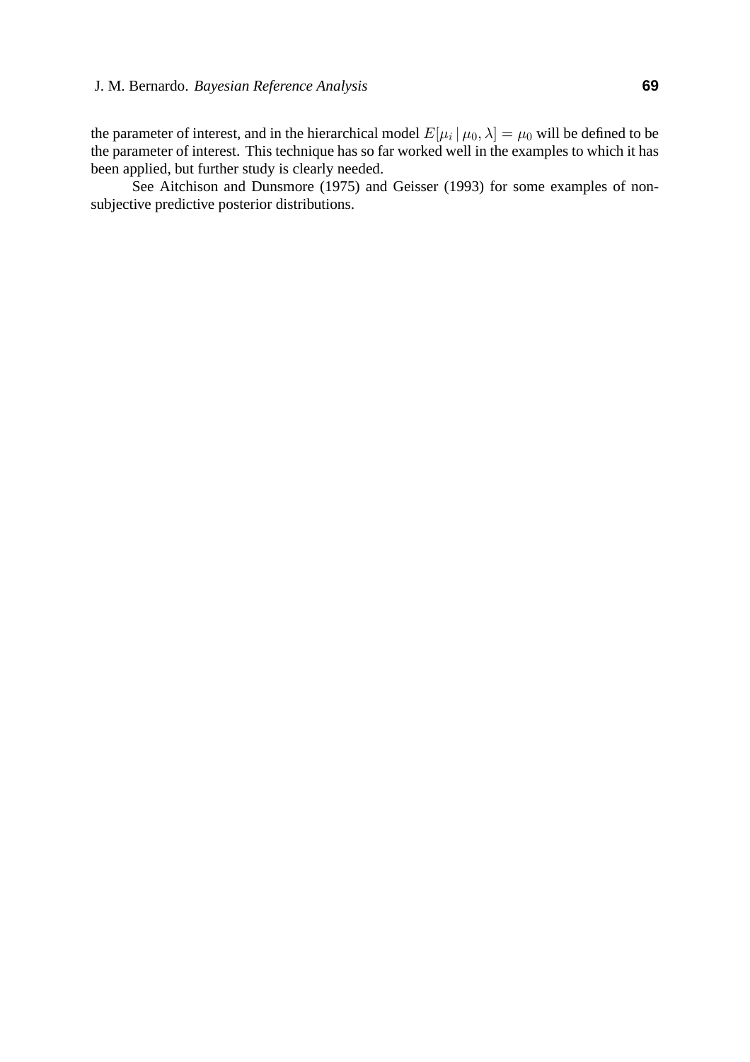the parameter of interest, and in the hierarchical model $E[\mu_i \,|\, \mu_0, \lambda] = \mu_0$ will be defined to be the parameter of interest. This technique has so far worked well in the examples to which it has been applied, but further study is clearly needed.

See Aitchison and Dunsmore (1975) and Geisser (1993) for some examples of non-subjective predictive posterior distributions.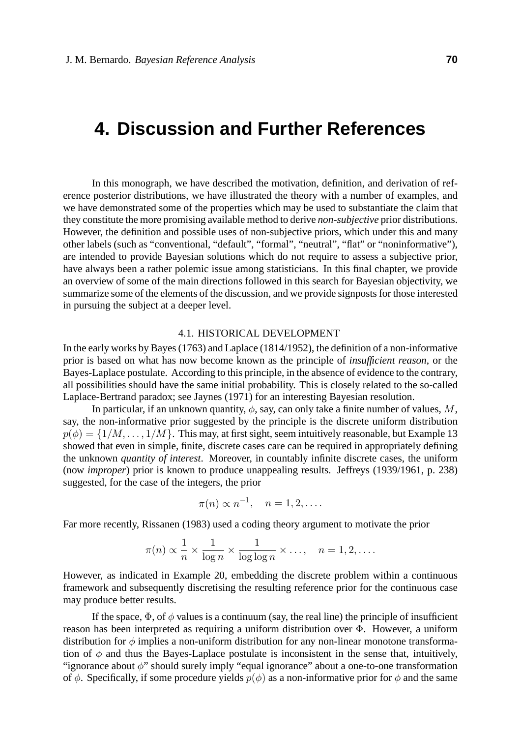# 4. Discussion and Further References

In this monograph, we have described the motivation, definition, and derivation of reference posterior distributions, we have illustrated the theory with a number of examples, and we have demonstrated some of the properties which may be used to substantiate the claim that they constitute the more promising available method to derive *non-subjective* prior distributions. However, the definition and possible uses of non-subjective priors, which under this and many other labels (such as "conventional, "default", "formal", "neutral", "flat" or "noninformative"), are intended to provide Bayesian solutions which do not require to assess a subjective prior, have always been a rather polemic issue among statisticians. In this final chapter, we provide an overview of some of the main directions followed in this search for Bayesian objectivity, we summarize some of the elements of the discussion, and we provide signposts for those interested in pursuing the subject at a deeper level.

## 4.1. HISTORICAL DEVELOPMENT

In the early works by Bayes (1763) and Laplace (1814/1952), the definition of a non-informative prior is based on what has now become known as the principle of *insufficient reason*, or the Bayes-Laplace postulate. According to this principle, in the absence of evidence to the contrary, all possibilities should have the same initial probability. This is closely related to the so-called Laplace-Bertrand paradox; see Jaynes (1971) for an interesting Bayesian resolution.

In particular, if an unknown quantity, $\phi$, say, can only take a finite number of values, $M$, say, the non-informative prior suggested by the principle is the discrete uniform distribution $p(\phi) = \{1/M, \ldots, 1/M\}$. This may, at first sight, seem intuitively reasonable, but Example 13 showed that even in simple, finite, discrete cases care can be required in appropriately defining the unknown *quantity of interest*. Moreover, in countably infinite discrete cases, the uniform (now *improper*) prior is known to produce unappealing results. Jeffreys (1939/1961, p. 238) suggested, for the case of the integers, the prior

$$\pi(n) \propto n^{-1}, \quad n = 1, 2, \ldots.$$

Far more recently, Rissanen (1983) used a coding theory argument to motivate the prior

$$\pi(n) \propto \frac{1}{n} \times \frac{1}{\log n} \times \frac{1}{\log \log n} \times \ldots, \quad n = 1, 2, \ldots.$$

However, as indicated in Example 20, embedding the discrete problem within a continuous framework and subsequently discretising the resulting reference prior for the continuous case may produce better results.

If the space, $\Phi$, of $\phi$ values is a continuum (say, the real line) the principle of insufficient reason has been interpreted as requiring a uniform distribution over $\Phi$. However, a uniform distribution for $\phi$ implies a non-uniform distribution for any non-linear monotone transformation of $\phi$ and thus the Bayes-Laplace postulate is inconsistent in the sense that, intuitively, "ignorance about $\phi$" should surely imply "equal ignorance" about a one-to-one transformation of $\phi$. Specifically, if some procedure yields $p(\phi)$ as a non-informative prior for $\phi$ and the same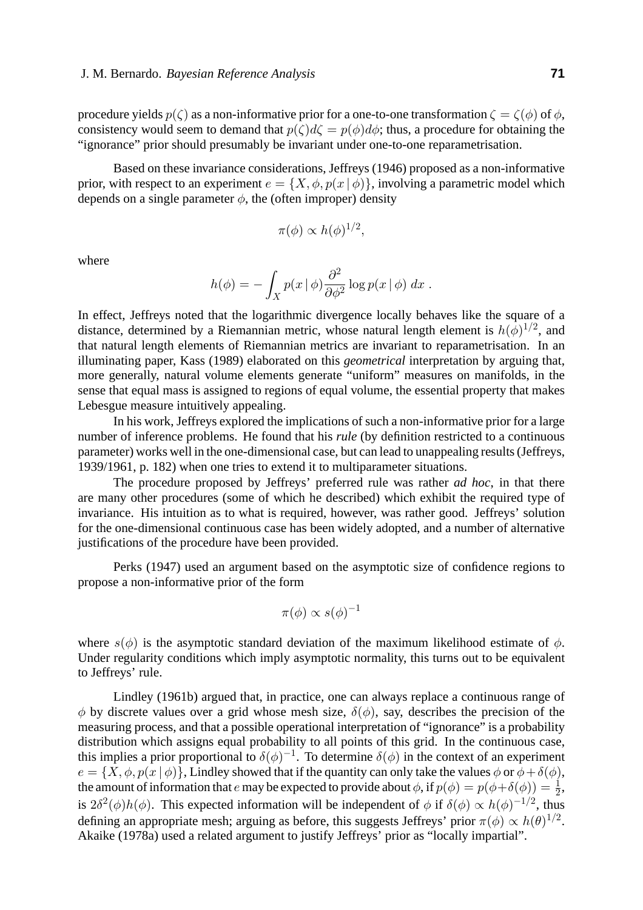procedure yields $p(\zeta)$ as a non-informative prior for a one-to-one transformation $\zeta = \zeta(\phi)$ of $\phi$, consistency would seem to demand that $p(\zeta)d\zeta = p(\phi)d\phi$; thus, a procedure for obtaining the "ignorance" prior should presumably be invariant under one-to-one reparametrisation.

Based on these invariance considerations, Jeffreys (1946) proposed as a non-informative prior, with respect to an experiment $e = \{X, \phi, p(x \mid \phi)\}$, involving a parametric model which depends on a single parameter $\phi$, the (often improper) density

$$\pi(\phi) \propto h(\phi)^{1/2},$$

where

$$h(\phi) = -\int_X p(x \mid \phi) \frac{\partial^2}{\partial \phi^2} \log p(x \mid \phi) \, dx \, .$$

In effect, Jeffreys noted that the logarithmic divergence locally behaves like the square of a distance, determined by a Riemannian metric, whose natural length element is $h(\phi)^{1/2}$, and that natural length elements of Riemannian metrics are invariant to reparametrisation. In an illuminating paper, Kass (1989) elaborated on this *geometrical* interpretation by arguing that, more generally, natural volume elements generate "uniform" measures on manifolds, in the sense that equal mass is assigned to regions of equal volume, the essential property that makes Lebesgue measure intuitively appealing.

In his work, Jeffreys explored the implications of such a non-informative prior for a large number of inference problems. He found that his *rule* (by definition restricted to a continuous parameter) works well in the one-dimensional case, but can lead to unappealing results (Jeffreys, 1939/1961, p. 182) when one tries to extend it to multiparameter situations.

The procedure proposed by Jeffreys' preferred rule was rather *ad hoc*, in that there are many other procedures (some of which he described) which exhibit the required type of invariance. His intuition as to what is required, however, was rather good. Jeffreys' solution for the one-dimensional continuous case has been widely adopted, and a number of alternative justifications of the procedure have been provided.

Perks (1947) used an argument based on the asymptotic size of confidence regions to propose a non-informative prior of the form

$$\pi(\phi) \propto s(\phi)^{-1}$$

where $s(\phi)$ is the asymptotic standard deviation of the maximum likelihood estimate of $\phi$. Under regularity conditions which imply asymptotic normality, this turns out to be equivalent to Jeffreys' rule.

Lindley (1961b) argued that, in practice, one can always replace a continuous range of $\phi$ by discrete values over a grid whose mesh size, $\delta(\phi)$, say, describes the precision of the measuring process, and that a possible operational interpretation of "ignorance" is a probability distribution which assigns equal probability to all points of this grid. In the continuous case, this implies a prior proportional to $\delta(\phi)^{-1}$. To determine $\delta(\phi)$ in the context of an experiment $e = \{X, \phi, p(x \mid \phi)\}$, Lindley showed that if the quantity can only take the values $\phi$ or $\phi + \delta(\phi)$, the amount of information that $e$ may be expected to provide about $\phi$, if $p(\phi) = p(\phi + \delta(\phi)) = \frac{1}{2}$, is $2\delta^2(\phi)h(\phi)$. This expected information will be independent of $\phi$ if $\delta(\phi) \propto h(\phi)^{-1/2}$, thus defining an appropriate mesh; arguing as before, this suggests Jeffreys' prior $\pi(\phi) \propto h(\theta)^{1/2}$. Akaike (1978a) used a related argument to justify Jeffreys' prior as "locally impartial".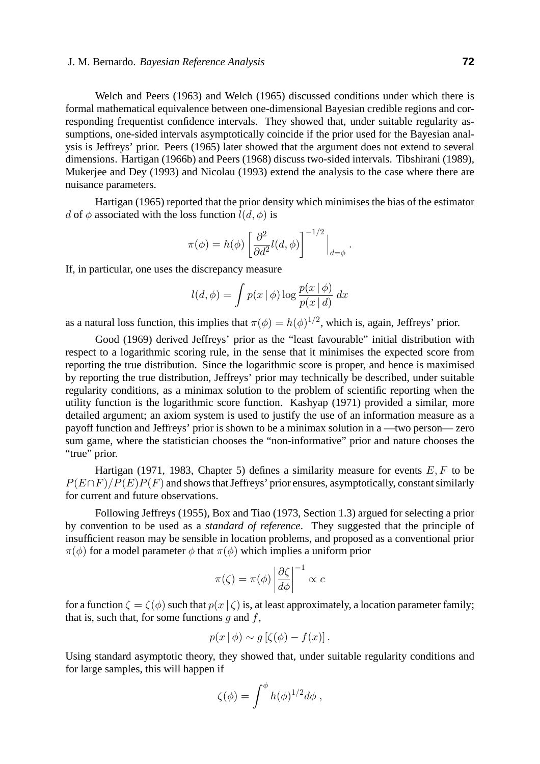Welch and Peers (1963) and Welch (1965) discussed conditions under which there is formal mathematical equivalence between one-dimensional Bayesian credible regions and corresponding frequentist confidence intervals. They showed that, under suitable regularity assumptions, one-sided intervals asymptotically coincide if the prior used for the Bayesian analysis is Jeffreys' prior. Peers (1965) later showed that the argument does not extend to several dimensions. Hartigan (1966b) and Peers (1968) discuss two-sided intervals. Tibshirani (1989), Mukerjee and Dey (1993) and Nicolau (1993) extend the analysis to the case where there are nuisance parameters.

Hartigan (1965) reported that the prior density which minimises the bias of the estimator $d$ of $\phi$ associated with the loss function $l(d, \phi)$ is

$$\pi(\phi) = h(\phi) \left[ \frac{\partial^2}{\partial d^2} l(d, \phi) \right]^{-1/2} \Big|_{d=\phi} .$$

If, in particular, one uses the discrepancy measure

$$l(d, \phi) = \int p(x \,|\, \phi) \log \frac{p(x \,|\, \phi)}{p(x \,|\, d)} \, dx$$

as a natural loss function, this implies that $\pi(\phi) = h(\phi)^{1/2}$, which is, again, Jeffreys' prior.

Good (1969) derived Jeffreys' prior as the "least favourable" initial distribution with respect to a logarithmic scoring rule, in the sense that it minimises the expected score from reporting the true distribution. Since the logarithmic score is proper, and hence is maximised by reporting the true distribution, Jeffreys' prior may technically be described, under suitable regularity conditions, as a minimax solution to the problem of scientific reporting when the utility function is the logarithmic score function. Kashyap (1971) provided a similar, more detailed argument; an axiom system is used to justify the use of an information measure as a payoff function and Jeffreys' prior is shown to be a minimax solution in a —two person— zero sum game, where the statistician chooses the "non-informative" prior and nature chooses the "true" prior.

Hartigan (1971, 1983, Chapter 5) defines a similarity measure for events $E, F$ to be $P(E \cap F)/P(E)P(F)$ and shows that Jeffreys' prior ensures, asymptotically, constant similarly for current and future observations.

Following Jeffreys (1955), Box and Tiao (1973, Section 1.3) argued for selecting a prior by convention to be used as a *standard of reference*. They suggested that the principle of insufficient reason may be sensible in location problems, and proposed as a conventional prior $\pi(\phi)$ for a model parameter $\phi$ that $\pi(\phi)$ which implies a uniform prior

$$\pi(\zeta) = \pi(\phi) \left| \frac{\partial \zeta}{d\phi} \right|^{-1} \propto c$$

for a function $\zeta = \zeta(\phi)$ such that $p(x \,|\, \zeta)$ is, at least approximately, a location parameter family; that is, such that, for some functions $g$ and $f$,

$$p(x \,|\, \phi) \sim g \left[ \zeta(\phi) - f(x) \right].$$

Using standard asymptotic theory, they showed that, under suitable regularity conditions and for large samples, this will happen if

$$\zeta(\phi) = \int^{\phi} h(\phi)^{1/2} d\phi \; ,$$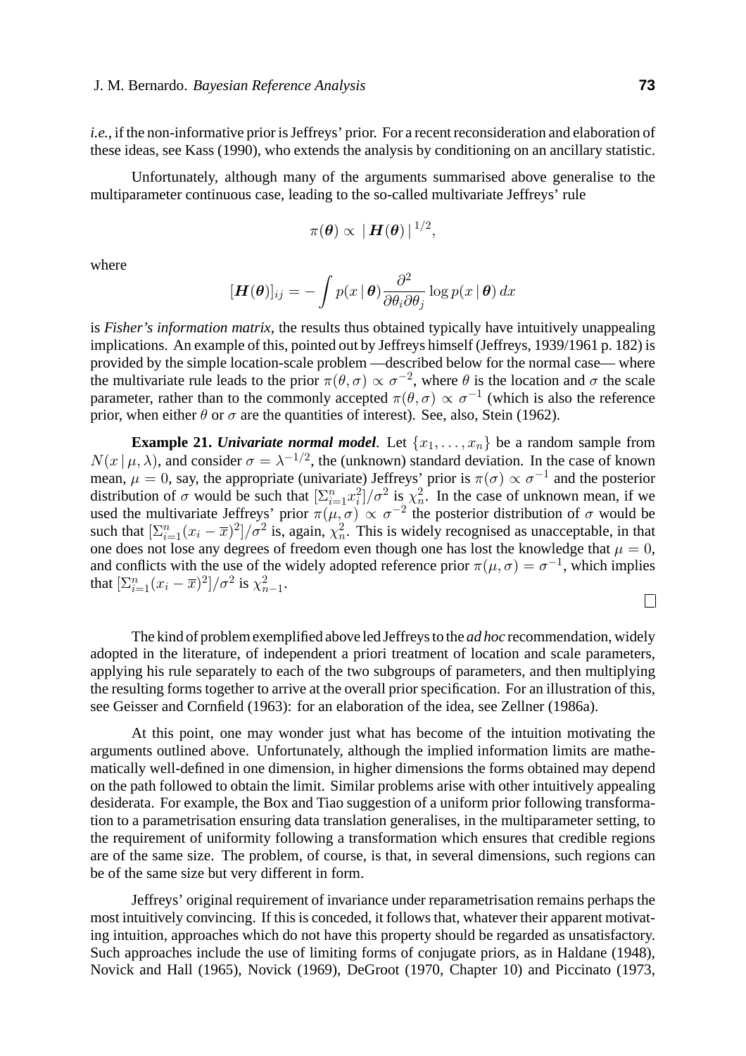*i.e.*, if the non-informative prior is Jeffreys' prior. For a recent reconsideration and elaboration of these ideas, see Kass (1990), who extends the analysis by conditioning on an ancillary statistic.

Unfortunately, although many of the arguments summarised above generalise to the multiparameter continuous case, leading to the so-called multivariate Jeffreys' rule

$$\pi(\boldsymbol{\theta}) \propto |\,\boldsymbol{H}(\boldsymbol{\theta})\,|^{1/2},$$

where

$$[\boldsymbol{H}(\boldsymbol{\theta})]_{ij} = -\int p(x \,|\, \boldsymbol{\theta}) \frac{\partial^2}{\partial\theta_i \partial\theta_j} \log p(x \,|\, \boldsymbol{\theta})\, dx$$

is *Fisher's information matrix*, the results thus obtained typically have intuitively unappealing implications. An example of this, pointed out by Jeffreys himself (Jeffreys, 1939/1961 p. 182) is provided by the simple location-scale problem —described below for the normal case— where the multivariate rule leads to the prior $\pi(\theta, \sigma) \propto \sigma^{-2}$, where $\theta$ is the location and $\sigma$ the scale parameter, rather than to the commonly accepted $\pi(\theta, \sigma) \propto \sigma^{-1}$ (which is also the reference prior, when either $\theta$ or $\sigma$ are the quantities of interest). See, also, Stein (1962).

**Example 21.** ***Univariate normal model***. Let $\{x_1, \ldots, x_n\}$ be a random sample from $N(x \,|\, \mu, \lambda)$, and consider $\sigma = \lambda^{-1/2}$, the (unknown) standard deviation. In the case of known mean, $\mu = 0$, say, the appropriate (univariate) Jeffreys' prior is $\pi(\sigma) \propto \sigma^{-1}$ and the posterior distribution of $\sigma$ would be such that $[\Sigma_{i=1}^n x_i^2]/\sigma^2$ is $\chi^2_n$. In the case of unknown mean, if we used the multivariate Jeffreys' prior $\pi(\mu, \sigma) \propto \sigma^{-2}$ the posterior distribution of $\sigma$ would be such that $[\Sigma_{i=1}^n (x_i - \overline{x})^2]/\sigma^2$ is, again, $\chi^2_n$. This is widely recognised as unacceptable, in that one does not lose any degrees of freedom even though one has lost the knowledge that $\mu = 0$, and conflicts with the use of the widely adopted reference prior $\pi(\mu, \sigma) = \sigma^{-1}$, which implies that $[\Sigma_{i=1}^n (x_i - \overline{x})^2]/\sigma^2$ is $\chi^2_{n-1}$. □

The kind of problem exemplified above led Jeffreys to the *ad hoc* recommendation, widely adopted in the literature, of independent a priori treatment of location and scale parameters, applying his rule separately to each of the two subgroups of parameters, and then multiplying the resulting forms together to arrive at the overall prior specification. For an illustration of this, see Geisser and Cornfield (1963): for an elaboration of the idea, see Zellner (1986a).

At this point, one may wonder just what has become of the intuition motivating the arguments outlined above. Unfortunately, although the implied information limits are mathematically well-defined in one dimension, in higher dimensions the forms obtained may depend on the path followed to obtain the limit. Similar problems arise with other intuitively appealing desiderata. For example, the Box and Tiao suggestion of a uniform prior following transformation to a parametrisation ensuring data translation generalises, in the multiparameter setting, to the requirement of uniformity following a transformation which ensures that credible regions are of the same size. The problem, of course, is that, in several dimensions, such regions can be of the same size but very different in form.

Jeffreys' original requirement of invariance under reparametrisation remains perhaps the most intuitively convincing. If this is conceded, it follows that, whatever their apparent motivating intuition, approaches which do not have this property should be regarded as unsatisfactory. Such approaches include the use of limiting forms of conjugate priors, as in Haldane (1948), Novick and Hall (1965), Novick (1969), DeGroot (1970, Chapter 10) and Piccinato (1973,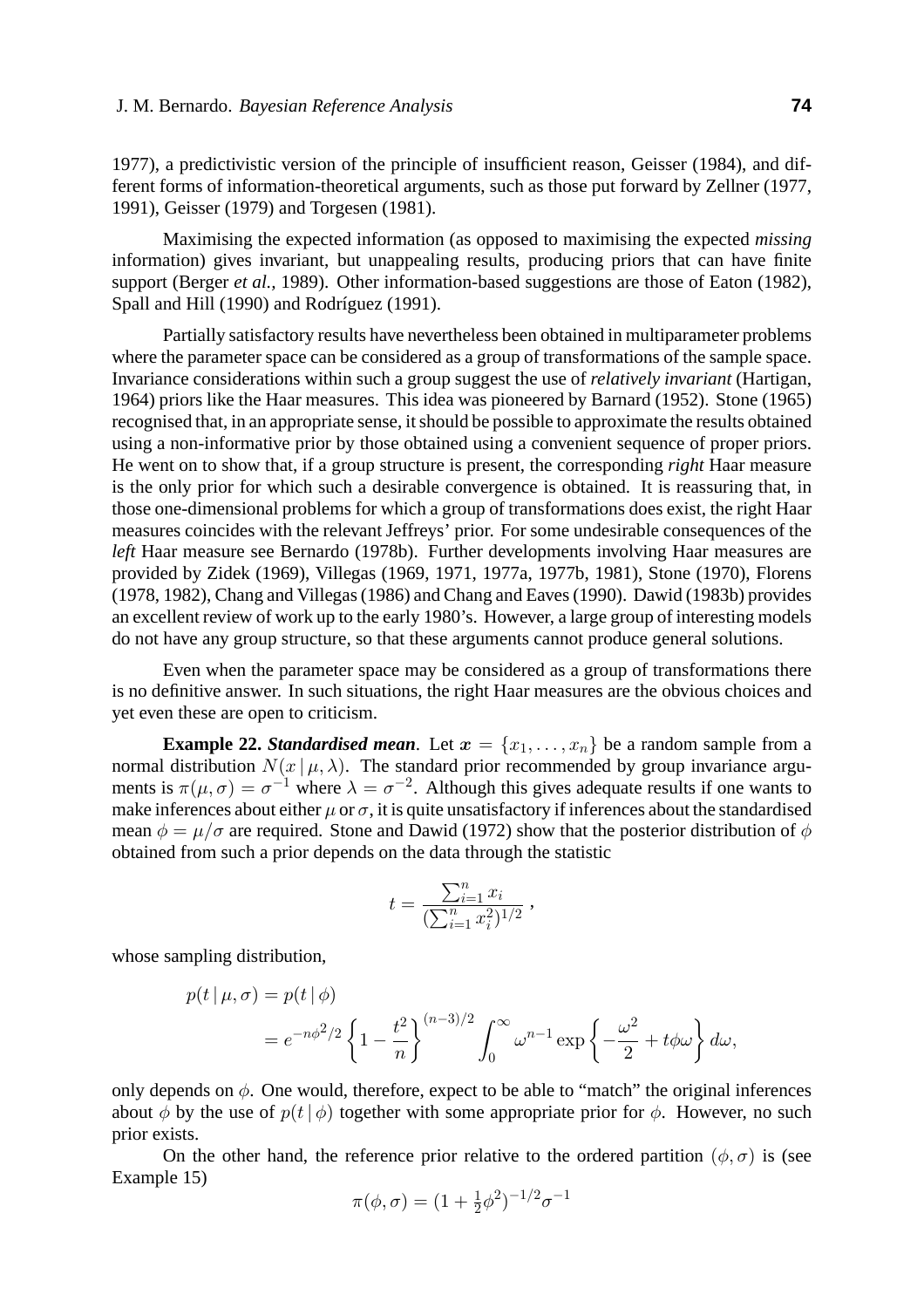1977), a predictivistic version of the principle of insufficient reason, Geisser (1984), and different forms of information-theoretical arguments, such as those put forward by Zellner (1977, 1991), Geisser (1979) and Torgesen (1981).

Maximising the expected information (as opposed to maximising the expected *missing* information) gives invariant, but unappealing results, producing priors that can have finite support (Berger *et al.*, 1989). Other information-based suggestions are those of Eaton (1982), Spall and Hill (1990) and Rodríguez (1991).

Partially satisfactory results have nevertheless been obtained in multiparameter problems where the parameter space can be considered as a group of transformations of the sample space. Invariance considerations within such a group suggest the use of *relatively invariant* (Hartigan, 1964) priors like the Haar measures. This idea was pioneered by Barnard (1952). Stone (1965) recognised that, in an appropriate sense, it should be possible to approximate the results obtained using a non-informative prior by those obtained using a convenient sequence of proper priors. He went on to show that, if a group structure is present, the corresponding *right* Haar measure is the only prior for which such a desirable convergence is obtained. It is reassuring that, in those one-dimensional problems for which a group of transformations does exist, the right Haar measures coincides with the relevant Jeffreys' prior. For some undesirable consequences of the *left* Haar measure see Bernardo (1978b). Further developments involving Haar measures are provided by Zidek (1969), Villegas (1969, 1971, 1977a, 1977b, 1981), Stone (1970), Florens (1978, 1982), Chang and Villegas (1986) and Chang and Eaves (1990). Dawid (1983b) provides an excellent review of work up to the early 1980's. However, a large group of interesting models do not have any group structure, so that these arguments cannot produce general solutions.

Even when the parameter space may be considered as a group of transformations there is no definitive answer. In such situations, the right Haar measures are the obvious choices and yet even these are open to criticism.

**Example 22.** ***Standardised mean***. Let $\boldsymbol{x} = \{x_1, \ldots, x_n\}$ be a random sample from a normal distribution $N(x \,|\, \mu, \lambda)$. The standard prior recommended by group invariance arguments is $\pi(\mu, \sigma) = \sigma^{-1}$ where $\lambda = \sigma^{-2}$. Although this gives adequate results if one wants to make inferences about either $\mu$ or $\sigma$, it is quite unsatisfactory if inferences about the standardised mean $\phi = \mu/\sigma$ are required. Stone and Dawid (1972) show that the posterior distribution of $\phi$ obtained from such a prior depends on the data through the statistic

$$t = \frac{\sum_{i=1}^n x_i}{(\sum_{i=1}^n x_i^2)^{1/2}} \,,$$

whose sampling distribution,

$$\begin{aligned} p(t \,|\, \mu, \sigma) &= p(t \,|\, \phi) \\ &= e^{-n\phi^2/2} \left\{ 1 - \frac{t^2}{n} \right\}^{(n-3)/2} \int_0^\infty \omega^{n-1} \exp\left\{ -\frac{\omega^2}{2} + t\phi\omega \right\} d\omega, \end{aligned}$$

only depends on $\phi$. One would, therefore, expect to be able to "match" the original inferences about $\phi$ by the use of $p(t \,|\, \phi)$ together with some appropriate prior for $\phi$. However, no such prior exists.

On the other hand, the reference prior relative to the ordered partition $(\phi, \sigma)$ is (see Example 15)

$$\pi(\phi, \sigma) = (1 + \tfrac{1}{2}\phi^2)^{-1/2} \sigma^{-1}$$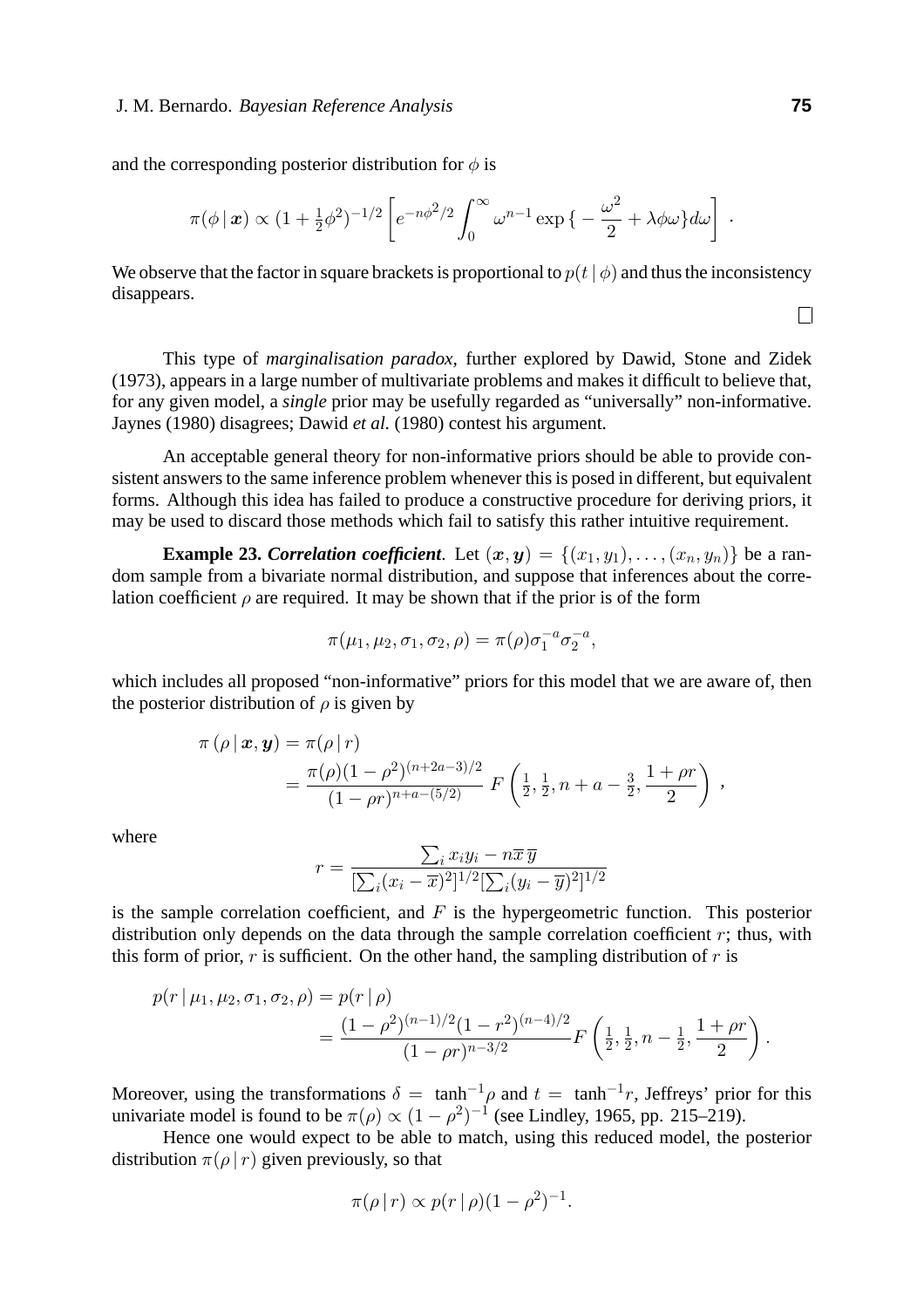and the corresponding posterior distribution for $\phi$ is

$$\pi(\phi \,|\, \boldsymbol{x}) \propto (1 + \tfrac{1}{2}\phi^2)^{-1/2} \left[ e^{-n\phi^2/2} \int_0^\infty \omega^{n-1} \exp\{ -\frac{\omega^2}{2} + \lambda\phi\omega\} d\omega \right] .$$

We observe that the factor in square brackets is proportional to $p(t \,|\, \phi)$ and thus the inconsistency disappears.

□

This type of *marginalisation paradox*, further explored by Dawid, Stone and Zidek (1973), appears in a large number of multivariate problems and makes it difficult to believe that, for any given model, a *single* prior may be usefully regarded as "universally" non-informative. Jaynes (1980) disagrees; Dawid *et al.* (1980) contest his argument.

An acceptable general theory for non-informative priors should be able to provide consistent answers to the same inference problem whenever this is posed in different, but equivalent forms. Although this idea has failed to produce a constructive procedure for deriving priors, it may be used to discard those methods which fail to satisfy this rather intuitive requirement.

**Example 23.** ***Correlation coefficient***. Let $(\boldsymbol{x}, \boldsymbol{y}) = \{(x_1, y_1), \ldots, (x_n, y_n)\}$ be a random sample from a bivariate normal distribution, and suppose that inferences about the correlation coefficient $\rho$ are required. It may be shown that if the prior is of the form

$$\pi(\mu_1, \mu_2, \sigma_1, \sigma_2, \rho) = \pi(\rho)\sigma_1^{-a}\sigma_2^{-a},$$

which includes all proposed "non-informative" priors for this model that we are aware of, then the posterior distribution of $\rho$ is given by

$$\begin{aligned}
\pi\,(\rho \,|\, \boldsymbol{x}, \boldsymbol{y}) &= \pi(\rho \,|\, r) \\
&= \frac{\pi(\rho)(1-\rho^2)^{(n+2a-3)/2}}{(1-\rho r)^{n+a-(5/2)}} \; F\left(\tfrac{1}{2}, \tfrac{1}{2}, n+a-\tfrac{3}{2}, \frac{1+\rho r}{2}\right) ,
\end{aligned}$$

where

$$r = \frac{\sum_i x_i y_i - n\overline{x}\,\overline{y}}{[\sum_i (x_i - \overline{x})^2]^{1/2} [\sum_i (y_i - \overline{y})^2]^{1/2}}$$

is the sample correlation coefficient, and $F$ is the hypergeometric function. This posterior distribution only depends on the data through the sample correlation coefficient $r$; thus, with this form of prior, $r$ is sufficient. On the other hand, the sampling distribution of $r$ is

$$\begin{aligned}
p(r \,|\, \mu_1, \mu_2, \sigma_1, \sigma_2, \rho) &= p(r \,|\, \rho) \\
&= \frac{(1-\rho^2)^{(n-1)/2}(1-r^2)^{(n-4)/2}}{(1-\rho r)^{n-3/2}} F\left(\tfrac{1}{2}, \tfrac{1}{2}, n-\tfrac{1}{2}, \frac{1+\rho r}{2}\right).
\end{aligned}$$

Moreover, using the transformations $\delta = \tanh^{-1}\rho$ and $t = \tanh^{-1} r$, Jeffreys' prior for this univariate model is found to be $\pi(\rho) \propto (1-\rho^2)^{-1}$ (see Lindley, 1965, pp. 215–219).

Hence one would expect to be able to match, using this reduced model, the posterior distribution $\pi(\rho \,|\, r)$ given previously, so that

$$\pi(\rho \,|\, r) \propto p(r \,|\, \rho)(1-\rho^2)^{-1}.$$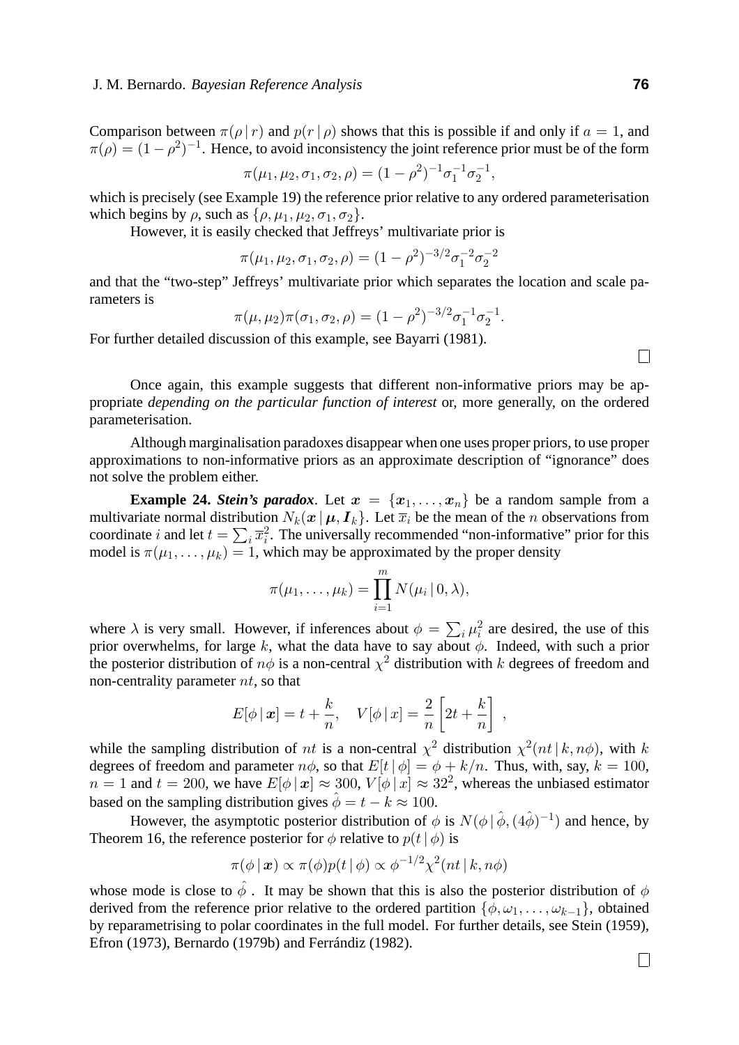Comparison between $\pi(\rho \,|\, r)$ and $p(r \,|\, \rho)$ shows that this is possible if and only if $a = 1$, and $\pi(\rho) = (1-\rho^2)^{-1}$. Hence, to avoid inconsistency the joint reference prior must be of the form

$$\pi(\mu_1, \mu_2, \sigma_1, \sigma_2, \rho) = (1-\rho^2)^{-1}\sigma_1^{-1}\sigma_2^{-1},$$

which is precisely (see Example 19) the reference prior relative to any ordered parameterisation which begins by $\rho$, such as $\{\rho, \mu_1, \mu_2, \sigma_1, \sigma_2\}$.

However, it is easily checked that Jeffreys' multivariate prior is

$$\pi(\mu_1, \mu_2, \sigma_1, \sigma_2, \rho) = (1-\rho^2)^{-3/2}\sigma_1^{-2}\sigma_2^{-2}$$

and that the "two-step" Jeffreys' multivariate prior which separates the location and scale parameters is

$$\pi(\mu, \mu_2)\pi(\sigma_1, \sigma_2, \rho) = (1-\rho^2)^{-3/2}\sigma_1^{-1}\sigma_2^{-1}.$$

For further detailed discussion of this example, see Bayarri (1981). □

Once again, this example suggests that different non-informative priors may be appropriate *depending on the particular function of interest* or, more generally, on the ordered parameterisation.

Although marginalisation paradoxes disappear when one uses proper priors, to use proper approximations to non-informative priors as an approximate description of "ignorance" does not solve the problem either.

**Example 24.** ***Stein's paradox***. Let $\boldsymbol{x} = \{\boldsymbol{x}_1, \ldots, \boldsymbol{x}_n\}$ be a random sample from a multivariate normal distribution $N_k(\boldsymbol{x} \,|\, \boldsymbol{\mu}, \boldsymbol{I}_k\}$. Let $\overline{x}_i$ be the mean of the $n$ observations from coordinate $i$ and let $t = \sum_i \overline{x}_i^2$. The universally recommended "non-informative" prior for this model is $\pi(\mu_1, \ldots, \mu_k) = 1$, which may be approximated by the proper density

$$\pi(\mu_1, \ldots, \mu_k) = \prod_{i=1}^{m} N(\mu_i \,|\, 0, \lambda),$$

where $\lambda$ is very small. However, if inferences about $\phi = \sum_i \mu_i^2$ are desired, the use of this prior overwhelms, for large $k$, what the data have to say about $\phi$. Indeed, with such a prior the posterior distribution of $n\phi$ is a non-central $\chi^2$ distribution with $k$ degrees of freedom and non-centrality parameter $nt$, so that

$$E[\phi \,|\, \boldsymbol{x}] = t + \frac{k}{n}, \quad V[\phi \,|\, x] = \frac{2}{n}\left[2t + \frac{k}{n}\right] \;,$$

while the sampling distribution of $nt$ is a non-central $\chi^2$ distribution $\chi^2(nt \,|\, k, n\phi)$, with $k$ degrees of freedom and parameter $n\phi$, so that $E[t \,|\, \phi] = \phi + k/n$. Thus, with, say, $k = 100$, $n = 1$ and $t = 200$, we have $E[\phi \,|\, \boldsymbol{x}] \approx 300$, $V[\phi \,|\, x] \approx 32^2$, whereas the unbiased estimator based on the sampling distribution gives $\hat{\phi} = t - k \approx 100$.

However, the asymptotic posterior distribution of $\phi$ is $N(\phi \,|\, \hat{\phi}, (4\hat{\phi})^{-1})$ and hence, by Theorem 16, the reference posterior for $\phi$ relative to $p(t \,|\, \phi)$ is

$$\pi(\phi \,|\, \boldsymbol{x}) \propto \pi(\phi)p(t \,|\, \phi) \propto \phi^{-1/2}\chi^2(nt \,|\, k, n\phi)$$

whose mode is close to $\hat{\phi}$ . It may be shown that this is also the posterior distribution of $\phi$ derived from the reference prior relative to the ordered partition $\{\phi, \omega_1, \ldots, \omega_{k-1}\}$, obtained by reparametrising to polar coordinates in the full model. For further details, see Stein (1959), Efron (1973), Bernardo (1979b) and Ferrándiz (1982). □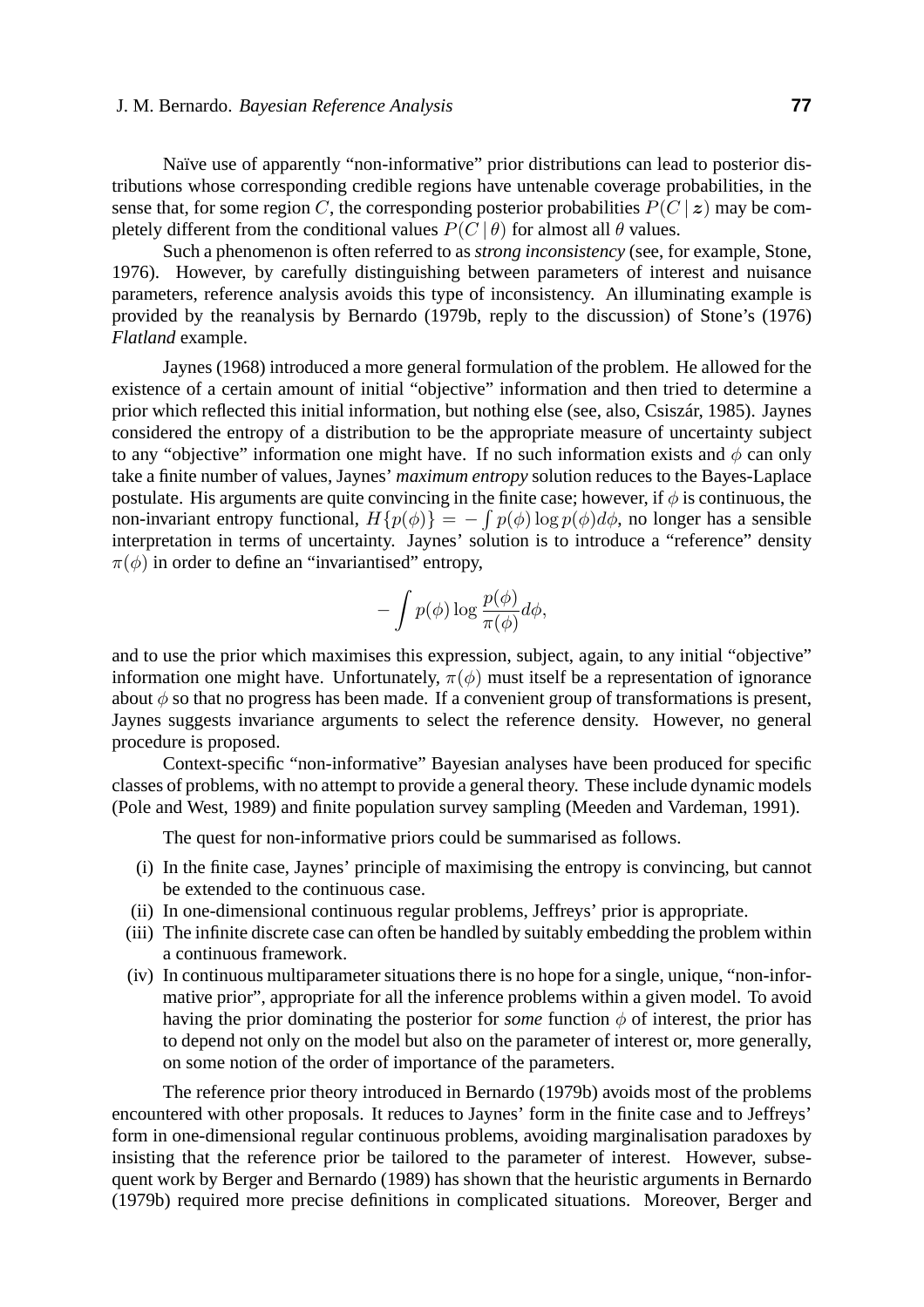Naïve use of apparently "non-informative" prior distributions can lead to posterior distributions whose corresponding credible regions have untenable coverage probabilities, in the sense that, for some region $C$, the corresponding posterior probabilities $P(C \mid \boldsymbol{z})$ may be completely different from the conditional values $P(C \mid \theta)$ for almost all $\theta$ values.

Such a phenomenon is often referred to as *strong inconsistency* (see, for example, Stone, 1976). However, by carefully distinguishing between parameters of interest and nuisance parameters, reference analysis avoids this type of inconsistency. An illuminating example is provided by the reanalysis by Bernardo (1979b, reply to the discussion) of Stone's (1976) *Flatland* example.

Jaynes (1968) introduced a more general formulation of the problem. He allowed for the existence of a certain amount of initial "objective" information and then tried to determine a prior which reflected this initial information, but nothing else (see, also, Csiszár, 1985). Jaynes considered the entropy of a distribution to be the appropriate measure of uncertainty subject to any "objective" information one might have. If no such information exists and $\phi$ can only take a finite number of values, Jaynes' *maximum entropy* solution reduces to the Bayes-Laplace postulate. His arguments are quite convincing in the finite case; however, if $\phi$ is continuous, the non-invariant entropy functional, $H\{p(\phi)\} = -\int p(\phi) \log p(\phi) d\phi$, no longer has a sensible interpretation in terms of uncertainty. Jaynes' solution is to introduce a "reference" density $\pi(\phi)$ in order to define an "invariantised" entropy,

$$-\int p(\phi) \log \frac{p(\phi)}{\pi(\phi)} d\phi,$$

and to use the prior which maximises this expression, subject, again, to any initial "objective" information one might have. Unfortunately, $\pi(\phi)$ must itself be a representation of ignorance about $\phi$ so that no progress has been made. If a convenient group of transformations is present, Jaynes suggests invariance arguments to select the reference density. However, no general procedure is proposed.

Context-specific "non-informative" Bayesian analyses have been produced for specific classes of problems, with no attempt to provide a general theory. These include dynamic models (Pole and West, 1989) and finite population survey sampling (Meeden and Vardeman, 1991).

The quest for non-informative priors could be summarised as follows.

(i) In the finite case, Jaynes' principle of maximising the entropy is convincing, but cannot be extended to the continuous case.

(ii) In one-dimensional continuous regular problems, Jeffreys' prior is appropriate.

(iii) The infinite discrete case can often be handled by suitably embedding the problem within a continuous framework.

(iv) In continuous multiparameter situations there is no hope for a single, unique, "non-informative prior", appropriate for all the inference problems within a given model. To avoid having the prior dominating the posterior for *some* function $\phi$ of interest, the prior has to depend not only on the model but also on the parameter of interest or, more generally, on some notion of the order of importance of the parameters.

The reference prior theory introduced in Bernardo (1979b) avoids most of the problems encountered with other proposals. It reduces to Jaynes' form in the finite case and to Jeffreys' form in one-dimensional regular continuous problems, avoiding marginalisation paradoxes by insisting that the reference prior be tailored to the parameter of interest. However, subsequent work by Berger and Bernardo (1989) has shown that the heuristic arguments in Bernardo (1979b) required more precise definitions in complicated situations. Moreover, Berger and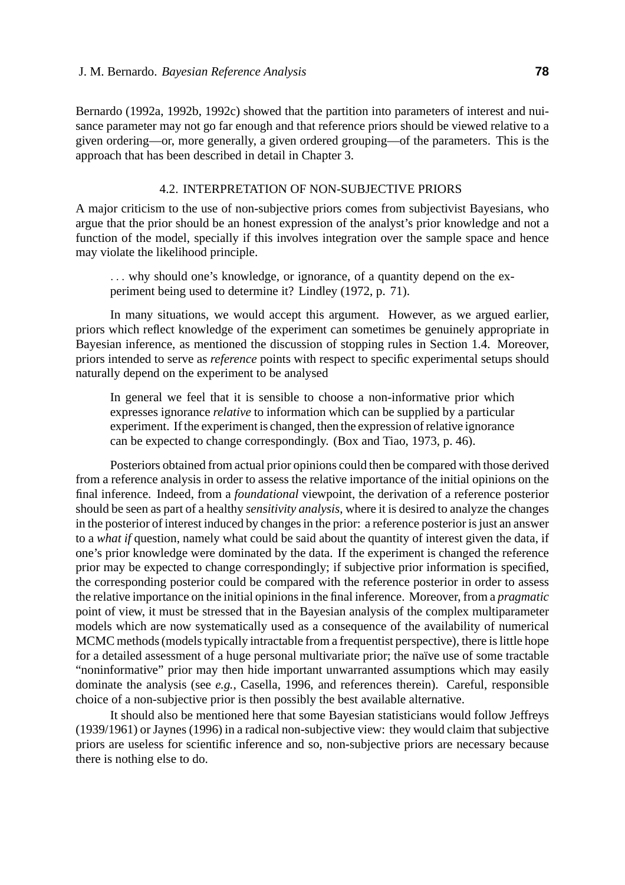Bernardo (1992a, 1992b, 1992c) showed that the partition into parameters of interest and nuisance parameter may not go far enough and that reference priors should be viewed relative to a given ordering—or, more generally, a given ordered grouping—of the parameters. This is the approach that has been described in detail in Chapter 3.

## 4.2. INTERPRETATION OF NON-SUBJECTIVE PRIORS

A major criticism to the use of non-subjective priors comes from subjectivist Bayesians, who argue that the prior should be an honest expression of the analyst's prior knowledge and not a function of the model, specially if this involves integration over the sample space and hence may violate the likelihood principle.

> . . . why should one's knowledge, or ignorance, of a quantity depend on the experiment being used to determine it? Lindley (1972, p. 71).

In many situations, we would accept this argument. However, as we argued earlier, priors which reflect knowledge of the experiment can sometimes be genuinely appropriate in Bayesian inference, as mentioned the discussion of stopping rules in Section 1.4. Moreover, priors intended to serve as *reference* points with respect to specific experimental setups should naturally depend on the experiment to be analysed

> In general we feel that it is sensible to choose a non-informative prior which expresses ignorance *relative* to information which can be supplied by a particular experiment. If the experiment is changed, then the expression of relative ignorance can be expected to change correspondingly. (Box and Tiao, 1973, p. 46).

Posteriors obtained from actual prior opinions could then be compared with those derived from a reference analysis in order to assess the relative importance of the initial opinions on the final inference. Indeed, from a *foundational* viewpoint, the derivation of a reference posterior should be seen as part of a healthy *sensitivity analysis*, where it is desired to analyze the changes in the posterior of interest induced by changes in the prior: a reference posterior is just an answer to a *what if* question, namely what could be said about the quantity of interest given the data, if one's prior knowledge were dominated by the data. If the experiment is changed the reference prior may be expected to change correspondingly; if subjective prior information is specified, the corresponding posterior could be compared with the reference posterior in order to assess the relative importance on the initial opinions in the final inference. Moreover, from a *pragmatic* point of view, it must be stressed that in the Bayesian analysis of the complex multiparameter models which are now systematically used as a consequence of the availability of numerical MCMC methods (models typically intractable from a frequentist perspective), there is little hope for a detailed assessment of a huge personal multivariate prior; the naïve use of some tractable "noninformative" prior may then hide important unwarranted assumptions which may easily dominate the analysis (see *e.g.*, Casella, 1996, and references therein). Careful, responsible choice of a non-subjective prior is then possibly the best available alternative.

It should also be mentioned here that some Bayesian statisticians would follow Jeffreys (1939/1961) or Jaynes (1996) in a radical non-subjective view: they would claim that subjective priors are useless for scientific inference and so, non-subjective priors are necessary because there is nothing else to do.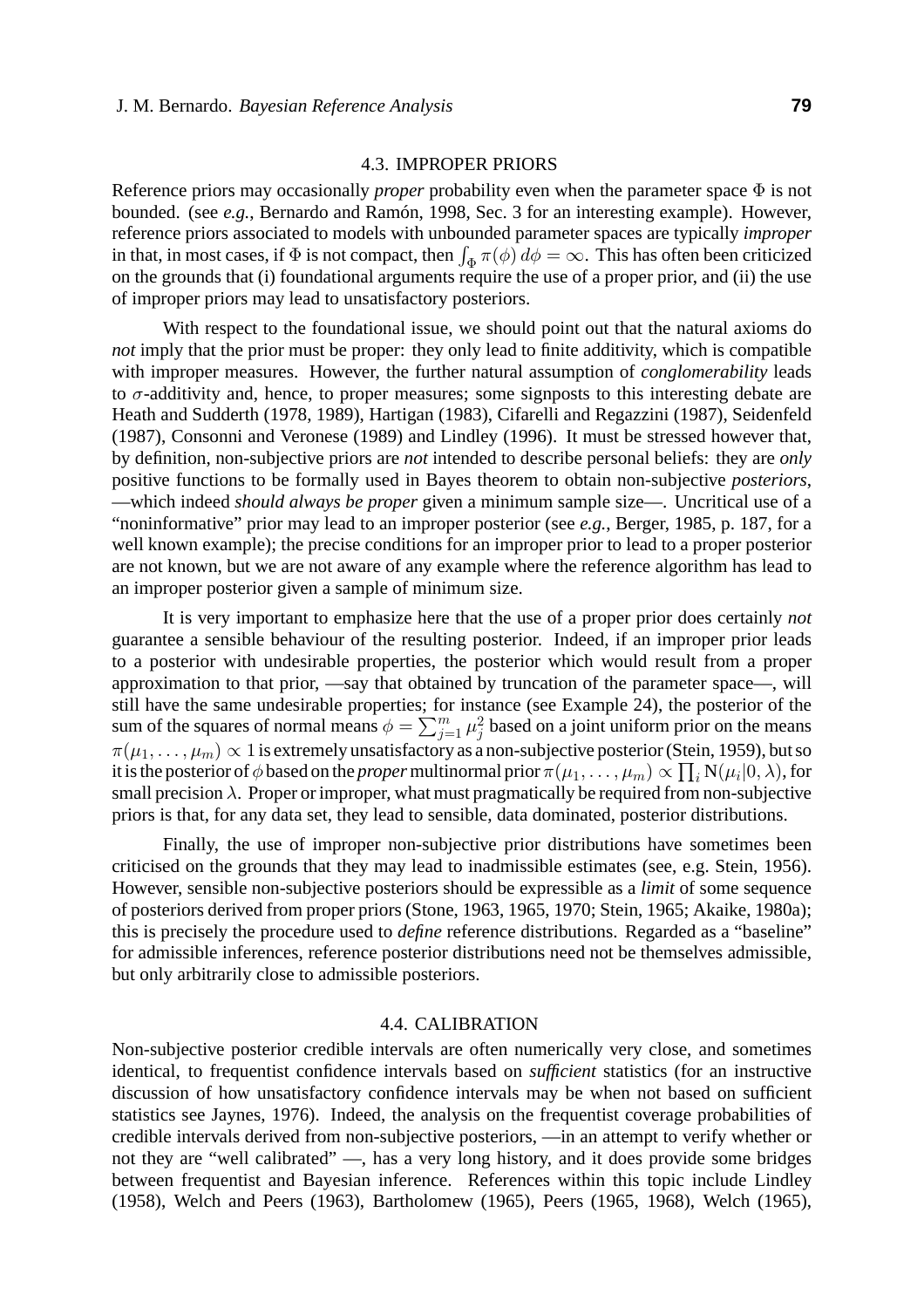### 4.3. IMPROPER PRIORS

Reference priors may occasionally *proper* probability even when the parameter space $\Phi$ is not bounded. (see *e.g.*, Bernardo and Ramón, 1998, Sec. 3 for an interesting example). However, reference priors associated to models with unbounded parameter spaces are typically *improper* in that, in most cases, if $\Phi$ is not compact, then $\int_\Phi \pi(\phi)\,d\phi = \infty$. This has often been criticized on the grounds that (i) foundational arguments require the use of a proper prior, and (ii) the use of improper priors may lead to unsatisfactory posteriors.

With respect to the foundational issue, we should point out that the natural axioms do *not* imply that the prior must be proper: they only lead to finite additivity, which is compatible with improper measures. However, the further natural assumption of *conglomerability* leads to $\sigma$-additivity and, hence, to proper measures; some signposts to this interesting debate are Heath and Sudderth (1978, 1989), Hartigan (1983), Cifarelli and Regazzini (1987), Seidenfeld (1987), Consonni and Veronese (1989) and Lindley (1996). It must be stressed however that, by definition, non-subjective priors are *not* intended to describe personal beliefs: they are *only* positive functions to be formally used in Bayes theorem to obtain non-subjective *posteriors*, —which indeed *should always be proper* given a minimum sample size—. Uncritical use of a "noninformative" prior may lead to an improper posterior (see *e.g.*, Berger, 1985, p. 187, for a well known example); the precise conditions for an improper prior to lead to a proper posterior are not known, but we are not aware of any example where the reference algorithm has lead to an improper posterior given a sample of minimum size.

It is very important to emphasize here that the use of a proper prior does certainly *not* guarantee a sensible behaviour of the resulting posterior. Indeed, if an improper prior leads to a posterior with undesirable properties, the posterior which would result from a proper approximation to that prior, —say that obtained by truncation of the parameter space—, will still have the same undesirable properties; for instance (see Example 24), the posterior of the sum of the squares of normal means $\phi = \sum_{j=1}^m \mu_j^2$ based on a joint uniform prior on the means $\pi(\mu_1, \ldots, \mu_m) \propto 1$ is extremely unsatisfactory as a non-subjective posterior (Stein, 1959), but so it is the posterior of $\phi$ based on the *proper* multinormal prior $\pi(\mu_1, \ldots, \mu_m) \propto \prod_i \mathrm{N}(\mu_i|0, \lambda)$, for small precision $\lambda$. Proper or improper, what must pragmatically be required from non-subjective priors is that, for any data set, they lead to sensible, data dominated, posterior distributions.

Finally, the use of improper non-subjective prior distributions have sometimes been criticised on the grounds that they may lead to inadmissible estimates (see, e.g. Stein, 1956). However, sensible non-subjective posteriors should be expressible as a *limit* of some sequence of posteriors derived from proper priors (Stone, 1963, 1965, 1970; Stein, 1965; Akaike, 1980a); this is precisely the procedure used to *define* reference distributions. Regarded as a "baseline" for admissible inferences, reference posterior distributions need not be themselves admissible, but only arbitrarily close to admissible posteriors.

### 4.4. CALIBRATION

Non-subjective posterior credible intervals are often numerically very close, and sometimes identical, to frequentist confidence intervals based on *sufficient* statistics (for an instructive discussion of how unsatisfactory confidence intervals may be when not based on sufficient statistics see Jaynes, 1976). Indeed, the analysis on the frequentist coverage probabilities of credible intervals derived from non-subjective posteriors, —in an attempt to verify whether or not they are "well calibrated" —, has a very long history, and it does provide some bridges between frequentist and Bayesian inference. References within this topic include Lindley (1958), Welch and Peers (1963), Bartholomew (1965), Peers (1965, 1968), Welch (1965),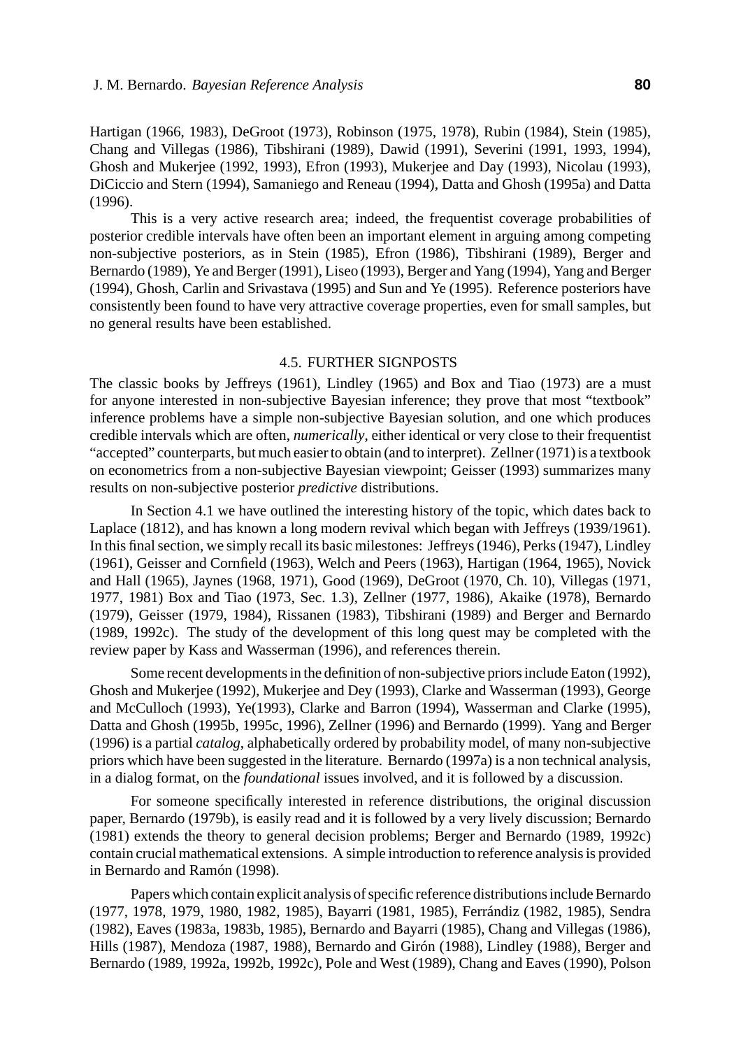Hartigan (1966, 1983), DeGroot (1973), Robinson (1975, 1978), Rubin (1984), Stein (1985), Chang and Villegas (1986), Tibshirani (1989), Dawid (1991), Severini (1991, 1993, 1994), Ghosh and Mukerjee (1992, 1993), Efron (1993), Mukerjee and Day (1993), Nicolau (1993), DiCiccio and Stern (1994), Samaniego and Reneau (1994), Datta and Ghosh (1995a) and Datta (1996).

This is a very active research area; indeed, the frequentist coverage probabilities of posterior credible intervals have often been an important element in arguing among competing non-subjective posteriors, as in Stein (1985), Efron (1986), Tibshirani (1989), Berger and Bernardo (1989), Ye and Berger (1991), Liseo (1993), Berger and Yang (1994), Yang and Berger (1994), Ghosh, Carlin and Srivastava (1995) and Sun and Ye (1995). Reference posteriors have consistently been found to have very attractive coverage properties, even for small samples, but no general results have been established.

### 4.5. FURTHER SIGNPOSTS

The classic books by Jeffreys (1961), Lindley (1965) and Box and Tiao (1973) are a must for anyone interested in non-subjective Bayesian inference; they prove that most "textbook" inference problems have a simple non-subjective Bayesian solution, and one which produces credible intervals which are often, *numerically*, either identical or very close to their frequentist "accepted" counterparts, but much easier to obtain (and to interpret). Zellner (1971) is a textbook on econometrics from a non-subjective Bayesian viewpoint; Geisser (1993) summarizes many results on non-subjective posterior *predictive* distributions.

In Section 4.1 we have outlined the interesting history of the topic, which dates back to Laplace (1812), and has known a long modern revival which began with Jeffreys (1939/1961). In this final section, we simply recall its basic milestones: Jeffreys (1946), Perks (1947), Lindley (1961), Geisser and Cornfield (1963), Welch and Peers (1963), Hartigan (1964, 1965), Novick and Hall (1965), Jaynes (1968, 1971), Good (1969), DeGroot (1970, Ch. 10), Villegas (1971, 1977, 1981) Box and Tiao (1973, Sec. 1.3), Zellner (1977, 1986), Akaike (1978), Bernardo (1979), Geisser (1979, 1984), Rissanen (1983), Tibshirani (1989) and Berger and Bernardo (1989, 1992c). The study of the development of this long quest may be completed with the review paper by Kass and Wasserman (1996), and references therein.

Some recent developments in the definition of non-subjective priors include Eaton (1992), Ghosh and Mukerjee (1992), Mukerjee and Dey (1993), Clarke and Wasserman (1993), George and McCulloch (1993), Ye(1993), Clarke and Barron (1994), Wasserman and Clarke (1995), Datta and Ghosh (1995b, 1995c, 1996), Zellner (1996) and Bernardo (1999). Yang and Berger (1996) is a partial *catalog*, alphabetically ordered by probability model, of many non-subjective priors which have been suggested in the literature. Bernardo (1997a) is a non technical analysis, in a dialog format, on the *foundational* issues involved, and it is followed by a discussion.

For someone specifically interested in reference distributions, the original discussion paper, Bernardo (1979b), is easily read and it is followed by a very lively discussion; Bernardo (1981) extends the theory to general decision problems; Berger and Bernardo (1989, 1992c) contain crucial mathematical extensions. A simple introduction to reference analysis is provided in Bernardo and Ramón (1998).

Papers which contain explicit analysis of specific reference distributions include Bernardo (1977, 1978, 1979, 1980, 1982, 1985), Bayarri (1981, 1985), Ferrándiz (1982, 1985), Sendra (1982), Eaves (1983a, 1983b, 1985), Bernardo and Bayarri (1985), Chang and Villegas (1986), Hills (1987), Mendoza (1987, 1988), Bernardo and Girón (1988), Lindley (1988), Berger and Bernardo (1989, 1992a, 1992b, 1992c), Pole and West (1989), Chang and Eaves (1990), Polson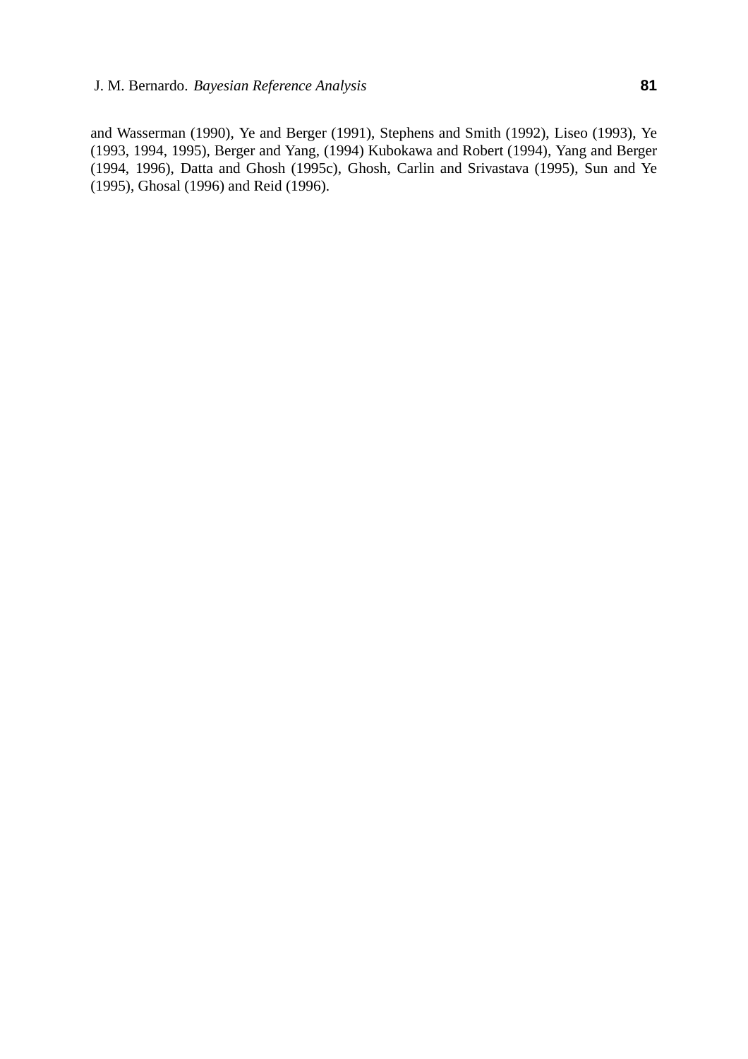and Wasserman (1990), Ye and Berger (1991), Stephens and Smith (1992), Liseo (1993), Ye (1993, 1994, 1995), Berger and Yang, (1994) Kubokawa and Robert (1994), Yang and Berger (1994, 1996), Datta and Ghosh (1995c), Ghosh, Carlin and Srivastava (1995), Sun and Ye (1995), Ghosal (1996) and Reid (1996).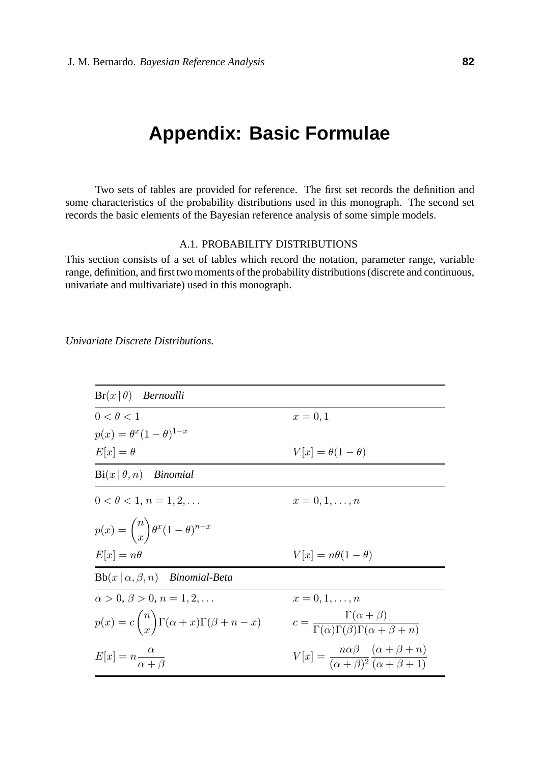# Appendix: Basic Formulae

Two sets of tables are provided for reference. The first set records the definition and some characteristics of the probability distributions used in this monograph. The second set records the basic elements of the Bayesian reference analysis of some simple models.

## A.1. PROBABILITY DISTRIBUTIONS

This section consists of a set of tables which record the notation, parameter range, variable range, definition, and first two moments of the probability distributions (discrete and continuous, univariate and multivariate) used in this monograph.

*Univariate Discrete Distributions.*

| $\mathrm{Br}(x \mid \theta)$ *Bernoulli* | |
|---|---|
| $0 < \theta < 1$ | $x = 0, 1$ |
| $p(x) = \theta^x (1-\theta)^{1-x}$ | |
| $E[x] = \theta$ | $V[x] = \theta(1-\theta)$ |
| $\mathrm{Bi}(x \mid \theta, n)$ *Binomial* | |
| $0 < \theta < 1$, $n = 1, 2, \ldots$ | $x = 0, 1, \ldots, n$ |
| $p(x) = \binom{n}{x} \theta^x (1-\theta)^{n-x}$ | |
| $E[x] = n\theta$ | $V[x] = n\theta(1-\theta)$ |
| $\mathrm{Bb}(x \mid \alpha, \beta, n)$ *Binomial-Beta* | |
| $\alpha > 0$, $\beta > 0$, $n = 1, 2, \ldots$ | $x = 0, 1, \ldots, n$ |
| $p(x) = c \binom{n}{x} \Gamma(\alpha + x)\Gamma(\beta + n - x)$ | $c = \dfrac{\Gamma(\alpha+\beta)}{\Gamma(\alpha)\Gamma(\beta)\Gamma(\alpha+\beta+n)}$ |
| $E[x] = n \dfrac{\alpha}{\alpha+\beta}$ | $V[x] = \dfrac{n\alpha\beta}{(\alpha+\beta)^2} \dfrac{(\alpha+\beta+n)}{(\alpha+\beta+1)}$ |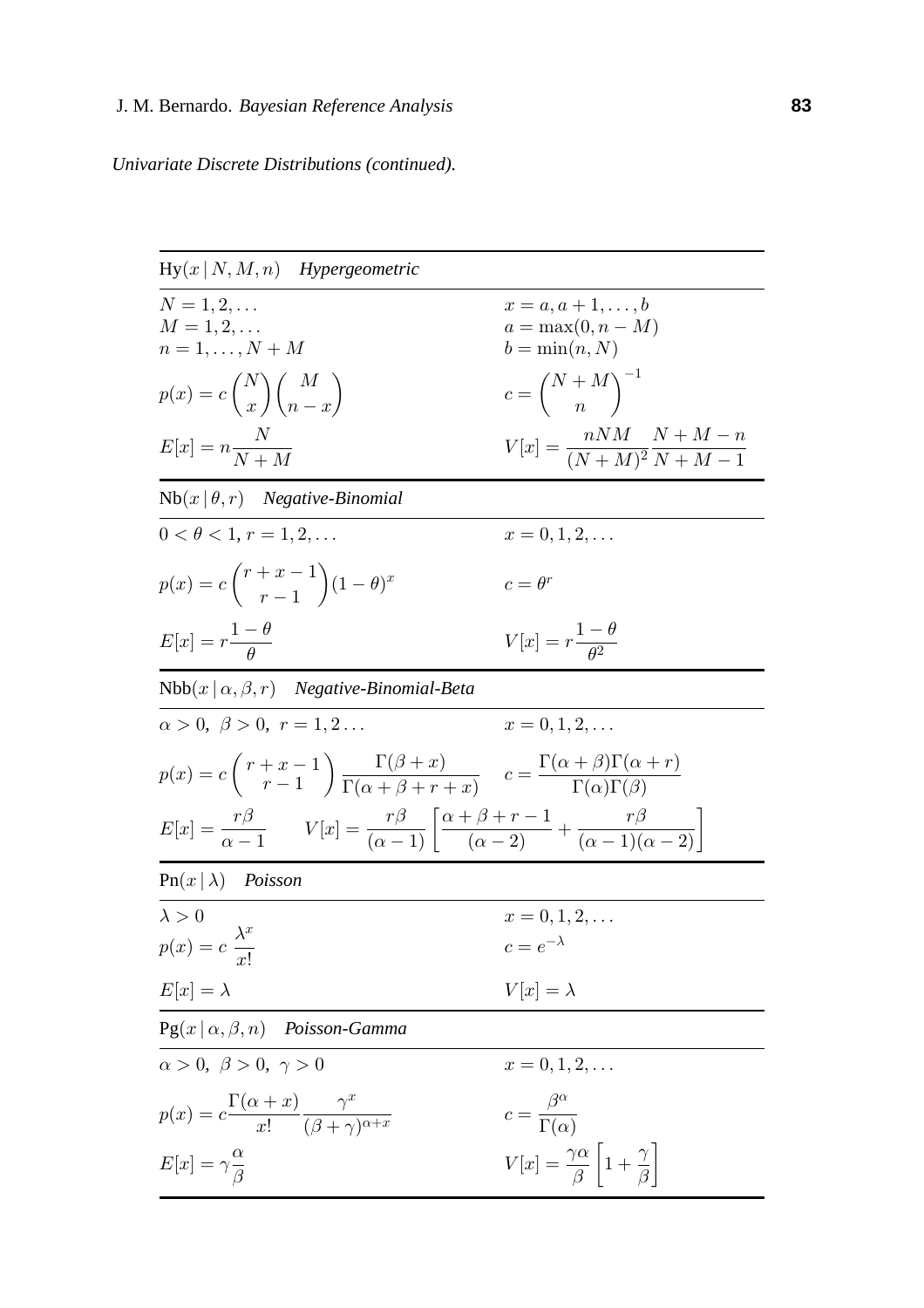*Univariate Discrete Distributions (continued).*

---

Hy$(x \mid N, M, n)$ *Hypergeometric*

| | |
|---|---|
| $N = 1, 2, \ldots$ <br> $M = 1, 2, \ldots$ <br> $n = 1, \ldots, N+M$ | $x = a, a+1, \ldots, b$ <br> $a = \max(0, n-M)$ <br> $b = \min(n, N)$ |
| $p(x) = c \binom{N}{x} \binom{M}{n-x}$ | $c = \binom{N+M}{n}^{-1}$ |
| $E[x] = n \dfrac{N}{N+M}$ | $V[x] = \dfrac{nNM}{(N+M)^2} \dfrac{N+M-n}{N+M-1}$ |

---

Nb$(x \mid \theta, r)$ *Negative-Binomial*

| | |
|---|---|
| $0 < \theta < 1,\ r = 1, 2, \ldots$ | $x = 0, 1, 2, \ldots$ |
| $p(x) = c \binom{r+x-1}{r-1} (1-\theta)^x$ | $c = \theta^r$ |
| $E[x] = r \dfrac{1-\theta}{\theta}$ | $V[x] = r \dfrac{1-\theta}{\theta^2}$ |

---

Nbb$(x \mid \alpha, \beta, r)$ *Negative-Binomial-Beta*

| | |
|---|---|
| $\alpha > 0,\ \beta > 0,\ r = 1, 2 \ldots$ | $x = 0, 1, 2, \ldots$ |
| $p(x) = c \binom{r+x-1}{r-1} \dfrac{\Gamma(\beta+x)}{\Gamma(\alpha+\beta+r+x)}$ | $c = \dfrac{\Gamma(\alpha+\beta)\Gamma(\alpha+r)}{\Gamma(\alpha)\Gamma(\beta)}$ |

$$E[x] = \frac{r\beta}{\alpha-1} \qquad V[x] = \frac{r\beta}{(\alpha-1)} \left[ \frac{\alpha+\beta+r-1}{(\alpha-2)} + \frac{r\beta}{(\alpha-1)(\alpha-2)} \right]$$

---

Pn$(x \mid \lambda)$ *Poisson*

| | |
|---|---|
| $\lambda > 0$ <br> $p(x) = c\ \dfrac{\lambda^x}{x!}$ | $x = 0, 1, 2, \ldots$ <br> $c = e^{-\lambda}$ |
| $E[x] = \lambda$ | $V[x] = \lambda$ |

---

Pg$(x \mid \alpha, \beta, n)$ *Poisson-Gamma*

| | |
|---|---|
| $\alpha > 0,\ \beta > 0,\ \gamma > 0$ | $x = 0, 1, 2, \ldots$ |
| $p(x) = c \dfrac{\Gamma(\alpha+x)}{x!} \dfrac{\gamma^x}{(\beta+\gamma)^{\alpha+x}}$ | $c = \dfrac{\beta^\alpha}{\Gamma(\alpha)}$ |
| $E[x] = \gamma \dfrac{\alpha}{\beta}$ | $V[x] = \dfrac{\gamma\alpha}{\beta} \left[ 1 + \dfrac{\gamma}{\beta} \right]$ |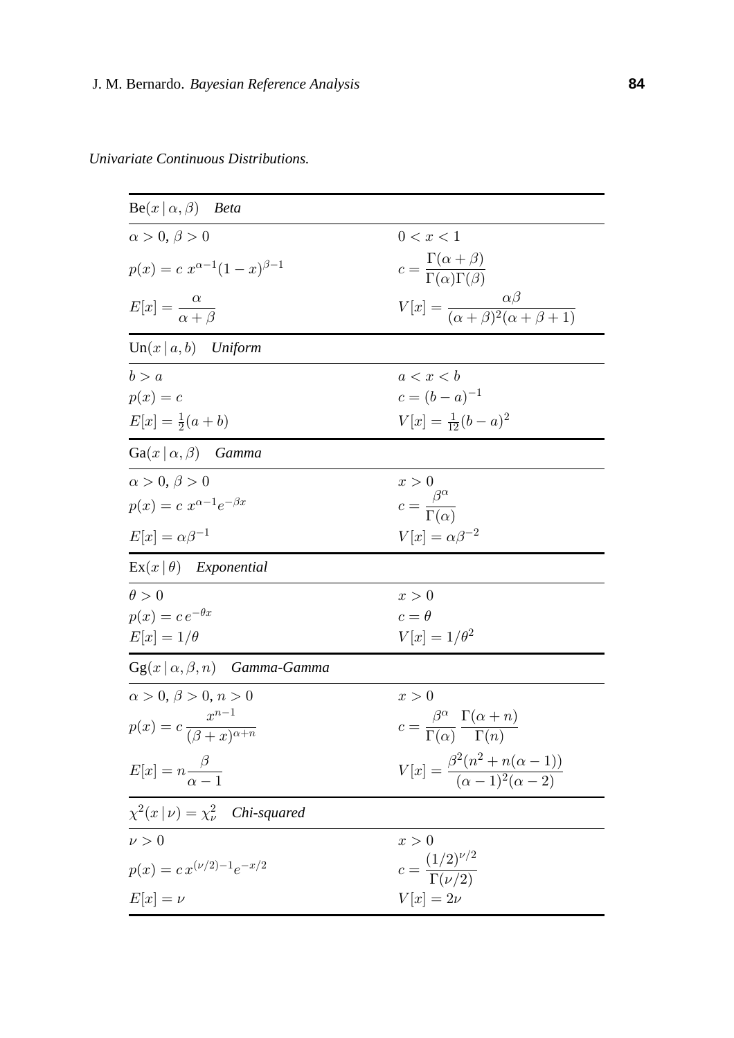*Univariate Continuous Distributions.*

| $\text{Be}(x \mid \alpha, \beta)$ *Beta* | |
|---|---|
| $\alpha > 0,\ \beta > 0$ | $0 < x < 1$ |
| $p(x) = c\ x^{\alpha-1}(1-x)^{\beta-1}$ | $c = \dfrac{\Gamma(\alpha+\beta)}{\Gamma(\alpha)\Gamma(\beta)}$ |
| $E[x] = \dfrac{\alpha}{\alpha+\beta}$ | $V[x] = \dfrac{\alpha\beta}{(\alpha+\beta)^2(\alpha+\beta+1)}$ |

| $\text{Un}(x \mid a, b)$ *Uniform* | |
|---|---|
| $b > a$ | $a < x < b$ |
| $p(x) = c$ | $c = (b-a)^{-1}$ |
| $E[x] = \frac{1}{2}(a+b)$ | $V[x] = \frac{1}{12}(b-a)^2$ |

| $\text{Ga}(x \mid \alpha, \beta)$ *Gamma* | |
|---|---|
| $\alpha > 0,\ \beta > 0$ | $x > 0$ |
| $p(x) = c\ x^{\alpha-1}e^{-\beta x}$ | $c = \dfrac{\beta^\alpha}{\Gamma(\alpha)}$ |
| $E[x] = \alpha\beta^{-1}$ | $V[x] = \alpha\beta^{-2}$ |

| $\text{Ex}(x \mid \theta)$ *Exponential* | |
|---|---|
| $\theta > 0$ | $x > 0$ |
| $p(x) = c\, e^{-\theta x}$ | $c = \theta$ |
| $E[x] = 1/\theta$ | $V[x] = 1/\theta^2$ |

| $\text{Gg}(x \mid \alpha, \beta, n)$ *Gamma-Gamma* | |
|---|---|
| $\alpha > 0,\ \beta > 0,\ n > 0$ | $x > 0$ |
| $p(x) = c\, \dfrac{x^{n-1}}{(\beta+x)^{\alpha+n}}$ | $c = \dfrac{\beta^\alpha}{\Gamma(\alpha)}\ \dfrac{\Gamma(\alpha+n)}{\Gamma(n)}$ |
| $E[x] = n\dfrac{\beta}{\alpha-1}$ | $V[x] = \dfrac{\beta^2(n^2+n(\alpha-1))}{(\alpha-1)^2(\alpha-2)}$ |

| $\chi^2(x \mid \nu) = \chi^2_\nu$ *Chi-squared* | |
|---|---|
| $\nu > 0$ | $x > 0$ |
| $p(x) = c\, x^{(\nu/2)-1}e^{-x/2}$ | $c = \dfrac{(1/2)^{\nu/2}}{\Gamma(\nu/2)}$ |
| $E[x] = \nu$ | $V[x] = 2\nu$ |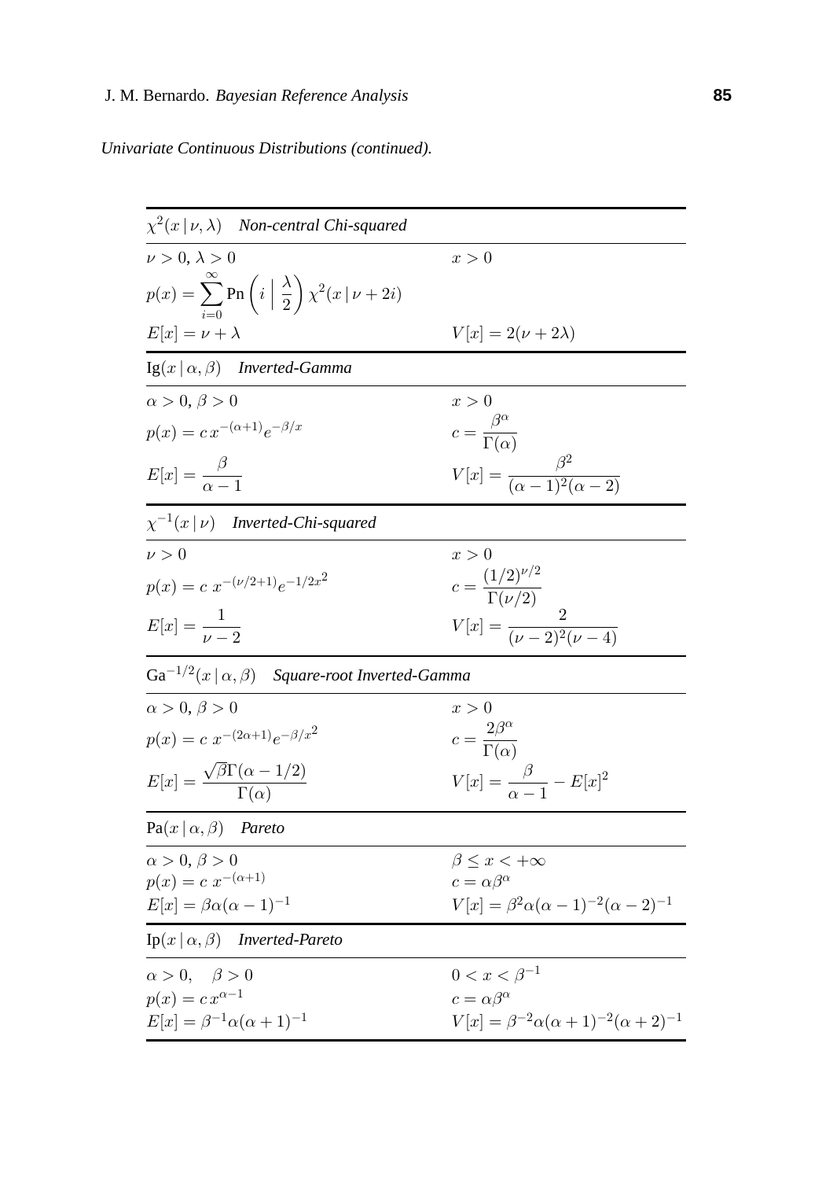*Univariate Continuous Distributions (continued).*

| $\chi^2(x \mid \nu, \lambda)$ *Non-central Chi-squared* | |
|---|---|
| $\nu > 0,\ \lambda > 0$ | $x > 0$ |
| $p(x) = \sum_{i=0}^{\infty} \text{Pn}\left(i \,\middle|\, \frac{\lambda}{2}\right) \chi^2(x \mid \nu + 2i)$ | |
| $E[x] = \nu + \lambda$ | $V[x] = 2(\nu + 2\lambda)$ |

| $\text{Ig}(x \mid \alpha, \beta)$ *Inverted-Gamma* | |
|---|---|
| $\alpha > 0,\ \beta > 0$ | $x > 0$ |
| $p(x) = c\, x^{-(\alpha+1)} e^{-\beta/x}$ | $c = \dfrac{\beta^\alpha}{\Gamma(\alpha)}$ |
| $E[x] = \dfrac{\beta}{\alpha - 1}$ | $V[x] = \dfrac{\beta^2}{(\alpha-1)^2(\alpha-2)}$ |

| $\chi^{-1}(x \mid \nu)$ *Inverted-Chi-squared* | |
|---|---|
| $\nu > 0$ | $x > 0$ |
| $p(x) = c\ x^{-(\nu/2+1)} e^{-1/2x^2}$ | $c = \dfrac{(1/2)^{\nu/2}}{\Gamma(\nu/2)}$ |
| $E[x] = \dfrac{1}{\nu - 2}$ | $V[x] = \dfrac{2}{(\nu-2)^2(\nu-4)}$ |

| $\text{Ga}^{-1/2}(x \mid \alpha, \beta)$ *Square-root Inverted-Gamma* | |
|---|---|
| $\alpha > 0,\ \beta > 0$ | $x > 0$ |
| $p(x) = c\ x^{-(2\alpha+1)} e^{-\beta/x^2}$ | $c = \dfrac{2\beta^\alpha}{\Gamma(\alpha)}$ |
| $E[x] = \dfrac{\sqrt{\beta}\,\Gamma(\alpha - 1/2)}{\Gamma(\alpha)}$ | $V[x] = \dfrac{\beta}{\alpha - 1} - E[x]^2$ |

| $\text{Pa}(x \mid \alpha, \beta)$ *Pareto* | |
|---|---|
| $\alpha > 0,\ \beta > 0$ | $\beta \le x < +\infty$ |
| $p(x) = c\ x^{-(\alpha+1)}$ | $c = \alpha\beta^\alpha$ |
| $E[x] = \beta\alpha(\alpha-1)^{-1}$ | $V[x] = \beta^2\alpha(\alpha-1)^{-2}(\alpha-2)^{-1}$ |

| $\text{Ip}(x \mid \alpha, \beta)$ *Inverted-Pareto* | |
|---|---|
| $\alpha > 0,\quad \beta > 0$ | $0 < x < \beta^{-1}$ |
| $p(x) = c\, x^{\alpha-1}$ | $c = \alpha\beta^\alpha$ |
| $E[x] = \beta^{-1}\alpha(\alpha+1)^{-1}$ | $V[x] = \beta^{-2}\alpha(\alpha+1)^{-2}(\alpha+2)^{-1}$ |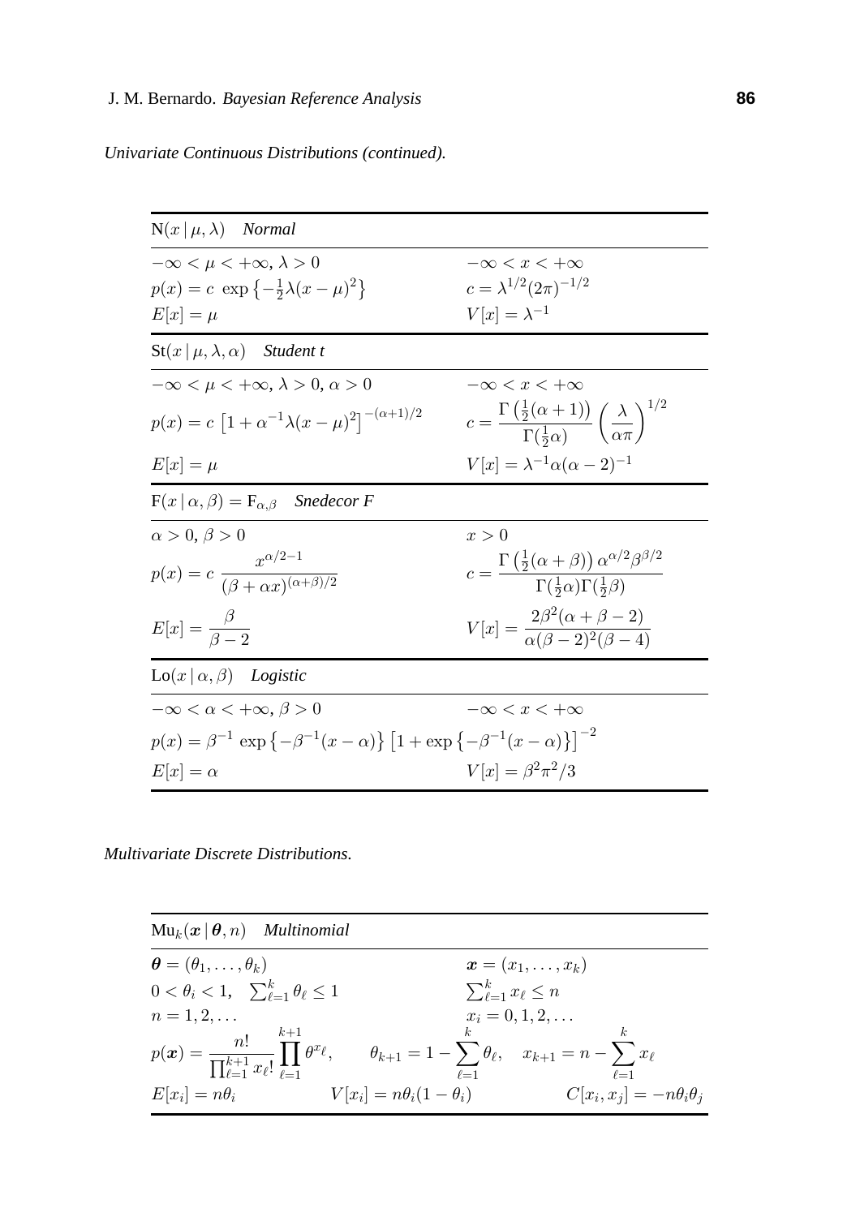*Univariate Continuous Distributions (continued).*

| $\mathrm{N}(x \mid \mu, \lambda)$ *Normal* | |
|---|---|
| $-\infty < \mu < +\infty$, $\lambda > 0$ | $-\infty < x < +\infty$ |
| $p(x) = c \ \exp\left\{-\frac{1}{2}\lambda(x-\mu)^2\right\}$ | $c = \lambda^{1/2}(2\pi)^{-1/2}$ |
| $E[x] = \mu$ | $V[x] = \lambda^{-1}$ |

| $\mathrm{St}(x \mid \mu, \lambda, \alpha)$ *Student t* | |
|---|---|
| $-\infty < \mu < +\infty$, $\lambda > 0$, $\alpha > 0$ | $-\infty < x < +\infty$ |
| $p(x) = c \left[1 + \alpha^{-1}\lambda(x-\mu)^2\right]^{-(\alpha+1)/2}$ | $c = \dfrac{\Gamma\left(\frac{1}{2}(\alpha+1)\right)}{\Gamma(\frac{1}{2}\alpha)}\left(\dfrac{\lambda}{\alpha\pi}\right)^{1/2}$ |
| $E[x] = \mu$ | $V[x] = \lambda^{-1}\alpha(\alpha-2)^{-1}$ |

| $\mathrm{F}(x \mid \alpha, \beta) = \mathrm{F}_{\alpha,\beta}$ *Snedecor F* | |
|---|---|
| $\alpha > 0$, $\beta > 0$ | $x > 0$ |
| $p(x) = c \ \dfrac{x^{\alpha/2-1}}{(\beta + \alpha x)^{(\alpha+\beta)/2}}$ | $c = \dfrac{\Gamma\left(\frac{1}{2}(\alpha+\beta)\right)\alpha^{\alpha/2}\beta^{\beta/2}}{\Gamma(\frac{1}{2}\alpha)\Gamma(\frac{1}{2}\beta)}$ |
| $E[x] = \dfrac{\beta}{\beta-2}$ | $V[x] = \dfrac{2\beta^2(\alpha+\beta-2)}{\alpha(\beta-2)^2(\beta-4)}$ |

| $\mathrm{Lo}(x \mid \alpha, \beta)$ *Logistic* | |
|---|---|
| $-\infty < \alpha < +\infty$, $\beta > 0$ | $-\infty < x < +\infty$ |
| $p(x) = \beta^{-1} \exp\left\{-\beta^{-1}(x-\alpha)\right\}\left[1 + \exp\left\{-\beta^{-1}(x-\alpha)\right\}\right]^{-2}$ | |
| $E[x] = \alpha$ | $V[x] = \beta^2\pi^2/3$ |

*Multivariate Discrete Distributions.*

| $\mathrm{Mu}_k(\boldsymbol{x} \mid \boldsymbol{\theta}, n)$ *Multinomial* | |
|---|---|
| $\boldsymbol{\theta} = (\theta_1, \ldots, \theta_k)$ | $\boldsymbol{x} = (x_1, \ldots, x_k)$ |
| $0 < \theta_i < 1$, $\sum_{\ell=1}^{k} \theta_\ell \leq 1$ | $\sum_{\ell=1}^{k} x_\ell \leq n$ |
| $n = 1, 2, \ldots$ | $x_i = 0, 1, 2, \ldots$ |
| $p(\boldsymbol{x}) = \dfrac{n!}{\prod_{\ell=1}^{k+1} x_\ell!}\prod_{\ell=1}^{k+1}\theta^{x_\ell}, \qquad \theta_{k+1} = 1 - \sum_{\ell=1}^{k}\theta_\ell, \quad x_{k+1} = n - \sum_{\ell=1}^{k} x_\ell$ | |
| $E[x_i] = n\theta_i \qquad V[x_i] = n\theta_i(1-\theta_i)$ | $C[x_i, x_j] = -n\theta_i\theta_j$ |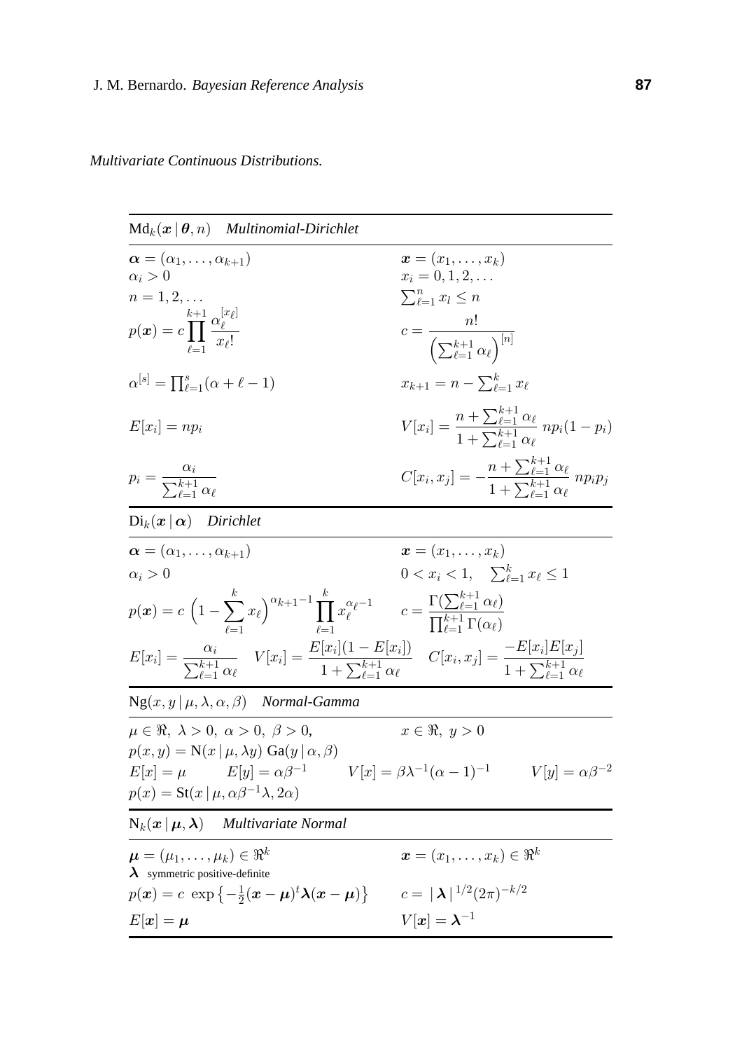*Multivariate Continuous Distributions.*

---

$\mathrm{Md}_k(\boldsymbol{x}\,|\,\boldsymbol{\theta}, n)$ *Multinomial-Dirichlet*

---

$\boldsymbol{\alpha} = (\alpha_1, \ldots, \alpha_{k+1})$ $\quad$ $\boldsymbol{x} = (x_1, \ldots, x_k)$

$\alpha_i > 0$ $\quad$ $x_i = 0, 1, 2, \ldots$

$n = 1, 2, \ldots$ $\quad$ $\sum_{\ell=1}^{n} x_l \le n$

$$p(\boldsymbol{x}) = c \prod_{\ell=1}^{k+1} \frac{\alpha_\ell^{[x_\ell]}}{x_\ell!} \qquad c = \frac{n!}{\left(\sum_{\ell=1}^{k+1} \alpha_\ell\right)^{[n]}}$$

$$\alpha^{[s]} = \textstyle\prod_{\ell=1}^{s} (\alpha + \ell - 1) \qquad x_{k+1} = n - \sum_{\ell=1}^{k} x_\ell$$

$$E[x_i] = np_i \qquad V[x_i] = \frac{n + \sum_{\ell=1}^{k+1} \alpha_\ell}{1 + \sum_{\ell=1}^{k+1} \alpha_\ell}\; np_i(1 - p_i)$$

$$p_i = \frac{\alpha_i}{\sum_{\ell=1}^{k+1} \alpha_\ell} \qquad C[x_i, x_j] = -\frac{n + \sum_{\ell=1}^{k+1} \alpha_\ell}{1 + \sum_{\ell=1}^{k+1} \alpha_\ell}\; np_i p_j$$

---

$\mathrm{Di}_k(\boldsymbol{x}\,|\,\boldsymbol{\alpha})$ *Dirichlet*

---

$\boldsymbol{\alpha} = (\alpha_1, \ldots, \alpha_{k+1})$ $\quad$ $\boldsymbol{x} = (x_1, \ldots, x_k)$

$\alpha_i > 0$ $\quad$ $0 < x_i < 1, \quad \sum_{\ell=1}^{k} x_\ell \le 1$

$$p(\boldsymbol{x}) = c \left(1 - \sum_{\ell=1}^{k} x_\ell\right)^{\alpha_{k+1} - 1} \prod_{\ell=1}^{k} x_\ell^{\alpha_\ell - 1} \qquad c = \frac{\Gamma(\sum_{\ell=1}^{k+1} \alpha_\ell)}{\prod_{\ell=1}^{k+1} \Gamma(\alpha_\ell)}$$

$$E[x_i] = \frac{\alpha_i}{\sum_{\ell=1}^{k+1} \alpha_\ell} \quad V[x_i] = \frac{E[x_i](1 - E[x_i])}{1 + \sum_{\ell=1}^{k+1} \alpha_\ell} \quad C[x_i, x_j] = \frac{-E[x_i]E[x_j]}{1 + \sum_{\ell=1}^{k+1} \alpha_\ell}$$

---

$\mathrm{Ng}(x, y\,|\,\mu, \lambda, \alpha, \beta)$ *Normal-Gamma*

---

$\mu \in \Re,\ \lambda > 0,\ \alpha > 0,\ \beta > 0,$ $\quad$ $x \in \Re,\ y > 0$

$p(x, y) = \mathrm{N}(x\,|\,\mu, \lambda y)\ \mathrm{Ga}(y\,|\,\alpha, \beta)$

$E[x] = \mu \qquad E[y] = \alpha\beta^{-1} \qquad V[x] = \beta\lambda^{-1}(\alpha - 1)^{-1} \qquad V[y] = \alpha\beta^{-2}$

$p(x) = \mathrm{St}(x\,|\,\mu, \alpha\beta^{-1}\lambda, 2\alpha)$

---

$\mathrm{N}_k(\boldsymbol{x}\,|\,\boldsymbol{\mu}, \boldsymbol{\lambda})$ *Multivariate Normal*

---

$\boldsymbol{\mu} = (\mu_1, \ldots, \mu_k) \in \Re^k$ $\quad$ $\boldsymbol{x} = (x_1, \ldots, x_k) \in \Re^k$

$\boldsymbol{\lambda}$ symmetric positive-definite

$$p(\boldsymbol{x}) = c\ \exp\left\{-\tfrac{1}{2}(\boldsymbol{x} - \boldsymbol{\mu})^t \boldsymbol{\lambda} (\boldsymbol{x} - \boldsymbol{\mu})\right\} \qquad c = |\,\boldsymbol{\lambda}\,|^{1/2} (2\pi)^{-k/2}$$

$$E[\boldsymbol{x}] = \boldsymbol{\mu} \qquad V[\boldsymbol{x}] = \boldsymbol{\lambda}^{-1}$$

---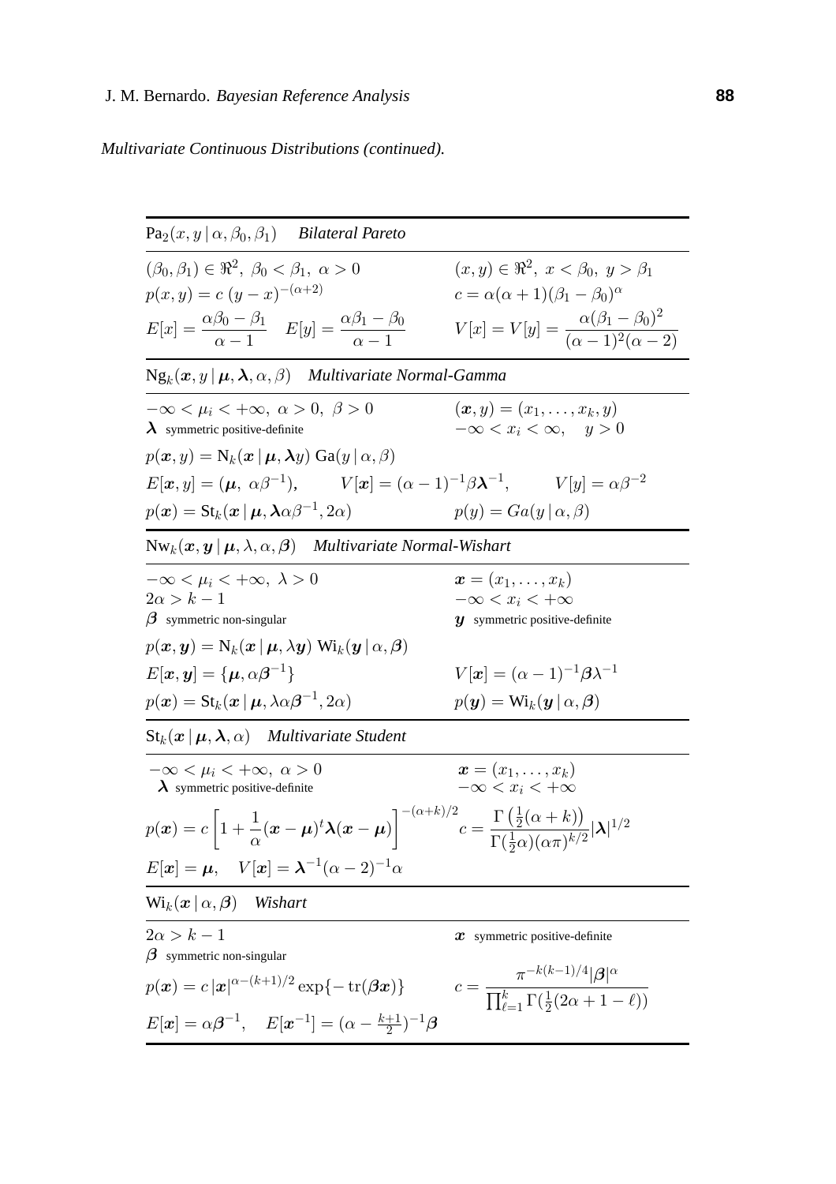*Multivariate Continuous Distributions (continued).*

---

$\text{Pa}_2(x, y \mid \alpha, \beta_0, \beta_1)$ *Bilateral Pareto*

$(\beta_0, \beta_1) \in \Re^2,\ \beta_0 < \beta_1,\ \alpha > 0$ $\qquad$ $(x, y) \in \Re^2,\ x < \beta_0,\ y > \beta_1$

$p(x, y) = c\,(y - x)^{-(\alpha+2)}$ $\qquad$ $c = \alpha(\alpha + 1)(\beta_1 - \beta_0)^{\alpha}$

$E[x] = \dfrac{\alpha\beta_0 - \beta_1}{\alpha - 1} \quad E[y] = \dfrac{\alpha\beta_1 - \beta_0}{\alpha - 1}$ $\qquad$ $V[x] = V[y] = \dfrac{\alpha(\beta_1 - \beta_0)^2}{(\alpha - 1)^2(\alpha - 2)}$

---

$\text{Ng}_k(\boldsymbol{x}, y \mid \boldsymbol{\mu}, \boldsymbol{\lambda}, \alpha, \beta)$ *Multivariate Normal-Gamma*

$-\infty < \mu_i < +\infty,\ \alpha > 0,\ \beta > 0$ $\qquad$ $(\boldsymbol{x}, y) = (x_1, \ldots, x_k, y)$

$\boldsymbol{\lambda}$ symmetric positive-definite $\qquad$ $-\infty < x_i < \infty, \quad y > 0$

$p(\boldsymbol{x}, y) = \text{N}_k(\boldsymbol{x} \mid \boldsymbol{\mu}, \boldsymbol{\lambda} y)\ \text{Ga}(y \mid \alpha, \beta)$

$E[\boldsymbol{x}, y] = (\boldsymbol{\mu},\ \alpha\beta^{-1}), \qquad V[\boldsymbol{x}] = (\alpha - 1)^{-1}\beta\boldsymbol{\lambda}^{-1}, \qquad V[y] = \alpha\beta^{-2}$

$p(\boldsymbol{x}) = \text{St}_k(\boldsymbol{x} \mid \boldsymbol{\mu}, \boldsymbol{\lambda}\alpha\beta^{-1}, 2\alpha)$ $\qquad$ $p(y) = Ga(y \mid \alpha, \beta)$

---

$\text{Nw}_k(\boldsymbol{x}, \boldsymbol{y} \mid \boldsymbol{\mu}, \lambda, \alpha, \boldsymbol{\beta})$ *Multivariate Normal-Wishart*

$-\infty < \mu_i < +\infty,\ \lambda > 0$ $\qquad$ $\boldsymbol{x} = (x_1, \ldots, x_k)$

$2\alpha > k - 1$ $\qquad$ $-\infty < x_i < +\infty$

$\boldsymbol{\beta}$ symmetric non-singular $\qquad$ $\boldsymbol{y}$ symmetric positive-definite

$p(\boldsymbol{x}, \boldsymbol{y}) = \text{N}_k(\boldsymbol{x} \mid \boldsymbol{\mu}, \lambda\boldsymbol{y})\ \text{Wi}_k(\boldsymbol{y} \mid \alpha, \boldsymbol{\beta})$

$E[\boldsymbol{x}, \boldsymbol{y}] = \{\boldsymbol{\mu}, \alpha\boldsymbol{\beta}^{-1}\}$ $\qquad$ $V[\boldsymbol{x}] = (\alpha - 1)^{-1}\boldsymbol{\beta}\lambda^{-1}$

$p(\boldsymbol{x}) = \text{St}_k(\boldsymbol{x} \mid \boldsymbol{\mu}, \lambda\alpha\boldsymbol{\beta}^{-1}, 2\alpha)$ $\qquad$ $p(\boldsymbol{y}) = \text{Wi}_k(\boldsymbol{y} \mid \alpha, \boldsymbol{\beta})$

---

$\text{St}_k(\boldsymbol{x} \mid \boldsymbol{\mu}, \boldsymbol{\lambda}, \alpha)$ *Multivariate Student*

$-\infty < \mu_i < +\infty,\ \alpha > 0$ $\qquad$ $\boldsymbol{x} = (x_1, \ldots, x_k)$

$\boldsymbol{\lambda}$ symmetric positive-definite $\qquad$ $-\infty < x_i < +\infty$

$$p(\boldsymbol{x}) = c\left[1 + \frac{1}{\alpha}(\boldsymbol{x} - \boldsymbol{\mu})^t\boldsymbol{\lambda}(\boldsymbol{x} - \boldsymbol{\mu})\right]^{-(\alpha+k)/2} \qquad c = \frac{\Gamma\left(\frac{1}{2}(\alpha + k)\right)}{\Gamma(\frac{1}{2}\alpha)(\alpha\pi)^{k/2}}|\boldsymbol{\lambda}|^{1/2}$$

$E[\boldsymbol{x}] = \boldsymbol{\mu}, \quad V[\boldsymbol{x}] = \boldsymbol{\lambda}^{-1}(\alpha - 2)^{-1}\alpha$

---

$\text{Wi}_k(\boldsymbol{x} \mid \alpha, \boldsymbol{\beta})$ *Wishart*

$2\alpha > k - 1$ $\qquad$ $\boldsymbol{x}$ symmetric positive-definite

$\boldsymbol{\beta}$ symmetric non-singular

$$p(\boldsymbol{x}) = c\,|\boldsymbol{x}|^{\alpha - (k+1)/2}\exp\{-\operatorname{tr}(\boldsymbol{\beta}\boldsymbol{x})\} \qquad c = \frac{\pi^{-k(k-1)/4}|\boldsymbol{\beta}|^{\alpha}}{\prod_{\ell=1}^{k}\Gamma(\frac{1}{2}(2\alpha + 1 - \ell))}$$

$E[\boldsymbol{x}] = \alpha\boldsymbol{\beta}^{-1}, \quad E[\boldsymbol{x}^{-1}] = (\alpha - \frac{k+1}{2})^{-1}\boldsymbol{\beta}$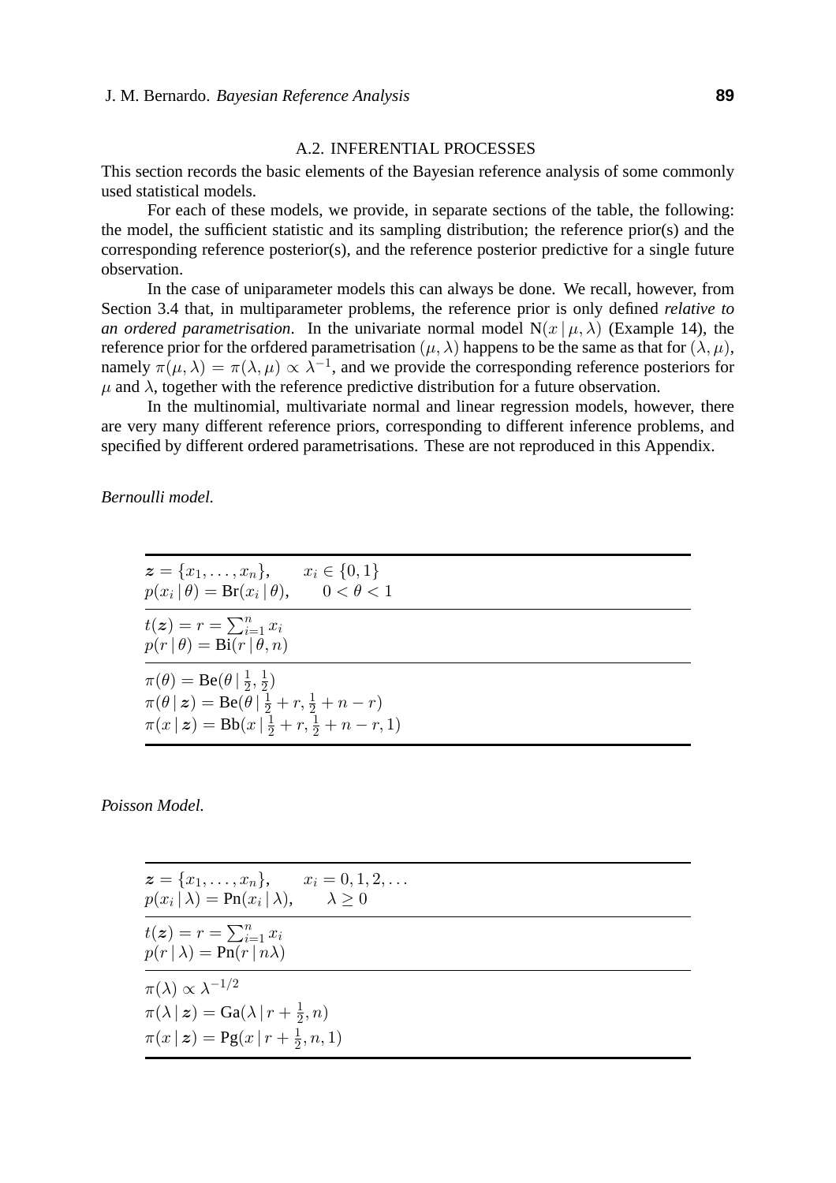## A.2. INFERENTIAL PROCESSES

This section records the basic elements of the Bayesian reference analysis of some commonly used statistical models.

For each of these models, we provide, in separate sections of the table, the following: the model, the sufficient statistic and its sampling distribution; the reference prior(s) and the corresponding reference posterior(s), and the reference posterior predictive for a single future observation.

In the case of uniparameter models this can always be done. We recall, however, from Section 3.4 that, in multiparameter problems, the reference prior is only defined *relative to an ordered parametrisation*. In the univariate normal model $\mathrm{N}(x \mid \mu, \lambda)$ (Example 14), the reference prior for the orfdered parametrisation $(\mu, \lambda)$ happens to be the same as that for $(\lambda, \mu)$, namely $\pi(\mu, \lambda) = \pi(\lambda, \mu) \propto \lambda^{-1}$, and we provide the corresponding reference posteriors for $\mu$ and $\lambda$, together with the reference predictive distribution for a future observation.

In the multinomial, multivariate normal and linear regression models, however, there are very many different reference priors, corresponding to different inference problems, and specified by different ordered parametrisations. These are not reproduced in this Appendix.

*Bernoulli model.*

| |
|---|
| $\boldsymbol{z} = \{x_1, \ldots, x_n\}, \qquad x_i \in \{0, 1\}$ <br> $p(x_i \mid \theta) = \mathrm{Br}(x_i \mid \theta), \qquad 0 < \theta < 1$ |
| $t(\boldsymbol{z}) = r = \sum_{i=1}^{n} x_i$ <br> $p(r \mid \theta) = \mathrm{Bi}(r \mid \theta, n)$ |
| $\pi(\theta) = \mathrm{Be}(\theta \mid \frac{1}{2}, \frac{1}{2})$ <br> $\pi(\theta \mid \boldsymbol{z}) = \mathrm{Be}(\theta \mid \frac{1}{2} + r, \frac{1}{2} + n - r)$ <br> $\pi(x \mid \boldsymbol{z}) = \mathrm{Bb}(x \mid \frac{1}{2} + r, \frac{1}{2} + n - r, 1)$ |

*Poisson Model.*

| |
|---|
| $\boldsymbol{z} = \{x_1, \ldots, x_n\}, \qquad x_i = 0, 1, 2, \ldots$ <br> $p(x_i \mid \lambda) = \mathrm{Pn}(x_i \mid \lambda), \qquad \lambda \geq 0$ |
| $t(\boldsymbol{z}) = r = \sum_{i=1}^{n} x_i$ <br> $p(r \mid \lambda) = \mathrm{Pn}(r \mid n\lambda)$ |
| $\pi(\lambda) \propto \lambda^{-1/2}$ <br> $\pi(\lambda \mid \boldsymbol{z}) = \mathrm{Ga}(\lambda \mid r + \frac{1}{2}, n)$ <br> $\pi(x \mid \boldsymbol{z}) = \mathrm{Pg}(x \mid r + \frac{1}{2}, n, 1)$ |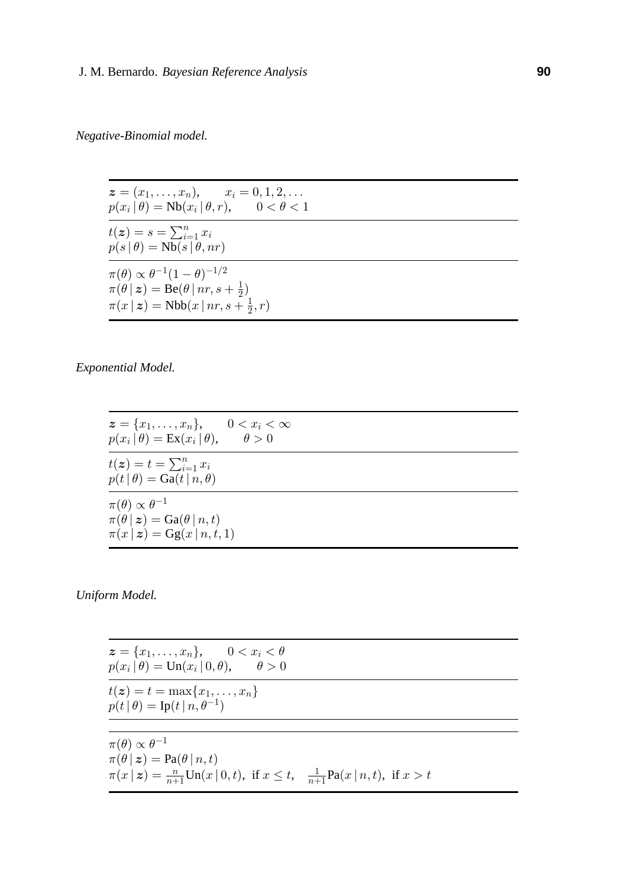*Negative-Binomial model.*

$$\boldsymbol{z} = (x_1, \ldots, x_n), \qquad x_i = 0, 1, 2, \ldots$$
$$p(x_i \,|\, \theta) = \text{Nb}(x_i \,|\, \theta, r), \qquad 0 < \theta < 1$$

---

$$t(\boldsymbol{z}) = s = \sum_{i=1}^{n} x_i$$
$$p(s \,|\, \theta) = \text{Nb}(s \,|\, \theta, nr)$$

---

$$\pi(\theta) \propto \theta^{-1}(1-\theta)^{-1/2}$$
$$\pi(\theta \,|\, \boldsymbol{z}) = \text{Be}(\theta \,|\, nr, s + \tfrac{1}{2})$$
$$\pi(x \,|\, \boldsymbol{z}) = \text{Nbb}(x \,|\, nr, s + \tfrac{1}{2}, r)$$

*Exponential Model.*

$$\boldsymbol{z} = \{x_1, \ldots, x_n\}, \qquad 0 < x_i < \infty$$
$$p(x_i \,|\, \theta) = \text{Ex}(x_i \,|\, \theta), \qquad \theta > 0$$

---

$$t(\boldsymbol{z}) = t = \sum_{i=1}^{n} x_i$$
$$p(t \,|\, \theta) = \text{Ga}(t \,|\, n, \theta)$$

---

$$\pi(\theta) \propto \theta^{-1}$$
$$\pi(\theta \,|\, \boldsymbol{z}) = \text{Ga}(\theta \,|\, n, t)$$
$$\pi(x \,|\, \boldsymbol{z}) = \text{Gg}(x \,|\, n, t, 1)$$

*Uniform Model.*

$$\boldsymbol{z} = \{x_1, \ldots, x_n\}, \qquad 0 < x_i < \theta$$
$$p(x_i \,|\, \theta) = \text{Un}(x_i \,|\, 0, \theta), \qquad \theta > 0$$

---

$$t(\boldsymbol{z}) = t = \max\{x_1, \ldots, x_n\}$$
$$p(t \,|\, \theta) = \text{Ip}(t \,|\, n, \theta^{-1})$$

---

$$\pi(\theta) \propto \theta^{-1}$$
$$\pi(\theta \,|\, \boldsymbol{z}) = \text{Pa}(\theta \,|\, n, t)$$
$$\pi(x \,|\, \boldsymbol{z}) = \tfrac{n}{n+1}\text{Un}(x \,|\, 0, t), \text{ if } x \leq t, \quad \tfrac{1}{n+1}\text{Pa}(x \,|\, n, t), \text{ if } x > t$$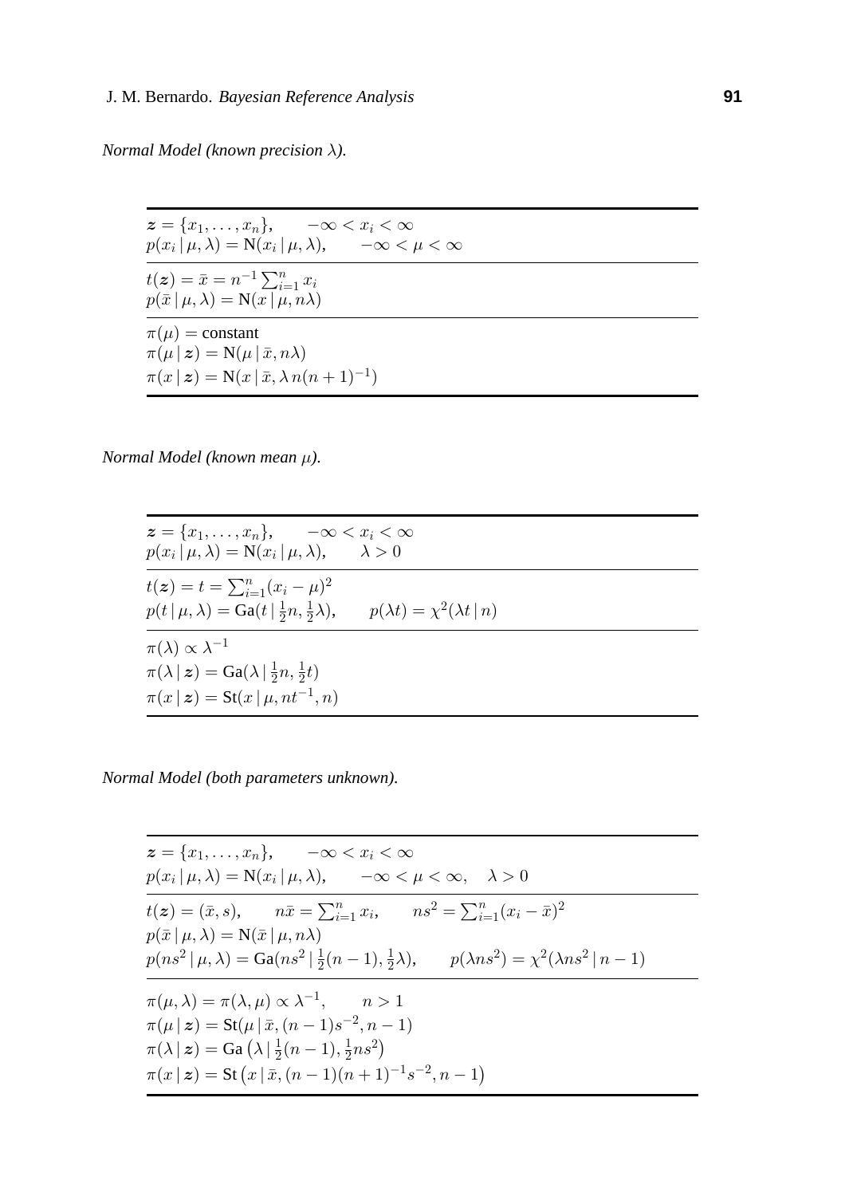*Normal Model (known precision $\lambda$).*

$$\boldsymbol{z} = \{x_1, \ldots, x_n\}, \qquad -\infty < x_i < \infty$$
$$p(x_i \mid \mu, \lambda) = \mathrm{N}(x_i \mid \mu, \lambda), \qquad -\infty < \mu < \infty$$

$$t(\boldsymbol{z}) = \bar{x} = n^{-1} \textstyle\sum_{i=1}^{n} x_i$$
$$p(\bar{x} \mid \mu, \lambda) = \mathrm{N}(x \mid \mu, n\lambda)$$

$$\pi(\mu) = \text{constant}$$
$$\pi(\mu \mid \boldsymbol{z}) = \mathrm{N}(\mu \mid \bar{x}, n\lambda)$$
$$\pi(x \mid \boldsymbol{z}) = \mathrm{N}(x \mid \bar{x}, \lambda\, n(n+1)^{-1})$$

*Normal Model (known mean $\mu$).*

$$\boldsymbol{z} = \{x_1, \ldots, x_n\}, \qquad -\infty < x_i < \infty$$
$$p(x_i \mid \mu, \lambda) = \mathrm{N}(x_i \mid \mu, \lambda), \qquad \lambda > 0$$

$$t(\boldsymbol{z}) = t = \textstyle\sum_{i=1}^{n} (x_i - \mu)^2$$
$$p(t \mid \mu, \lambda) = \mathrm{Ga}(t \mid \tfrac{1}{2}n, \tfrac{1}{2}\lambda), \qquad p(\lambda t) = \chi^2(\lambda t \mid n)$$

$$\pi(\lambda) \propto \lambda^{-1}$$
$$\pi(\lambda \mid \boldsymbol{z}) = \mathrm{Ga}(\lambda \mid \tfrac{1}{2}n, \tfrac{1}{2}t)$$
$$\pi(x \mid \boldsymbol{z}) = \mathrm{St}(x \mid \mu, nt^{-1}, n)$$

*Normal Model (both parameters unknown).*

$$\boldsymbol{z} = \{x_1, \ldots, x_n\}, \qquad -\infty < x_i < \infty$$
$$p(x_i \mid \mu, \lambda) = \mathrm{N}(x_i \mid \mu, \lambda), \qquad -\infty < \mu < \infty, \quad \lambda > 0$$

$$t(\boldsymbol{z}) = (\bar{x}, s), \qquad n\bar{x} = \textstyle\sum_{i=1}^{n} x_i, \qquad ns^2 = \textstyle\sum_{i=1}^{n} (x_i - \bar{x})^2$$
$$p(\bar{x} \mid \mu, \lambda) = \mathrm{N}(\bar{x} \mid \mu, n\lambda)$$
$$p(ns^2 \mid \mu, \lambda) = \mathrm{Ga}(ns^2 \mid \tfrac{1}{2}(n-1), \tfrac{1}{2}\lambda), \qquad p(\lambda ns^2) = \chi^2(\lambda ns^2 \mid n-1)$$

$$\pi(\mu, \lambda) = \pi(\lambda, \mu) \propto \lambda^{-1}, \qquad n > 1$$
$$\pi(\mu \mid \boldsymbol{z}) = \mathrm{St}(\mu \mid \bar{x}, (n-1)s^{-2}, n-1)$$
$$\pi(\lambda \mid \boldsymbol{z}) = \mathrm{Ga}\left(\lambda \mid \tfrac{1}{2}(n-1), \tfrac{1}{2}ns^2\right)$$
$$\pi(x \mid \boldsymbol{z}) = \mathrm{St}\left(x \mid \bar{x}, (n-1)(n+1)^{-1}s^{-2}, n-1\right)$$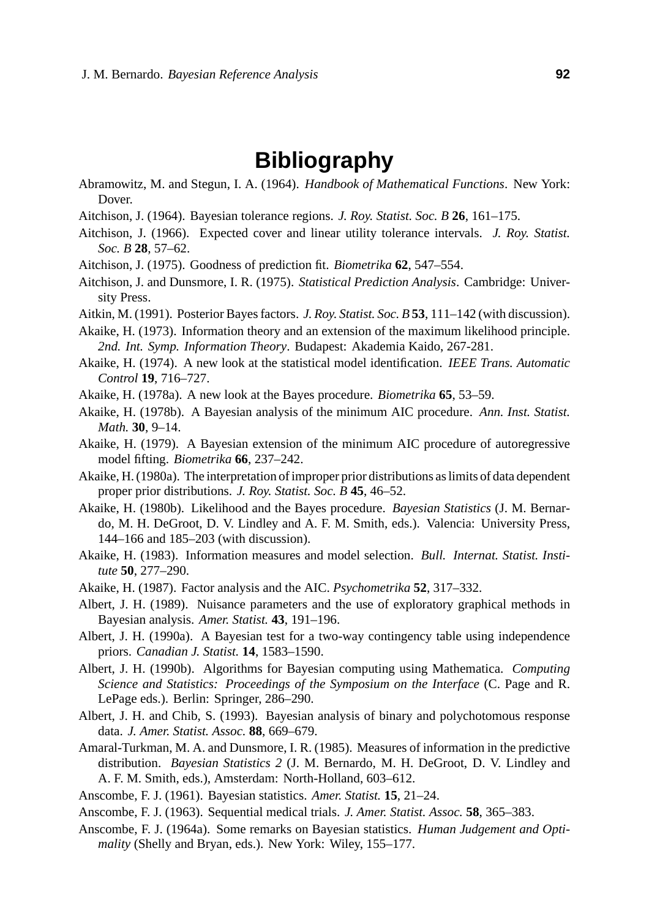# Bibliography

Abramowitz, M. and Stegun, I. A. (1964). *Handbook of Mathematical Functions*. New York: Dover.

Aitchison, J. (1964). Bayesian tolerance regions. *J. Roy. Statist. Soc. B* **26**, 161–175.

Aitchison, J. (1966). Expected cover and linear utility tolerance intervals. *J. Roy. Statist. Soc. B* **28**, 57–62.

Aitchison, J. (1975). Goodness of prediction fit. *Biometrika* **62**, 547–554.

Aitchison, J. and Dunsmore, I. R. (1975). *Statistical Prediction Analysis*. Cambridge: University Press.

Aitkin, M. (1991). Posterior Bayes factors. *J. Roy. Statist. Soc. B* **53**, 111–142 (with discussion).

Akaike, H. (1973). Information theory and an extension of the maximum likelihood principle. *2nd. Int. Symp. Information Theory*. Budapest: Akademia Kaido, 267-281.

Akaike, H. (1974). A new look at the statistical model identification. *IEEE Trans. Automatic Control* **19**, 716–727.

Akaike, H. (1978a). A new look at the Bayes procedure. *Biometrika* **65**, 53–59.

Akaike, H. (1978b). A Bayesian analysis of the minimum AIC procedure. *Ann. Inst. Statist. Math.* **30**, 9–14.

Akaike, H. (1979). A Bayesian extension of the minimum AIC procedure of autoregressive model fifting. *Biometrika* **66**, 237–242.

Akaike, H. (1980a). The interpretation of improper prior distributions as limits of data dependent proper prior distributions. *J. Roy. Statist. Soc. B* **45**, 46–52.

Akaike, H. (1980b). Likelihood and the Bayes procedure. *Bayesian Statistics* (J. M. Bernardo, M. H. DeGroot, D. V. Lindley and A. F. M. Smith, eds.). Valencia: University Press, 144–166 and 185–203 (with discussion).

Akaike, H. (1983). Information measures and model selection. *Bull. Internat. Statist. Institute* **50**, 277–290.

Akaike, H. (1987). Factor analysis and the AIC. *Psychometrika* **52**, 317–332.

Albert, J. H. (1989). Nuisance parameters and the use of exploratory graphical methods in Bayesian analysis. *Amer. Statist.* **43**, 191–196.

Albert, J. H. (1990a). A Bayesian test for a two-way contingency table using independence priors. *Canadian J. Statist.* **14**, 1583–1590.

Albert, J. H. (1990b). Algorithms for Bayesian computing using Mathematica. *Computing Science and Statistics: Proceedings of the Symposium on the Interface* (C. Page and R. LePage eds.). Berlin: Springer, 286–290.

Albert, J. H. and Chib, S. (1993). Bayesian analysis of binary and polychotomous response data. *J. Amer. Statist. Assoc.* **88**, 669–679.

Amaral-Turkman, M. A. and Dunsmore, I. R. (1985). Measures of information in the predictive distribution. *Bayesian Statistics 2* (J. M. Bernardo, M. H. DeGroot, D. V. Lindley and A. F. M. Smith, eds.), Amsterdam: North-Holland, 603–612.

Anscombe, F. J. (1961). Bayesian statistics. *Amer. Statist.* **15**, 21–24.

Anscombe, F. J. (1963). Sequential medical trials. *J. Amer. Statist. Assoc.* **58**, 365–383.

Anscombe, F. J. (1964a). Some remarks on Bayesian statistics. *Human Judgement and Optimality* (Shelly and Bryan, eds.). New York: Wiley, 155–177.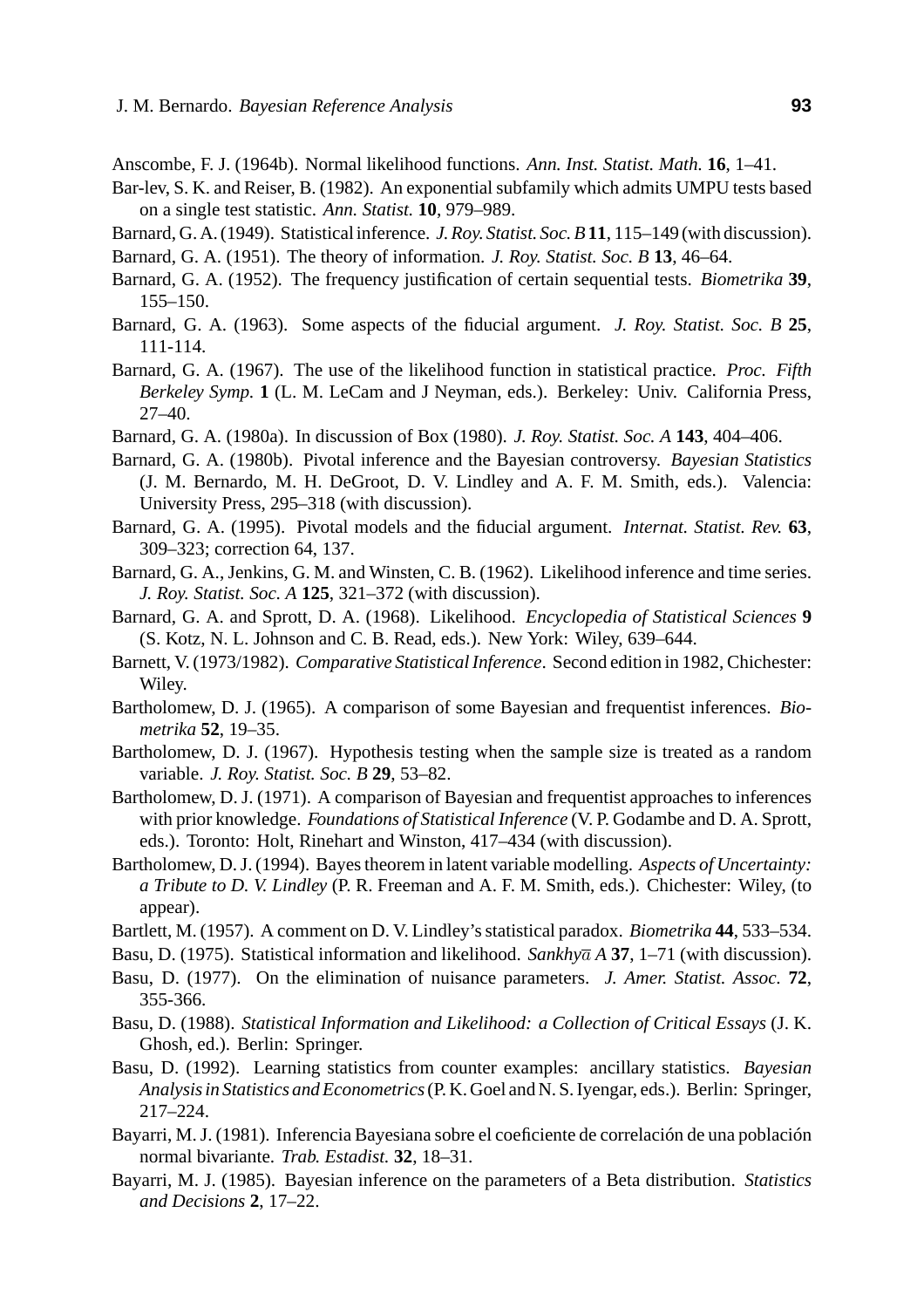Anscombe, F. J. (1964b). Normal likelihood functions. *Ann. Inst. Statist. Math.* **16**, 1–41.

Bar-lev, S. K. and Reiser, B. (1982). An exponential subfamily which admits UMPU tests based on a single test statistic. *Ann. Statist.* **10**, 979–989.

Barnard, G. A. (1949). Statistical inference. *J. Roy. Statist. Soc. B* **11**, 115–149 (with discussion).

Barnard, G. A. (1951). The theory of information. *J. Roy. Statist. Soc. B* **13**, 46–64.

Barnard, G. A. (1952). The frequency justification of certain sequential tests. *Biometrika* **39**, 155–150.

Barnard, G. A. (1963). Some aspects of the fiducial argument. *J. Roy. Statist. Soc. B* **25**, 111-114.

Barnard, G. A. (1967). The use of the likelihood function in statistical practice. *Proc. Fifth Berkeley Symp.* **1** (L. M. LeCam and J Neyman, eds.). Berkeley: Univ. California Press, 27–40.

Barnard, G. A. (1980a). In discussion of Box (1980). *J. Roy. Statist. Soc. A* **143**, 404–406.

Barnard, G. A. (1980b). Pivotal inference and the Bayesian controversy. *Bayesian Statistics* (J. M. Bernardo, M. H. DeGroot, D. V. Lindley and A. F. M. Smith, eds.). Valencia: University Press, 295–318 (with discussion).

Barnard, G. A. (1995). Pivotal models and the fiducial argument. *Internat. Statist. Rev.* **63**, 309–323; correction 64, 137.

Barnard, G. A., Jenkins, G. M. and Winsten, C. B. (1962). Likelihood inference and time series. *J. Roy. Statist. Soc. A* **125**, 321–372 (with discussion).

Barnard, G. A. and Sprott, D. A. (1968). Likelihood. *Encyclopedia of Statistical Sciences* **9** (S. Kotz, N. L. Johnson and C. B. Read, eds.). New York: Wiley, 639–644.

Barnett, V. (1973/1982). *Comparative Statistical Inference*. Second edition in 1982, Chichester: Wiley.

Bartholomew, D. J. (1965). A comparison of some Bayesian and frequentist inferences. *Biometrika* **52**, 19–35.

Bartholomew, D. J. (1967). Hypothesis testing when the sample size is treated as a random variable. *J. Roy. Statist. Soc. B* **29**, 53–82.

Bartholomew, D. J. (1971). A comparison of Bayesian and frequentist approaches to inferences with prior knowledge. *Foundations of Statistical Inference* (V. P. Godambe and D. A. Sprott, eds.). Toronto: Holt, Rinehart and Winston, 417–434 (with discussion).

Bartholomew, D. J. (1994). Bayes theorem in latent variable modelling. *Aspects of Uncertainty: a Tribute to D. V. Lindley* (P. R. Freeman and A. F. M. Smith, eds.). Chichester: Wiley, (to appear).

Bartlett, M. (1957). A comment on D. V. Lindley's statistical paradox. *Biometrika* **44**, 533–534.

Basu, D. (1975). Statistical information and likelihood. *Sankhyā A* **37**, 1–71 (with discussion).

Basu, D. (1977). On the elimination of nuisance parameters. *J. Amer. Statist. Assoc.* **72**, 355-366.

Basu, D. (1988). *Statistical Information and Likelihood: a Collection of Critical Essays* (J. K. Ghosh, ed.). Berlin: Springer.

Basu, D. (1992). Learning statistics from counter examples: ancillary statistics. *Bayesian Analysis in Statistics and Econometrics* (P. K. Goel and N. S. Iyengar, eds.). Berlin: Springer, 217–224.

Bayarri, M. J. (1981). Inferencia Bayesiana sobre el coeficiente de correlación de una población normal bivariante. *Trab. Estadist.* **32**, 18–31.

Bayarri, M. J. (1985). Bayesian inference on the parameters of a Beta distribution. *Statistics and Decisions* **2**, 17–22.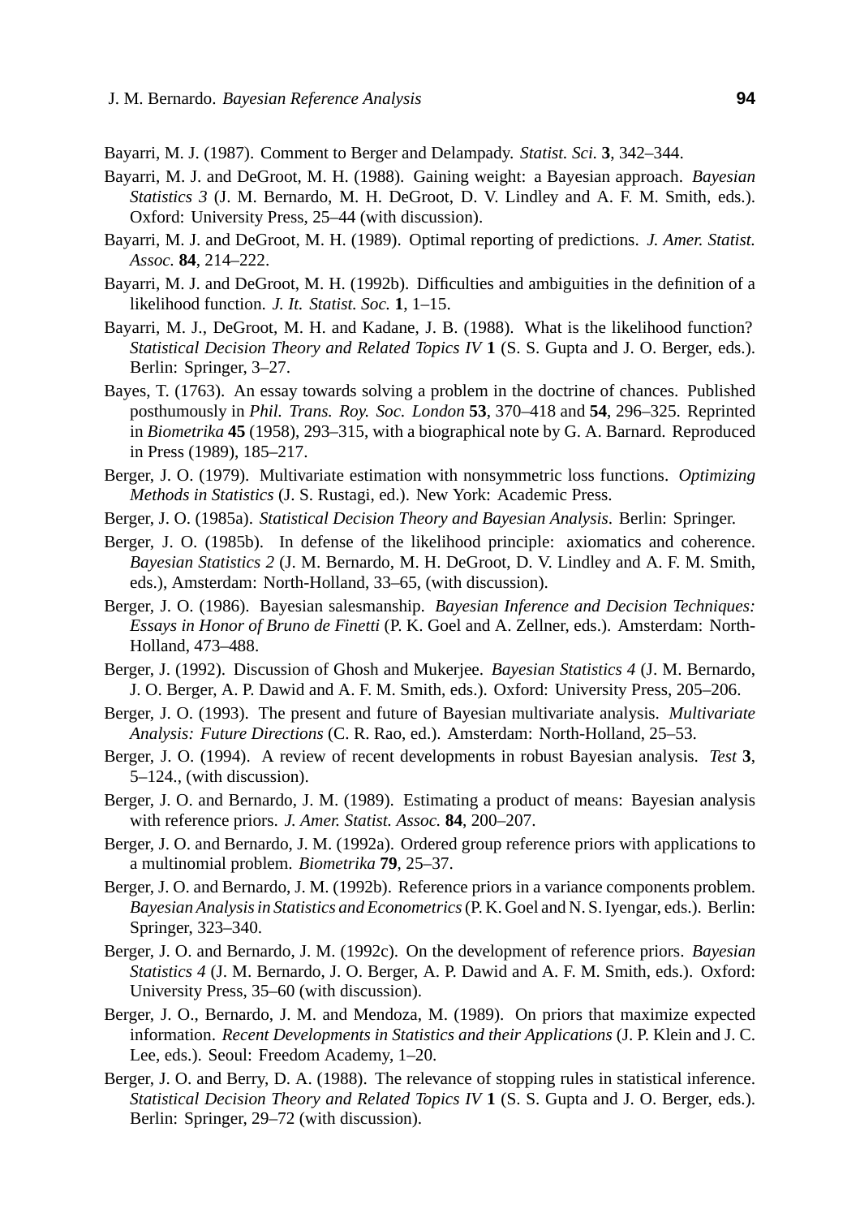Bayarri, M. J. (1987). Comment to Berger and Delampady. *Statist. Sci.* **3**, 342–344.

Bayarri, M. J. and DeGroot, M. H. (1988). Gaining weight: a Bayesian approach. *Bayesian Statistics 3* (J. M. Bernardo, M. H. DeGroot, D. V. Lindley and A. F. M. Smith, eds.). Oxford: University Press, 25–44 (with discussion).

Bayarri, M. J. and DeGroot, M. H. (1989). Optimal reporting of predictions. *J. Amer. Statist. Assoc.* **84**, 214–222.

Bayarri, M. J. and DeGroot, M. H. (1992b). Difficulties and ambiguities in the definition of a likelihood function. *J. It. Statist. Soc.* **1**, 1–15.

Bayarri, M. J., DeGroot, M. H. and Kadane, J. B. (1988). What is the likelihood function? *Statistical Decision Theory and Related Topics IV* **1** (S. S. Gupta and J. O. Berger, eds.). Berlin: Springer, 3–27.

Bayes, T. (1763). An essay towards solving a problem in the doctrine of chances. Published posthumously in *Phil. Trans. Roy. Soc. London* **53**, 370–418 and **54**, 296–325. Reprinted in *Biometrika* **45** (1958), 293–315, with a biographical note by G. A. Barnard. Reproduced in Press (1989), 185–217.

Berger, J. O. (1979). Multivariate estimation with nonsymmetric loss functions. *Optimizing Methods in Statistics* (J. S. Rustagi, ed.). New York: Academic Press.

Berger, J. O. (1985a). *Statistical Decision Theory and Bayesian Analysis*. Berlin: Springer.

Berger, J. O. (1985b). In defense of the likelihood principle: axiomatics and coherence. *Bayesian Statistics 2* (J. M. Bernardo, M. H. DeGroot, D. V. Lindley and A. F. M. Smith, eds.), Amsterdam: North-Holland, 33–65, (with discussion).

Berger, J. O. (1986). Bayesian salesmanship. *Bayesian Inference and Decision Techniques: Essays in Honor of Bruno de Finetti* (P. K. Goel and A. Zellner, eds.). Amsterdam: North-Holland, 473–488.

Berger, J. (1992). Discussion of Ghosh and Mukerjee. *Bayesian Statistics 4* (J. M. Bernardo, J. O. Berger, A. P. Dawid and A. F. M. Smith, eds.). Oxford: University Press, 205–206.

Berger, J. O. (1993). The present and future of Bayesian multivariate analysis. *Multivariate Analysis: Future Directions* (C. R. Rao, ed.). Amsterdam: North-Holland, 25–53.

Berger, J. O. (1994). A review of recent developments in robust Bayesian analysis. *Test* **3**, 5–124., (with discussion).

Berger, J. O. and Bernardo, J. M. (1989). Estimating a product of means: Bayesian analysis with reference priors. *J. Amer. Statist. Assoc.* **84**, 200–207.

Berger, J. O. and Bernardo, J. M. (1992a). Ordered group reference priors with applications to a multinomial problem. *Biometrika* **79**, 25–37.

Berger, J. O. and Bernardo, J. M. (1992b). Reference priors in a variance components problem. *Bayesian Analysis in Statistics and Econometrics* (P. K. Goel and N. S. Iyengar, eds.). Berlin: Springer, 323–340.

Berger, J. O. and Bernardo, J. M. (1992c). On the development of reference priors. *Bayesian Statistics 4* (J. M. Bernardo, J. O. Berger, A. P. Dawid and A. F. M. Smith, eds.). Oxford: University Press, 35–60 (with discussion).

Berger, J. O., Bernardo, J. M. and Mendoza, M. (1989). On priors that maximize expected information. *Recent Developments in Statistics and their Applications* (J. P. Klein and J. C. Lee, eds.). Seoul: Freedom Academy, 1–20.

Berger, J. O. and Berry, D. A. (1988). The relevance of stopping rules in statistical inference. *Statistical Decision Theory and Related Topics IV* **1** (S. S. Gupta and J. O. Berger, eds.). Berlin: Springer, 29–72 (with discussion).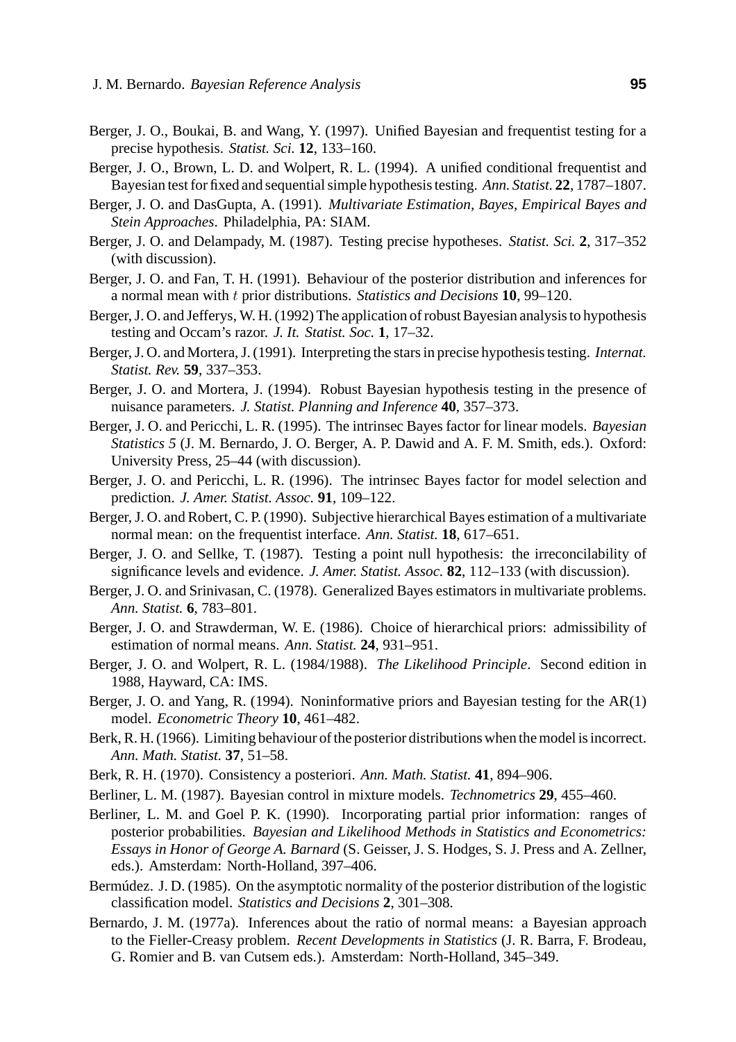Berger, J. O., Boukai, B. and Wang, Y. (1997). Unified Bayesian and frequentist testing for a precise hypothesis. *Statist. Sci.* **12**, 133–160.

Berger, J. O., Brown, L. D. and Wolpert, R. L. (1994). A unified conditional frequentist and Bayesian test for fixed and sequential simple hypothesis testing. *Ann. Statist.* **22**, 1787–1807.

Berger, J. O. and DasGupta, A. (1991). *Multivariate Estimation, Bayes, Empirical Bayes and Stein Approaches*. Philadelphia, PA: SIAM.

Berger, J. O. and Delampady, M. (1987). Testing precise hypotheses. *Statist. Sci.* **2**, 317–352 (with discussion).

Berger, J. O. and Fan, T. H. (1991). Behaviour of the posterior distribution and inferences for a normal mean with $t$ prior distributions. *Statistics and Decisions* **10**, 99–120.

Berger, J. O. and Jefferys, W. H. (1992) The application of robust Bayesian analysis to hypothesis testing and Occam's razor. *J. It. Statist. Soc.* **1**, 17–32.

Berger, J. O. and Mortera, J. (1991). Interpreting the stars in precise hypothesis testing. *Internat. Statist. Rev.* **59**, 337–353.

Berger, J. O. and Mortera, J. (1994). Robust Bayesian hypothesis testing in the presence of nuisance parameters. *J. Statist. Planning and Inference* **40**, 357–373.

Berger, J. O. and Pericchi, L. R. (1995). The intrinsec Bayes factor for linear models. *Bayesian Statistics 5* (J. M. Bernardo, J. O. Berger, A. P. Dawid and A. F. M. Smith, eds.). Oxford: University Press, 25–44 (with discussion).

Berger, J. O. and Pericchi, L. R. (1996). The intrinsec Bayes factor for model selection and prediction. *J. Amer. Statist. Assoc.* **91**, 109–122.

Berger, J. O. and Robert, C. P. (1990). Subjective hierarchical Bayes estimation of a multivariate normal mean: on the frequentist interface. *Ann. Statist.* **18**, 617–651.

Berger, J. O. and Sellke, T. (1987). Testing a point null hypothesis: the irreconcilability of significance levels and evidence. *J. Amer. Statist. Assoc.* **82**, 112–133 (with discussion).

Berger, J. O. and Srinivasan, C. (1978). Generalized Bayes estimators in multivariate problems. *Ann. Statist.* **6**, 783–801.

Berger, J. O. and Strawderman, W. E. (1986). Choice of hierarchical priors: admissibility of estimation of normal means. *Ann. Statist.* **24**, 931–951.

Berger, J. O. and Wolpert, R. L. (1984/1988). *The Likelihood Principle*. Second edition in 1988, Hayward, CA: IMS.

Berger, J. O. and Yang, R. (1994). Noninformative priors and Bayesian testing for the AR(1) model. *Econometric Theory* **10**, 461–482.

Berk, R. H. (1966). Limiting behaviour of the posterior distributions when the model is incorrect. *Ann. Math. Statist.* **37**, 51–58.

Berk, R. H. (1970). Consistency a posteriori. *Ann. Math. Statist.* **41**, 894–906.

Berliner, L. M. (1987). Bayesian control in mixture models. *Technometrics* **29**, 455–460.

Berliner, L. M. and Goel P. K. (1990). Incorporating partial prior information: ranges of posterior probabilities. *Bayesian and Likelihood Methods in Statistics and Econometrics: Essays in Honor of George A. Barnard* (S. Geisser, J. S. Hodges, S. J. Press and A. Zellner, eds.). Amsterdam: North-Holland, 397–406.

Bermúdez. J. D. (1985). On the asymptotic normality of the posterior distribution of the logistic classification model. *Statistics and Decisions* **2**, 301–308.

Bernardo, J. M. (1977a). Inferences about the ratio of normal means: a Bayesian approach to the Fieller-Creasy problem. *Recent Developments in Statistics* (J. R. Barra, F. Brodeau, G. Romier and B. van Cutsem eds.). Amsterdam: North-Holland, 345–349.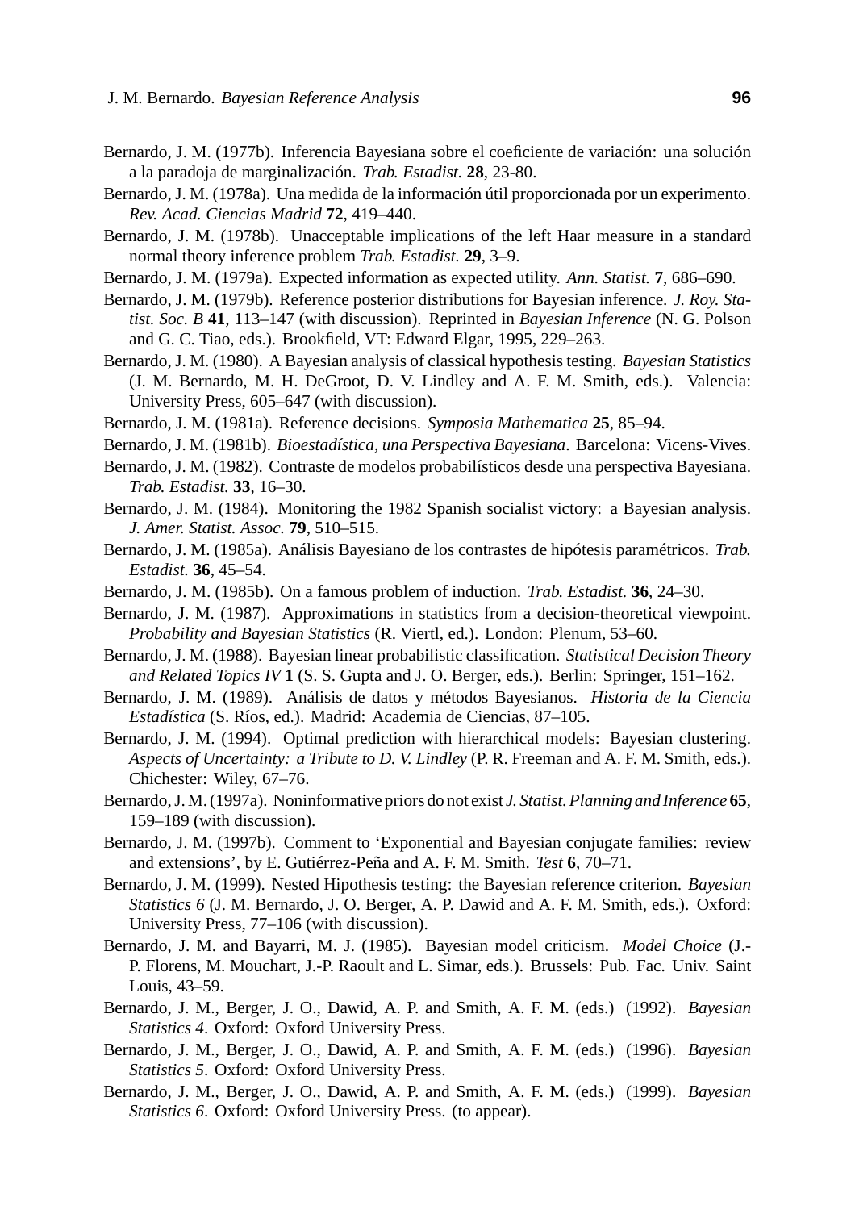Bernardo, J. M. (1977b). Inferencia Bayesiana sobre el coeficiente de variación: una solución a la paradoja de marginalización. *Trab. Estadist.* **28**, 23-80.

Bernardo, J. M. (1978a). Una medida de la información útil proporcionada por un experimento. *Rev. Acad. Ciencias Madrid* **72**, 419–440.

Bernardo, J. M. (1978b). Unacceptable implications of the left Haar measure in a standard normal theory inference problem *Trab. Estadist.* **29**, 3–9.

Bernardo, J. M. (1979a). Expected information as expected utility. *Ann. Statist.* **7**, 686–690.

Bernardo, J. M. (1979b). Reference posterior distributions for Bayesian inference. *J. Roy. Statist. Soc. B* **41**, 113–147 (with discussion). Reprinted in *Bayesian Inference* (N. G. Polson and G. C. Tiao, eds.). Brookfield, VT: Edward Elgar, 1995, 229–263.

Bernardo, J. M. (1980). A Bayesian analysis of classical hypothesis testing. *Bayesian Statistics* (J. M. Bernardo, M. H. DeGroot, D. V. Lindley and A. F. M. Smith, eds.). Valencia: University Press, 605–647 (with discussion).

Bernardo, J. M. (1981a). Reference decisions. *Symposia Mathematica* **25**, 85–94.

Bernardo, J. M. (1981b). *Bioestadística, una Perspectiva Bayesiana*. Barcelona: Vicens-Vives.

Bernardo, J. M. (1982). Contraste de modelos probabilísticos desde una perspectiva Bayesiana. *Trab. Estadist.* **33**, 16–30.

Bernardo, J. M. (1984). Monitoring the 1982 Spanish socialist victory: a Bayesian analysis. *J. Amer. Statist. Assoc.* **79**, 510–515.

Bernardo, J. M. (1985a). Análisis Bayesiano de los contrastes de hipótesis paramétricos. *Trab. Estadist.* **36**, 45–54.

Bernardo, J. M. (1985b). On a famous problem of induction. *Trab. Estadist.* **36**, 24–30.

Bernardo, J. M. (1987). Approximations in statistics from a decision-theoretical viewpoint. *Probability and Bayesian Statistics* (R. Viertl, ed.). London: Plenum, 53–60.

Bernardo, J. M. (1988). Bayesian linear probabilistic classification. *Statistical Decision Theory and Related Topics IV* **1** (S. S. Gupta and J. O. Berger, eds.). Berlin: Springer, 151–162.

Bernardo, J. M. (1989). Análisis de datos y métodos Bayesianos. *Historia de la Ciencia Estadística* (S. Ríos, ed.). Madrid: Academia de Ciencias, 87–105.

Bernardo, J. M. (1994). Optimal prediction with hierarchical models: Bayesian clustering. *Aspects of Uncertainty: a Tribute to D. V. Lindley* (P. R. Freeman and A. F. M. Smith, eds.). Chichester: Wiley, 67–76.

Bernardo, J. M. (1997a). Noninformative priors do not exist *J. Statist. Planning and Inference* **65**, 159–189 (with discussion).

Bernardo, J. M. (1997b). Comment to 'Exponential and Bayesian conjugate families: review and extensions', by E. Gutiérrez-Peña and A. F. M. Smith. *Test* **6**, 70–71.

Bernardo, J. M. (1999). Nested Hipothesis testing: the Bayesian reference criterion. *Bayesian Statistics 6* (J. M. Bernardo, J. O. Berger, A. P. Dawid and A. F. M. Smith, eds.). Oxford: University Press, 77–106 (with discussion).

Bernardo, J. M. and Bayarri, M. J. (1985). Bayesian model criticism. *Model Choice* (J.-P. Florens, M. Mouchart, J.-P. Raoult and L. Simar, eds.). Brussels: Pub. Fac. Univ. Saint Louis, 43–59.

Bernardo, J. M., Berger, J. O., Dawid, A. P. and Smith, A. F. M. (eds.) (1992). *Bayesian Statistics 4*. Oxford: Oxford University Press.

Bernardo, J. M., Berger, J. O., Dawid, A. P. and Smith, A. F. M. (eds.) (1996). *Bayesian Statistics 5*. Oxford: Oxford University Press.

Bernardo, J. M., Berger, J. O., Dawid, A. P. and Smith, A. F. M. (eds.) (1999). *Bayesian Statistics 6*. Oxford: Oxford University Press. (to appear).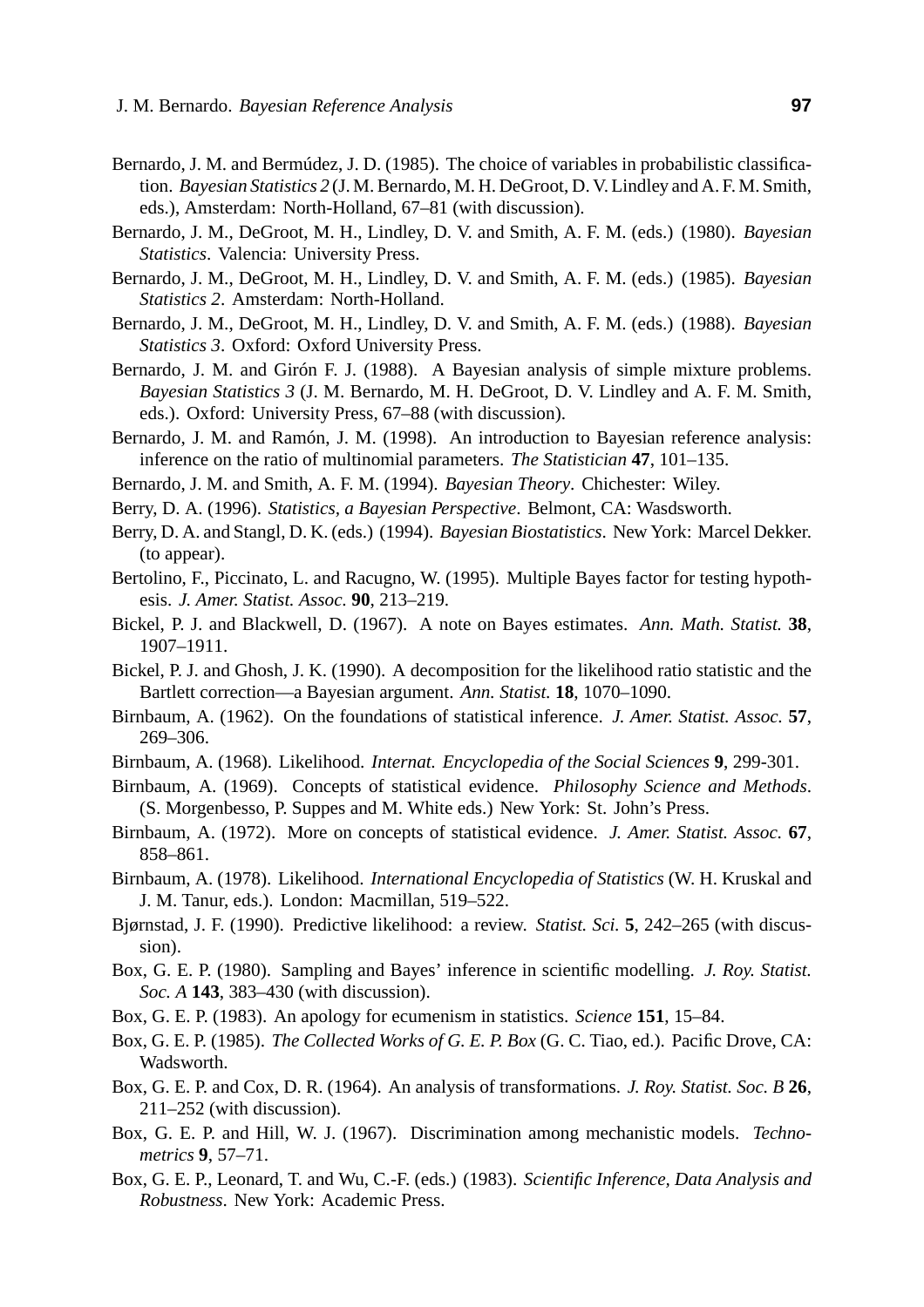Bernardo, J. M. and Bermúdez, J. D. (1985). The choice of variables in probabilistic classification. *Bayesian Statistics 2* (J. M. Bernardo, M. H. DeGroot, D. V. Lindley and A. F. M. Smith, eds.), Amsterdam: North-Holland, 67–81 (with discussion).

Bernardo, J. M., DeGroot, M. H., Lindley, D. V. and Smith, A. F. M. (eds.) (1980). *Bayesian Statistics*. Valencia: University Press.

Bernardo, J. M., DeGroot, M. H., Lindley, D. V. and Smith, A. F. M. (eds.) (1985). *Bayesian Statistics 2*. Amsterdam: North-Holland.

Bernardo, J. M., DeGroot, M. H., Lindley, D. V. and Smith, A. F. M. (eds.) (1988). *Bayesian Statistics 3*. Oxford: Oxford University Press.

Bernardo, J. M. and Girón F. J. (1988). A Bayesian analysis of simple mixture problems. *Bayesian Statistics 3* (J. M. Bernardo, M. H. DeGroot, D. V. Lindley and A. F. M. Smith, eds.). Oxford: University Press, 67–88 (with discussion).

Bernardo, J. M. and Ramón, J. M. (1998). An introduction to Bayesian reference analysis: inference on the ratio of multinomial parameters. *The Statistician* **47**, 101–135.

Bernardo, J. M. and Smith, A. F. M. (1994). *Bayesian Theory*. Chichester: Wiley.

Berry, D. A. (1996). *Statistics, a Bayesian Perspective*. Belmont, CA: Wasdsworth.

Berry, D. A. and Stangl, D. K. (eds.) (1994). *Bayesian Biostatistics*. New York: Marcel Dekker. (to appear).

Bertolino, F., Piccinato, L. and Racugno, W. (1995). Multiple Bayes factor for testing hypothesis. *J. Amer. Statist. Assoc.* **90**, 213–219.

Bickel, P. J. and Blackwell, D. (1967). A note on Bayes estimates. *Ann. Math. Statist.* **38**, 1907–1911.

Bickel, P. J. and Ghosh, J. K. (1990). A decomposition for the likelihood ratio statistic and the Bartlett correction—a Bayesian argument. *Ann. Statist.* **18**, 1070–1090.

Birnbaum, A. (1962). On the foundations of statistical inference. *J. Amer. Statist. Assoc.* **57**, 269–306.

Birnbaum, A. (1968). Likelihood. *Internat. Encyclopedia of the Social Sciences* **9**, 299-301.

Birnbaum, A. (1969). Concepts of statistical evidence. *Philosophy Science and Methods*. (S. Morgenbesso, P. Suppes and M. White eds.) New York: St. John's Press.

Birnbaum, A. (1972). More on concepts of statistical evidence. *J. Amer. Statist. Assoc.* **67**, 858–861.

Birnbaum, A. (1978). Likelihood. *International Encyclopedia of Statistics* (W. H. Kruskal and J. M. Tanur, eds.). London: Macmillan, 519–522.

Bjørnstad, J. F. (1990). Predictive likelihood: a review. *Statist. Sci.* **5**, 242–265 (with discussion).

Box, G. E. P. (1980). Sampling and Bayes' inference in scientific modelling. *J. Roy. Statist. Soc. A* **143**, 383–430 (with discussion).

Box, G. E. P. (1983). An apology for ecumenism in statistics. *Science* **151**, 15–84.

Box, G. E. P. (1985). *The Collected Works of G. E. P. Box* (G. C. Tiao, ed.). Pacific Drove, CA: Wadsworth.

Box, G. E. P. and Cox, D. R. (1964). An analysis of transformations. *J. Roy. Statist. Soc. B* **26**, 211–252 (with discussion).

Box, G. E. P. and Hill, W. J. (1967). Discrimination among mechanistic models. *Technometrics* **9**, 57–71.

Box, G. E. P., Leonard, T. and Wu, C.-F. (eds.) (1983). *Scientific Inference, Data Analysis and Robustness*. New York: Academic Press.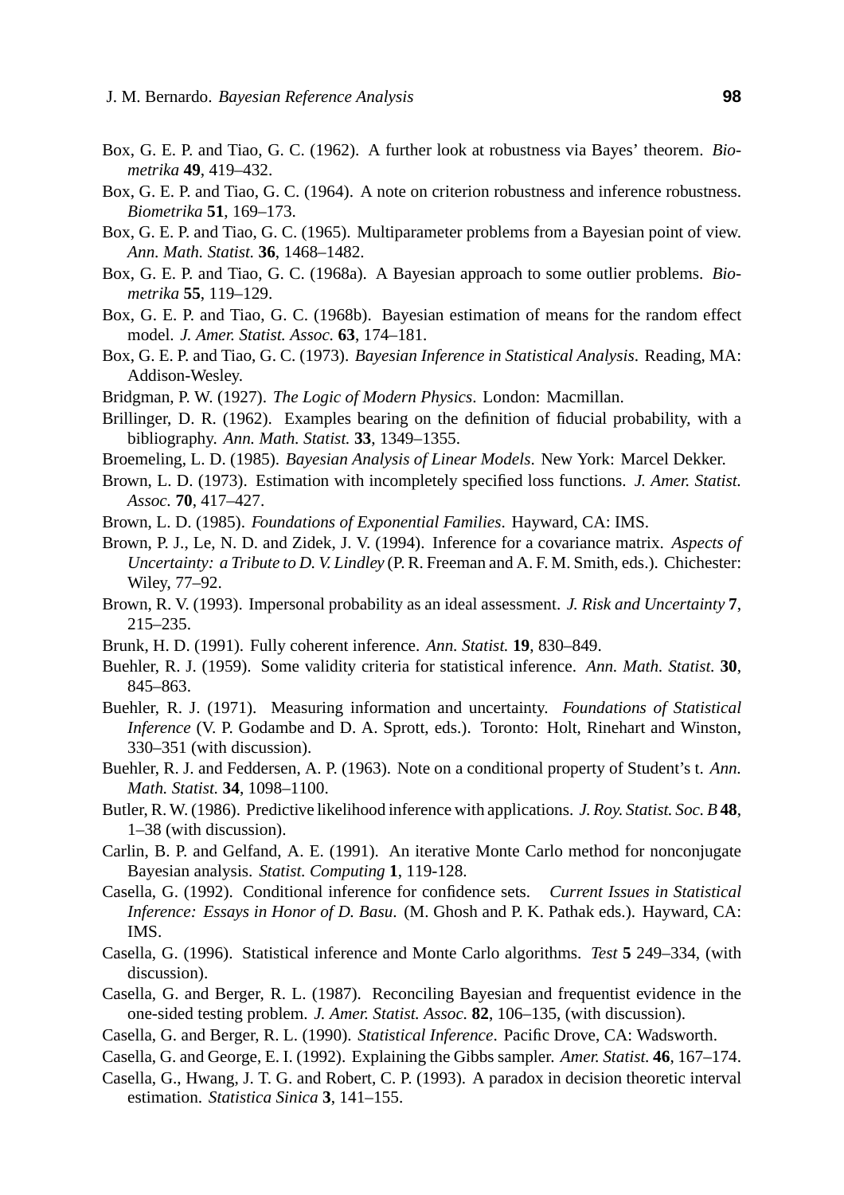Box, G. E. P. and Tiao, G. C. (1962). A further look at robustness via Bayes' theorem. *Biometrika* **49**, 419–432.

Box, G. E. P. and Tiao, G. C. (1964). A note on criterion robustness and inference robustness. *Biometrika* **51**, 169–173.

Box, G. E. P. and Tiao, G. C. (1965). Multiparameter problems from a Bayesian point of view. *Ann. Math. Statist.* **36**, 1468–1482.

Box, G. E. P. and Tiao, G. C. (1968a). A Bayesian approach to some outlier problems. *Biometrika* **55**, 119–129.

Box, G. E. P. and Tiao, G. C. (1968b). Bayesian estimation of means for the random effect model. *J. Amer. Statist. Assoc.* **63**, 174–181.

Box, G. E. P. and Tiao, G. C. (1973). *Bayesian Inference in Statistical Analysis*. Reading, MA: Addison-Wesley.

Bridgman, P. W. (1927). *The Logic of Modern Physics*. London: Macmillan.

Brillinger, D. R. (1962). Examples bearing on the definition of fiducial probability, with a bibliography. *Ann. Math. Statist.* **33**, 1349–1355.

Broemeling, L. D. (1985). *Bayesian Analysis of Linear Models*. New York: Marcel Dekker.

Brown, L. D. (1973). Estimation with incompletely specified loss functions. *J. Amer. Statist. Assoc.* **70**, 417–427.

Brown, L. D. (1985). *Foundations of Exponential Families*. Hayward, CA: IMS.

Brown, P. J., Le, N. D. and Zidek, J. V. (1994). Inference for a covariance matrix. *Aspects of Uncertainty: a Tribute to D. V. Lindley* (P. R. Freeman and A. F. M. Smith, eds.). Chichester: Wiley, 77–92.

Brown, R. V. (1993). Impersonal probability as an ideal assessment. *J. Risk and Uncertainty* **7**, 215–235.

Brunk, H. D. (1991). Fully coherent inference. *Ann. Statist.* **19**, 830–849.

Buehler, R. J. (1959). Some validity criteria for statistical inference. *Ann. Math. Statist.* **30**, 845–863.

Buehler, R. J. (1971). Measuring information and uncertainty. *Foundations of Statistical Inference* (V. P. Godambe and D. A. Sprott, eds.). Toronto: Holt, Rinehart and Winston, 330–351 (with discussion).

Buehler, R. J. and Feddersen, A. P. (1963). Note on a conditional property of Student's t. *Ann. Math. Statist.* **34**, 1098–1100.

Butler, R. W. (1986). Predictive likelihood inference with applications. *J. Roy. Statist. Soc. B* **48**, 1–38 (with discussion).

Carlin, B. P. and Gelfand, A. E. (1991). An iterative Monte Carlo method for nonconjugate Bayesian analysis. *Statist. Computing* **1**, 119-128.

Casella, G. (1992). Conditional inference for confidence sets. *Current Issues in Statistical Inference: Essays in Honor of D. Basu*. (M. Ghosh and P. K. Pathak eds.). Hayward, CA: IMS.

Casella, G. (1996). Statistical inference and Monte Carlo algorithms. *Test* **5** 249–334, (with discussion).

Casella, G. and Berger, R. L. (1987). Reconciling Bayesian and frequentist evidence in the one-sided testing problem. *J. Amer. Statist. Assoc.* **82**, 106–135, (with discussion).

Casella, G. and Berger, R. L. (1990). *Statistical Inference*. Pacific Drove, CA: Wadsworth.

Casella, G. and George, E. I. (1992). Explaining the Gibbs sampler. *Amer. Statist.* **46**, 167–174.

Casella, G., Hwang, J. T. G. and Robert, C. P. (1993). A paradox in decision theoretic interval estimation. *Statistica Sinica* **3**, 141–155.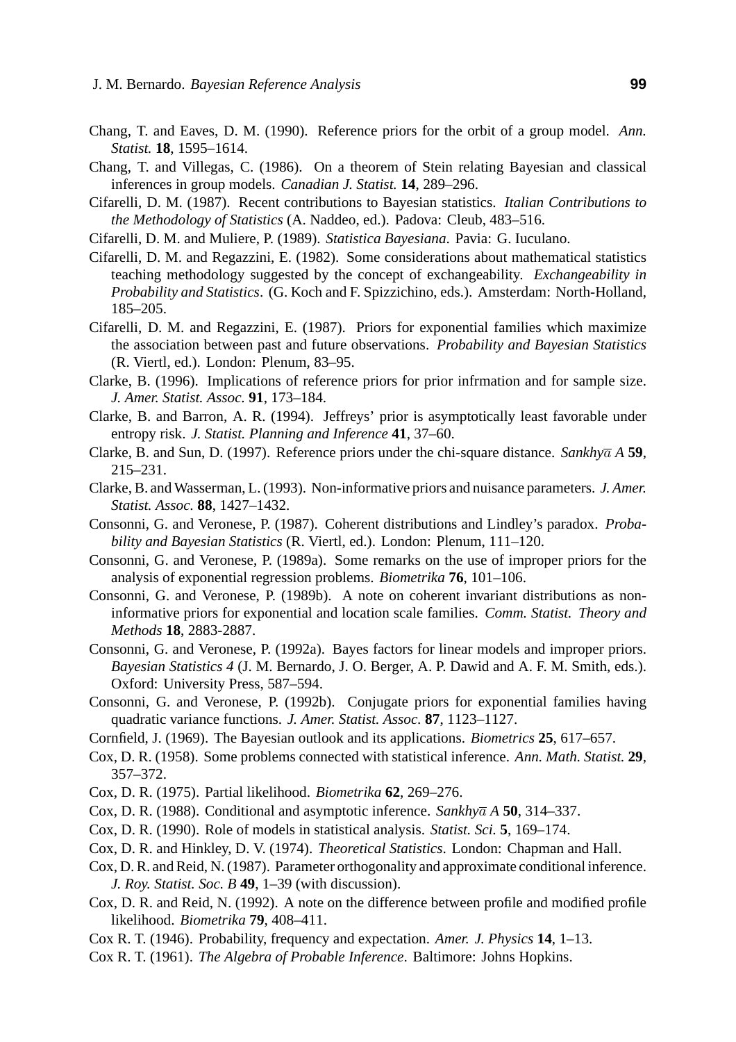Chang, T. and Eaves, D. M. (1990). Reference priors for the orbit of a group model. *Ann. Statist.* **18**, 1595–1614.

Chang, T. and Villegas, C. (1986). On a theorem of Stein relating Bayesian and classical inferences in group models. *Canadian J. Statist.* **14**, 289–296.

Cifarelli, D. M. (1987). Recent contributions to Bayesian statistics. *Italian Contributions to the Methodology of Statistics* (A. Naddeo, ed.). Padova: Cleub, 483–516.

Cifarelli, D. M. and Muliere, P. (1989). *Statistica Bayesiana*. Pavia: G. Iuculano.

Cifarelli, D. M. and Regazzini, E. (1982). Some considerations about mathematical statistics teaching methodology suggested by the concept of exchangeability. *Exchangeability in Probability and Statistics*. (G. Koch and F. Spizzichino, eds.). Amsterdam: North-Holland, 185–205.

Cifarelli, D. M. and Regazzini, E. (1987). Priors for exponential families which maximize the association between past and future observations. *Probability and Bayesian Statistics* (R. Viertl, ed.). London: Plenum, 83–95.

Clarke, B. (1996). Implications of reference priors for prior infrmation and for sample size. *J. Amer. Statist. Assoc.* **91**, 173–184.

Clarke, B. and Barron, A. R. (1994). Jeffreys' prior is asymptotically least favorable under entropy risk. *J. Statist. Planning and Inference* **41**, 37–60.

Clarke, B. and Sun, D. (1997). Reference priors under the chi-square distance. *Sankhyā A* **59**, 215–231.

Clarke, B. and Wasserman, L. (1993). Non-informative priors and nuisance parameters. *J. Amer. Statist. Assoc*. **88**, 1427–1432.

Consonni, G. and Veronese, P. (1987). Coherent distributions and Lindley's paradox. *Probability and Bayesian Statistics* (R. Viertl, ed.). London: Plenum, 111–120.

Consonni, G. and Veronese, P. (1989a). Some remarks on the use of improper priors for the analysis of exponential regression problems. *Biometrika* **76**, 101–106.

Consonni, G. and Veronese, P. (1989b). A note on coherent invariant distributions as non-informative priors for exponential and location scale families. *Comm. Statist. Theory and Methods* **18**, 2883-2887.

Consonni, G. and Veronese, P. (1992a). Bayes factors for linear models and improper priors. *Bayesian Statistics 4* (J. M. Bernardo, J. O. Berger, A. P. Dawid and A. F. M. Smith, eds.). Oxford: University Press, 587–594.

Consonni, G. and Veronese, P. (1992b). Conjugate priors for exponential families having quadratic variance functions. *J. Amer. Statist. Assoc.* **87**, 1123–1127.

Cornfield, J. (1969). The Bayesian outlook and its applications. *Biometrics* **25**, 617–657.

Cox, D. R. (1958). Some problems connected with statistical inference. *Ann. Math. Statist.* **29**, 357–372.

Cox, D. R. (1975). Partial likelihood. *Biometrika* **62**, 269–276.

Cox, D. R. (1988). Conditional and asymptotic inference. *Sankhyā A* **50**, 314–337.

Cox, D. R. (1990). Role of models in statistical analysis. *Statist. Sci.* **5**, 169–174.

Cox, D. R. and Hinkley, D. V. (1974). *Theoretical Statistics*. London: Chapman and Hall.

Cox, D. R. and Reid, N. (1987). Parameter orthogonality and approximate conditional inference. *J. Roy. Statist. Soc. B* **49**, 1–39 (with discussion).

Cox, D. R. and Reid, N. (1992). A note on the difference between profile and modified profile likelihood. *Biometrika* **79**, 408–411.

Cox R. T. (1946). Probability, frequency and expectation. *Amer. J. Physics* **14**, 1–13.

Cox R. T. (1961). *The Algebra of Probable Inference*. Baltimore: Johns Hopkins.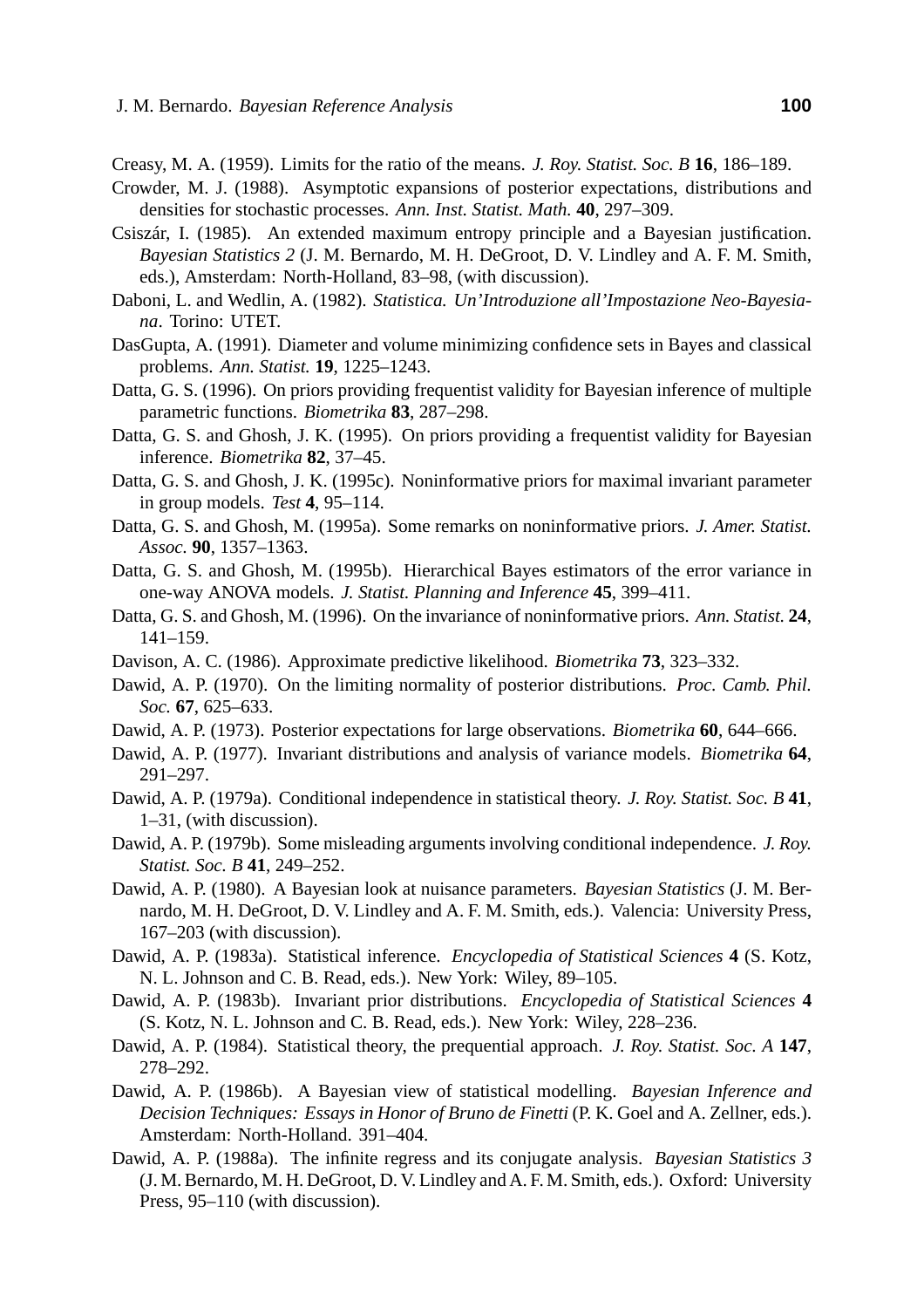Creasy, M. A. (1959). Limits for the ratio of the means. *J. Roy. Statist. Soc. B* **16**, 186–189.

Crowder, M. J. (1988). Asymptotic expansions of posterior expectations, distributions and densities for stochastic processes. *Ann. Inst. Statist. Math.* **40**, 297–309.

Csiszár, I. (1985). An extended maximum entropy principle and a Bayesian justification. *Bayesian Statistics 2* (J. M. Bernardo, M. H. DeGroot, D. V. Lindley and A. F. M. Smith, eds.), Amsterdam: North-Holland, 83–98, (with discussion).

Daboni, L. and Wedlin, A. (1982). *Statistica. Un'Introduzione all'Impostazione Neo-Bayesiana*. Torino: UTET.

DasGupta, A. (1991). Diameter and volume minimizing confidence sets in Bayes and classical problems. *Ann. Statist.* **19**, 1225–1243.

Datta, G. S. (1996). On priors providing frequentist validity for Bayesian inference of multiple parametric functions. *Biometrika* **83**, 287–298.

Datta, G. S. and Ghosh, J. K. (1995). On priors providing a frequentist validity for Bayesian inference. *Biometrika* **82**, 37–45.

Datta, G. S. and Ghosh, J. K. (1995c). Noninformative priors for maximal invariant parameter in group models. *Test* **4**, 95–114.

Datta, G. S. and Ghosh, M. (1995a). Some remarks on noninformative priors. *J. Amer. Statist. Assoc.* **90**, 1357–1363.

Datta, G. S. and Ghosh, M. (1995b). Hierarchical Bayes estimators of the error variance in one-way ANOVA models. *J. Statist. Planning and Inference* **45**, 399–411.

Datta, G. S. and Ghosh, M. (1996). On the invariance of noninformative priors. *Ann. Statist.* **24**, 141–159.

Davison, A. C. (1986). Approximate predictive likelihood. *Biometrika* **73**, 323–332.

Dawid, A. P. (1970). On the limiting normality of posterior distributions. *Proc. Camb. Phil. Soc.* **67**, 625–633.

Dawid, A. P. (1973). Posterior expectations for large observations. *Biometrika* **60**, 644–666.

Dawid, A. P. (1977). Invariant distributions and analysis of variance models. *Biometrika* **64**, 291–297.

Dawid, A. P. (1979a). Conditional independence in statistical theory. *J. Roy. Statist. Soc. B* **41**, 1–31, (with discussion).

Dawid, A. P. (1979b). Some misleading arguments involving conditional independence. *J. Roy. Statist. Soc. B* **41**, 249–252.

Dawid, A. P. (1980). A Bayesian look at nuisance parameters. *Bayesian Statistics* (J. M. Bernardo, M. H. DeGroot, D. V. Lindley and A. F. M. Smith, eds.). Valencia: University Press, 167–203 (with discussion).

Dawid, A. P. (1983a). Statistical inference. *Encyclopedia of Statistical Sciences* **4** (S. Kotz, N. L. Johnson and C. B. Read, eds.). New York: Wiley, 89–105.

Dawid, A. P. (1983b). Invariant prior distributions. *Encyclopedia of Statistical Sciences* **4** (S. Kotz, N. L. Johnson and C. B. Read, eds.). New York: Wiley, 228–236.

Dawid, A. P. (1984). Statistical theory, the prequential approach. *J. Roy. Statist. Soc. A* **147**, 278–292.

Dawid, A. P. (1986b). A Bayesian view of statistical modelling. *Bayesian Inference and Decision Techniques: Essays in Honor of Bruno de Finetti* (P. K. Goel and A. Zellner, eds.). Amsterdam: North-Holland. 391–404.

Dawid, A. P. (1988a). The infinite regress and its conjugate analysis. *Bayesian Statistics 3* (J. M. Bernardo, M. H. DeGroot, D. V. Lindley and A. F. M. Smith, eds.). Oxford: University Press, 95–110 (with discussion).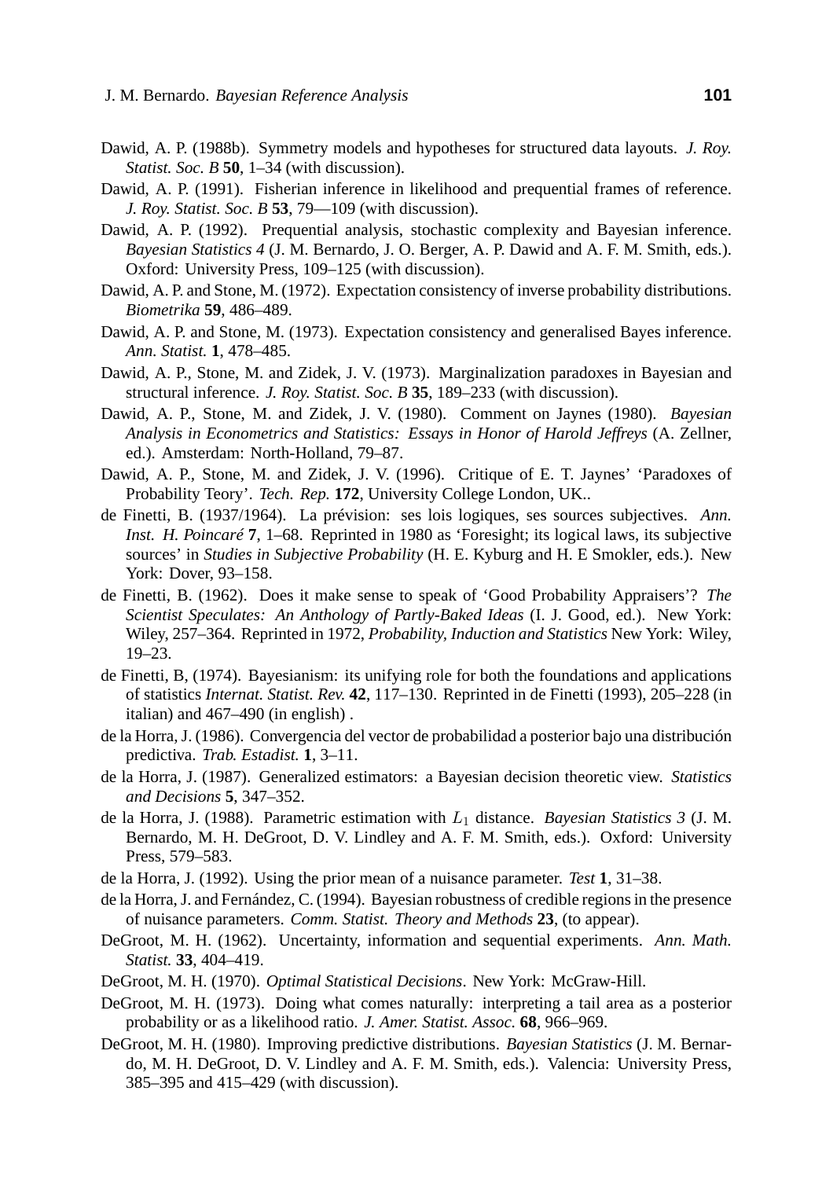Dawid, A. P. (1988b). Symmetry models and hypotheses for structured data layouts. *J. Roy. Statist. Soc. B* **50**, 1–34 (with discussion).

Dawid, A. P. (1991). Fisherian inference in likelihood and prequential frames of reference. *J. Roy. Statist. Soc. B* **53**, 79—109 (with discussion).

Dawid, A. P. (1992). Prequential analysis, stochastic complexity and Bayesian inference. *Bayesian Statistics 4* (J. M. Bernardo, J. O. Berger, A. P. Dawid and A. F. M. Smith, eds.). Oxford: University Press, 109–125 (with discussion).

Dawid, A. P. and Stone, M. (1972). Expectation consistency of inverse probability distributions. *Biometrika* **59**, 486–489.

Dawid, A. P. and Stone, M. (1973). Expectation consistency and generalised Bayes inference. *Ann. Statist.* **1**, 478–485.

Dawid, A. P., Stone, M. and Zidek, J. V. (1973). Marginalization paradoxes in Bayesian and structural inference. *J. Roy. Statist. Soc. B* **35**, 189–233 (with discussion).

Dawid, A. P., Stone, M. and Zidek, J. V. (1980). Comment on Jaynes (1980). *Bayesian Analysis in Econometrics and Statistics: Essays in Honor of Harold Jeffreys* (A. Zellner, ed.). Amsterdam: North-Holland, 79–87.

Dawid, A. P., Stone, M. and Zidek, J. V. (1996). Critique of E. T. Jaynes' 'Paradoxes of Probability Teory'. *Tech. Rep.* **172**, University College London, UK..

de Finetti, B. (1937/1964). La prévision: ses lois logiques, ses sources subjectives. *Ann. Inst. H. Poincaré* **7**, 1–68. Reprinted in 1980 as 'Foresight; its logical laws, its subjective sources' in *Studies in Subjective Probability* (H. E. Kyburg and H. E Smokler, eds.). New York: Dover, 93–158.

de Finetti, B. (1962). Does it make sense to speak of 'Good Probability Appraisers'? *The Scientist Speculates: An Anthology of Partly-Baked Ideas* (I. J. Good, ed.). New York: Wiley, 257–364. Reprinted in 1972, *Probability, Induction and Statistics* New York: Wiley, 19–23.

de Finetti, B, (1974). Bayesianism: its unifying role for both the foundations and applications of statistics *Internat. Statist. Rev.* **42**, 117–130. Reprinted in de Finetti (1993), 205–228 (in italian) and 467–490 (in english) .

de la Horra, J. (1986). Convergencia del vector de probabilidad a posterior bajo una distribución predictiva. *Trab. Estadist.* **1**, 3–11.

de la Horra, J. (1987). Generalized estimators: a Bayesian decision theoretic view. *Statistics and Decisions* **5**, 347–352.

de la Horra, J. (1988). Parametric estimation with $L_1$ distance. *Bayesian Statistics 3* (J. M. Bernardo, M. H. DeGroot, D. V. Lindley and A. F. M. Smith, eds.). Oxford: University Press, 579–583.

de la Horra, J. (1992). Using the prior mean of a nuisance parameter. *Test* **1**, 31–38.

de la Horra, J. and Fernández, C. (1994). Bayesian robustness of credible regions in the presence of nuisance parameters. *Comm. Statist. Theory and Methods* **23**, (to appear).

DeGroot, M. H. (1962). Uncertainty, information and sequential experiments. *Ann. Math. Statist.* **33**, 404–419.

DeGroot, M. H. (1970). *Optimal Statistical Decisions*. New York: McGraw-Hill.

DeGroot, M. H. (1973). Doing what comes naturally: interpreting a tail area as a posterior probability or as a likelihood ratio. *J. Amer. Statist. Assoc.* **68**, 966–969.

DeGroot, M. H. (1980). Improving predictive distributions. *Bayesian Statistics* (J. M. Bernardo, M. H. DeGroot, D. V. Lindley and A. F. M. Smith, eds.). Valencia: University Press, 385–395 and 415–429 (with discussion).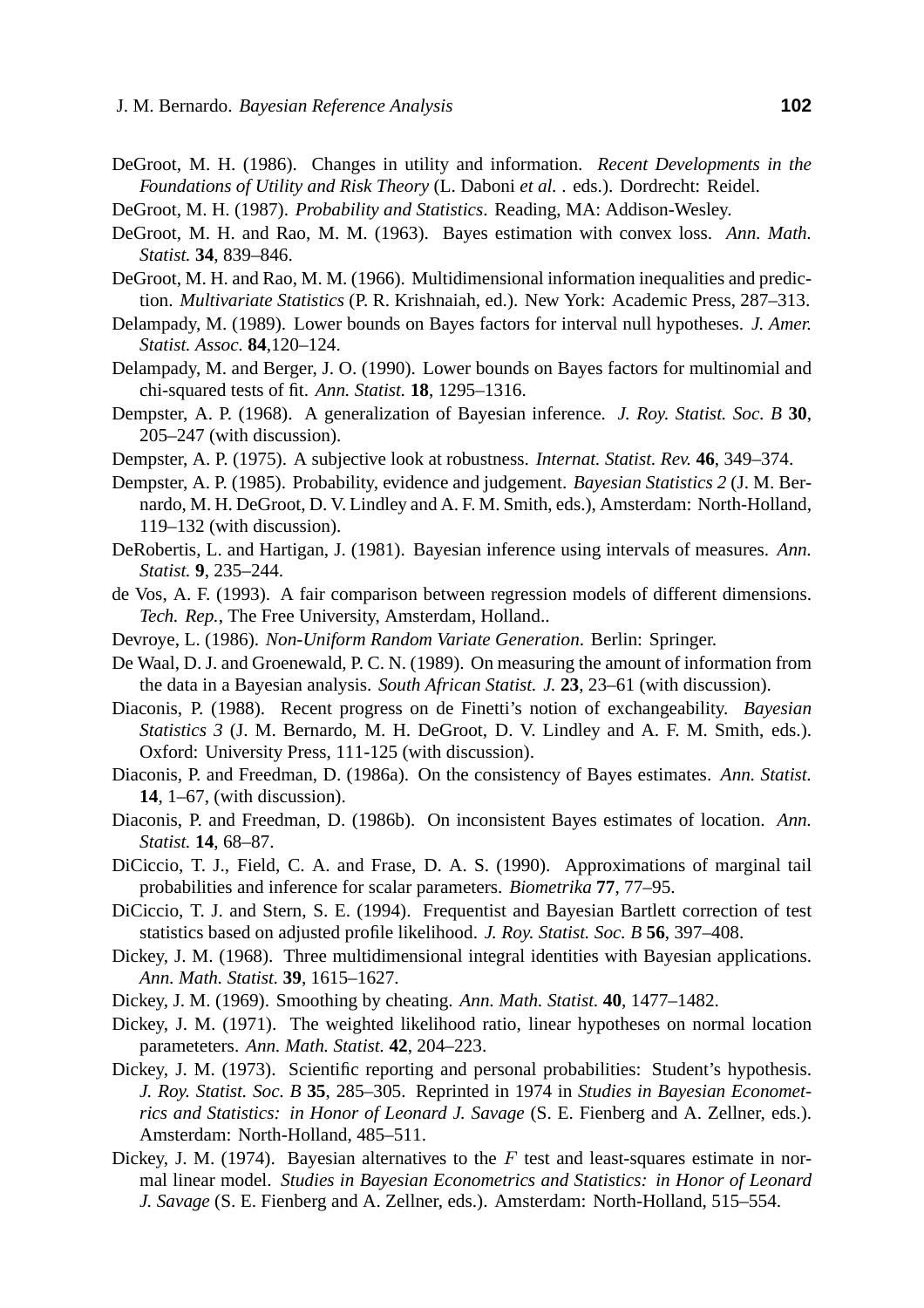DeGroot, M. H. (1986). Changes in utility and information. *Recent Developments in the Foundations of Utility and Risk Theory* (L. Daboni *et al.* . eds.). Dordrecht: Reidel.

DeGroot, M. H. (1987). *Probability and Statistics*. Reading, MA: Addison-Wesley.

DeGroot, M. H. and Rao, M. M. (1963). Bayes estimation with convex loss. *Ann. Math. Statist.* **34**, 839–846.

DeGroot, M. H. and Rao, M. M. (1966). Multidimensional information inequalities and prediction. *Multivariate Statistics* (P. R. Krishnaiah, ed.). New York: Academic Press, 287–313.

Delampady, M. (1989). Lower bounds on Bayes factors for interval null hypotheses. *J. Amer. Statist. Assoc.* **84**,120–124.

Delampady, M. and Berger, J. O. (1990). Lower bounds on Bayes factors for multinomial and chi-squared tests of fit. *Ann. Statist.* **18**, 1295–1316.

Dempster, A. P. (1968). A generalization of Bayesian inference. *J. Roy. Statist. Soc. B* **30**, 205–247 (with discussion).

Dempster, A. P. (1975). A subjective look at robustness. *Internat. Statist. Rev.* **46**, 349–374.

Dempster, A. P. (1985). Probability, evidence and judgement. *Bayesian Statistics 2* (J. M. Bernardo, M. H. DeGroot, D. V. Lindley and A. F. M. Smith, eds.), Amsterdam: North-Holland, 119–132 (with discussion).

DeRobertis, L. and Hartigan, J. (1981). Bayesian inference using intervals of measures. *Ann. Statist.* **9**, 235–244.

de Vos, A. F. (1993). A fair comparison between regression models of different dimensions. *Tech. Rep.*, The Free University, Amsterdam, Holland..

Devroye, L. (1986). *Non-Uniform Random Variate Generation*. Berlin: Springer.

De Waal, D. J. and Groenewald, P. C. N. (1989). On measuring the amount of information from the data in a Bayesian analysis. *South African Statist. J.* **23**, 23–61 (with discussion).

Diaconis, P. (1988). Recent progress on de Finetti's notion of exchangeability. *Bayesian Statistics 3* (J. M. Bernardo, M. H. DeGroot, D. V. Lindley and A. F. M. Smith, eds.). Oxford: University Press, 111-125 (with discussion).

Diaconis, P. and Freedman, D. (1986a). On the consistency of Bayes estimates. *Ann. Statist.* **14**, 1–67, (with discussion).

Diaconis, P. and Freedman, D. (1986b). On inconsistent Bayes estimates of location. *Ann. Statist.* **14**, 68–87.

DiCiccio, T. J., Field, C. A. and Frase, D. A. S. (1990). Approximations of marginal tail probabilities and inference for scalar parameters. *Biometrika* **77**, 77–95.

DiCiccio, T. J. and Stern, S. E. (1994). Frequentist and Bayesian Bartlett correction of test statistics based on adjusted profile likelihood. *J. Roy. Statist. Soc. B* **56**, 397–408.

Dickey, J. M. (1968). Three multidimensional integral identities with Bayesian applications. *Ann. Math. Statist.* **39**, 1615–1627.

Dickey, J. M. (1969). Smoothing by cheating. *Ann. Math. Statist.* **40**, 1477–1482.

Dickey, J. M. (1971). The weighted likelihood ratio, linear hypotheses on normal location parameteters. *Ann. Math. Statist.* **42**, 204–223.

Dickey, J. M. (1973). Scientific reporting and personal probabilities: Student's hypothesis. *J. Roy. Statist. Soc. B* **35**, 285–305. Reprinted in 1974 in *Studies in Bayesian Econometrics and Statistics: in Honor of Leonard J. Savage* (S. E. Fienberg and A. Zellner, eds.). Amsterdam: North-Holland, 485–511.

Dickey, J. M. (1974). Bayesian alternatives to the $F$ test and least-squares estimate in normal linear model. *Studies in Bayesian Econometrics and Statistics: in Honor of Leonard J. Savage* (S. E. Fienberg and A. Zellner, eds.). Amsterdam: North-Holland, 515–554.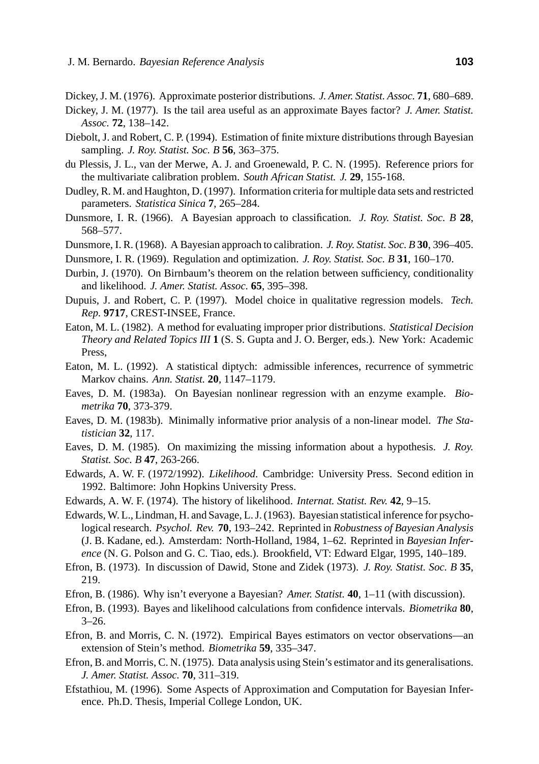Dickey, J. M. (1976). Approximate posterior distributions. *J. Amer. Statist. Assoc.* **71**, 680–689.

Dickey, J. M. (1977). Is the tail area useful as an approximate Bayes factor? *J. Amer. Statist. Assoc.* **72**, 138–142.

Diebolt, J. and Robert, C. P. (1994). Estimation of finite mixture distributions through Bayesian sampling. *J. Roy. Statist. Soc. B* **56**, 363–375.

du Plessis, J. L., van der Merwe, A. J. and Groenewald, P. C. N. (1995). Reference priors for the multivariate calibration problem. *South African Statist. J.* **29**, 155-168.

Dudley, R. M. and Haughton, D. (1997). Information criteria for multiple data sets and restricted parameters. *Statistica Sinica* **7**, 265–284.

Dunsmore, I. R. (1966). A Bayesian approach to classification. *J. Roy. Statist. Soc. B* **28**, 568–577.

Dunsmore, I. R. (1968). A Bayesian approach to calibration. *J. Roy. Statist. Soc. B* **30**, 396–405.

Dunsmore, I. R. (1969). Regulation and optimization. *J. Roy. Statist. Soc. B* **31**, 160–170.

Durbin, J. (1970). On Birnbaum's theorem on the relation between sufficiency, conditionality and likelihood. *J. Amer. Statist. Assoc.* **65**, 395–398.

Dupuis, J. and Robert, C. P. (1997). Model choice in qualitative regression models. *Tech. Rep.* **9717**, CREST-INSEE, France.

Eaton, M. L. (1982). A method for evaluating improper prior distributions. *Statistical Decision Theory and Related Topics III* **1** (S. S. Gupta and J. O. Berger, eds.). New York: Academic Press,

Eaton, M. L. (1992). A statistical diptych: admissible inferences, recurrence of symmetric Markov chains. *Ann. Statist.* **20**, 1147–1179.

Eaves, D. M. (1983a). On Bayesian nonlinear regression with an enzyme example. *Biometrika* **70**, 373-379.

Eaves, D. M. (1983b). Minimally informative prior analysis of a non-linear model. *The Statistician* **32**, 117.

Eaves, D. M. (1985). On maximizing the missing information about a hypothesis. *J. Roy. Statist. Soc. B* **47**, 263-266.

Edwards, A. W. F. (1972/1992). *Likelihood.* Cambridge: University Press. Second edition in 1992. Baltimore: John Hopkins University Press.

Edwards, A. W. F. (1974). The history of likelihood. *Internat. Statist. Rev.* **42**, 9–15.

Edwards, W. L., Lindman, H. and Savage, L. J. (1963). Bayesian statistical inference for psychological research. *Psychol. Rev.* **70**, 193–242. Reprinted in *Robustness of Bayesian Analysis* (J. B. Kadane, ed.). Amsterdam: North-Holland, 1984, 1–62. Reprinted in *Bayesian Inference* (N. G. Polson and G. C. Tiao, eds.). Brookfield, VT: Edward Elgar, 1995, 140–189.

Efron, B. (1973). In discussion of Dawid, Stone and Zidek (1973). *J. Roy. Statist. Soc. B* **35**, 219.

Efron, B. (1986). Why isn't everyone a Bayesian? *Amer. Statist.* **40**, 1–11 (with discussion).

Efron, B. (1993). Bayes and likelihood calculations from confidence intervals. *Biometrika* **80**, 3–26.

Efron, B. and Morris, C. N. (1972). Empirical Bayes estimators on vector observations—an extension of Stein's method. *Biometrika* **59**, 335–347.

Efron, B. and Morris, C. N. (1975). Data analysis using Stein's estimator and its generalisations. *J. Amer. Statist. Assoc.* **70**, 311–319.

Efstathiou, M. (1996). Some Aspects of Approximation and Computation for Bayesian Inference. Ph.D. Thesis, Imperial College London, UK.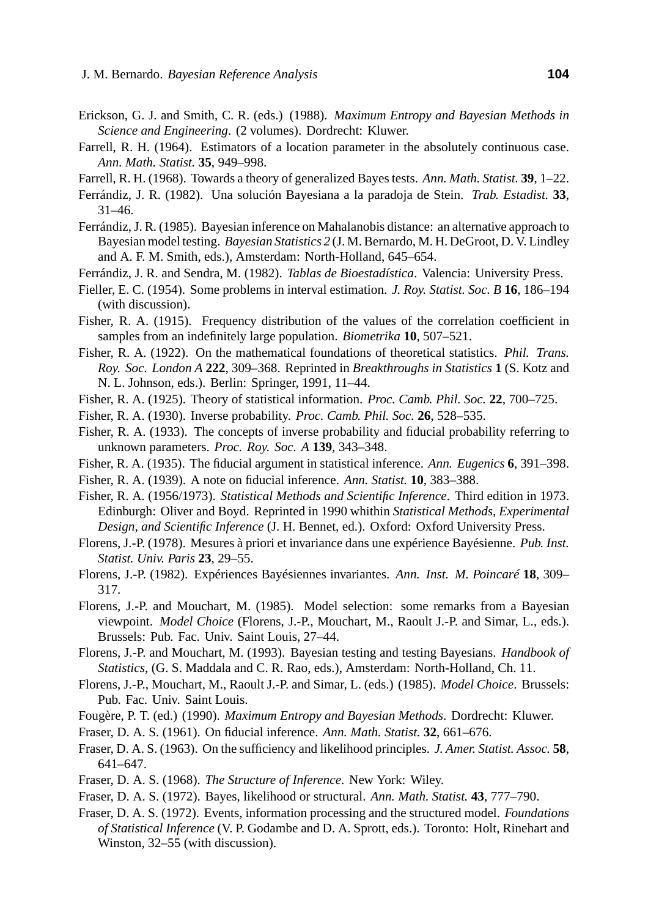Erickson, G. J. and Smith, C. R. (eds.) (1988). *Maximum Entropy and Bayesian Methods in Science and Engineering*. (2 volumes). Dordrecht: Kluwer.

Farrell, R. H. (1964). Estimators of a location parameter in the absolutely continuous case. *Ann. Math. Statist.* **35**, 949–998.

Farrell, R. H. (1968). Towards a theory of generalized Bayes tests. *Ann. Math. Statist.* **39**, 1–22.

Ferrándiz, J. R. (1982). Una solución Bayesiana a la paradoja de Stein. *Trab. Estadist.* **33**, 31–46.

Ferrándiz, J. R. (1985). Bayesian inference on Mahalanobis distance: an alternative approach to Bayesian model testing. *Bayesian Statistics 2* (J. M. Bernardo, M. H. DeGroot, D. V. Lindley and A. F. M. Smith, eds.), Amsterdam: North-Holland, 645–654.

Ferrándiz, J. R. and Sendra, M. (1982). *Tablas de Bioestadística*. Valencia: University Press.

Fieller, E. C. (1954). Some problems in interval estimation. *J. Roy. Statist. Soc. B* **16**, 186–194 (with discussion).

Fisher, R. A. (1915). Frequency distribution of the values of the correlation coefficient in samples from an indefinitely large population. *Biometrika* **10**, 507–521.

Fisher, R. A. (1922). On the mathematical foundations of theoretical statistics. *Phil. Trans. Roy. Soc. London A* **222**, 309–368. Reprinted in *Breakthroughs in Statistics* **1** (S. Kotz and N. L. Johnson, eds.). Berlin: Springer, 1991, 11–44.

Fisher, R. A. (1925). Theory of statistical information. *Proc. Camb. Phil. Soc.* **22**, 700–725.

Fisher, R. A. (1930). Inverse probability. *Proc. Camb. Phil. Soc.* **26**, 528–535.

Fisher, R. A. (1933). The concepts of inverse probability and fiducial probability referring to unknown parameters. *Proc. Roy. Soc. A* **139**, 343–348.

Fisher, R. A. (1935). The fiducial argument in statistical inference. *Ann. Eugenics* **6**, 391–398.

Fisher, R. A. (1939). A note on fiducial inference. *Ann. Statist.* **10**, 383–388.

Fisher, R. A. (1956/1973). *Statistical Methods and Scientific Inference*. Third edition in 1973. Edinburgh: Oliver and Boyd. Reprinted in 1990 whithin *Statistical Methods, Experimental Design, and Scientific Inference* (J. H. Bennet, ed.). Oxford: Oxford University Press.

Florens, J.-P. (1978). Mesures à priori et invariance dans une expérience Bayésienne. *Pub. Inst. Statist. Univ. Paris* **23**, 29–55.

Florens, J.-P. (1982). Expériences Bayésiennes invariantes. *Ann. Inst. M. Poincaré* **18**, 309–317.

Florens, J.-P. and Mouchart, M. (1985). Model selection: some remarks from a Bayesian viewpoint. *Model Choice* (Florens, J.-P., Mouchart, M., Raoult J.-P. and Simar, L., eds.). Brussels: Pub. Fac. Univ. Saint Louis, 27–44.

Florens, J.-P. and Mouchart, M. (1993). Bayesian testing and testing Bayesians. *Handbook of Statistics*, (G. S. Maddala and C. R. Rao, eds.), Amsterdam: North-Holland, Ch. 11.

Florens, J.-P., Mouchart, M., Raoult J.-P. and Simar, L. (eds.) (1985). *Model Choice*. Brussels: Pub. Fac. Univ. Saint Louis.

Fougère, P. T. (ed.) (1990). *Maximum Entropy and Bayesian Methods*. Dordrecht: Kluwer.

Fraser, D. A. S. (1961). On fiducial inference. *Ann. Math. Statist.* **32**, 661–676.

Fraser, D. A. S. (1963). On the sufficiency and likelihood principles. *J. Amer. Statist. Assoc.* **58**, 641–647.

Fraser, D. A. S. (1968). *The Structure of Inference*. New York: Wiley.

Fraser, D. A. S. (1972). Bayes, likelihood or structural. *Ann. Math. Statist.* **43**, 777–790.

Fraser, D. A. S. (1972). Events, information processing and the structured model. *Foundations of Statistical Inference* (V. P. Godambe and D. A. Sprott, eds.). Toronto: Holt, Rinehart and Winston, 32–55 (with discussion).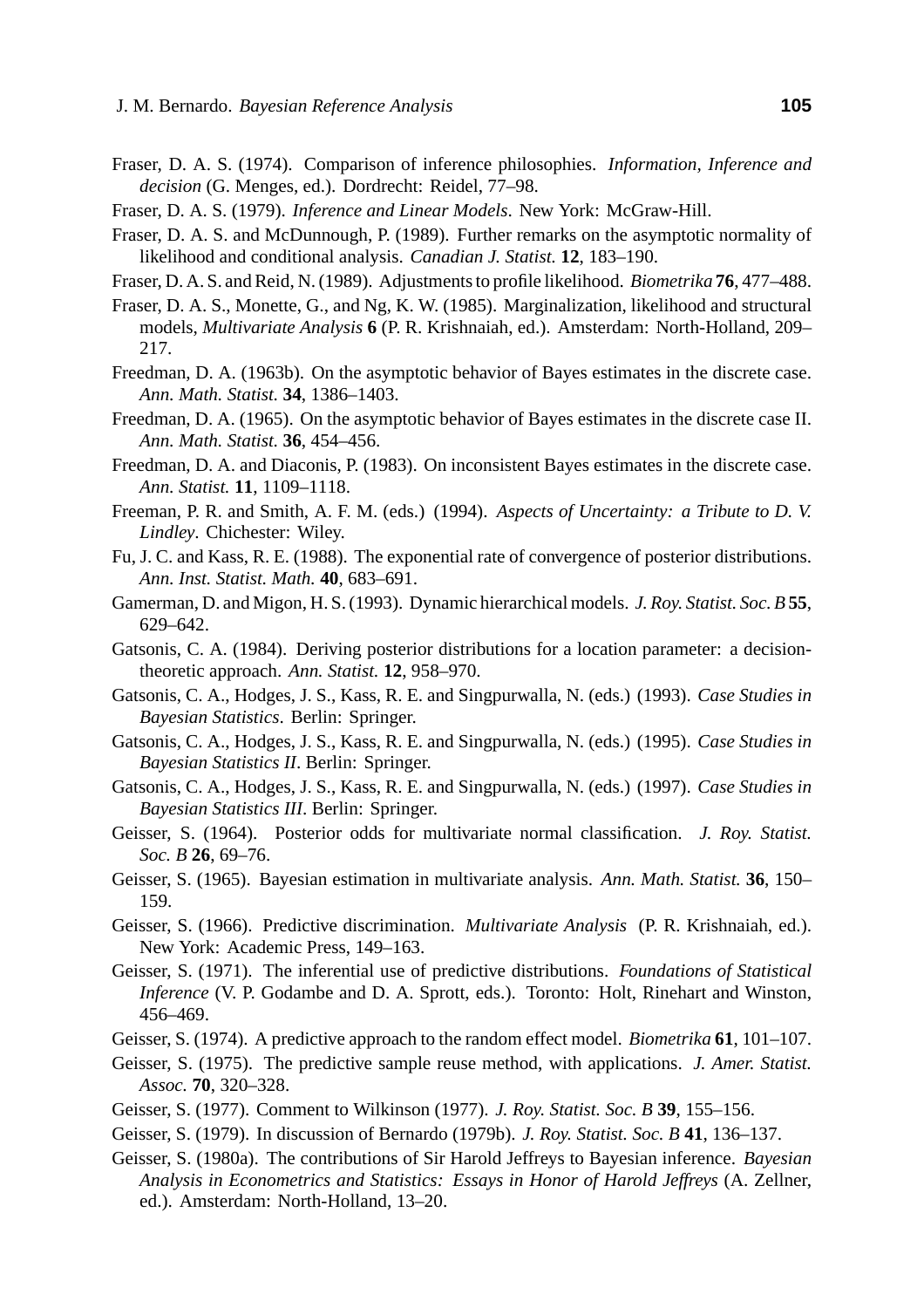Fraser, D. A. S. (1974). Comparison of inference philosophies. *Information, Inference and decision* (G. Menges, ed.). Dordrecht: Reidel, 77–98.

Fraser, D. A. S. (1979). *Inference and Linear Models*. New York: McGraw-Hill.

Fraser, D. A. S. and McDunnough, P. (1989). Further remarks on the asymptotic normality of likelihood and conditional analysis. *Canadian J. Statist.* **12**, 183–190.

Fraser, D. A. S. and Reid, N. (1989). Adjustments to profile likelihood. *Biometrika* **76**, 477–488.

Fraser, D. A. S., Monette, G., and Ng, K. W. (1985). Marginalization, likelihood and structural models, *Multivariate Analysis* **6** (P. R. Krishnaiah, ed.). Amsterdam: North-Holland, 209–217.

Freedman, D. A. (1963b). On the asymptotic behavior of Bayes estimates in the discrete case. *Ann. Math. Statist.* **34**, 1386–1403.

Freedman, D. A. (1965). On the asymptotic behavior of Bayes estimates in the discrete case II. *Ann. Math. Statist.* **36**, 454–456.

Freedman, D. A. and Diaconis, P. (1983). On inconsistent Bayes estimates in the discrete case. *Ann. Statist.* **11**, 1109–1118.

Freeman, P. R. and Smith, A. F. M. (eds.) (1994). *Aspects of Uncertainty: a Tribute to D. V. Lindley*. Chichester: Wiley.

Fu, J. C. and Kass, R. E. (1988). The exponential rate of convergence of posterior distributions. *Ann. Inst. Statist. Math.* **40**, 683–691.

Gamerman, D. and Migon, H. S. (1993). Dynamic hierarchical models. *J. Roy. Statist. Soc. B* **55**, 629–642.

Gatsonis, C. A. (1984). Deriving posterior distributions for a location parameter: a decision-theoretic approach. *Ann. Statist.* **12**, 958–970.

Gatsonis, C. A., Hodges, J. S., Kass, R. E. and Singpurwalla, N. (eds.) (1993). *Case Studies in Bayesian Statistics*. Berlin: Springer.

Gatsonis, C. A., Hodges, J. S., Kass, R. E. and Singpurwalla, N. (eds.) (1995). *Case Studies in Bayesian Statistics II*. Berlin: Springer.

Gatsonis, C. A., Hodges, J. S., Kass, R. E. and Singpurwalla, N. (eds.) (1997). *Case Studies in Bayesian Statistics III*. Berlin: Springer.

Geisser, S. (1964). Posterior odds for multivariate normal classification. *J. Roy. Statist. Soc. B* **26**, 69–76.

Geisser, S. (1965). Bayesian estimation in multivariate analysis. *Ann. Math. Statist.* **36**, 150–159.

Geisser, S. (1966). Predictive discrimination. *Multivariate Analysis* (P. R. Krishnaiah, ed.). New York: Academic Press, 149–163.

Geisser, S. (1971). The inferential use of predictive distributions. *Foundations of Statistical Inference* (V. P. Godambe and D. A. Sprott, eds.). Toronto: Holt, Rinehart and Winston, 456–469.

Geisser, S. (1974). A predictive approach to the random effect model. *Biometrika* **61**, 101–107.

Geisser, S. (1975). The predictive sample reuse method, with applications. *J. Amer. Statist. Assoc.* **70**, 320–328.

Geisser, S. (1977). Comment to Wilkinson (1977). *J. Roy. Statist. Soc. B* **39**, 155–156.

Geisser, S. (1979). In discussion of Bernardo (1979b). *J. Roy. Statist. Soc. B* **41**, 136–137.

Geisser, S. (1980a). The contributions of Sir Harold Jeffreys to Bayesian inference. *Bayesian Analysis in Econometrics and Statistics: Essays in Honor of Harold Jeffreys* (A. Zellner, ed.). Amsterdam: North-Holland, 13–20.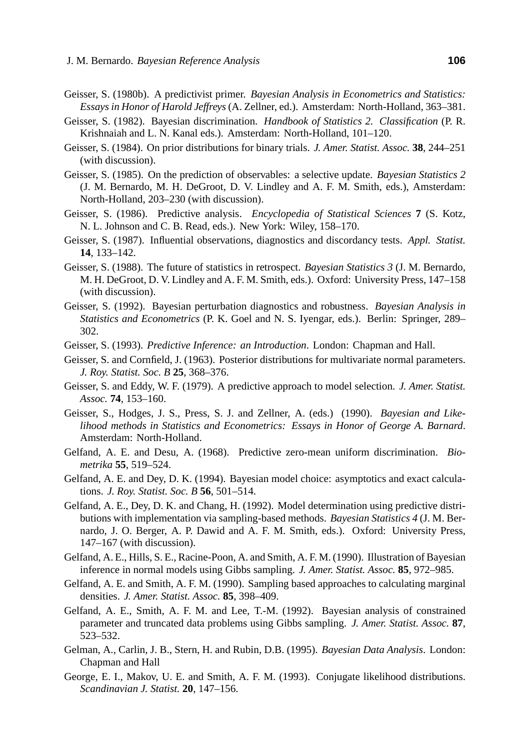Geisser, S. (1980b). A predictivist primer. *Bayesian Analysis in Econometrics and Statistics: Essays in Honor of Harold Jeffreys* (A. Zellner, ed.). Amsterdam: North-Holland, 363–381.

Geisser, S. (1982). Bayesian discrimination. *Handbook of Statistics 2. Classification* (P. R. Krishnaiah and L. N. Kanal eds.). Amsterdam: North-Holland, 101–120.

Geisser, S. (1984). On prior distributions for binary trials. *J. Amer. Statist. Assoc.* **38**, 244–251 (with discussion).

Geisser, S. (1985). On the prediction of observables: a selective update. *Bayesian Statistics 2* (J. M. Bernardo, M. H. DeGroot, D. V. Lindley and A. F. M. Smith, eds.), Amsterdam: North-Holland, 203–230 (with discussion).

Geisser, S. (1986). Predictive analysis. *Encyclopedia of Statistical Sciences* **7** (S. Kotz, N. L. Johnson and C. B. Read, eds.). New York: Wiley, 158–170.

Geisser, S. (1987). Influential observations, diagnostics and discordancy tests. *Appl. Statist.* **14**, 133–142.

Geisser, S. (1988). The future of statistics in retrospect. *Bayesian Statistics 3* (J. M. Bernardo, M. H. DeGroot, D. V. Lindley and A. F. M. Smith, eds.). Oxford: University Press, 147–158 (with discussion).

Geisser, S. (1992). Bayesian perturbation diagnostics and robustness. *Bayesian Analysis in Statistics and Econometrics* (P. K. Goel and N. S. Iyengar, eds.). Berlin: Springer, 289–302.

Geisser, S. (1993). *Predictive Inference: an Introduction*. London: Chapman and Hall.

Geisser, S. and Cornfield, J. (1963). Posterior distributions for multivariate normal parameters. *J. Roy. Statist. Soc. B* **25**, 368–376.

Geisser, S. and Eddy, W. F. (1979). A predictive approach to model selection. *J. Amer. Statist. Assoc.* **74**, 153–160.

Geisser, S., Hodges, J. S., Press, S. J. and Zellner, A. (eds.) (1990). *Bayesian and Likelihood methods in Statistics and Econometrics: Essays in Honor of George A. Barnard*. Amsterdam: North-Holland.

Gelfand, A. E. and Desu, A. (1968). Predictive zero-mean uniform discrimination. *Biometrika* **55**, 519–524.

Gelfand, A. E. and Dey, D. K. (1994). Bayesian model choice: asymptotics and exact calculations. *J. Roy. Statist. Soc. B* **56**, 501–514.

Gelfand, A. E., Dey, D. K. and Chang, H. (1992). Model determination using predictive distributions with implementation via sampling-based methods. *Bayesian Statistics 4* (J. M. Bernardo, J. O. Berger, A. P. Dawid and A. F. M. Smith, eds.). Oxford: University Press, 147–167 (with discussion).

Gelfand, A. E., Hills, S. E., Racine-Poon, A. and Smith, A. F. M. (1990). Illustration of Bayesian inference in normal models using Gibbs sampling. *J. Amer. Statist. Assoc.* **85**, 972–985.

Gelfand, A. E. and Smith, A. F. M. (1990). Sampling based approaches to calculating marginal densities. *J. Amer. Statist. Assoc.* **85**, 398–409.

Gelfand, A. E., Smith, A. F. M. and Lee, T.-M. (1992). Bayesian analysis of constrained parameter and truncated data problems using Gibbs sampling. *J. Amer. Statist. Assoc.* **87**, 523–532.

Gelman, A., Carlin, J. B., Stern, H. and Rubin, D.B. (1995). *Bayesian Data Analysis*. London: Chapman and Hall

George, E. I., Makov, U. E. and Smith, A. F. M. (1993). Conjugate likelihood distributions. *Scandinavian J. Statist.* **20**, 147–156.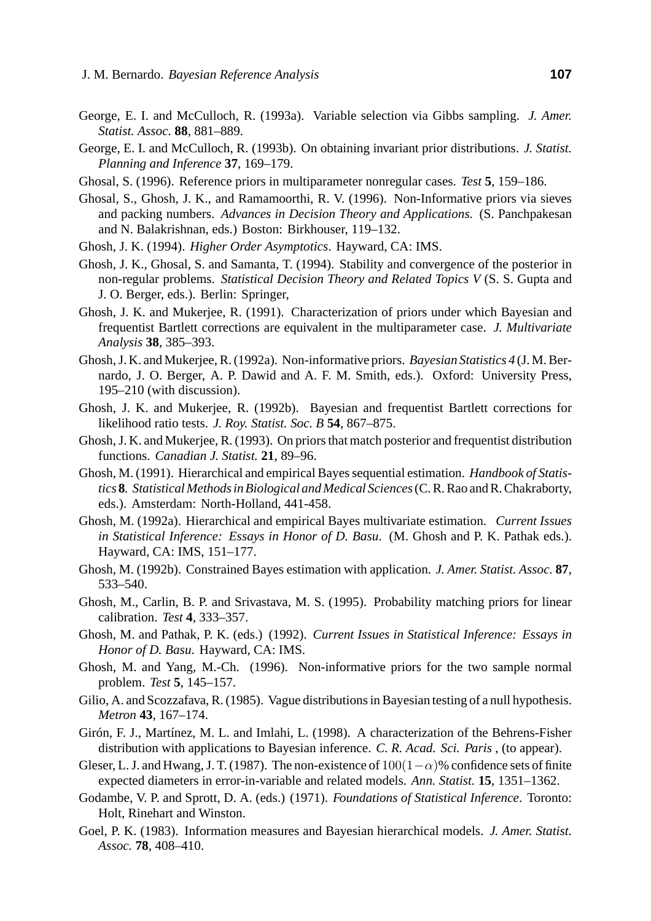George, E. I. and McCulloch, R. (1993a). Variable selection via Gibbs sampling. *J. Amer. Statist. Assoc.* **88**, 881–889.

George, E. I. and McCulloch, R. (1993b). On obtaining invariant prior distributions. *J. Statist. Planning and Inference* **37**, 169–179.

Ghosal, S. (1996). Reference priors in multiparameter nonregular cases. *Test* **5**, 159–186.

Ghosal, S., Ghosh, J. K., and Ramamoorthi, R. V. (1996). Non-Informative priors via sieves and packing numbers. *Advances in Decision Theory and Applications.* (S. Panchpakesan and N. Balakrishnan, eds.) Boston: Birkhouser, 119–132.

Ghosh, J. K. (1994). *Higher Order Asymptotics*. Hayward, CA: IMS.

Ghosh, J. K., Ghosal, S. and Samanta, T. (1994). Stability and convergence of the posterior in non-regular problems. *Statistical Decision Theory and Related Topics V* (S. S. Gupta and J. O. Berger, eds.). Berlin: Springer,

Ghosh, J. K. and Mukerjee, R. (1991). Characterization of priors under which Bayesian and frequentist Bartlett corrections are equivalent in the multiparameter case. *J. Multivariate Analysis* **38**, 385–393.

Ghosh, J. K. and Mukerjee, R. (1992a). Non-informative priors. *Bayesian Statistics 4* (J. M. Bernardo, J. O. Berger, A. P. Dawid and A. F. M. Smith, eds.). Oxford: University Press, 195–210 (with discussion).

Ghosh, J. K. and Mukerjee, R. (1992b). Bayesian and frequentist Bartlett corrections for likelihood ratio tests. *J. Roy. Statist. Soc. B* **54**, 867–875.

Ghosh, J. K. and Mukerjee, R. (1993). On priors that match posterior and frequentist distribution functions. *Canadian J. Statist.* **21**, 89–96.

Ghosh, M. (1991). Hierarchical and empirical Bayes sequential estimation. *Handbook of Statistics* **8***. Statistical Methods in Biological and Medical Sciences* (C. R. Rao and R. Chakraborty, eds.). Amsterdam: North-Holland, 441-458.

Ghosh, M. (1992a). Hierarchical and empirical Bayes multivariate estimation. *Current Issues in Statistical Inference: Essays in Honor of D. Basu.* (M. Ghosh and P. K. Pathak eds.). Hayward, CA: IMS, 151–177.

Ghosh, M. (1992b). Constrained Bayes estimation with application. *J. Amer. Statist. Assoc.* **87**, 533–540.

Ghosh, M., Carlin, B. P. and Srivastava, M. S. (1995). Probability matching priors for linear calibration. *Test* **4**, 333–357.

Ghosh, M. and Pathak, P. K. (eds.) (1992). *Current Issues in Statistical Inference: Essays in Honor of D. Basu.* Hayward, CA: IMS.

Ghosh, M. and Yang, M.-Ch. (1996). Non-informative priors for the two sample normal problem. *Test* **5**, 145–157.

Gilio, A. and Scozzafava, R. (1985). Vague distributions in Bayesian testing of a null hypothesis. *Metron* **43**, 167–174.

Girón, F. J., Martínez, M. L. and Imlahi, L. (1998). A characterization of the Behrens-Fisher distribution with applications to Bayesian inference. *C. R. Acad. Sci. Paris* , (to appear).

Gleser, L. J. and Hwang, J. T. (1987). The non-existence of $100(1-\alpha)$% confidence sets of finite expected diameters in error-in-variable and related models. *Ann. Statist.* **15**, 1351–1362.

Godambe, V. P. and Sprott, D. A. (eds.) (1971). *Foundations of Statistical Inference*. Toronto: Holt, Rinehart and Winston.

Goel, P. K. (1983). Information measures and Bayesian hierarchical models. *J. Amer. Statist. Assoc.* **78**, 408–410.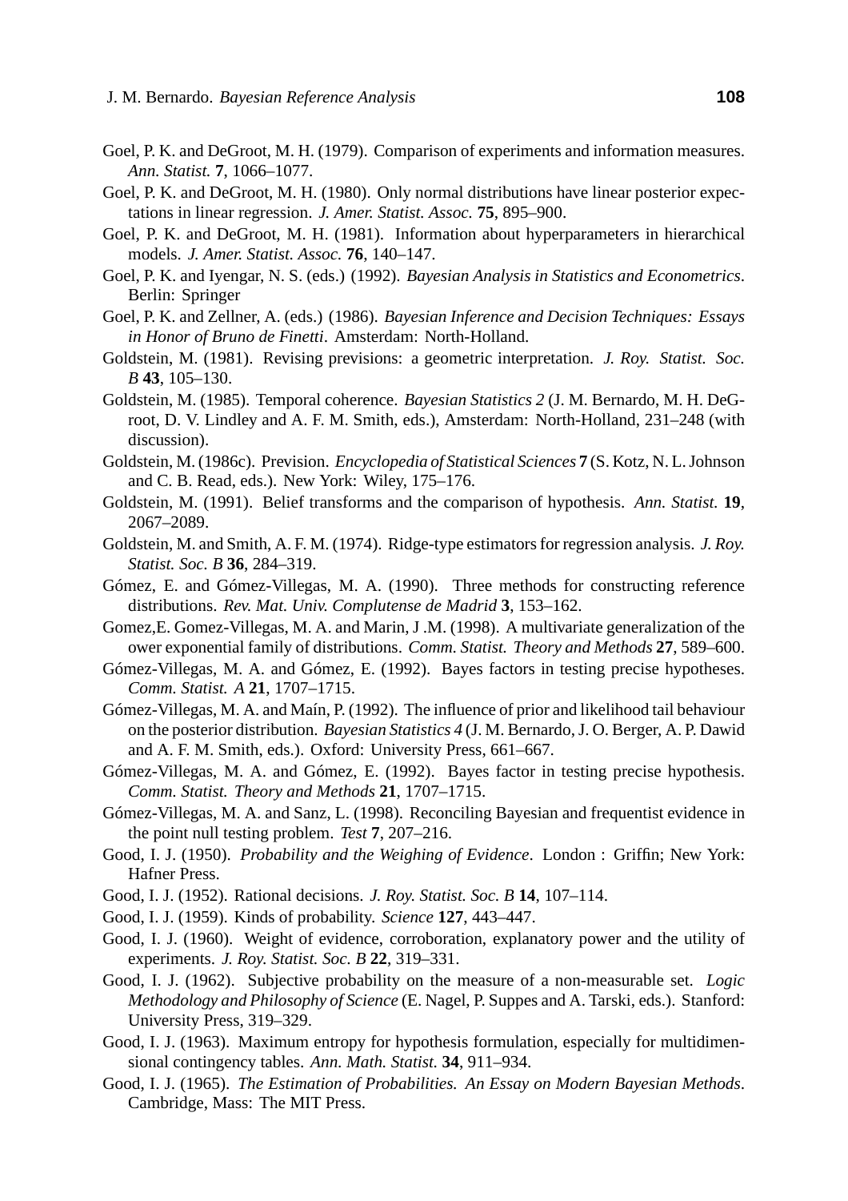Goel, P. K. and DeGroot, M. H. (1979). Comparison of experiments and information measures. *Ann. Statist.* **7**, 1066–1077.

Goel, P. K. and DeGroot, M. H. (1980). Only normal distributions have linear posterior expectations in linear regression. *J. Amer. Statist. Assoc.* **75**, 895–900.

Goel, P. K. and DeGroot, M. H. (1981). Information about hyperparameters in hierarchical models. *J. Amer. Statist. Assoc.* **76**, 140–147.

Goel, P. K. and Iyengar, N. S. (eds.) (1992). *Bayesian Analysis in Statistics and Econometrics*. Berlin: Springer

Goel, P. K. and Zellner, A. (eds.) (1986). *Bayesian Inference and Decision Techniques: Essays in Honor of Bruno de Finetti*. Amsterdam: North-Holland.

Goldstein, M. (1981). Revising previsions: a geometric interpretation. *J. Roy. Statist. Soc. B* **43**, 105–130.

Goldstein, M. (1985). Temporal coherence. *Bayesian Statistics 2* (J. M. Bernardo, M. H. DeGroot, D. V. Lindley and A. F. M. Smith, eds.), Amsterdam: North-Holland, 231–248 (with discussion).

Goldstein, M. (1986c). Prevision. *Encyclopedia of Statistical Sciences* **7** (S. Kotz, N. L. Johnson and C. B. Read, eds.). New York: Wiley, 175–176.

Goldstein, M. (1991). Belief transforms and the comparison of hypothesis. *Ann. Statist.* **19**, 2067–2089.

Goldstein, M. and Smith, A. F. M. (1974). Ridge-type estimators for regression analysis. *J. Roy. Statist. Soc. B* **36**, 284–319.

Gómez, E. and Gómez-Villegas, M. A. (1990). Three methods for constructing reference distributions. *Rev. Mat. Univ. Complutense de Madrid* **3**, 153–162.

Gomez,E. Gomez-Villegas, M. A. and Marin, J .M. (1998). A multivariate generalization of the ower exponential family of distributions. *Comm. Statist. Theory and Methods* **27**, 589–600.

Gómez-Villegas, M. A. and Gómez, E. (1992). Bayes factors in testing precise hypotheses. *Comm. Statist. A* **21**, 1707–1715.

Gómez-Villegas, M. A. and Maín, P. (1992). The influence of prior and likelihood tail behaviour on the posterior distribution. *Bayesian Statistics 4* (J. M. Bernardo, J. O. Berger, A. P. Dawid and A. F. M. Smith, eds.). Oxford: University Press, 661–667.

Gómez-Villegas, M. A. and Gómez, E. (1992). Bayes factor in testing precise hypothesis. *Comm. Statist. Theory and Methods* **21**, 1707–1715.

Gómez-Villegas, M. A. and Sanz, L. (1998). Reconciling Bayesian and frequentist evidence in the point null testing problem. *Test* **7**, 207–216.

Good, I. J. (1950). *Probability and the Weighing of Evidence*. London : Griffin; New York: Hafner Press.

Good, I. J. (1952). Rational decisions. *J. Roy. Statist. Soc. B* **14**, 107–114.

Good, I. J. (1959). Kinds of probability. *Science* **127**, 443–447.

Good, I. J. (1960). Weight of evidence, corroboration, explanatory power and the utility of experiments. *J. Roy. Statist. Soc. B* **22**, 319–331.

Good, I. J. (1962). Subjective probability on the measure of a non-measurable set. *Logic Methodology and Philosophy of Science* (E. Nagel, P. Suppes and A. Tarski, eds.). Stanford: University Press, 319–329.

Good, I. J. (1963). Maximum entropy for hypothesis formulation, especially for multidimensional contingency tables. *Ann. Math. Statist.* **34**, 911–934.

Good, I. J. (1965). *The Estimation of Probabilities. An Essay on Modern Bayesian Methods*. Cambridge, Mass: The MIT Press.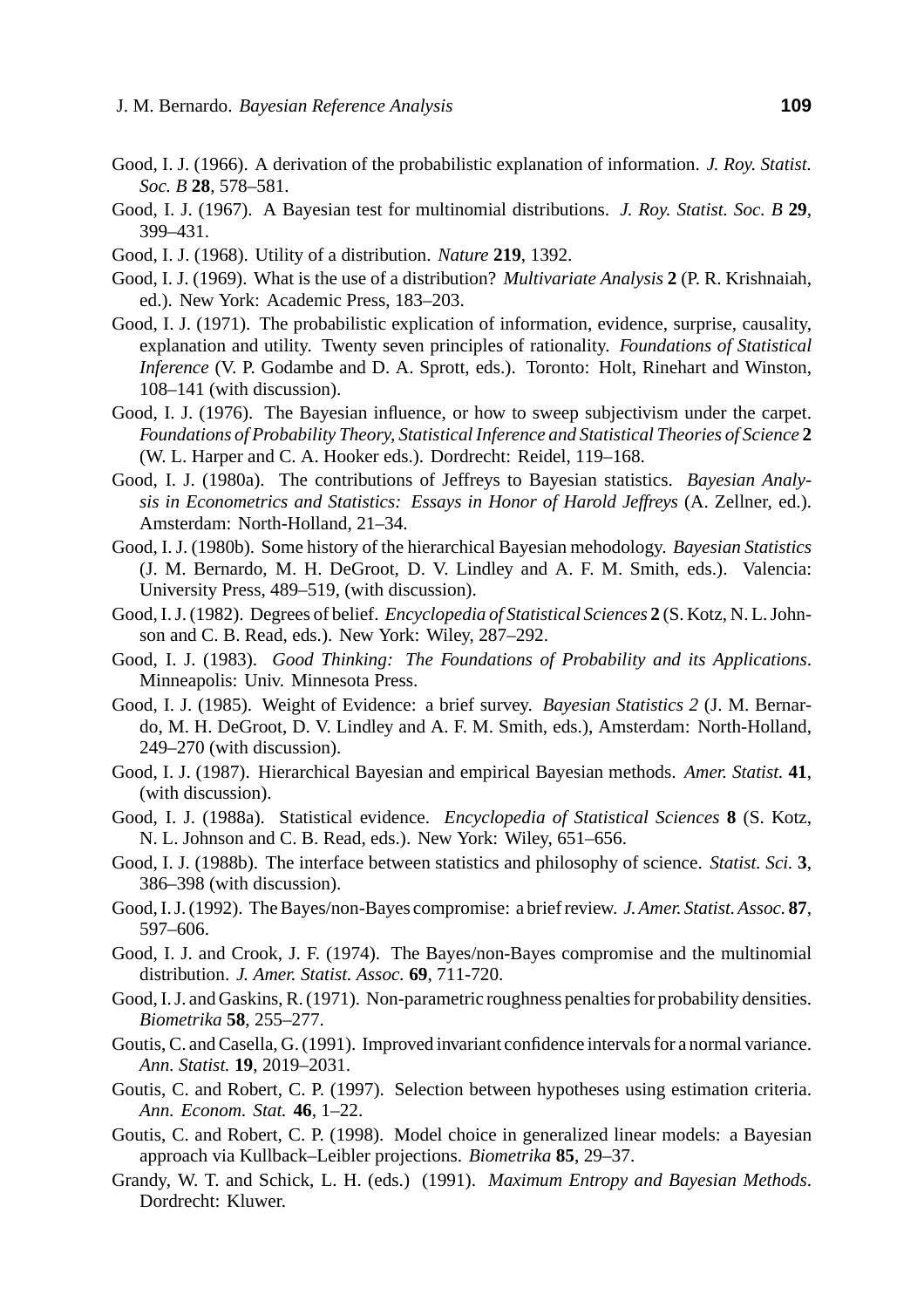Good, I. J. (1966). A derivation of the probabilistic explanation of information. *J. Roy. Statist. Soc. B* **28**, 578–581.

Good, I. J. (1967). A Bayesian test for multinomial distributions. *J. Roy. Statist. Soc. B* **29**, 399–431.

Good, I. J. (1968). Utility of a distribution. *Nature* **219**, 1392.

Good, I. J. (1969). What is the use of a distribution? *Multivariate Analysis* **2** (P. R. Krishnaiah, ed.). New York: Academic Press, 183–203.

Good, I. J. (1971). The probabilistic explication of information, evidence, surprise, causality, explanation and utility. Twenty seven principles of rationality. *Foundations of Statistical Inference* (V. P. Godambe and D. A. Sprott, eds.). Toronto: Holt, Rinehart and Winston, 108–141 (with discussion).

Good, I. J. (1976). The Bayesian influence, or how to sweep subjectivism under the carpet. *Foundations of Probability Theory, Statistical Inference and Statistical Theories of Science* **2** (W. L. Harper and C. A. Hooker eds.). Dordrecht: Reidel, 119–168.

Good, I. J. (1980a). The contributions of Jeffreys to Bayesian statistics. *Bayesian Analysis in Econometrics and Statistics: Essays in Honor of Harold Jeffreys* (A. Zellner, ed.). Amsterdam: North-Holland, 21–34.

Good, I. J. (1980b). Some history of the hierarchical Bayesian mehodology. *Bayesian Statistics* (J. M. Bernardo, M. H. DeGroot, D. V. Lindley and A. F. M. Smith, eds.). Valencia: University Press, 489–519, (with discussion).

Good, I. J. (1982). Degrees of belief. *Encyclopedia of Statistical Sciences* **2** (S. Kotz, N. L. Johnson and C. B. Read, eds.). New York: Wiley, 287–292.

Good, I. J. (1983). *Good Thinking: The Foundations of Probability and its Applications*. Minneapolis: Univ. Minnesota Press.

Good, I. J. (1985). Weight of Evidence: a brief survey. *Bayesian Statistics 2* (J. M. Bernardo, M. H. DeGroot, D. V. Lindley and A. F. M. Smith, eds.), Amsterdam: North-Holland, 249–270 (with discussion).

Good, I. J. (1987). Hierarchical Bayesian and empirical Bayesian methods. *Amer. Statist.* **41**, (with discussion).

Good, I. J. (1988a). Statistical evidence. *Encyclopedia of Statistical Sciences* **8** (S. Kotz, N. L. Johnson and C. B. Read, eds.). New York: Wiley, 651–656.

Good, I. J. (1988b). The interface between statistics and philosophy of science. *Statist. Sci.* **3**, 386–398 (with discussion).

Good, I. J. (1992). The Bayes/non-Bayes compromise: a brief review. *J. Amer. Statist. Assoc.* **87**, 597–606.

Good, I. J. and Crook, J. F. (1974). The Bayes/non-Bayes compromise and the multinomial distribution. *J. Amer. Statist. Assoc.* **69**, 711-720.

Good, I. J. and Gaskins, R. (1971). Non-parametric roughness penalties for probability densities. *Biometrika* **58**, 255–277.

Goutis, C. and Casella, G. (1991). Improved invariant confidence intervals for a normal variance. *Ann. Statist.* **19**, 2019–2031.

Goutis, C. and Robert, C. P. (1997). Selection between hypotheses using estimation criteria. *Ann. Econom. Stat.* **46**, 1–22.

Goutis, C. and Robert, C. P. (1998). Model choice in generalized linear models: a Bayesian approach via Kullback–Leibler projections. *Biometrika* **85**, 29–37.

Grandy, W. T. and Schick, L. H. (eds.) (1991). *Maximum Entropy and Bayesian Methods*. Dordrecht: Kluwer.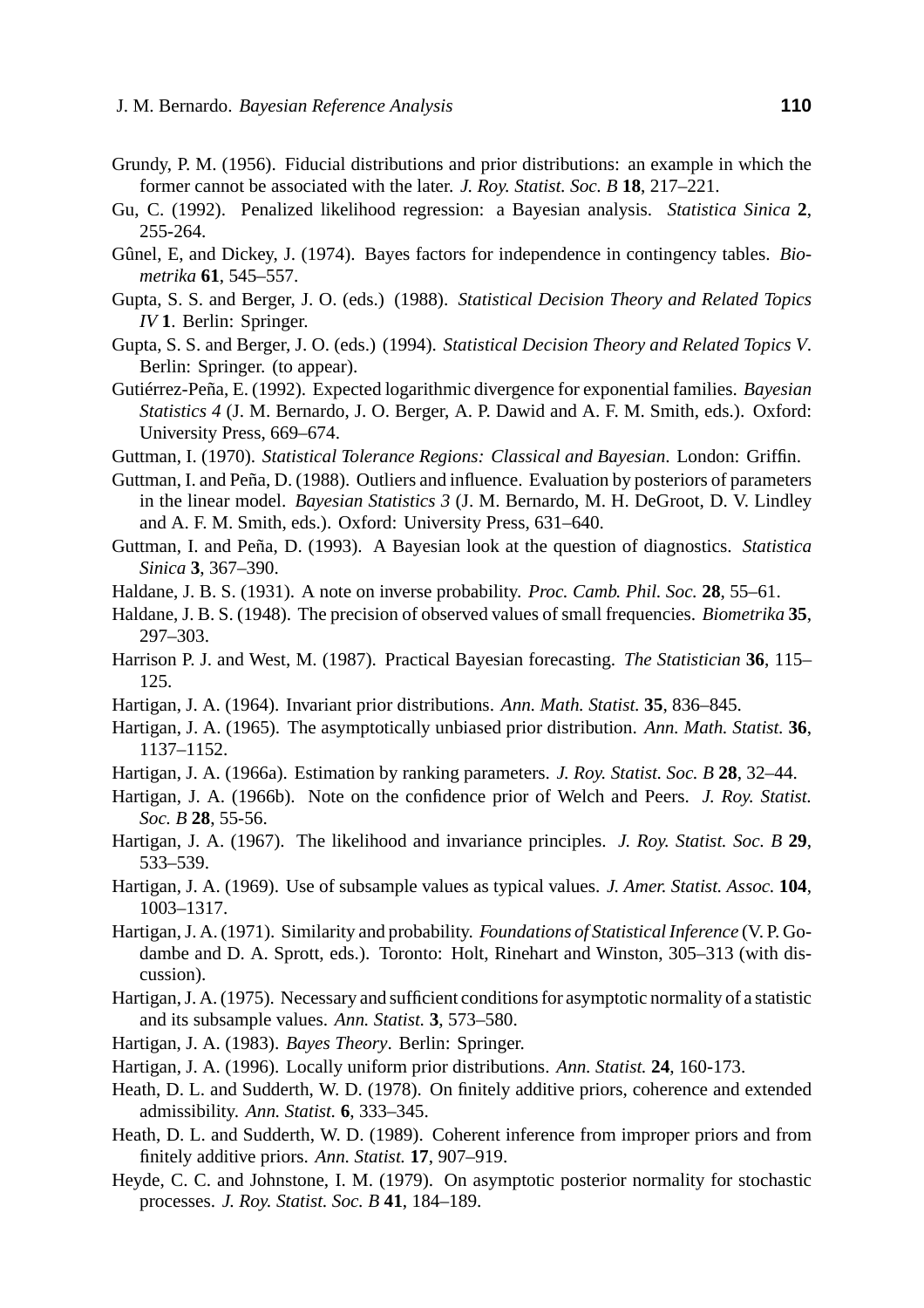Grundy, P. M. (1956). Fiducial distributions and prior distributions: an example in which the former cannot be associated with the later. *J. Roy. Statist. Soc. B* **18**, 217–221.

Gu, C. (1992). Penalized likelihood regression: a Bayesian analysis. *Statistica Sinica* **2**, 255-264.

Gûnel, E, and Dickey, J. (1974). Bayes factors for independence in contingency tables. *Biometrika* **61**, 545–557.

Gupta, S. S. and Berger, J. O. (eds.) (1988). *Statistical Decision Theory and Related Topics IV* **1**. Berlin: Springer.

Gupta, S. S. and Berger, J. O. (eds.) (1994). *Statistical Decision Theory and Related Topics V*. Berlin: Springer. (to appear).

Gutiérrez-Peña, E. (1992). Expected logarithmic divergence for exponential families. *Bayesian Statistics 4* (J. M. Bernardo, J. O. Berger, A. P. Dawid and A. F. M. Smith, eds.). Oxford: University Press, 669–674.

Guttman, I. (1970). *Statistical Tolerance Regions: Classical and Bayesian*. London: Griffin.

Guttman, I. and Peña, D. (1988). Outliers and influence. Evaluation by posteriors of parameters in the linear model. *Bayesian Statistics 3* (J. M. Bernardo, M. H. DeGroot, D. V. Lindley and A. F. M. Smith, eds.). Oxford: University Press, 631–640.

Guttman, I. and Peña, D. (1993). A Bayesian look at the question of diagnostics. *Statistica Sinica* **3**, 367–390.

Haldane, J. B. S. (1931). A note on inverse probability. *Proc. Camb. Phil. Soc.* **28**, 55–61.

Haldane, J. B. S. (1948). The precision of observed values of small frequencies. *Biometrika* **35**, 297–303.

Harrison P. J. and West, M. (1987). Practical Bayesian forecasting. *The Statistician* **36**, 115–125.

Hartigan, J. A. (1964). Invariant prior distributions. *Ann. Math. Statist.* **35**, 836–845.

Hartigan, J. A. (1965). The asymptotically unbiased prior distribution. *Ann. Math. Statist.* **36**, 1137–1152.

Hartigan, J. A. (1966a). Estimation by ranking parameters. *J. Roy. Statist. Soc. B* **28**, 32–44.

Hartigan, J. A. (1966b). Note on the confidence prior of Welch and Peers. *J. Roy. Statist. Soc. B* **28**, 55-56.

Hartigan, J. A. (1967). The likelihood and invariance principles. *J. Roy. Statist. Soc. B* **29**, 533–539.

Hartigan, J. A. (1969). Use of subsample values as typical values. *J. Amer. Statist. Assoc.* **104**, 1003–1317.

Hartigan, J. A. (1971). Similarity and probability. *Foundations of Statistical Inference* (V. P. Godambe and D. A. Sprott, eds.). Toronto: Holt, Rinehart and Winston, 305–313 (with discussion).

Hartigan, J. A. (1975). Necessary and sufficient conditions for asymptotic normality of a statistic and its subsample values. *Ann. Statist.* **3**, 573–580.

Hartigan, J. A. (1983). *Bayes Theory*. Berlin: Springer.

Hartigan, J. A. (1996). Locally uniform prior distributions. *Ann. Statist.* **24**, 160-173.

Heath, D. L. and Sudderth, W. D. (1978). On finitely additive priors, coherence and extended admissibility. *Ann. Statist.* **6**, 333–345.

Heath, D. L. and Sudderth, W. D. (1989). Coherent inference from improper priors and from finitely additive priors. *Ann. Statist.* **17**, 907–919.

Heyde, C. C. and Johnstone, I. M. (1979). On asymptotic posterior normality for stochastic processes. *J. Roy. Statist. Soc. B* **41**, 184–189.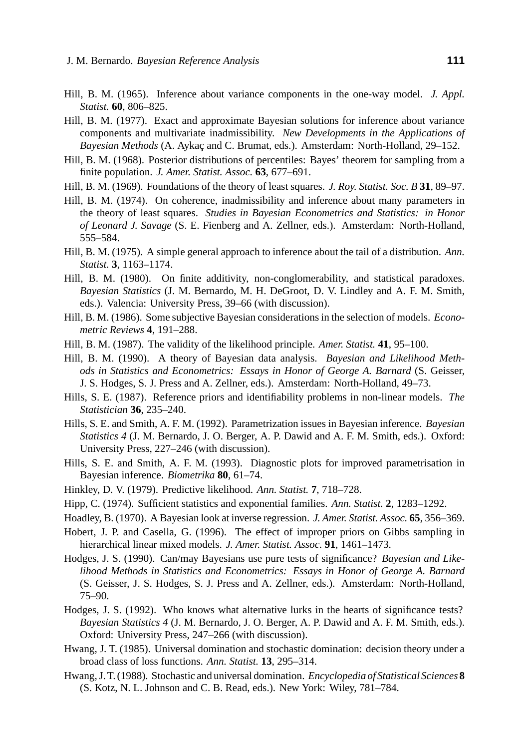Hill, B. M. (1965). Inference about variance components in the one-way model. *J. Appl. Statist.* **60**, 806–825.

Hill, B. M. (1977). Exact and approximate Bayesian solutions for inference about variance components and multivariate inadmissibility. *New Developments in the Applications of Bayesian Methods* (A. Aykaç and C. Brumat, eds.). Amsterdam: North-Holland, 29–152.

Hill, B. M. (1968). Posterior distributions of percentiles: Bayes' theorem for sampling from a finite population. *J. Amer. Statist. Assoc.* **63**, 677–691.

Hill, B. M. (1969). Foundations of the theory of least squares. *J. Roy. Statist. Soc. B* **31**, 89–97.

Hill, B. M. (1974). On coherence, inadmissibility and inference about many parameters in the theory of least squares. *Studies in Bayesian Econometrics and Statistics: in Honor of Leonard J. Savage* (S. E. Fienberg and A. Zellner, eds.). Amsterdam: North-Holland, 555–584.

Hill, B. M. (1975). A simple general approach to inference about the tail of a distribution. *Ann. Statist.* **3**, 1163–1174.

Hill, B. M. (1980). On finite additivity, non-conglomerability, and statistical paradoxes. *Bayesian Statistics* (J. M. Bernardo, M. H. DeGroot, D. V. Lindley and A. F. M. Smith, eds.). Valencia: University Press, 39–66 (with discussion).

Hill, B. M. (1986). Some subjective Bayesian considerations in the selection of models. *Econometric Reviews* **4**, 191–288.

Hill, B. M. (1987). The validity of the likelihood principle. *Amer. Statist.* **41**, 95–100.

Hill, B. M. (1990). A theory of Bayesian data analysis. *Bayesian and Likelihood Methods in Statistics and Econometrics: Essays in Honor of George A. Barnard* (S. Geisser, J. S. Hodges, S. J. Press and A. Zellner, eds.). Amsterdam: North-Holland, 49–73.

Hills, S. E. (1987). Reference priors and identifiability problems in non-linear models. *The Statistician* **36**, 235–240.

Hills, S. E. and Smith, A. F. M. (1992). Parametrization issues in Bayesian inference. *Bayesian Statistics 4* (J. M. Bernardo, J. O. Berger, A. P. Dawid and A. F. M. Smith, eds.). Oxford: University Press, 227–246 (with discussion).

Hills, S. E. and Smith, A. F. M. (1993). Diagnostic plots for improved parametrisation in Bayesian inference. *Biometrika* **80**, 61–74.

Hinkley, D. V. (1979). Predictive likelihood. *Ann. Statist.* **7**, 718–728.

Hipp, C. (1974). Sufficient statistics and exponential families. *Ann. Statist.* **2**, 1283–1292.

Hoadley, B. (1970). A Bayesian look at inverse regression. *J. Amer. Statist. Assoc.* **65**, 356–369.

Hobert, J. P. and Casella, G. (1996). The effect of improper priors on Gibbs sampling in hierarchical linear mixed models. *J. Amer. Statist. Assoc.* **91**, 1461–1473.

Hodges, J. S. (1990). Can/may Bayesians use pure tests of significance? *Bayesian and Likelihood Methods in Statistics and Econometrics: Essays in Honor of George A. Barnard* (S. Geisser, J. S. Hodges, S. J. Press and A. Zellner, eds.). Amsterdam: North-Holland, 75–90.

Hodges, J. S. (1992). Who knows what alternative lurks in the hearts of significance tests? *Bayesian Statistics 4* (J. M. Bernardo, J. O. Berger, A. P. Dawid and A. F. M. Smith, eds.). Oxford: University Press, 247–266 (with discussion).

Hwang, J. T. (1985). Universal domination and stochastic domination: decision theory under a broad class of loss functions. *Ann. Statist.* **13**, 295–314.

Hwang, J. T. (1988). Stochastic and universal domination. *Encyclopedia of Statistical Sciences* **8** (S. Kotz, N. L. Johnson and C. B. Read, eds.). New York: Wiley, 781–784.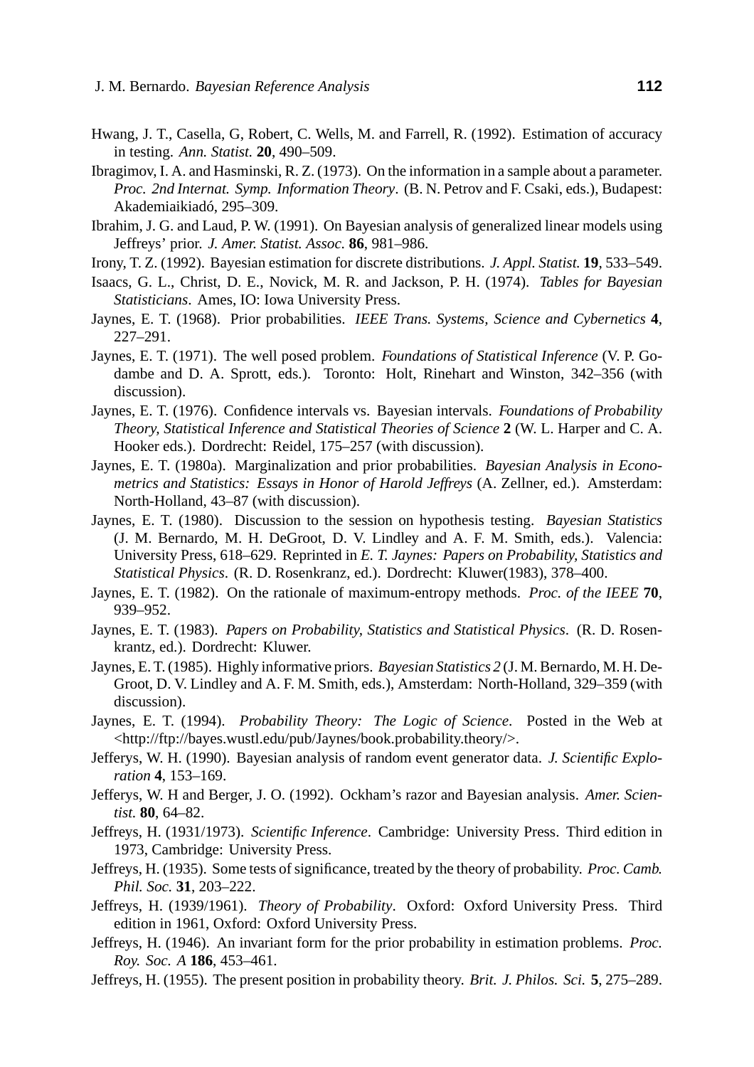Hwang, J. T., Casella, G, Robert, C. Wells, M. and Farrell, R. (1992). Estimation of accuracy in testing. *Ann. Statist.* **20**, 490–509.

Ibragimov, I. A. and Hasminski, R. Z. (1973). On the information in a sample about a parameter. *Proc. 2nd Internat. Symp. Information Theory*. (B. N. Petrov and F. Csaki, eds.), Budapest: Akademiaikiadó, 295–309.

Ibrahim, J. G. and Laud, P. W. (1991). On Bayesian analysis of generalized linear models using Jeffreys' prior. *J. Amer. Statist. Assoc.* **86**, 981–986.

Irony, T. Z. (1992). Bayesian estimation for discrete distributions. *J. Appl. Statist.* **19**, 533–549.

Isaacs, G. L., Christ, D. E., Novick, M. R. and Jackson, P. H. (1974). *Tables for Bayesian Statisticians*. Ames, IO: Iowa University Press.

Jaynes, E. T. (1968). Prior probabilities. *IEEE Trans. Systems, Science and Cybernetics* **4**, 227–291.

Jaynes, E. T. (1971). The well posed problem. *Foundations of Statistical Inference* (V. P. Godambe and D. A. Sprott, eds.). Toronto: Holt, Rinehart and Winston, 342–356 (with discussion).

Jaynes, E. T. (1976). Confidence intervals vs. Bayesian intervals. *Foundations of Probability Theory, Statistical Inference and Statistical Theories of Science* **2** (W. L. Harper and C. A. Hooker eds.). Dordrecht: Reidel, 175–257 (with discussion).

Jaynes, E. T. (1980a). Marginalization and prior probabilities. *Bayesian Analysis in Econometrics and Statistics: Essays in Honor of Harold Jeffreys* (A. Zellner, ed.). Amsterdam: North-Holland, 43–87 (with discussion).

Jaynes, E. T. (1980). Discussion to the session on hypothesis testing. *Bayesian Statistics* (J. M. Bernardo, M. H. DeGroot, D. V. Lindley and A. F. M. Smith, eds.). Valencia: University Press, 618–629. Reprinted in *E. T. Jaynes: Papers on Probability, Statistics and Statistical Physics*. (R. D. Rosenkranz, ed.). Dordrecht: Kluwer(1983), 378–400.

Jaynes, E. T. (1982). On the rationale of maximum-entropy methods. *Proc. of the IEEE* **70**, 939–952.

Jaynes, E. T. (1983). *Papers on Probability, Statistics and Statistical Physics*. (R. D. Rosenkrantz, ed.). Dordrecht: Kluwer.

Jaynes, E. T. (1985). Highly informative priors. *Bayesian Statistics 2* (J. M. Bernardo, M. H. DeGroot, D. V. Lindley and A. F. M. Smith, eds.), Amsterdam: North-Holland, 329–359 (with discussion).

Jaynes, E. T. (1994). *Probability Theory: The Logic of Science*. Posted in the Web at <http://ftp://bayes.wustl.edu/pub/Jaynes/book.probability.theory/>.

Jefferys, W. H. (1990). Bayesian analysis of random event generator data. *J. Scientific Exploration* **4**, 153–169.

Jefferys, W. H and Berger, J. O. (1992). Ockham's razor and Bayesian analysis. *Amer. Scientist.* **80**, 64–82.

Jeffreys, H. (1931/1973). *Scientific Inference*. Cambridge: University Press. Third edition in 1973, Cambridge: University Press.

Jeffreys, H. (1935). Some tests of significance, treated by the theory of probability. *Proc. Camb. Phil. Soc.* **31**, 203–222.

Jeffreys, H. (1939/1961). *Theory of Probability*. Oxford: Oxford University Press. Third edition in 1961, Oxford: Oxford University Press.

Jeffreys, H. (1946). An invariant form for the prior probability in estimation problems. *Proc. Roy. Soc. A* **186**, 453–461.

Jeffreys, H. (1955). The present position in probability theory. *Brit. J. Philos. Sci.* **5**, 275–289.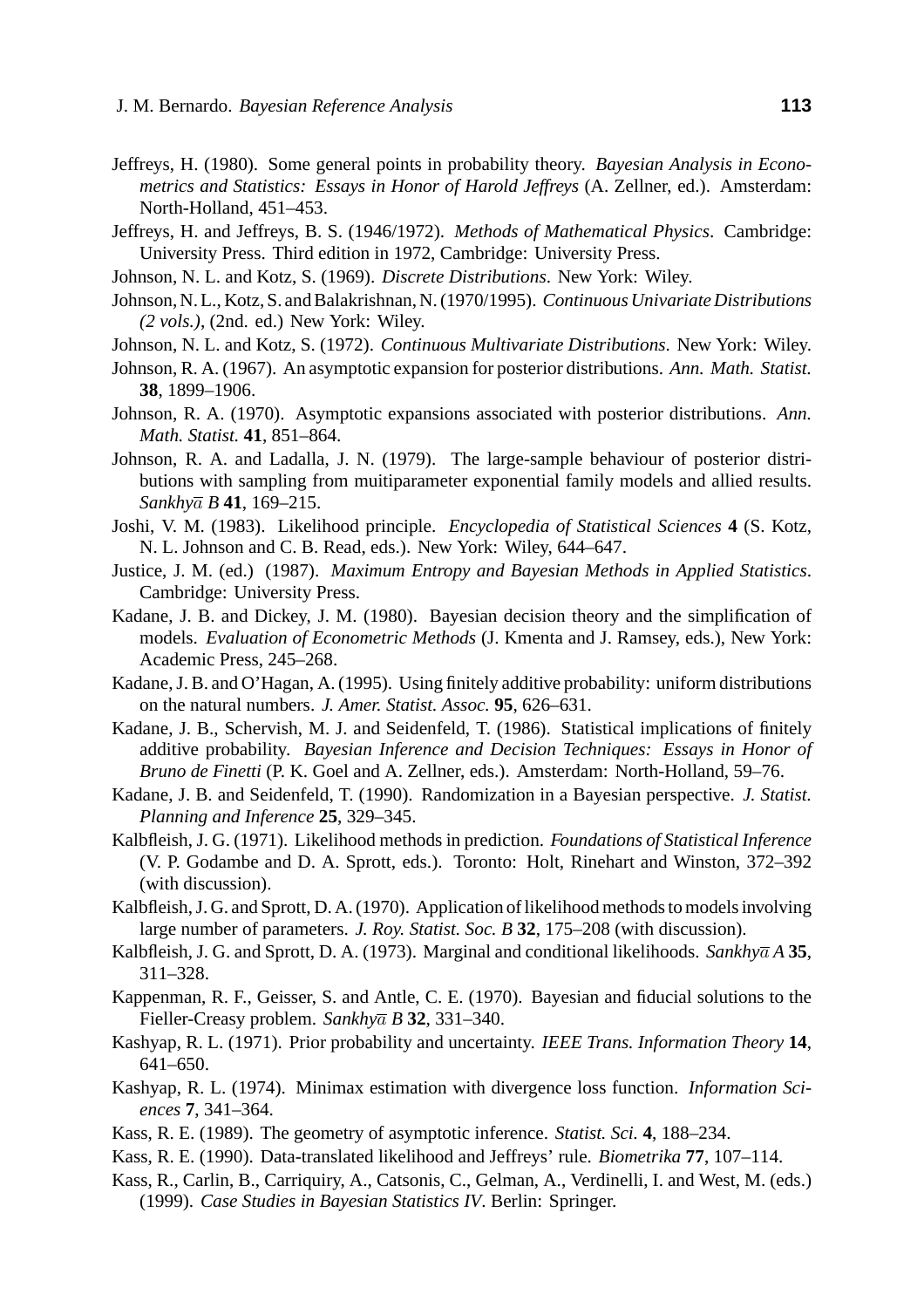Jeffreys, H. (1980). Some general points in probability theory. *Bayesian Analysis in Econometrics and Statistics: Essays in Honor of Harold Jeffreys* (A. Zellner, ed.). Amsterdam: North-Holland, 451–453.

Jeffreys, H. and Jeffreys, B. S. (1946/1972). *Methods of Mathematical Physics*. Cambridge: University Press. Third edition in 1972, Cambridge: University Press.

Johnson, N. L. and Kotz, S. (1969). *Discrete Distributions*. New York: Wiley.

Johnson, N. L., Kotz, S. and Balakrishnan, N. (1970/1995). *Continuous Univariate Distributions (2 vols.)*, (2nd. ed.) New York: Wiley.

Johnson, N. L. and Kotz, S. (1972). *Continuous Multivariate Distributions*. New York: Wiley.

Johnson, R. A. (1967). An asymptotic expansion for posterior distributions. *Ann. Math. Statist.* **38**, 1899–1906.

Johnson, R. A. (1970). Asymptotic expansions associated with posterior distributions. *Ann. Math. Statist.* **41**, 851–864.

Johnson, R. A. and Ladalla, J. N. (1979). The large-sample behaviour of posterior distributions with sampling from muitiparameter exponential family models and allied results. *Sankhyā B* **41**, 169–215.

Joshi, V. M. (1983). Likelihood principle. *Encyclopedia of Statistical Sciences* **4** (S. Kotz, N. L. Johnson and C. B. Read, eds.). New York: Wiley, 644–647.

Justice, J. M. (ed.) (1987). *Maximum Entropy and Bayesian Methods in Applied Statistics*. Cambridge: University Press.

Kadane, J. B. and Dickey, J. M. (1980). Bayesian decision theory and the simplification of models. *Evaluation of Econometric Methods* (J. Kmenta and J. Ramsey, eds.), New York: Academic Press, 245–268.

Kadane, J. B. and O'Hagan, A. (1995). Using finitely additive probability: uniform distributions on the natural numbers. *J. Amer. Statist. Assoc.* **95**, 626–631.

Kadane, J. B., Schervish, M. J. and Seidenfeld, T. (1986). Statistical implications of finitely additive probability. *Bayesian Inference and Decision Techniques: Essays in Honor of Bruno de Finetti* (P. K. Goel and A. Zellner, eds.). Amsterdam: North-Holland, 59–76.

Kadane, J. B. and Seidenfeld, T. (1990). Randomization in a Bayesian perspective. *J. Statist. Planning and Inference* **25**, 329–345.

Kalbfleish, J. G. (1971). Likelihood methods in prediction. *Foundations of Statistical Inference* (V. P. Godambe and D. A. Sprott, eds.). Toronto: Holt, Rinehart and Winston, 372–392 (with discussion).

Kalbfleish, J. G. and Sprott, D. A. (1970). Application of likelihood methods to models involving large number of parameters. *J. Roy. Statist. Soc. B* **32**, 175–208 (with discussion).

Kalbfleish, J. G. and Sprott, D. A. (1973). Marginal and conditional likelihoods. *Sankhyā A* **35**, 311–328.

Kappenman, R. F., Geisser, S. and Antle, C. E. (1970). Bayesian and fiducial solutions to the Fieller-Creasy problem. *Sankhyā B* **32**, 331–340.

Kashyap, R. L. (1971). Prior probability and uncertainty. *IEEE Trans. Information Theory* **14**, 641–650.

Kashyap, R. L. (1974). Minimax estimation with divergence loss function. *Information Sciences* **7**, 341–364.

Kass, R. E. (1989). The geometry of asymptotic inference. *Statist. Sci.* **4**, 188–234.

Kass, R. E. (1990). Data-translated likelihood and Jeffreys' rule. *Biometrika* **77**, 107–114.

Kass, R., Carlin, B., Carriquiry, A., Catsonis, C., Gelman, A., Verdinelli, I. and West, M. (eds.) (1999). *Case Studies in Bayesian Statistics IV*. Berlin: Springer.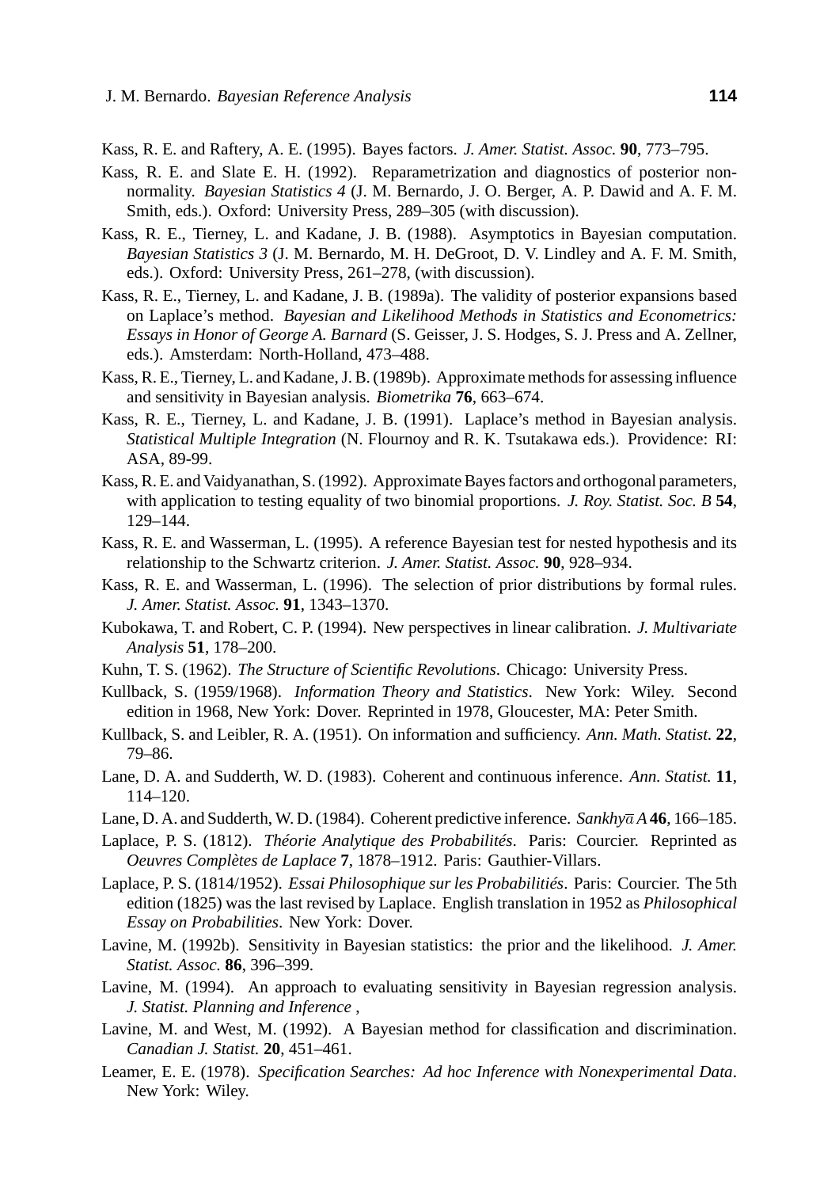Kass, R. E. and Raftery, A. E. (1995). Bayes factors. *J. Amer. Statist. Assoc.* **90**, 773–795.

Kass, R. E. and Slate E. H. (1992). Reparametrization and diagnostics of posterior non-normality. *Bayesian Statistics 4* (J. M. Bernardo, J. O. Berger, A. P. Dawid and A. F. M. Smith, eds.). Oxford: University Press, 289–305 (with discussion).

Kass, R. E., Tierney, L. and Kadane, J. B. (1988). Asymptotics in Bayesian computation. *Bayesian Statistics 3* (J. M. Bernardo, M. H. DeGroot, D. V. Lindley and A. F. M. Smith, eds.). Oxford: University Press, 261–278, (with discussion).

Kass, R. E., Tierney, L. and Kadane, J. B. (1989a). The validity of posterior expansions based on Laplace's method. *Bayesian and Likelihood Methods in Statistics and Econometrics: Essays in Honor of George A. Barnard* (S. Geisser, J. S. Hodges, S. J. Press and A. Zellner, eds.). Amsterdam: North-Holland, 473–488.

Kass, R. E., Tierney, L. and Kadane, J. B. (1989b). Approximate methods for assessing influence and sensitivity in Bayesian analysis. *Biometrika* **76**, 663–674.

Kass, R. E., Tierney, L. and Kadane, J. B. (1991). Laplace's method in Bayesian analysis. *Statistical Multiple Integration* (N. Flournoy and R. K. Tsutakawa eds.). Providence: RI: ASA, 89-99.

Kass, R. E. and Vaidyanathan, S. (1992). Approximate Bayes factors and orthogonal parameters, with application to testing equality of two binomial proportions. *J. Roy. Statist. Soc. B* **54**, 129–144.

Kass, R. E. and Wasserman, L. (1995). A reference Bayesian test for nested hypothesis and its relationship to the Schwartz criterion. *J. Amer. Statist. Assoc.* **90**, 928–934.

Kass, R. E. and Wasserman, L. (1996). The selection of prior distributions by formal rules. *J. Amer. Statist. Assoc.* **91**, 1343–1370.

Kubokawa, T. and Robert, C. P. (1994). New perspectives in linear calibration. *J. Multivariate Analysis* **51**, 178–200.

Kuhn, T. S. (1962). *The Structure of Scientific Revolutions*. Chicago: University Press.

Kullback, S. (1959/1968). *Information Theory and Statistics*. New York: Wiley. Second edition in 1968, New York: Dover. Reprinted in 1978, Gloucester, MA: Peter Smith.

Kullback, S. and Leibler, R. A. (1951). On information and sufficiency. *Ann. Math. Statist.* **22**, 79–86.

Lane, D. A. and Sudderth, W. D. (1983). Coherent and continuous inference. *Ann. Statist.* **11**, 114–120.

Lane, D. A. and Sudderth, W. D. (1984). Coherent predictive inference. *Sankhyā A* **46**, 166–185.

Laplace, P. S. (1812). *Théorie Analytique des Probabilités*. Paris: Courcier. Reprinted as *Oeuvres Complètes de Laplace* **7**, 1878–1912. Paris: Gauthier-Villars.

Laplace, P. S. (1814/1952). *Essai Philosophique sur les Probabilitiés*. Paris: Courcier. The 5th edition (1825) was the last revised by Laplace. English translation in 1952 as *Philosophical Essay on Probabilities*. New York: Dover.

Lavine, M. (1992b). Sensitivity in Bayesian statistics: the prior and the likelihood. *J. Amer. Statist. Assoc.* **86**, 396–399.

Lavine, M. (1994). An approach to evaluating sensitivity in Bayesian regression analysis. *J. Statist. Planning and Inference* ,

Lavine, M. and West, M. (1992). A Bayesian method for classification and discrimination. *Canadian J. Statist.* **20**, 451–461.

Leamer, E. E. (1978). *Specification Searches: Ad hoc Inference with Nonexperimental Data*. New York: Wiley.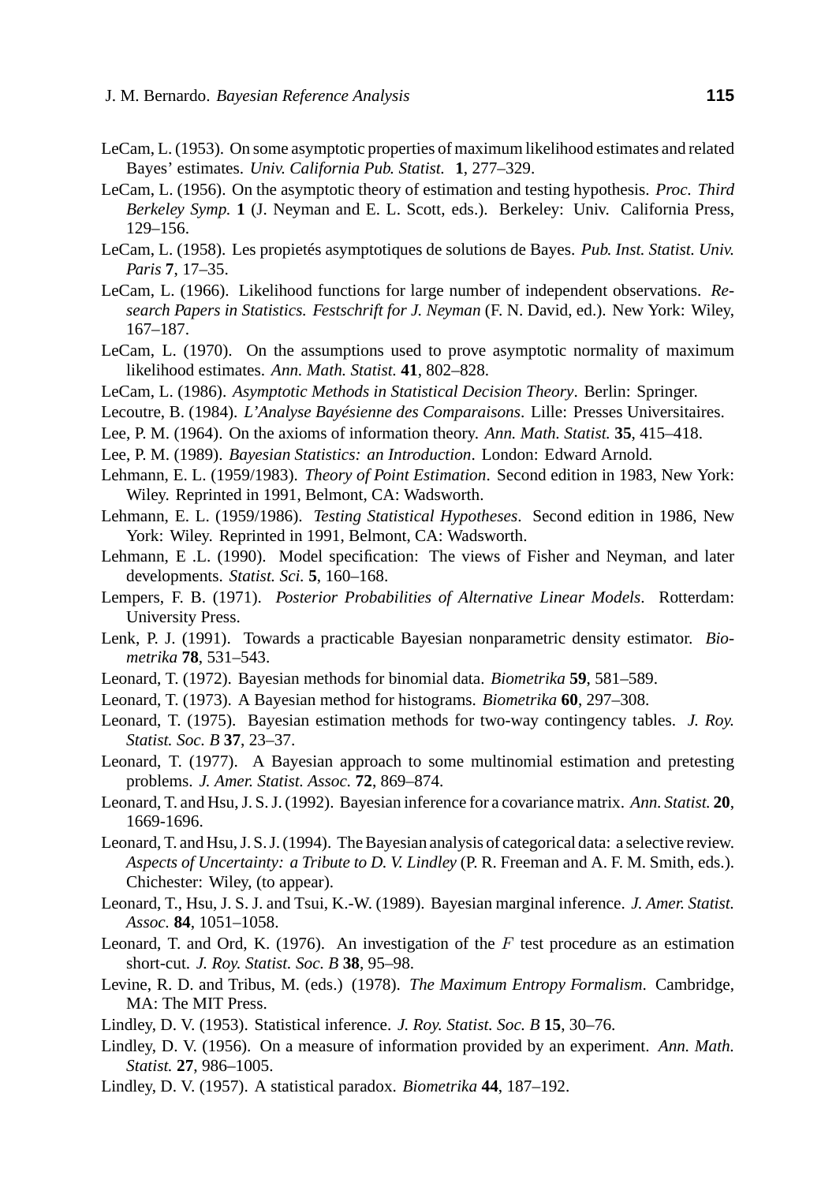LeCam, L. (1953). On some asymptotic properties of maximum likelihood estimates and related Bayes' estimates. *Univ. California Pub. Statist.* **1**, 277–329.

LeCam, L. (1956). On the asymptotic theory of estimation and testing hypothesis. *Proc. Third Berkeley Symp.* **1** (J. Neyman and E. L. Scott, eds.). Berkeley: Univ. California Press, 129–156.

LeCam, L. (1958). Les propietés asymptotiques de solutions de Bayes. *Pub. Inst. Statist. Univ. Paris* **7**, 17–35.

LeCam, L. (1966). Likelihood functions for large number of independent observations. *Research Papers in Statistics. Festschrift for J. Neyman* (F. N. David, ed.). New York: Wiley, 167–187.

LeCam, L. (1970). On the assumptions used to prove asymptotic normality of maximum likelihood estimates. *Ann. Math. Statist.* **41**, 802–828.

LeCam, L. (1986). *Asymptotic Methods in Statistical Decision Theory*. Berlin: Springer.

Lecoutre, B. (1984). *L'Analyse Bayésienne des Comparaisons*. Lille: Presses Universitaires.

Lee, P. M. (1964). On the axioms of information theory. *Ann. Math. Statist.* **35**, 415–418.

Lee, P. M. (1989). *Bayesian Statistics: an Introduction*. London: Edward Arnold.

Lehmann, E. L. (1959/1983). *Theory of Point Estimation*. Second edition in 1983, New York: Wiley. Reprinted in 1991, Belmont, CA: Wadsworth.

Lehmann, E. L. (1959/1986). *Testing Statistical Hypotheses*. Second edition in 1986, New York: Wiley. Reprinted in 1991, Belmont, CA: Wadsworth.

Lehmann, E .L. (1990). Model specification: The views of Fisher and Neyman, and later developments. *Statist. Sci.* **5**, 160–168.

Lempers, F. B. (1971). *Posterior Probabilities of Alternative Linear Models*. Rotterdam: University Press.

Lenk, P. J. (1991). Towards a practicable Bayesian nonparametric density estimator. *Biometrika* **78**, 531–543.

Leonard, T. (1972). Bayesian methods for binomial data. *Biometrika* **59**, 581–589.

Leonard, T. (1973). A Bayesian method for histograms. *Biometrika* **60**, 297–308.

Leonard, T. (1975). Bayesian estimation methods for two-way contingency tables. *J. Roy. Statist. Soc. B* **37**, 23–37.

Leonard, T. (1977). A Bayesian approach to some multinomial estimation and pretesting problems. *J. Amer. Statist. Assoc.* **72**, 869–874.

Leonard, T. and Hsu, J. S. J. (1992). Bayesian inference for a covariance matrix. *Ann. Statist.* **20**, 1669-1696.

Leonard, T. and Hsu, J. S. J. (1994). The Bayesian analysis of categorical data: a selective review. *Aspects of Uncertainty: a Tribute to D. V. Lindley* (P. R. Freeman and A. F. M. Smith, eds.). Chichester: Wiley, (to appear).

Leonard, T., Hsu, J. S. J. and Tsui, K.-W. (1989). Bayesian marginal inference. *J. Amer. Statist. Assoc.* **84**, 1051–1058.

Leonard, T. and Ord, K. (1976). An investigation of the $F$ test procedure as an estimation short-cut. *J. Roy. Statist. Soc. B* **38**, 95–98.

Levine, R. D. and Tribus, M. (eds.) (1978). *The Maximum Entropy Formalism*. Cambridge, MA: The MIT Press.

Lindley, D. V. (1953). Statistical inference. *J. Roy. Statist. Soc. B* **15**, 30–76.

Lindley, D. V. (1956). On a measure of information provided by an experiment. *Ann. Math. Statist.* **27**, 986–1005.

Lindley, D. V. (1957). A statistical paradox. *Biometrika* **44**, 187–192.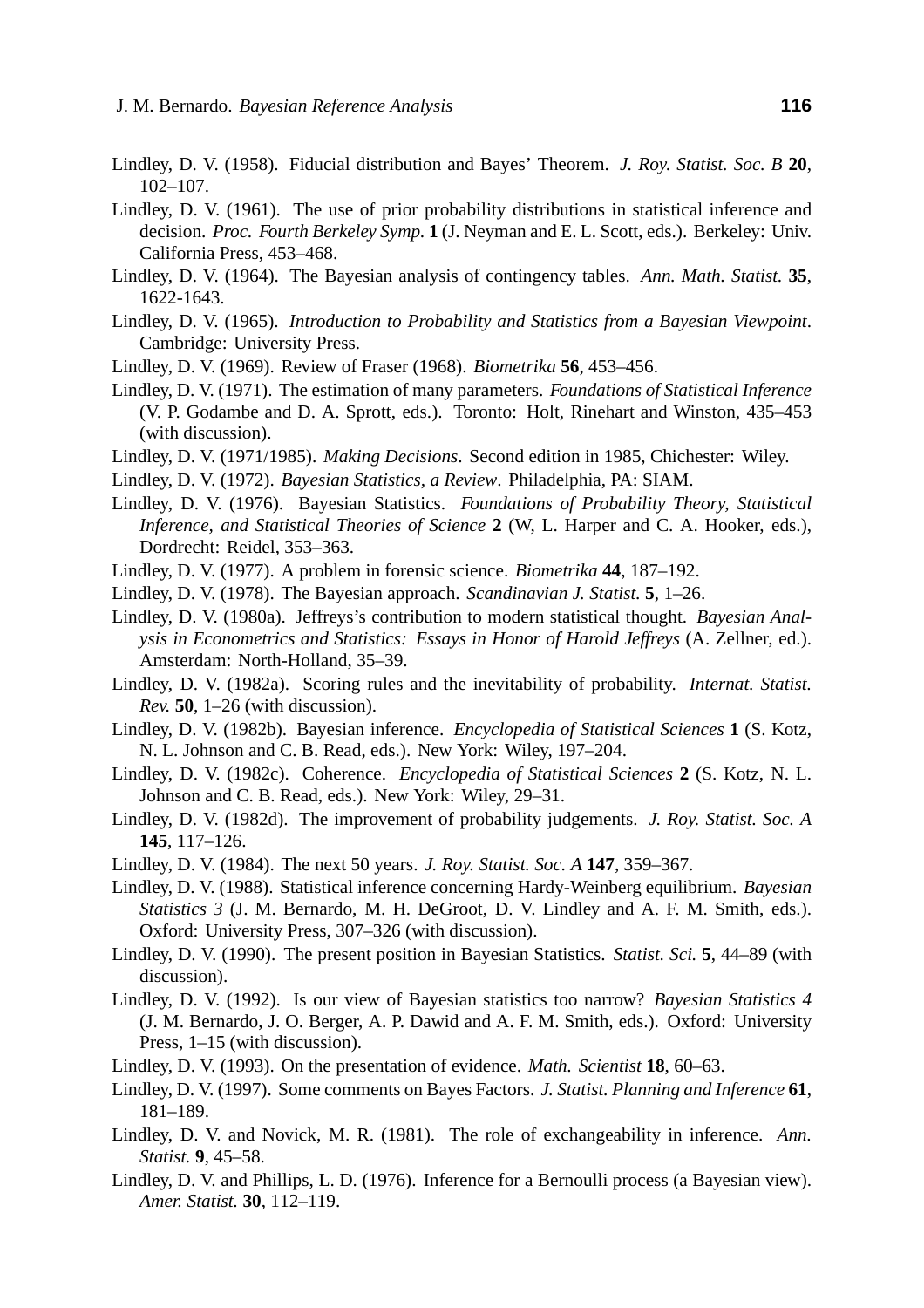Lindley, D. V. (1958). Fiducial distribution and Bayes' Theorem. *J. Roy. Statist. Soc. B* **20**, 102–107.

Lindley, D. V. (1961). The use of prior probability distributions in statistical inference and decision. *Proc. Fourth Berkeley Symp.* **1** (J. Neyman and E. L. Scott, eds.). Berkeley: Univ. California Press, 453–468.

Lindley, D. V. (1964). The Bayesian analysis of contingency tables. *Ann. Math. Statist.* **35**, 1622-1643.

Lindley, D. V. (1965). *Introduction to Probability and Statistics from a Bayesian Viewpoint*. Cambridge: University Press.

Lindley, D. V. (1969). Review of Fraser (1968). *Biometrika* **56**, 453–456.

Lindley, D. V. (1971). The estimation of many parameters. *Foundations of Statistical Inference* (V. P. Godambe and D. A. Sprott, eds.). Toronto: Holt, Rinehart and Winston, 435–453 (with discussion).

Lindley, D. V. (1971/1985). *Making Decisions*. Second edition in 1985, Chichester: Wiley.

Lindley, D. V. (1972). *Bayesian Statistics, a Review*. Philadelphia, PA: SIAM.

Lindley, D. V. (1976). Bayesian Statistics. *Foundations of Probability Theory, Statistical Inference, and Statistical Theories of Science* **2** (W, L. Harper and C. A. Hooker, eds.), Dordrecht: Reidel, 353–363.

Lindley, D. V. (1977). A problem in forensic science. *Biometrika* **44**, 187–192.

Lindley, D. V. (1978). The Bayesian approach. *Scandinavian J. Statist.* **5**, 1–26.

Lindley, D. V. (1980a). Jeffreys's contribution to modern statistical thought. *Bayesian Analysis in Econometrics and Statistics: Essays in Honor of Harold Jeffreys* (A. Zellner, ed.). Amsterdam: North-Holland, 35–39.

Lindley, D. V. (1982a). Scoring rules and the inevitability of probability. *Internat. Statist. Rev.* **50**, 1–26 (with discussion).

Lindley, D. V. (1982b). Bayesian inference. *Encyclopedia of Statistical Sciences* **1** (S. Kotz, N. L. Johnson and C. B. Read, eds.). New York: Wiley, 197–204.

Lindley, D. V. (1982c). Coherence. *Encyclopedia of Statistical Sciences* **2** (S. Kotz, N. L. Johnson and C. B. Read, eds.). New York: Wiley, 29–31.

Lindley, D. V. (1982d). The improvement of probability judgements. *J. Roy. Statist. Soc. A* **145**, 117–126.

Lindley, D. V. (1984). The next 50 years. *J. Roy. Statist. Soc. A* **147**, 359–367.

Lindley, D. V. (1988). Statistical inference concerning Hardy-Weinberg equilibrium. *Bayesian Statistics 3* (J. M. Bernardo, M. H. DeGroot, D. V. Lindley and A. F. M. Smith, eds.). Oxford: University Press, 307–326 (with discussion).

Lindley, D. V. (1990). The present position in Bayesian Statistics. *Statist. Sci.* **5**, 44–89 (with discussion).

Lindley, D. V. (1992). Is our view of Bayesian statistics too narrow? *Bayesian Statistics 4* (J. M. Bernardo, J. O. Berger, A. P. Dawid and A. F. M. Smith, eds.). Oxford: University Press, 1–15 (with discussion).

Lindley, D. V. (1993). On the presentation of evidence. *Math. Scientist* **18**, 60–63.

Lindley, D. V. (1997). Some comments on Bayes Factors. *J. Statist. Planning and Inference* **61**, 181–189.

Lindley, D. V. and Novick, M. R. (1981). The role of exchangeability in inference. *Ann. Statist.* **9**, 45–58.

Lindley, D. V. and Phillips, L. D. (1976). Inference for a Bernoulli process (a Bayesian view). *Amer. Statist.* **30**, 112–119.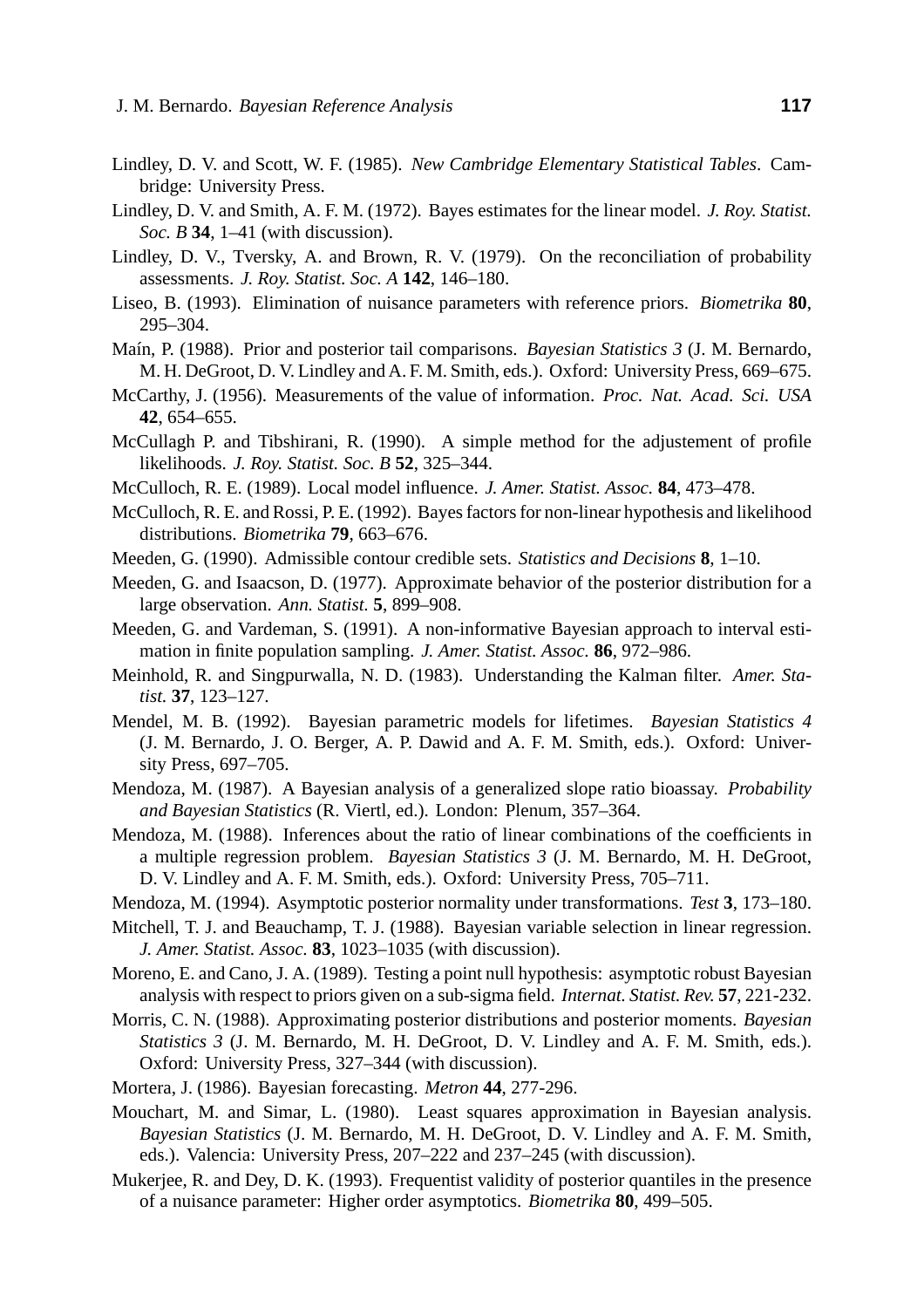Lindley, D. V. and Scott, W. F. (1985). *New Cambridge Elementary Statistical Tables*. Cambridge: University Press.

Lindley, D. V. and Smith, A. F. M. (1972). Bayes estimates for the linear model. *J. Roy. Statist. Soc. B* **34**, 1–41 (with discussion).

Lindley, D. V., Tversky, A. and Brown, R. V. (1979). On the reconciliation of probability assessments. *J. Roy. Statist. Soc. A* **142**, 146–180.

Liseo, B. (1993). Elimination of nuisance parameters with reference priors. *Biometrika* **80**, 295–304.

Maín, P. (1988). Prior and posterior tail comparisons. *Bayesian Statistics 3* (J. M. Bernardo, M. H. DeGroot, D. V. Lindley and A. F. M. Smith, eds.). Oxford: University Press, 669–675.

McCarthy, J. (1956). Measurements of the value of information. *Proc. Nat. Acad. Sci. USA* **42**, 654–655.

McCullagh P. and Tibshirani, R. (1990). A simple method for the adjustement of profile likelihoods. *J. Roy. Statist. Soc. B* **52**, 325–344.

McCulloch, R. E. (1989). Local model influence. *J. Amer. Statist. Assoc.* **84**, 473–478.

McCulloch, R. E. and Rossi, P. E. (1992). Bayes factors for non-linear hypothesis and likelihood distributions. *Biometrika* **79**, 663–676.

Meeden, G. (1990). Admissible contour credible sets. *Statistics and Decisions* **8**, 1–10.

Meeden, G. and Isaacson, D. (1977). Approximate behavior of the posterior distribution for a large observation. *Ann. Statist.* **5**, 899–908.

Meeden, G. and Vardeman, S. (1991). A non-informative Bayesian approach to interval estimation in finite population sampling. *J. Amer. Statist. Assoc.* **86**, 972–986.

Meinhold, R. and Singpurwalla, N. D. (1983). Understanding the Kalman filter. *Amer. Statist.* **37**, 123–127.

Mendel, M. B. (1992). Bayesian parametric models for lifetimes. *Bayesian Statistics 4* (J. M. Bernardo, J. O. Berger, A. P. Dawid and A. F. M. Smith, eds.). Oxford: University Press, 697–705.

Mendoza, M. (1987). A Bayesian analysis of a generalized slope ratio bioassay. *Probability and Bayesian Statistics* (R. Viertl, ed.). London: Plenum, 357–364.

Mendoza, M. (1988). Inferences about the ratio of linear combinations of the coefficients in a multiple regression problem. *Bayesian Statistics 3* (J. M. Bernardo, M. H. DeGroot, D. V. Lindley and A. F. M. Smith, eds.). Oxford: University Press, 705–711.

Mendoza, M. (1994). Asymptotic posterior normality under transformations. *Test* **3**, 173–180.

Mitchell, T. J. and Beauchamp, T. J. (1988). Bayesian variable selection in linear regression. *J. Amer. Statist. Assoc.* **83**, 1023–1035 (with discussion).

Moreno, E. and Cano, J. A. (1989). Testing a point null hypothesis: asymptotic robust Bayesian analysis with respect to priors given on a sub-sigma field. *Internat. Statist. Rev.* **57**, 221-232.

Morris, C. N. (1988). Approximating posterior distributions and posterior moments. *Bayesian Statistics 3* (J. M. Bernardo, M. H. DeGroot, D. V. Lindley and A. F. M. Smith, eds.). Oxford: University Press, 327–344 (with discussion).

Mortera, J. (1986). Bayesian forecasting. *Metron* **44**, 277-296.

Mouchart, M. and Simar, L. (1980). Least squares approximation in Bayesian analysis. *Bayesian Statistics* (J. M. Bernardo, M. H. DeGroot, D. V. Lindley and A. F. M. Smith, eds.). Valencia: University Press, 207–222 and 237–245 (with discussion).

Mukerjee, R. and Dey, D. K. (1993). Frequentist validity of posterior quantiles in the presence of a nuisance parameter: Higher order asymptotics. *Biometrika* **80**, 499–505.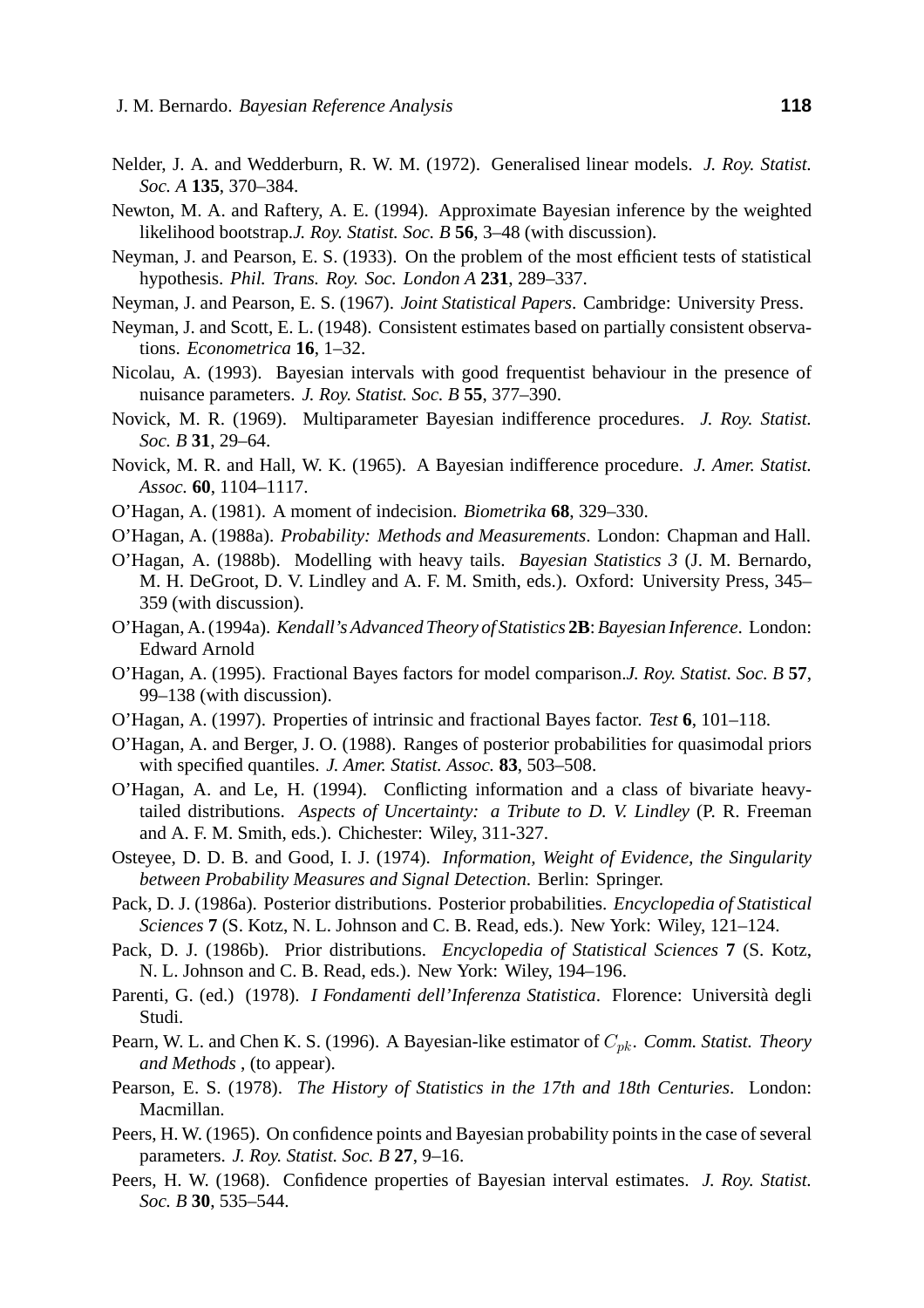Nelder, J. A. and Wedderburn, R. W. M. (1972). Generalised linear models. *J. Roy. Statist. Soc. A* **135**, 370–384.

Newton, M. A. and Raftery, A. E. (1994). Approximate Bayesian inference by the weighted likelihood bootstrap.*J. Roy. Statist. Soc. B* **56**, 3–48 (with discussion).

Neyman, J. and Pearson, E. S. (1933). On the problem of the most efficient tests of statistical hypothesis. *Phil. Trans. Roy. Soc. London A* **231**, 289–337.

Neyman, J. and Pearson, E. S. (1967). *Joint Statistical Papers*. Cambridge: University Press.

Neyman, J. and Scott, E. L. (1948). Consistent estimates based on partially consistent observations. *Econometrica* **16**, 1–32.

Nicolau, A. (1993). Bayesian intervals with good frequentist behaviour in the presence of nuisance parameters. *J. Roy. Statist. Soc. B* **55**, 377–390.

Novick, M. R. (1969). Multiparameter Bayesian indifference procedures. *J. Roy. Statist. Soc. B* **31**, 29–64.

Novick, M. R. and Hall, W. K. (1965). A Bayesian indifference procedure. *J. Amer. Statist. Assoc.* **60**, 1104–1117.

O'Hagan, A. (1981). A moment of indecision. *Biometrika* **68**, 329–330.

O'Hagan, A. (1988a). *Probability: Methods and Measurements*. London: Chapman and Hall.

O'Hagan, A. (1988b). Modelling with heavy tails. *Bayesian Statistics 3* (J. M. Bernardo, M. H. DeGroot, D. V. Lindley and A. F. M. Smith, eds.). Oxford: University Press, 345–359 (with discussion).

O'Hagan, A. (1994a). *Kendall's Advanced Theory of Statistics* **2B**: *Bayesian Inference*. London: Edward Arnold

O'Hagan, A. (1995). Fractional Bayes factors for model comparison.*J. Roy. Statist. Soc. B* **57**, 99–138 (with discussion).

O'Hagan, A. (1997). Properties of intrinsic and fractional Bayes factor. *Test* **6**, 101–118.

O'Hagan, A. and Berger, J. O. (1988). Ranges of posterior probabilities for quasimodal priors with specified quantiles. *J. Amer. Statist. Assoc.* **83**, 503–508.

O'Hagan, A. and Le, H. (1994). Conflicting information and a class of bivariate heavy-tailed distributions. *Aspects of Uncertainty: a Tribute to D. V. Lindley* (P. R. Freeman and A. F. M. Smith, eds.). Chichester: Wiley, 311-327.

Osteyee, D. D. B. and Good, I. J. (1974). *Information, Weight of Evidence, the Singularity between Probability Measures and Signal Detection*. Berlin: Springer.

Pack, D. J. (1986a). Posterior distributions. Posterior probabilities. *Encyclopedia of Statistical Sciences* **7** (S. Kotz, N. L. Johnson and C. B. Read, eds.). New York: Wiley, 121–124.

Pack, D. J. (1986b). Prior distributions. *Encyclopedia of Statistical Sciences* **7** (S. Kotz, N. L. Johnson and C. B. Read, eds.). New York: Wiley, 194–196.

Parenti, G. (ed.) (1978). *I Fondamenti dell'Inferenza Statistica*. Florence: Università degli Studi.

Pearn, W. L. and Chen K. S. (1996). A Bayesian-like estimator of $C_{pk}$. *Comm. Statist. Theory and Methods* , (to appear).

Pearson, E. S. (1978). *The History of Statistics in the 17th and 18th Centuries*. London: Macmillan.

Peers, H. W. (1965). On confidence points and Bayesian probability points in the case of several parameters. *J. Roy. Statist. Soc. B* **27**, 9–16.

Peers, H. W. (1968). Confidence properties of Bayesian interval estimates. *J. Roy. Statist. Soc. B* **30**, 535–544.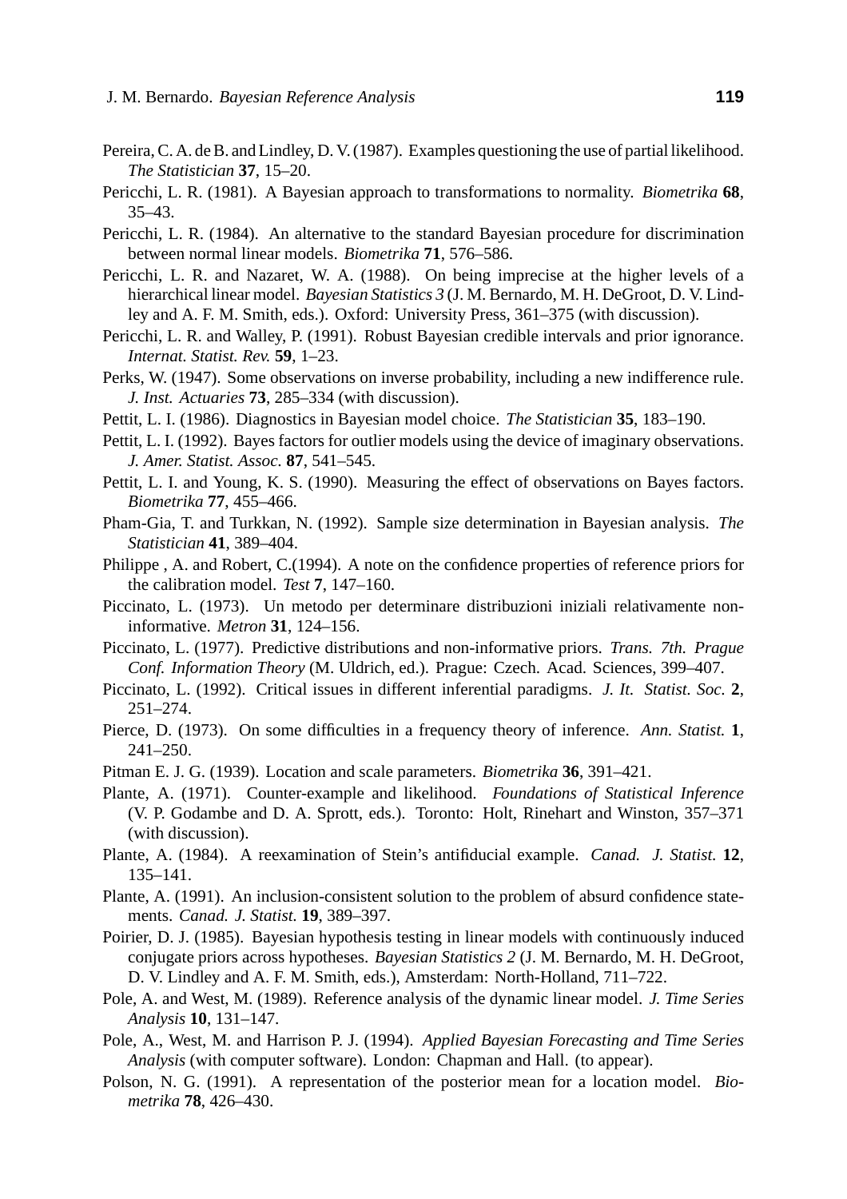Pereira, C. A. de B. and Lindley, D. V. (1987). Examples questioning the use of partial likelihood. *The Statistician* **37**, 15–20.

Pericchi, L. R. (1981). A Bayesian approach to transformations to normality. *Biometrika* **68**, 35–43.

Pericchi, L. R. (1984). An alternative to the standard Bayesian procedure for discrimination between normal linear models. *Biometrika* **71**, 576–586.

Pericchi, L. R. and Nazaret, W. A. (1988). On being imprecise at the higher levels of a hierarchical linear model. *Bayesian Statistics 3* (J. M. Bernardo, M. H. DeGroot, D. V. Lindley and A. F. M. Smith, eds.). Oxford: University Press, 361–375 (with discussion).

Pericchi, L. R. and Walley, P. (1991). Robust Bayesian credible intervals and prior ignorance. *Internat. Statist. Rev.* **59**, 1–23.

Perks, W. (1947). Some observations on inverse probability, including a new indifference rule. *J. Inst. Actuaries* **73**, 285–334 (with discussion).

Pettit, L. I. (1986). Diagnostics in Bayesian model choice. *The Statistician* **35**, 183–190.

Pettit, L. I. (1992). Bayes factors for outlier models using the device of imaginary observations. *J. Amer. Statist. Assoc.* **87**, 541–545.

Pettit, L. I. and Young, K. S. (1990). Measuring the effect of observations on Bayes factors. *Biometrika* **77**, 455–466.

Pham-Gia, T. and Turkkan, N. (1992). Sample size determination in Bayesian analysis. *The Statistician* **41**, 389–404.

Philippe , A. and Robert, C.(1994). A note on the confidence properties of reference priors for the calibration model. *Test* **7**, 147–160.

Piccinato, L. (1973). Un metodo per determinare distribuzioni iniziali relativamente non-informative. *Metron* **31**, 124–156.

Piccinato, L. (1977). Predictive distributions and non-informative priors. *Trans. 7th. Prague Conf. Information Theory* (M. Uldrich, ed.). Prague: Czech. Acad. Sciences, 399–407.

Piccinato, L. (1992). Critical issues in different inferential paradigms. *J. It. Statist. Soc.* **2**, 251–274.

Pierce, D. (1973). On some difficulties in a frequency theory of inference. *Ann. Statist.* **1**, 241–250.

Pitman E. J. G. (1939). Location and scale parameters. *Biometrika* **36**, 391–421.

Plante, A. (1971). Counter-example and likelihood. *Foundations of Statistical Inference* (V. P. Godambe and D. A. Sprott, eds.). Toronto: Holt, Rinehart and Winston, 357–371 (with discussion).

Plante, A. (1984). A reexamination of Stein's antifiducial example. *Canad. J. Statist.* **12**, 135–141.

Plante, A. (1991). An inclusion-consistent solution to the problem of absurd confidence statements. *Canad. J. Statist.* **19**, 389–397.

Poirier, D. J. (1985). Bayesian hypothesis testing in linear models with continuously induced conjugate priors across hypotheses. *Bayesian Statistics 2* (J. M. Bernardo, M. H. DeGroot, D. V. Lindley and A. F. M. Smith, eds.), Amsterdam: North-Holland, 711–722.

Pole, A. and West, M. (1989). Reference analysis of the dynamic linear model. *J. Time Series Analysis* **10**, 131–147.

Pole, A., West, M. and Harrison P. J. (1994). *Applied Bayesian Forecasting and Time Series Analysis* (with computer software). London: Chapman and Hall. (to appear).

Polson, N. G. (1991). A representation of the posterior mean for a location model. *Biometrika* **78**, 426–430.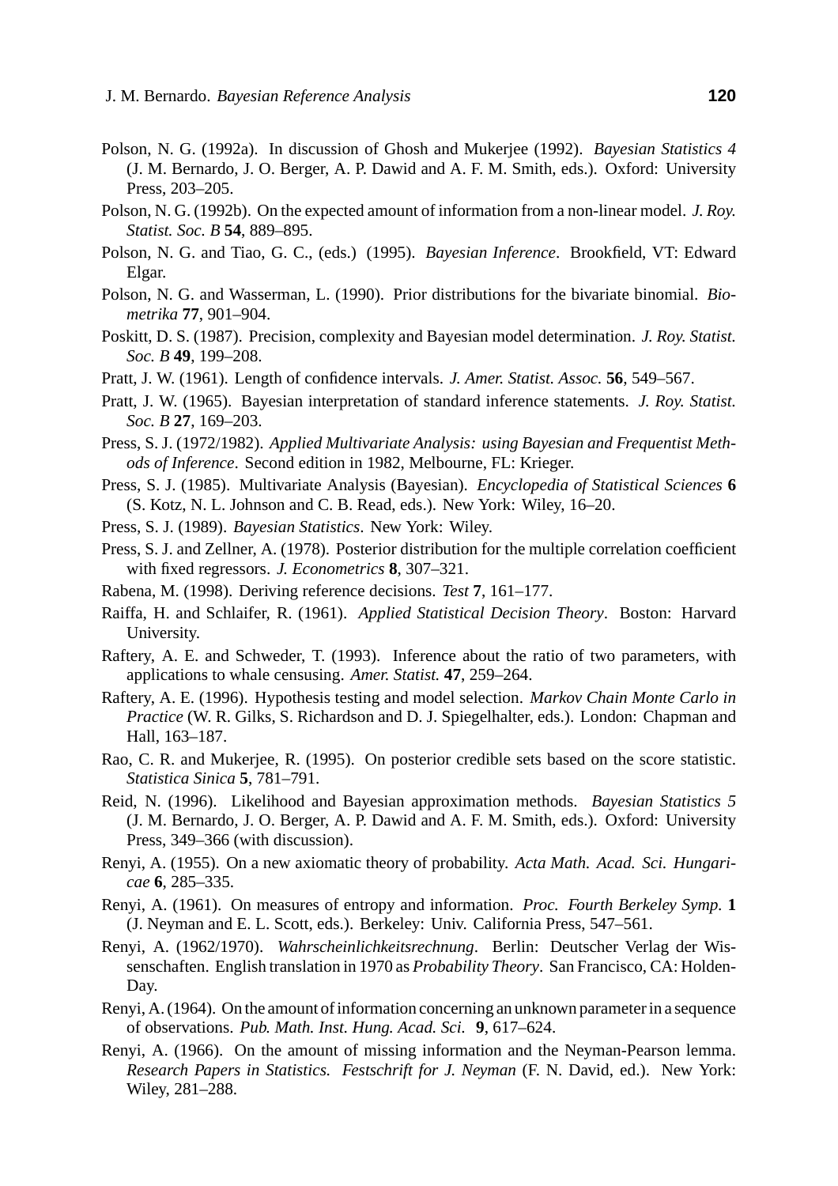Polson, N. G. (1992a). In discussion of Ghosh and Mukerjee (1992). *Bayesian Statistics 4* (J. M. Bernardo, J. O. Berger, A. P. Dawid and A. F. M. Smith, eds.). Oxford: University Press, 203–205.

Polson, N. G. (1992b). On the expected amount of information from a non-linear model. *J. Roy. Statist. Soc. B* **54**, 889–895.

Polson, N. G. and Tiao, G. C., (eds.) (1995). *Bayesian Inference*. Brookfield, VT: Edward Elgar.

Polson, N. G. and Wasserman, L. (1990). Prior distributions for the bivariate binomial. *Biometrika* **77**, 901–904.

Poskitt, D. S. (1987). Precision, complexity and Bayesian model determination. *J. Roy. Statist. Soc. B* **49**, 199–208.

Pratt, J. W. (1961). Length of confidence intervals. *J. Amer. Statist. Assoc.* **56**, 549–567.

Pratt, J. W. (1965). Bayesian interpretation of standard inference statements. *J. Roy. Statist. Soc. B* **27**, 169–203.

Press, S. J. (1972/1982). *Applied Multivariate Analysis: using Bayesian and Frequentist Methods of Inference*. Second edition in 1982, Melbourne, FL: Krieger.

Press, S. J. (1985). Multivariate Analysis (Bayesian). *Encyclopedia of Statistical Sciences* **6** (S. Kotz, N. L. Johnson and C. B. Read, eds.). New York: Wiley, 16–20.

Press, S. J. (1989). *Bayesian Statistics*. New York: Wiley.

Press, S. J. and Zellner, A. (1978). Posterior distribution for the multiple correlation coefficient with fixed regressors. *J. Econometrics* **8**, 307–321.

Rabena, M. (1998). Deriving reference decisions. *Test* **7**, 161–177.

Raiffa, H. and Schlaifer, R. (1961). *Applied Statistical Decision Theory*. Boston: Harvard University.

Raftery, A. E. and Schweder, T. (1993). Inference about the ratio of two parameters, with applications to whale censusing. *Amer. Statist.* **47**, 259–264.

Raftery, A. E. (1996). Hypothesis testing and model selection. *Markov Chain Monte Carlo in Practice* (W. R. Gilks, S. Richardson and D. J. Spiegelhalter, eds.). London: Chapman and Hall, 163–187.

Rao, C. R. and Mukerjee, R. (1995). On posterior credible sets based on the score statistic. *Statistica Sinica* **5**, 781–791.

Reid, N. (1996). Likelihood and Bayesian approximation methods. *Bayesian Statistics 5* (J. M. Bernardo, J. O. Berger, A. P. Dawid and A. F. M. Smith, eds.). Oxford: University Press, 349–366 (with discussion).

Renyi, A. (1955). On a new axiomatic theory of probability. *Acta Math. Acad. Sci. Hungaricae* **6**, 285–335.

Renyi, A. (1961). On measures of entropy and information. *Proc. Fourth Berkeley Symp.* **1** (J. Neyman and E. L. Scott, eds.). Berkeley: Univ. California Press, 547–561.

Renyi, A. (1962/1970). *Wahrscheinlichkeitsrechnung*. Berlin: Deutscher Verlag der Wissenschaften. English translation in 1970 as *Probability Theory*. San Francisco, CA: Holden-Day.

Renyi, A. (1964). On the amount of information concerning an unknown parameter in a sequence of observations. *Pub. Math. Inst. Hung. Acad. Sci.* **9**, 617–624.

Renyi, A. (1966). On the amount of missing information and the Neyman-Pearson lemma. *Research Papers in Statistics. Festschrift for J. Neyman* (F. N. David, ed.). New York: Wiley, 281–288.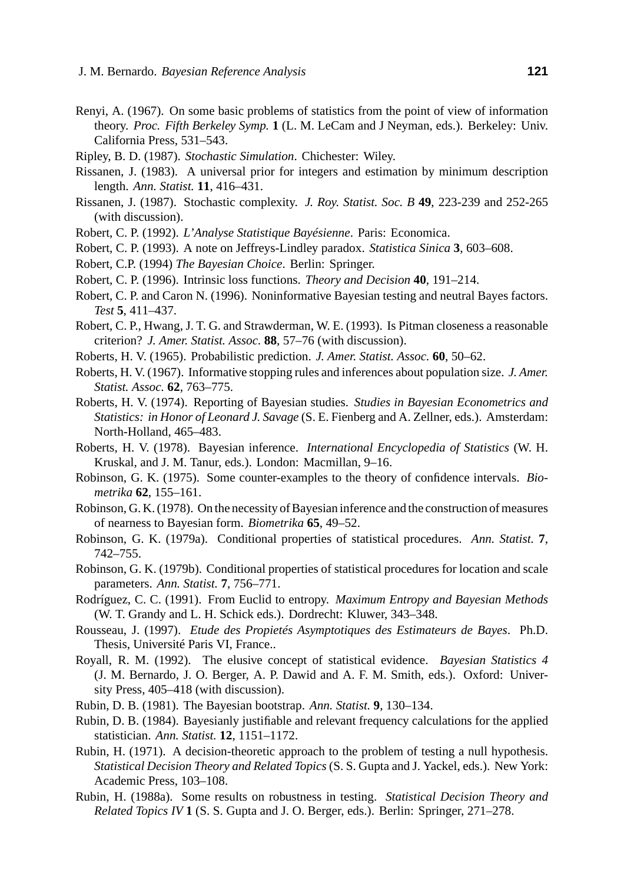Renyi, A. (1967). On some basic problems of statistics from the point of view of information theory. *Proc. Fifth Berkeley Symp.* **1** (L. M. LeCam and J Neyman, eds.). Berkeley: Univ. California Press, 531–543.

Ripley, B. D. (1987). *Stochastic Simulation*. Chichester: Wiley.

Rissanen, J. (1983). A universal prior for integers and estimation by minimum description length. *Ann. Statist.* **11**, 416–431.

Rissanen, J. (1987). Stochastic complexity. *J. Roy. Statist. Soc. B* **49**, 223-239 and 252-265 (with discussion).

Robert, C. P. (1992). *L'Analyse Statistique Bayésienne*. Paris: Economica.

Robert, C. P. (1993). A note on Jeffreys-Lindley paradox. *Statistica Sinica* **3**, 603–608.

Robert, C.P. (1994) *The Bayesian Choice*. Berlin: Springer.

Robert, C. P. (1996). Intrinsic loss functions. *Theory and Decision* **40**, 191–214.

Robert, C. P. and Caron N. (1996). Noninformative Bayesian testing and neutral Bayes factors. *Test* **5**, 411–437.

Robert, C. P., Hwang, J. T. G. and Strawderman, W. E. (1993). Is Pitman closeness a reasonable criterion? *J. Amer. Statist. Assoc.* **88**, 57–76 (with discussion).

Roberts, H. V. (1965). Probabilistic prediction. *J. Amer. Statist. Assoc.* **60**, 50–62.

Roberts, H. V. (1967). Informative stopping rules and inferences about population size. *J. Amer. Statist. Assoc*. **62**, 763–775.

Roberts, H. V. (1974). Reporting of Bayesian studies. *Studies in Bayesian Econometrics and Statistics: in Honor of Leonard J. Savage* (S. E. Fienberg and A. Zellner, eds.). Amsterdam: North-Holland, 465–483.

Roberts, H. V. (1978). Bayesian inference. *International Encyclopedia of Statistics* (W. H. Kruskal, and J. M. Tanur, eds.). London: Macmillan, 9–16.

Robinson, G. K. (1975). Some counter-examples to the theory of confidence intervals. *Biometrika* **62**, 155–161.

Robinson, G. K. (1978). On the necessity of Bayesian inference and the construction of measures of nearness to Bayesian form. *Biometrika* **65**, 49–52.

Robinson, G. K. (1979a). Conditional properties of statistical procedures. *Ann. Statist.* **7**, 742–755.

Robinson, G. K. (1979b). Conditional properties of statistical procedures for location and scale parameters. *Ann. Statist.* **7**, 756–771.

Rodríguez, C. C. (1991). From Euclid to entropy. *Maximum Entropy and Bayesian Methods* (W. T. Grandy and L. H. Schick eds.). Dordrecht: Kluwer, 343–348.

Rousseau, J. (1997). *Etude des Propietés Asymptotiques des Estimateurs de Bayes*. Ph.D. Thesis, Université Paris VI, France..

Royall, R. M. (1992). The elusive concept of statistical evidence. *Bayesian Statistics 4* (J. M. Bernardo, J. O. Berger, A. P. Dawid and A. F. M. Smith, eds.). Oxford: University Press, 405–418 (with discussion).

Rubin, D. B. (1981). The Bayesian bootstrap. *Ann. Statist.* **9**, 130–134.

Rubin, D. B. (1984). Bayesianly justifiable and relevant frequency calculations for the applied statistician. *Ann. Statist.* **12**, 1151–1172.

Rubin, H. (1971). A decision-theoretic approach to the problem of testing a null hypothesis. *Statistical Decision Theory and Related Topics* (S. S. Gupta and J. Yackel, eds.). New York: Academic Press, 103–108.

Rubin, H. (1988a). Some results on robustness in testing. *Statistical Decision Theory and Related Topics IV* **1** (S. S. Gupta and J. O. Berger, eds.). Berlin: Springer, 271–278.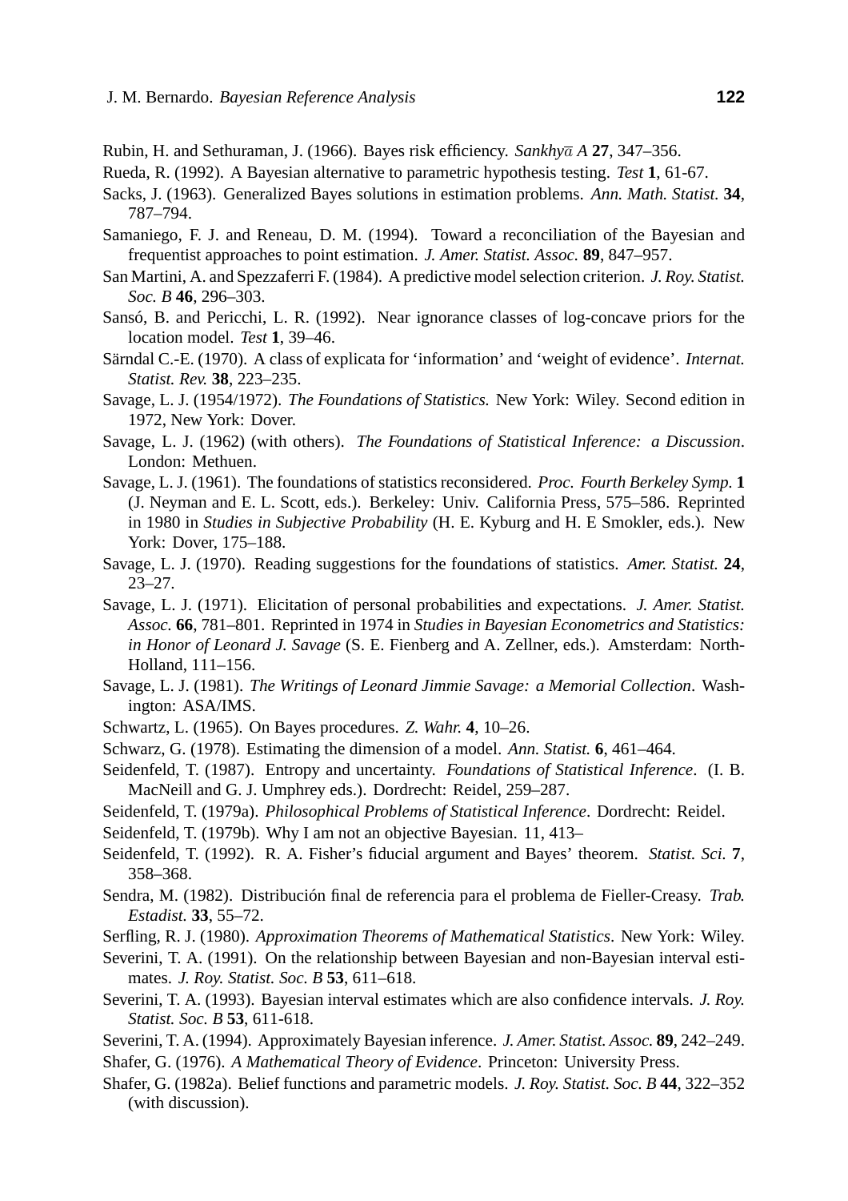Rubin, H. and Sethuraman, J. (1966). Bayes risk efficiency. *Sankhyā A* **27**, 347–356.

Rueda, R. (1992). A Bayesian alternative to parametric hypothesis testing. *Test* **1**, 61-67.

Sacks, J. (1963). Generalized Bayes solutions in estimation problems. *Ann. Math. Statist.* **34**, 787–794.

Samaniego, F. J. and Reneau, D. M. (1994). Toward a reconciliation of the Bayesian and frequentist approaches to point estimation. *J. Amer. Statist. Assoc.* **89**, 847–957.

San Martini, A. and Spezzaferri F. (1984). A predictive model selection criterion. *J. Roy. Statist. Soc. B* **46**, 296–303.

Sansó, B. and Pericchi, L. R. (1992). Near ignorance classes of log-concave priors for the location model. *Test* **1**, 39–46.

Särndal C.-E. (1970). A class of explicata for 'information' and 'weight of evidence'. *Internat. Statist. Rev.* **38**, 223–235.

Savage, L. J. (1954/1972). *The Foundations of Statistics.* New York: Wiley. Second edition in 1972, New York: Dover.

Savage, L. J. (1962) (with others). *The Foundations of Statistical Inference: a Discussion*. London: Methuen.

Savage, L. J. (1961). The foundations of statistics reconsidered. *Proc. Fourth Berkeley Symp.* **1** (J. Neyman and E. L. Scott, eds.). Berkeley: Univ. California Press, 575–586. Reprinted in 1980 in *Studies in Subjective Probability* (H. E. Kyburg and H. E Smokler, eds.). New York: Dover, 175–188.

Savage, L. J. (1970). Reading suggestions for the foundations of statistics. *Amer. Statist.* **24**, 23–27.

Savage, L. J. (1971). Elicitation of personal probabilities and expectations. *J. Amer. Statist. Assoc.* **66**, 781–801. Reprinted in 1974 in *Studies in Bayesian Econometrics and Statistics: in Honor of Leonard J. Savage* (S. E. Fienberg and A. Zellner, eds.). Amsterdam: North-Holland, 111–156.

Savage, L. J. (1981). *The Writings of Leonard Jimmie Savage: a Memorial Collection*. Washington: ASA/IMS.

Schwartz, L. (1965). On Bayes procedures. *Z. Wahr.* **4**, 10–26.

Schwarz, G. (1978). Estimating the dimension of a model. *Ann. Statist.* **6**, 461–464.

Seidenfeld, T. (1987). Entropy and uncertainty. *Foundations of Statistical Inference*. (I. B. MacNeill and G. J. Umphrey eds.). Dordrecht: Reidel, 259–287.

Seidenfeld, T. (1979a). *Philosophical Problems of Statistical Inference*. Dordrecht: Reidel.

Seidenfeld, T. (1979b). Why I am not an objective Bayesian. 11, 413–

Seidenfeld, T. (1992). R. A. Fisher's fiducial argument and Bayes' theorem. *Statist. Sci.* **7**, 358–368.

Sendra, M. (1982). Distribución final de referencia para el problema de Fieller-Creasy. *Trab. Estadist.* **33**, 55–72.

Serfling, R. J. (1980). *Approximation Theorems of Mathematical Statistics*. New York: Wiley.

Severini, T. A. (1991). On the relationship between Bayesian and non-Bayesian interval estimates. *J. Roy. Statist. Soc. B* **53**, 611–618.

Severini, T. A. (1993). Bayesian interval estimates which are also confidence intervals. *J. Roy. Statist. Soc. B* **53**, 611-618.

Severini, T. A. (1994). Approximately Bayesian inference. *J. Amer. Statist. Assoc.* **89**, 242–249.

Shafer, G. (1976). *A Mathematical Theory of Evidence*. Princeton: University Press.

Shafer, G. (1982a). Belief functions and parametric models. *J. Roy. Statist. Soc. B* **44**, 322–352 (with discussion).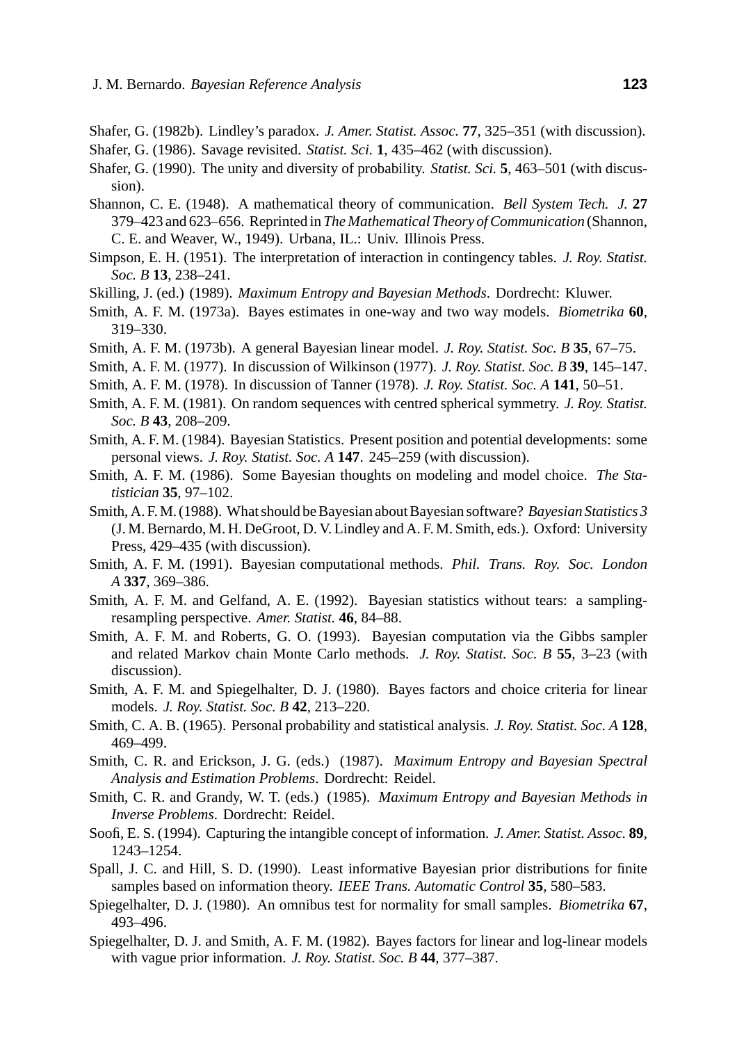Shafer, G. (1982b). Lindley's paradox. *J. Amer. Statist. Assoc.* **77**, 325–351 (with discussion).

Shafer, G. (1986). Savage revisited. *Statist. Sci.* **1**, 435–462 (with discussion).

Shafer, G. (1990). The unity and diversity of probability. *Statist. Sci.* **5**, 463–501 (with discussion).

Shannon, C. E. (1948). A mathematical theory of communication. *Bell System Tech. J.* **27** 379–423 and 623–656. Reprinted in *The Mathematical Theory of Communication* (Shannon, C. E. and Weaver, W., 1949). Urbana, IL.: Univ. Illinois Press.

Simpson, E. H. (1951). The interpretation of interaction in contingency tables. *J. Roy. Statist. Soc. B* **13**, 238–241.

Skilling, J. (ed.) (1989). *Maximum Entropy and Bayesian Methods*. Dordrecht: Kluwer.

Smith, A. F. M. (1973a). Bayes estimates in one-way and two way models. *Biometrika* **60**, 319–330.

Smith, A. F. M. (1973b). A general Bayesian linear model. *J. Roy. Statist. Soc. B* **35**, 67–75.

Smith, A. F. M. (1977). In discussion of Wilkinson (1977). *J. Roy. Statist. Soc. B* **39**, 145–147.

Smith, A. F. M. (1978). In discussion of Tanner (1978). *J. Roy. Statist. Soc. A* **141**, 50–51.

Smith, A. F. M. (1981). On random sequences with centred spherical symmetry. *J. Roy. Statist. Soc. B* **43**, 208–209.

Smith, A. F. M. (1984). Bayesian Statistics. Present position and potential developments: some personal views. *J. Roy. Statist. Soc. A* **147**. 245–259 (with discussion).

Smith, A. F. M. (1986). Some Bayesian thoughts on modeling and model choice. *The Statistician* **35**, 97–102.

Smith, A. F. M. (1988). What should be Bayesian about Bayesian software? *Bayesian Statistics 3* (J. M. Bernardo, M. H. DeGroot, D. V. Lindley and A. F. M. Smith, eds.). Oxford: University Press, 429–435 (with discussion).

Smith, A. F. M. (1991). Bayesian computational methods. *Phil. Trans. Roy. Soc. London A* **337**, 369–386.

Smith, A. F. M. and Gelfand, A. E. (1992). Bayesian statistics without tears: a sampling-resampling perspective. *Amer. Statist.* **46**, 84–88.

Smith, A. F. M. and Roberts, G. O. (1993). Bayesian computation via the Gibbs sampler and related Markov chain Monte Carlo methods. *J. Roy. Statist. Soc. B* **55**, 3–23 (with discussion).

Smith, A. F. M. and Spiegelhalter, D. J. (1980). Bayes factors and choice criteria for linear models. *J. Roy. Statist. Soc. B* **42**, 213–220.

Smith, C. A. B. (1965). Personal probability and statistical analysis. *J. Roy. Statist. Soc. A* **128**, 469–499.

Smith, C. R. and Erickson, J. G. (eds.) (1987). *Maximum Entropy and Bayesian Spectral Analysis and Estimation Problems*. Dordrecht: Reidel.

Smith, C. R. and Grandy, W. T. (eds.) (1985). *Maximum Entropy and Bayesian Methods in Inverse Problems*. Dordrecht: Reidel.

Soofi, E. S. (1994). Capturing the intangible concept of information. *J. Amer. Statist. Assoc.* **89**, 1243–1254.

Spall, J. C. and Hill, S. D. (1990). Least informative Bayesian prior distributions for finite samples based on information theory. *IEEE Trans. Automatic Control* **35**, 580–583.

Spiegelhalter, D. J. (1980). An omnibus test for normality for small samples. *Biometrika* **67**, 493–496.

Spiegelhalter, D. J. and Smith, A. F. M. (1982). Bayes factors for linear and log-linear models with vague prior information. *J. Roy. Statist. Soc. B* **44**, 377–387.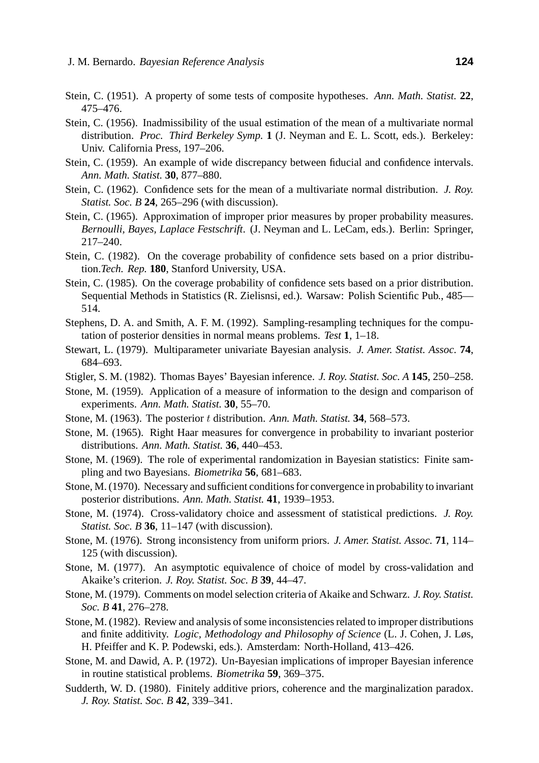Stein, C. (1951). A property of some tests of composite hypotheses. *Ann. Math. Statist.* **22**, 475–476.

Stein, C. (1956). Inadmissibility of the usual estimation of the mean of a multivariate normal distribution. *Proc. Third Berkeley Symp.* **1** (J. Neyman and E. L. Scott, eds.). Berkeley: Univ. California Press, 197–206.

Stein, C. (1959). An example of wide discrepancy between fiducial and confidence intervals. *Ann. Math. Statist.* **30**, 877–880.

Stein, C. (1962). Confidence sets for the mean of a multivariate normal distribution. *J. Roy. Statist. Soc. B* **24**, 265–296 (with discussion).

Stein, C. (1965). Approximation of improper prior measures by proper probability measures. *Bernoulli, Bayes, Laplace Festschrift*. (J. Neyman and L. LeCam, eds.). Berlin: Springer, 217–240.

Stein, C. (1982). On the coverage probability of confidence sets based on a prior distribution.*Tech. Rep.* **180**, Stanford University, USA.

Stein, C. (1985). On the coverage probability of confidence sets based on a prior distribution. Sequential Methods in Statistics (R. Zielisnsi, ed.). Warsaw: Polish Scientific Pub., 485––514.

Stephens, D. A. and Smith, A. F. M. (1992). Sampling-resampling techniques for the computation of posterior densities in normal means problems. *Test* **1**, 1–18.

Stewart, L. (1979). Multiparameter univariate Bayesian analysis. *J. Amer. Statist. Assoc.* **74**, 684–693.

Stigler, S. M. (1982). Thomas Bayes' Bayesian inference. *J. Roy. Statist. Soc. A* **145**, 250–258.

Stone, M. (1959). Application of a measure of information to the design and comparison of experiments. *Ann. Math. Statist.* **30**, 55–70.

Stone, M. (1963). The posterior $t$ distribution. *Ann. Math. Statist.* **34**, 568–573.

Stone, M. (1965). Right Haar measures for convergence in probability to invariant posterior distributions. *Ann. Math. Statist.* **36**, 440–453.

Stone, M. (1969). The role of experimental randomization in Bayesian statistics: Finite sampling and two Bayesians. *Biometrika* **56**, 681–683.

Stone, M. (1970). Necessary and sufficient conditions for convergence in probability to invariant posterior distributions. *Ann. Math. Statist.* **41**, 1939–1953.

Stone, M. (1974). Cross-validatory choice and assessment of statistical predictions. *J. Roy. Statist. Soc. B* **36**, 11–147 (with discussion).

Stone, M. (1976). Strong inconsistency from uniform priors. *J. Amer. Statist. Assoc.* **71**, 114–125 (with discussion).

Stone, M. (1977). An asymptotic equivalence of choice of model by cross-validation and Akaike's criterion. *J. Roy. Statist. Soc. B* **39**, 44–47.

Stone, M. (1979). Comments on model selection criteria of Akaike and Schwarz. *J. Roy. Statist. Soc. B* **41**, 276–278.

Stone, M. (1982). Review and analysis of some inconsistencies related to improper distributions and finite additivity. *Logic, Methodology and Philosophy of Science* (L. J. Cohen, J. Løs, H. Pfeiffer and K. P. Podewski, eds.). Amsterdam: North-Holland, 413–426.

Stone, M. and Dawid, A. P. (1972). Un-Bayesian implications of improper Bayesian inference in routine statistical problems. *Biometrika* **59**, 369–375.

Sudderth, W. D. (1980). Finitely additive priors, coherence and the marginalization paradox. *J. Roy. Statist. Soc. B* **42**, 339–341.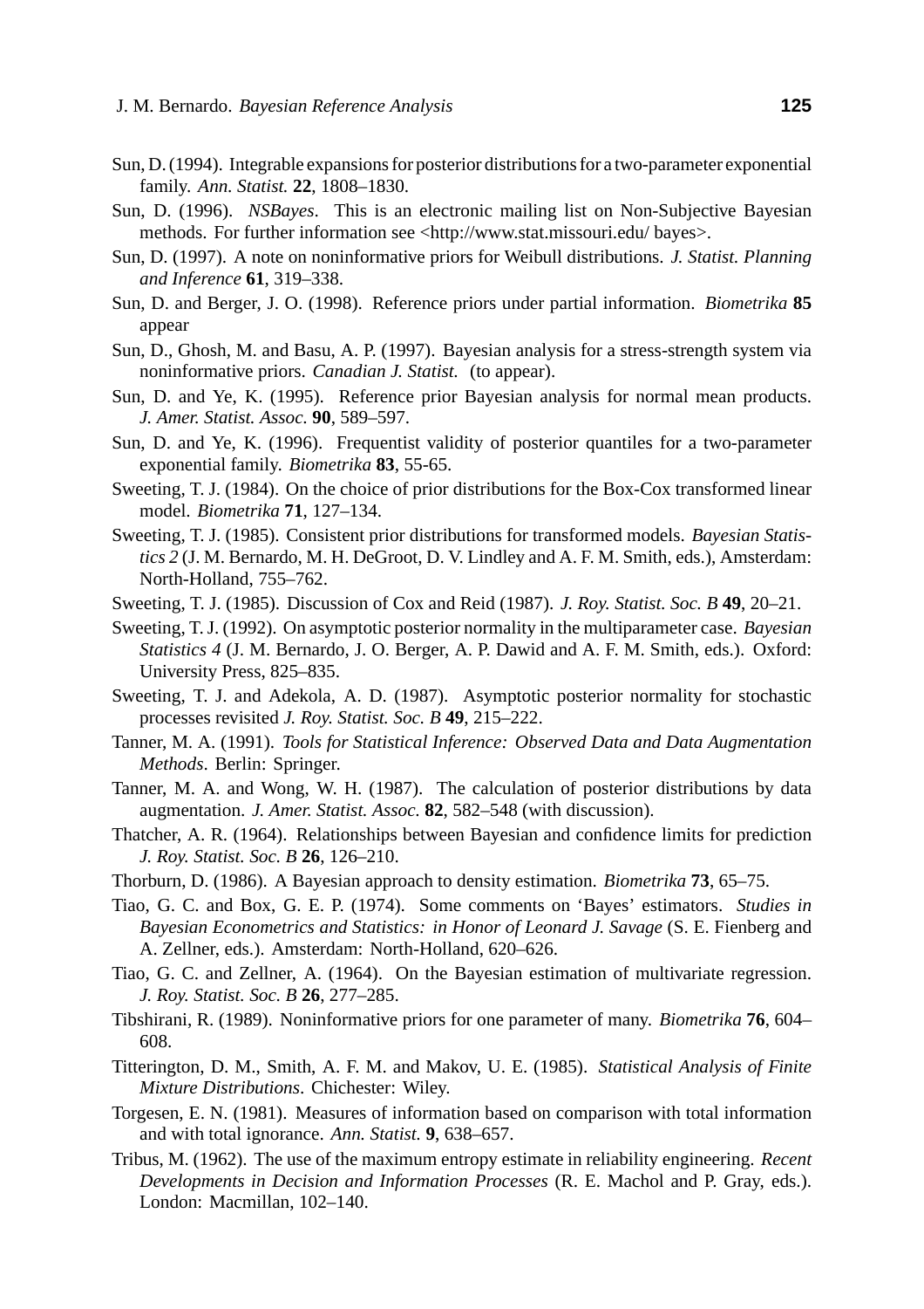Sun, D. (1994). Integrable expansions for posterior distributions for a two-parameter exponential family. *Ann. Statist.* **22**, 1808–1830.

Sun, D. (1996). *NSBayes*. This is an electronic mailing list on Non-Subjective Bayesian methods. For further information see <http://www.stat.missouri.edu/ bayes>.

Sun, D. (1997). A note on noninformative priors for Weibull distributions. *J. Statist. Planning and Inference* **61**, 319–338.

Sun, D. and Berger, J. O. (1998). Reference priors under partial information. *Biometrika* **85** appear

Sun, D., Ghosh, M. and Basu, A. P. (1997). Bayesian analysis for a stress-strength system via noninformative priors. *Canadian J. Statist.* (to appear).

Sun, D. and Ye, K. (1995). Reference prior Bayesian analysis for normal mean products. *J. Amer. Statist. Assoc.* **90**, 589–597.

Sun, D. and Ye, K. (1996). Frequentist validity of posterior quantiles for a two-parameter exponential family. *Biometrika* **83**, 55-65.

Sweeting, T. J. (1984). On the choice of prior distributions for the Box-Cox transformed linear model. *Biometrika* **71**, 127–134.

Sweeting, T. J. (1985). Consistent prior distributions for transformed models. *Bayesian Statistics 2* (J. M. Bernardo, M. H. DeGroot, D. V. Lindley and A. F. M. Smith, eds.), Amsterdam: North-Holland, 755–762.

Sweeting, T. J. (1985). Discussion of Cox and Reid (1987). *J. Roy. Statist. Soc. B* **49**, 20–21.

Sweeting, T. J. (1992). On asymptotic posterior normality in the multiparameter case. *Bayesian Statistics 4* (J. M. Bernardo, J. O. Berger, A. P. Dawid and A. F. M. Smith, eds.). Oxford: University Press, 825–835.

Sweeting, T. J. and Adekola, A. D. (1987). Asymptotic posterior normality for stochastic processes revisited *J. Roy. Statist. Soc. B* **49**, 215–222.

Tanner, M. A. (1991). *Tools for Statistical Inference: Observed Data and Data Augmentation Methods*. Berlin: Springer.

Tanner, M. A. and Wong, W. H. (1987). The calculation of posterior distributions by data augmentation. *J. Amer. Statist. Assoc.* **82**, 582–548 (with discussion).

Thatcher, A. R. (1964). Relationships between Bayesian and confidence limits for prediction *J. Roy. Statist. Soc. B* **26**, 126–210.

Thorburn, D. (1986). A Bayesian approach to density estimation. *Biometrika* **73**, 65–75.

Tiao, G. C. and Box, G. E. P. (1974). Some comments on 'Bayes' estimators. *Studies in Bayesian Econometrics and Statistics: in Honor of Leonard J. Savage* (S. E. Fienberg and A. Zellner, eds.). Amsterdam: North-Holland, 620–626.

Tiao, G. C. and Zellner, A. (1964). On the Bayesian estimation of multivariate regression. *J. Roy. Statist. Soc. B* **26**, 277–285.

Tibshirani, R. (1989). Noninformative priors for one parameter of many. *Biometrika* **76**, 604–608.

Titterington, D. M., Smith, A. F. M. and Makov, U. E. (1985). *Statistical Analysis of Finite Mixture Distributions*. Chichester: Wiley.

Torgesen, E. N. (1981). Measures of information based on comparison with total information and with total ignorance. *Ann. Statist.* **9**, 638–657.

Tribus, M. (1962). The use of the maximum entropy estimate in reliability engineering. *Recent Developments in Decision and Information Processes* (R. E. Machol and P. Gray, eds.). London: Macmillan, 102–140.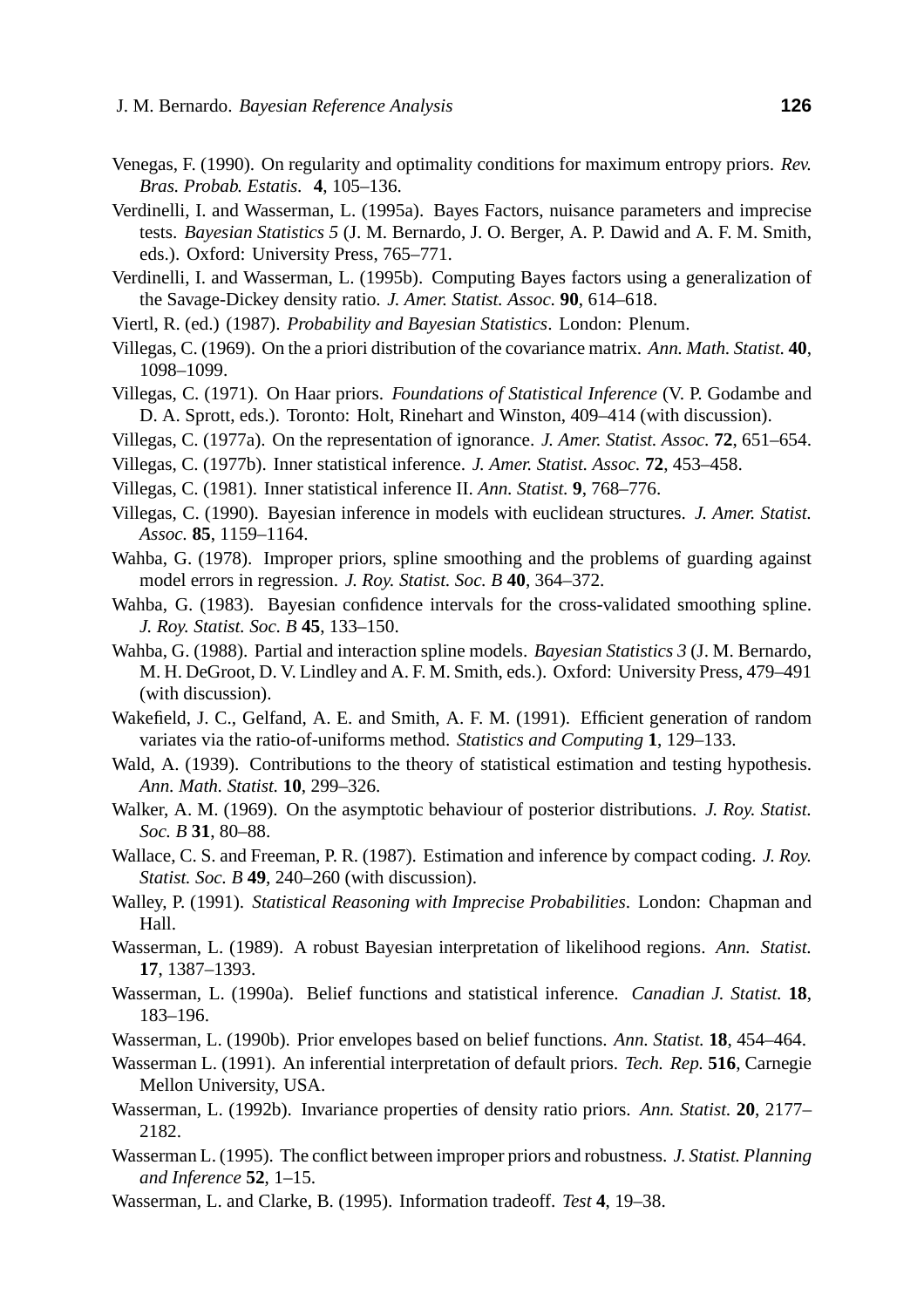Venegas, F. (1990). On regularity and optimality conditions for maximum entropy priors. *Rev. Bras. Probab. Estatis.* **4**, 105–136.

Verdinelli, I. and Wasserman, L. (1995a). Bayes Factors, nuisance parameters and imprecise tests. *Bayesian Statistics 5* (J. M. Bernardo, J. O. Berger, A. P. Dawid and A. F. M. Smith, eds.). Oxford: University Press, 765–771.

Verdinelli, I. and Wasserman, L. (1995b). Computing Bayes factors using a generalization of the Savage-Dickey density ratio. *J. Amer. Statist. Assoc.* **90**, 614–618.

Viertl, R. (ed.) (1987). *Probability and Bayesian Statistics*. London: Plenum.

Villegas, C. (1969). On the a priori distribution of the covariance matrix. *Ann. Math. Statist.* **40**, 1098–1099.

Villegas, C. (1971). On Haar priors. *Foundations of Statistical Inference* (V. P. Godambe and D. A. Sprott, eds.). Toronto: Holt, Rinehart and Winston, 409–414 (with discussion).

Villegas, C. (1977a). On the representation of ignorance. *J. Amer. Statist. Assoc.* **72**, 651–654.

Villegas, C. (1977b). Inner statistical inference. *J. Amer. Statist. Assoc.* **72**, 453–458.

Villegas, C. (1981). Inner statistical inference II. *Ann. Statist.* **9**, 768–776.

Villegas, C. (1990). Bayesian inference in models with euclidean structures. *J. Amer. Statist. Assoc.* **85**, 1159–1164.

Wahba, G. (1978). Improper priors, spline smoothing and the problems of guarding against model errors in regression. *J. Roy. Statist. Soc. B* **40**, 364–372.

Wahba, G. (1983). Bayesian confidence intervals for the cross-validated smoothing spline. *J. Roy. Statist. Soc. B* **45**, 133–150.

Wahba, G. (1988). Partial and interaction spline models. *Bayesian Statistics 3* (J. M. Bernardo, M. H. DeGroot, D. V. Lindley and A. F. M. Smith, eds.). Oxford: University Press, 479–491 (with discussion).

Wakefield, J. C., Gelfand, A. E. and Smith, A. F. M. (1991). Efficient generation of random variates via the ratio-of-uniforms method. *Statistics and Computing* **1**, 129–133.

Wald, A. (1939). Contributions to the theory of statistical estimation and testing hypothesis. *Ann. Math. Statist.* **10**, 299–326.

Walker, A. M. (1969). On the asymptotic behaviour of posterior distributions. *J. Roy. Statist. Soc. B* **31**, 80–88.

Wallace, C. S. and Freeman, P. R. (1987). Estimation and inference by compact coding. *J. Roy. Statist. Soc. B* **49**, 240–260 (with discussion).

Walley, P. (1991). *Statistical Reasoning with Imprecise Probabilities*. London: Chapman and Hall.

Wasserman, L. (1989). A robust Bayesian interpretation of likelihood regions. *Ann. Statist.* **17**, 1387–1393.

Wasserman, L. (1990a). Belief functions and statistical inference. *Canadian J. Statist.* **18**, 183–196.

Wasserman, L. (1990b). Prior envelopes based on belief functions. *Ann. Statist.* **18**, 454–464.

Wasserman L. (1991). An inferential interpretation of default priors. *Tech. Rep.* **516**, Carnegie Mellon University, USA.

Wasserman, L. (1992b). Invariance properties of density ratio priors. *Ann. Statist.* **20**, 2177–2182.

Wasserman L. (1995). The conflict between improper priors and robustness. *J. Statist. Planning and Inference* **52**, 1–15.

Wasserman, L. and Clarke, B. (1995). Information tradeoff. *Test* **4**, 19–38.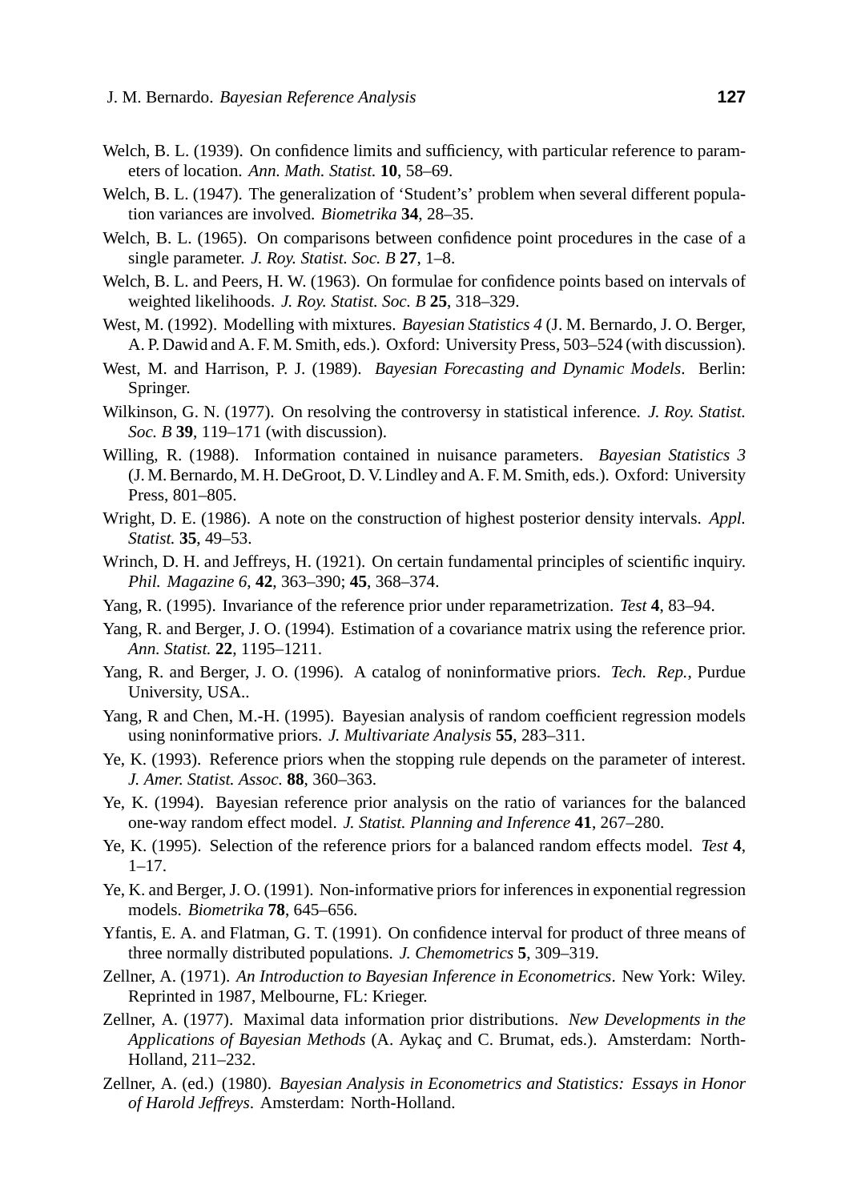Welch, B. L. (1939). On confidence limits and sufficiency, with particular reference to parameters of location. *Ann. Math. Statist.* **10**, 58–69.

Welch, B. L. (1947). The generalization of 'Student's' problem when several different population variances are involved. *Biometrika* **34**, 28–35.

Welch, B. L. (1965). On comparisons between confidence point procedures in the case of a single parameter. *J. Roy. Statist. Soc. B* **27**, 1–8.

Welch, B. L. and Peers, H. W. (1963). On formulae for confidence points based on intervals of weighted likelihoods. *J. Roy. Statist. Soc. B* **25**, 318–329.

West, M. (1992). Modelling with mixtures. *Bayesian Statistics 4* (J. M. Bernardo, J. O. Berger, A. P. Dawid and A. F. M. Smith, eds.). Oxford: University Press, 503–524 (with discussion).

West, M. and Harrison, P. J. (1989). *Bayesian Forecasting and Dynamic Models*. Berlin: Springer.

Wilkinson, G. N. (1977). On resolving the controversy in statistical inference. *J. Roy. Statist. Soc. B* **39**, 119–171 (with discussion).

Willing, R. (1988). Information contained in nuisance parameters. *Bayesian Statistics 3* (J. M. Bernardo, M. H. DeGroot, D. V. Lindley and A. F. M. Smith, eds.). Oxford: University Press, 801–805.

Wright, D. E. (1986). A note on the construction of highest posterior density intervals. *Appl. Statist.* **35**, 49–53.

Wrinch, D. H. and Jeffreys, H. (1921). On certain fundamental principles of scientific inquiry. *Phil. Magazine 6*, **42**, 363–390; **45**, 368–374.

Yang, R. (1995). Invariance of the reference prior under reparametrization. *Test* **4**, 83–94.

Yang, R. and Berger, J. O. (1994). Estimation of a covariance matrix using the reference prior. *Ann. Statist.* **22**, 1195–1211.

Yang, R. and Berger, J. O. (1996). A catalog of noninformative priors. *Tech. Rep.*, Purdue University, USA..

Yang, R and Chen, M.-H. (1995). Bayesian analysis of random coefficient regression models using noninformative priors. *J. Multivariate Analysis* **55**, 283–311.

Ye, K. (1993). Reference priors when the stopping rule depends on the parameter of interest. *J. Amer. Statist. Assoc.* **88**, 360–363.

Ye, K. (1994). Bayesian reference prior analysis on the ratio of variances for the balanced one-way random effect model. *J. Statist. Planning and Inference* **41**, 267–280.

Ye, K. (1995). Selection of the reference priors for a balanced random effects model. *Test* **4**, 1–17.

Ye, K. and Berger, J. O. (1991). Non-informative priors for inferences in exponential regression models. *Biometrika* **78**, 645–656.

Yfantis, E. A. and Flatman, G. T. (1991). On confidence interval for product of three means of three normally distributed populations. *J. Chemometrics* **5**, 309–319.

Zellner, A. (1971). *An Introduction to Bayesian Inference in Econometrics*. New York: Wiley. Reprinted in 1987, Melbourne, FL: Krieger.

Zellner, A. (1977). Maximal data information prior distributions. *New Developments in the Applications of Bayesian Methods* (A. Aykaç and C. Brumat, eds.). Amsterdam: North-Holland, 211–232.

Zellner, A. (ed.) (1980). *Bayesian Analysis in Econometrics and Statistics: Essays in Honor of Harold Jeffreys*. Amsterdam: North-Holland.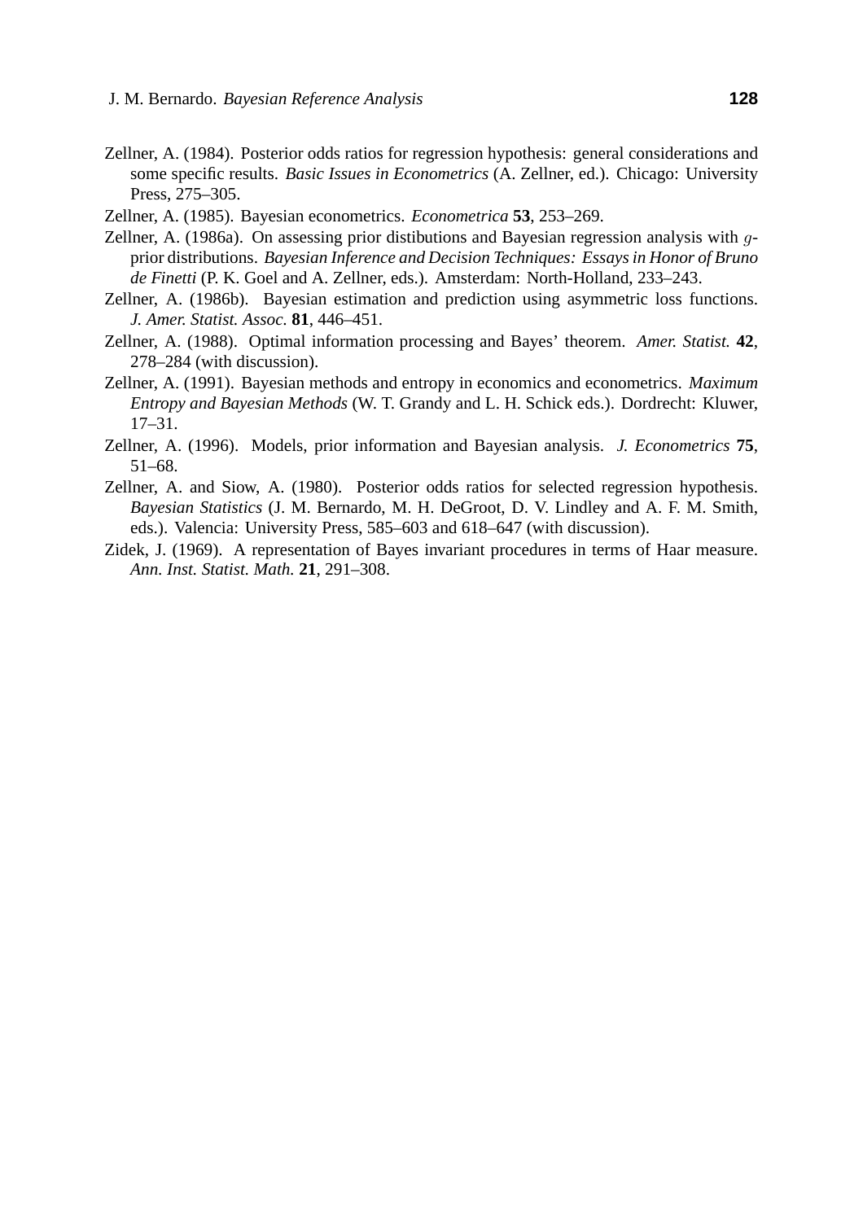Zellner, A. (1984). Posterior odds ratios for regression hypothesis: general considerations and some specific results. *Basic Issues in Econometrics* (A. Zellner, ed.). Chicago: University Press, 275–305.

Zellner, A. (1985). Bayesian econometrics. *Econometrica* **53**, 253–269.

Zellner, A. (1986a). On assessing prior distibutions and Bayesian regression analysis with $g$-prior distributions. *Bayesian Inference and Decision Techniques: Essays in Honor of Bruno de Finetti* (P. K. Goel and A. Zellner, eds.). Amsterdam: North-Holland, 233–243.

Zellner, A. (1986b). Bayesian estimation and prediction using asymmetric loss functions. *J. Amer. Statist. Assoc.* **81**, 446–451.

Zellner, A. (1988). Optimal information processing and Bayes' theorem. *Amer. Statist.* **42**, 278–284 (with discussion).

Zellner, A. (1991). Bayesian methods and entropy in economics and econometrics. *Maximum Entropy and Bayesian Methods* (W. T. Grandy and L. H. Schick eds.). Dordrecht: Kluwer, 17–31.

Zellner, A. (1996). Models, prior information and Bayesian analysis. *J. Econometrics* **75**, 51–68.

Zellner, A. and Siow, A. (1980). Posterior odds ratios for selected regression hypothesis. *Bayesian Statistics* (J. M. Bernardo, M. H. DeGroot, D. V. Lindley and A. F. M. Smith, eds.). Valencia: University Press, 585–603 and 618–647 (with discussion).

Zidek, J. (1969). A representation of Bayes invariant procedures in terms of Haar measure. *Ann. Inst. Statist. Math.* **21**, 291–308.